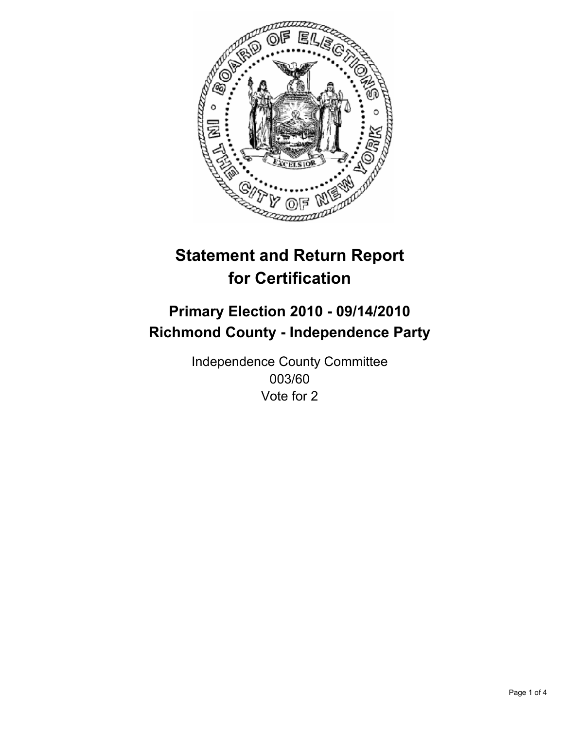# Statement and Return Report for Certification

## Primary Election 2010 - 09/14/2010
## Richmond County - Independence Party

Independence County Committee
003/60
Vote for 2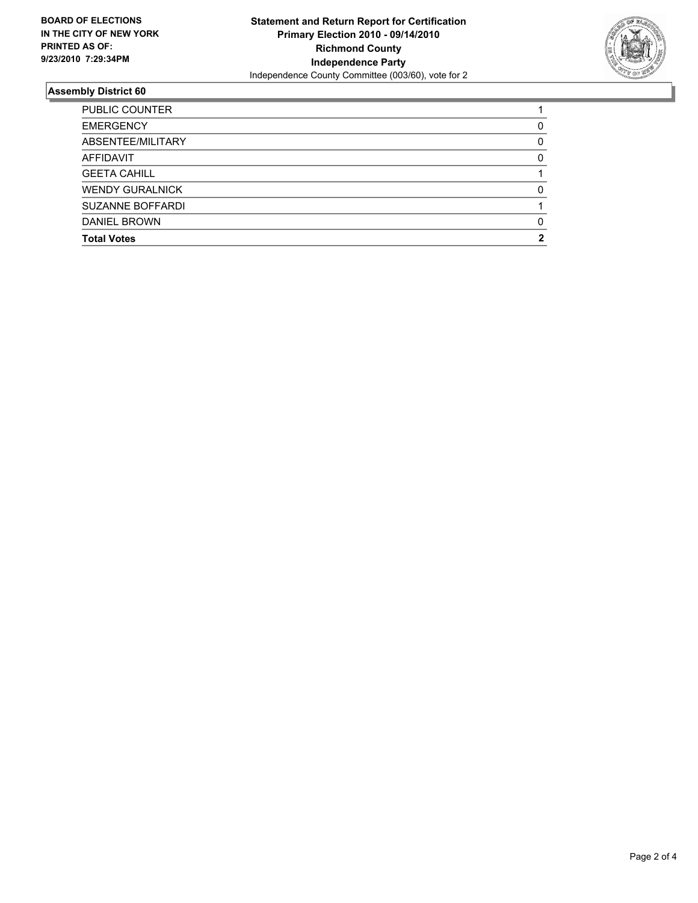**BOARD OF ELECTIONS IN THE CITY OF NEW YORK PRINTED AS OF: 9/23/2010 7:29:34PM**

**Statement and Return Report for Certification**
**Primary Election 2010 - 09/14/2010**
**Richmond County**
**Independence Party**
Independence County Committee (003/60), vote for 2

## Assembly District 60

| | |
|---|---|
| PUBLIC COUNTER | 1 |
| EMERGENCY | 0 |
| ABSENTEE/MILITARY | 0 |
| AFFIDAVIT | 0 |
| GEETA CAHILL | 1 |
| WENDY GURALNICK | 0 |
| SUZANNE BOFFARDI | 1 |
| DANIEL BROWN | 0 |
| **Total Votes** | **2** |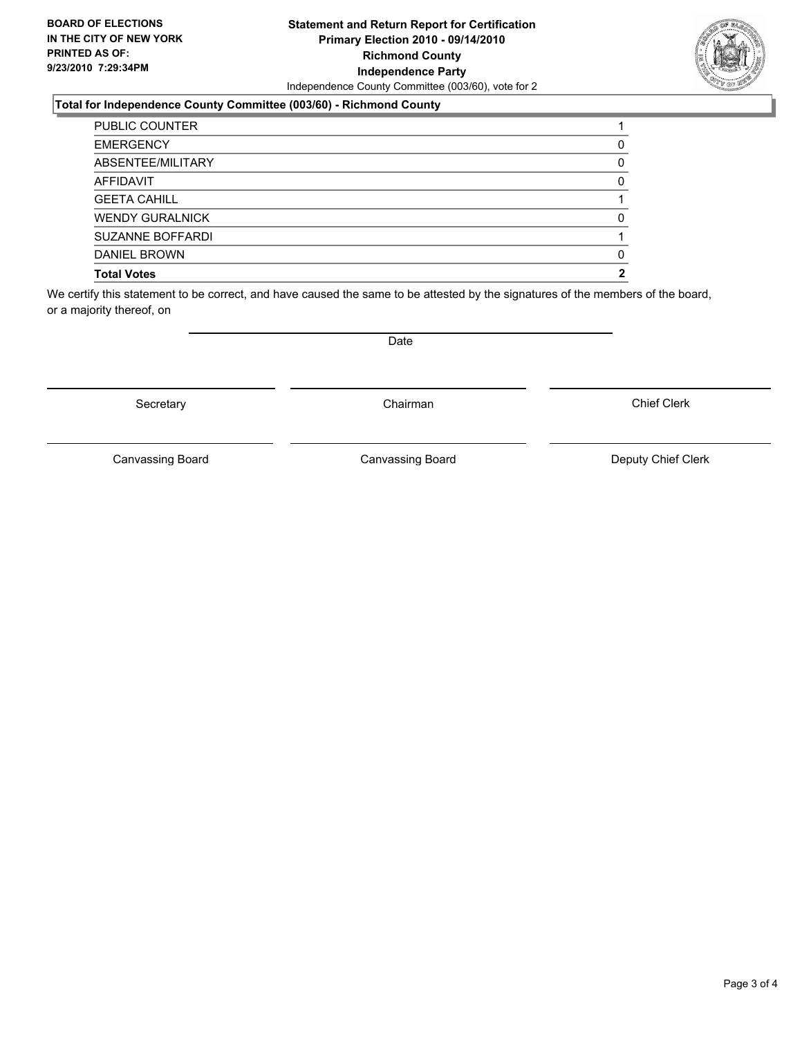**BOARD OF ELECTIONS IN THE CITY OF NEW YORK PRINTED AS OF: 9/23/2010 7:29:34PM**

**Statement and Return Report for Certification**
**Primary Election 2010 - 09/14/2010**
**Richmond County**
**Independence Party**
Independence County Committee (003/60), vote for 2

**Total for Independence County Committee (003/60) - Richmond County**

| | |
|---|---|
| PUBLIC COUNTER | 1 |
| EMERGENCY | 0 |
| ABSENTEE/MILITARY | 0 |
| AFFIDAVIT | 0 |
| GEETA CAHILL | 1 |
| WENDY GURALNICK | 0 |
| SUZANNE BOFFARDI | 1 |
| DANIEL BROWN | 0 |
| **Total Votes** | **2** |

We certify this statement to be correct, and have caused the same to be attested by the signatures of the members of the board, or a majority thereof, on

Date

Secretary | Chairman | Chief Clerk

Canvassing Board | Canvassing Board | Deputy Chief Clerk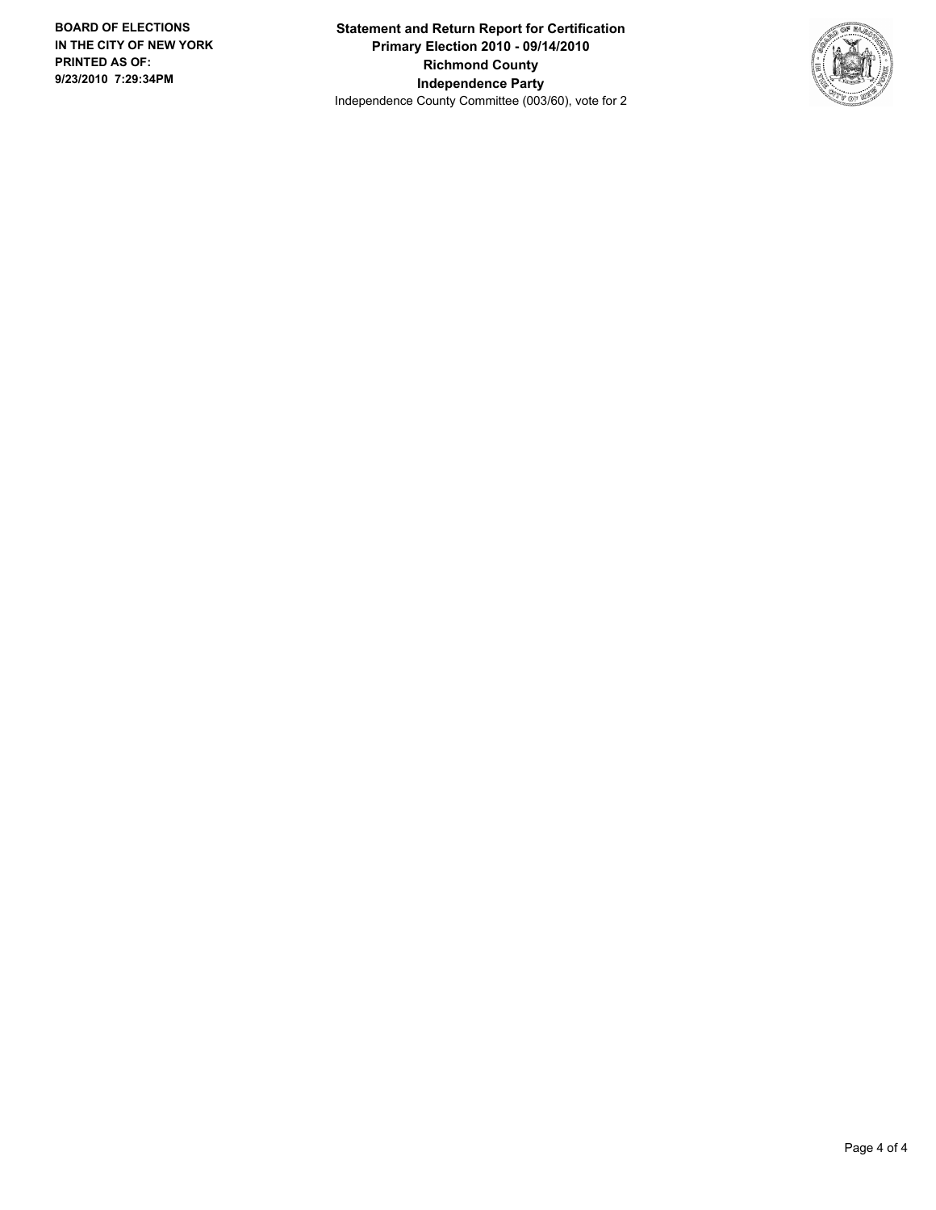**Statement and Return Report for Certification**
**Primary Election 2010 - 09/14/2010**
**Richmond County**
**Independence Party**
Independence County Committee (003/60), vote for 2

**BOARD OF ELECTIONS**
**IN THE CITY OF NEW YORK**
**PRINTED AS OF:**
**9/23/2010 7:29:34PM**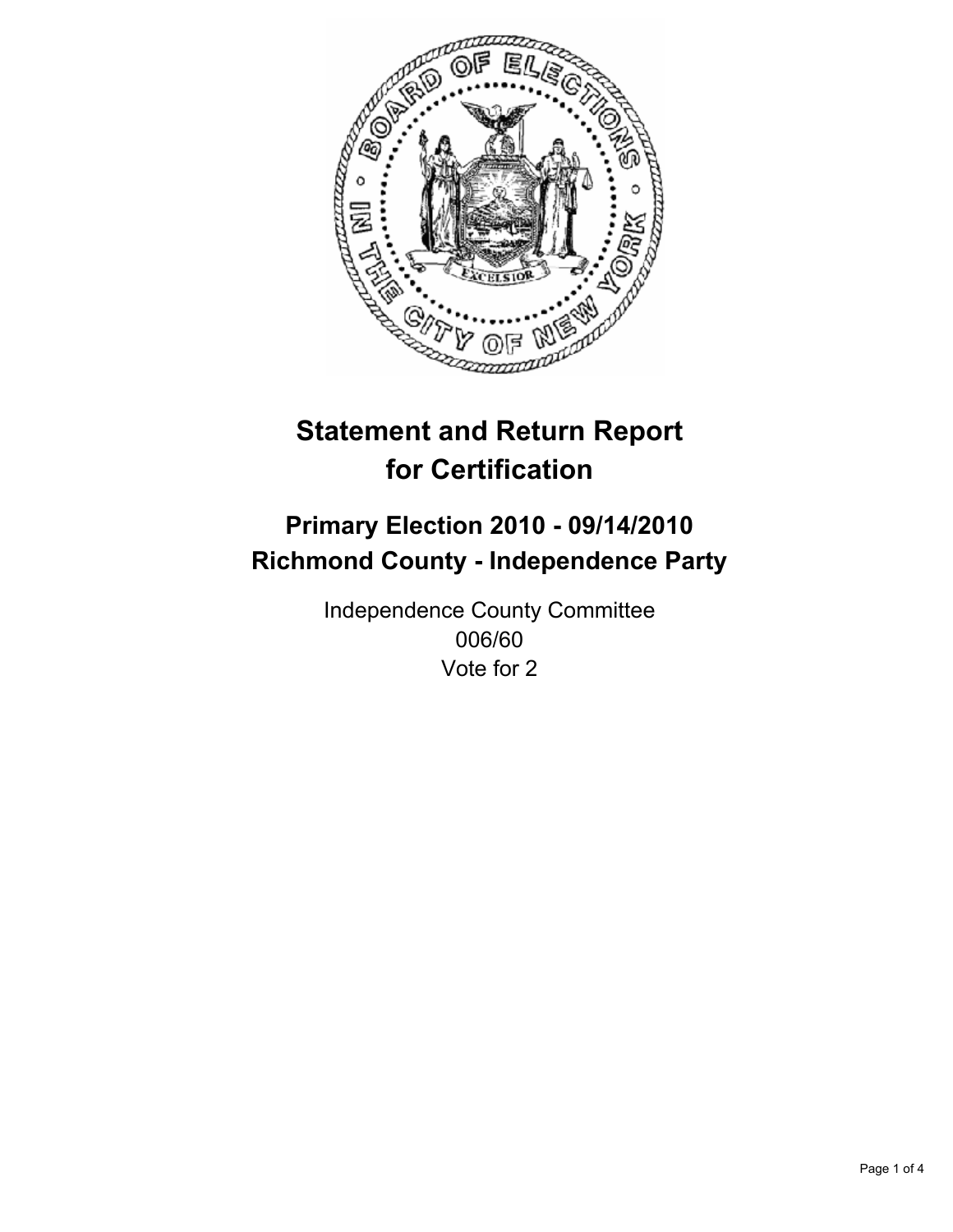# Statement and Return Report for Certification

## Primary Election 2010 - 09/14/2010
## Richmond County - Independence Party

Independence County Committee
006/60
Vote for 2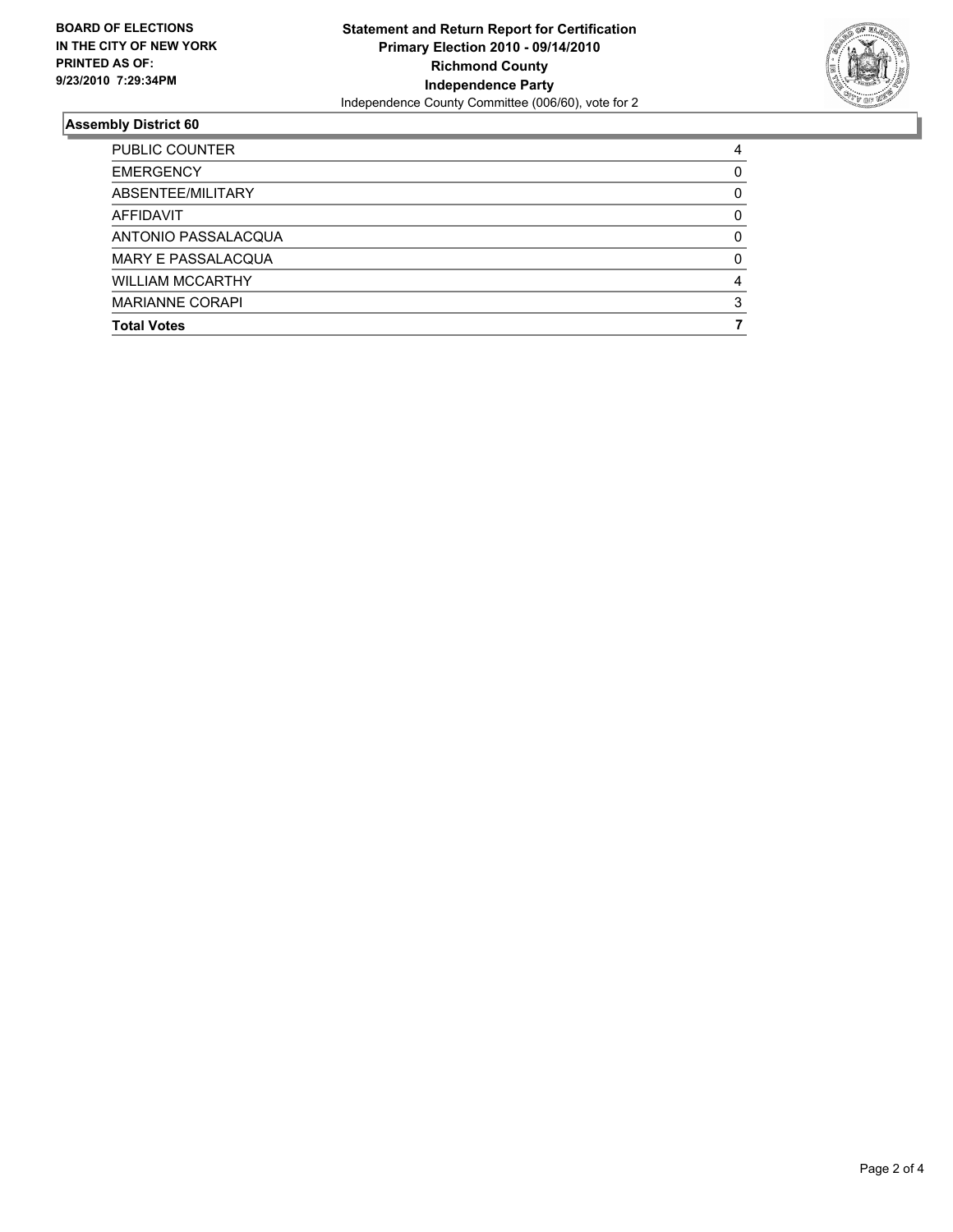**BOARD OF ELECTIONS IN THE CITY OF NEW YORK PRINTED AS OF: 9/23/2010 7:29:34PM**

**Statement and Return Report for Certification**
**Primary Election 2010 - 09/14/2010**
**Richmond County**
**Independence Party**
Independence County Committee (006/60), vote for 2

## Assembly District 60

| | |
|---|---|
| PUBLIC COUNTER | 4 |
| EMERGENCY | 0 |
| ABSENTEE/MILITARY | 0 |
| AFFIDAVIT | 0 |
| ANTONIO PASSALACQUA | 0 |
| MARY E PASSALACQUA | 0 |
| WILLIAM MCCARTHY | 4 |
| MARIANNE CORAPI | 3 |
| **Total Votes** | **7** |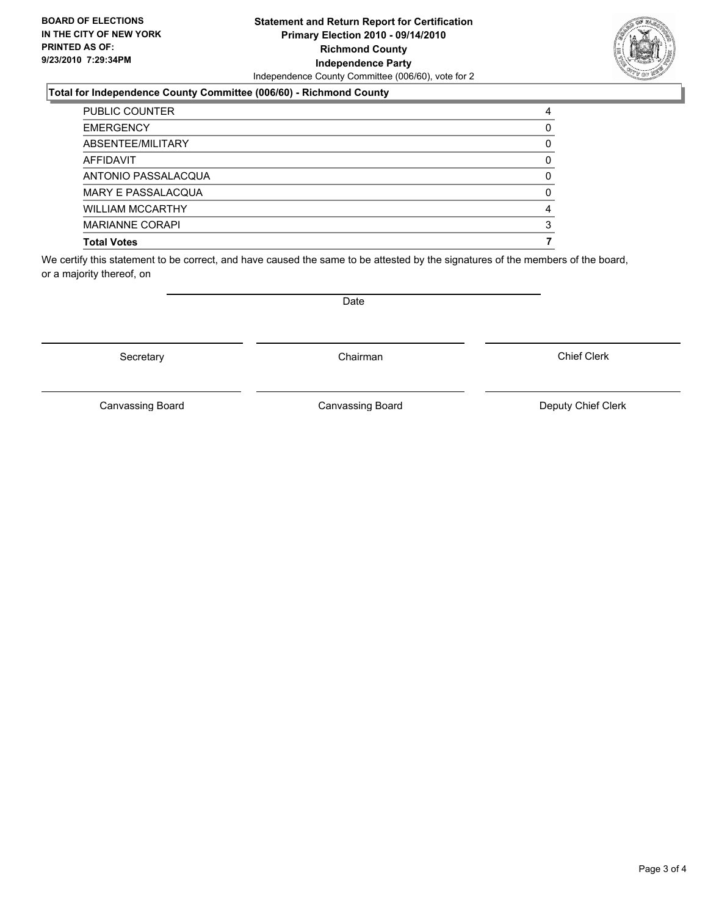**BOARD OF ELECTIONS IN THE CITY OF NEW YORK PRINTED AS OF: 9/23/2010 7:29:34PM**

# Statement and Return Report for Certification
## Primary Election 2010 - 09/14/2010
## Richmond County
## Independence Party

Independence County Committee (006/60), vote for 2

### Total for Independence County Committee (006/60) - Richmond County

| | |
|---|---|
| PUBLIC COUNTER | 4 |
| EMERGENCY | 0 |
| ABSENTEE/MILITARY | 0 |
| AFFIDAVIT | 0 |
| ANTONIO PASSALACQUA | 0 |
| MARY E PASSALACQUA | 0 |
| WILLIAM MCCARTHY | 4 |
| MARIANNE CORAPI | 3 |
| **Total Votes** | **7** |

We certify this statement to be correct, and have caused the same to be attested by the signatures of the members of the board, or a majority thereof, on

Date

Secretary — Chairman — Chief Clerk

Canvassing Board — Canvassing Board — Deputy Chief Clerk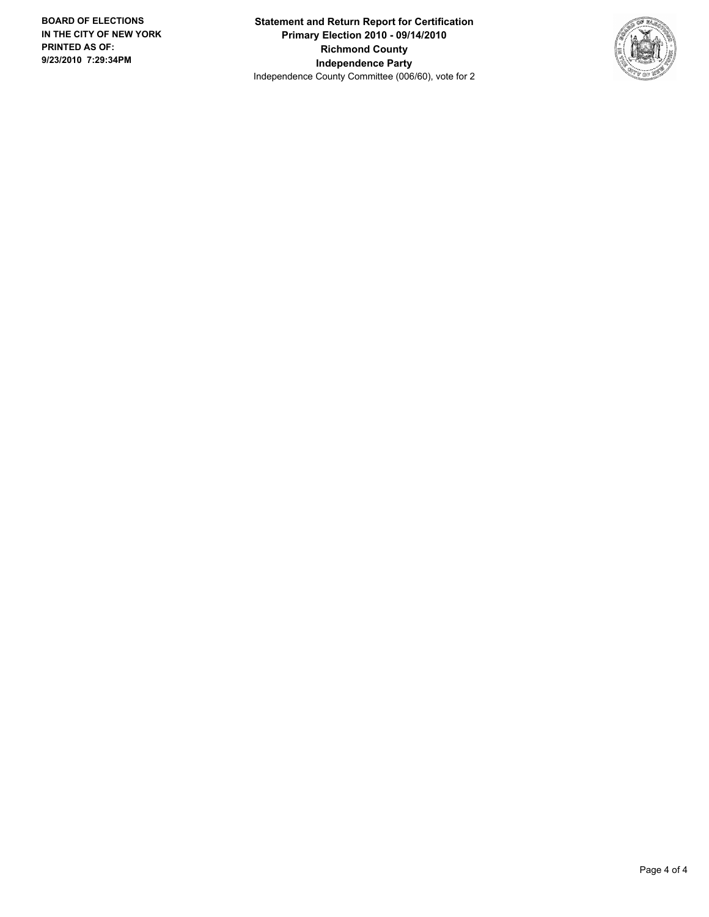**BOARD OF ELECTIONS IN THE CITY OF NEW YORK PRINTED AS OF: 9/23/2010 7:29:34PM**

**Statement and Return Report for Certification**
**Primary Election 2010 - 09/14/2010**
**Richmond County**
**Independence Party**
Independence County Committee (006/60), vote for 2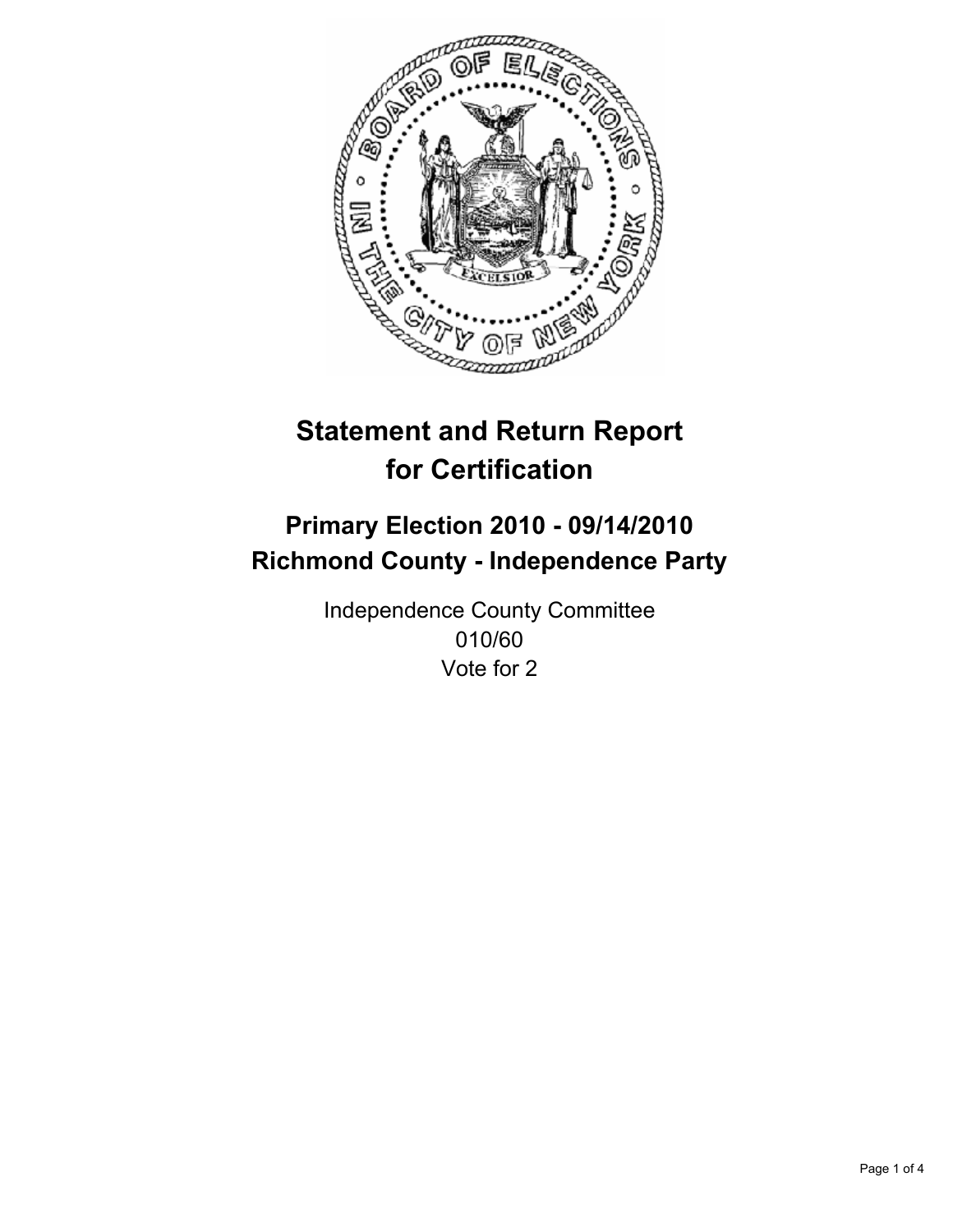# Statement and Return Report for Certification

## Primary Election 2010 - 09/14/2010
## Richmond County - Independence Party

Independence County Committee
010/60
Vote for 2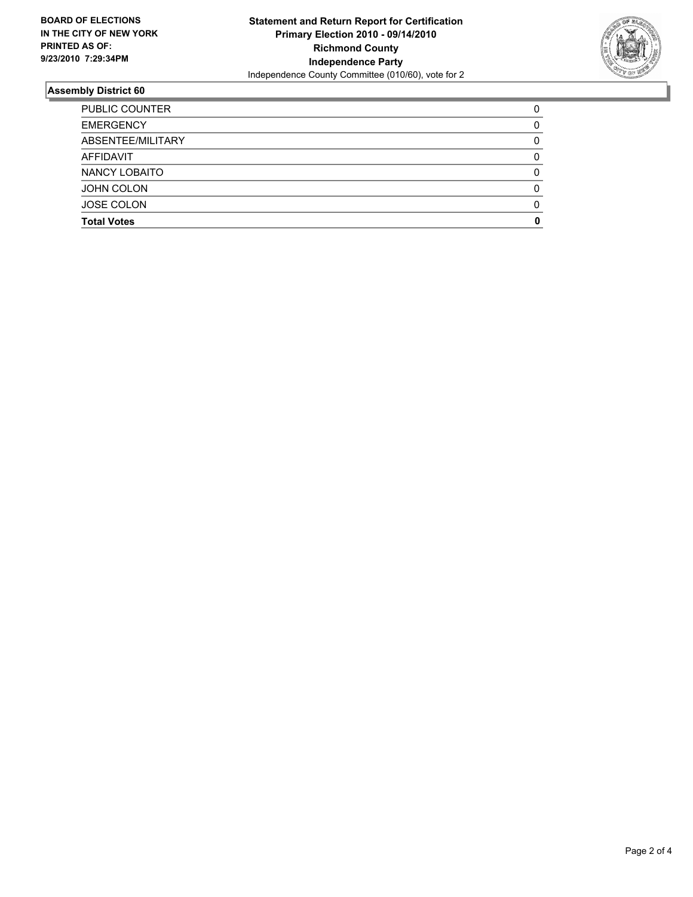**BOARD OF ELECTIONS IN THE CITY OF NEW YORK PRINTED AS OF: 9/23/2010 7:29:34PM**

# Statement and Return Report for Certification
## Primary Election 2010 - 09/14/2010
## Richmond County
## Independence Party

Independence County Committee (010/60), vote for 2

### Assembly District 60

| | |
|---|---|
| PUBLIC COUNTER | 0 |
| EMERGENCY | 0 |
| ABSENTEE/MILITARY | 0 |
| AFFIDAVIT | 0 |
| NANCY LOBAITO | 0 |
| JOHN COLON | 0 |
| JOSE COLON | 0 |
| **Total Votes** | **0** |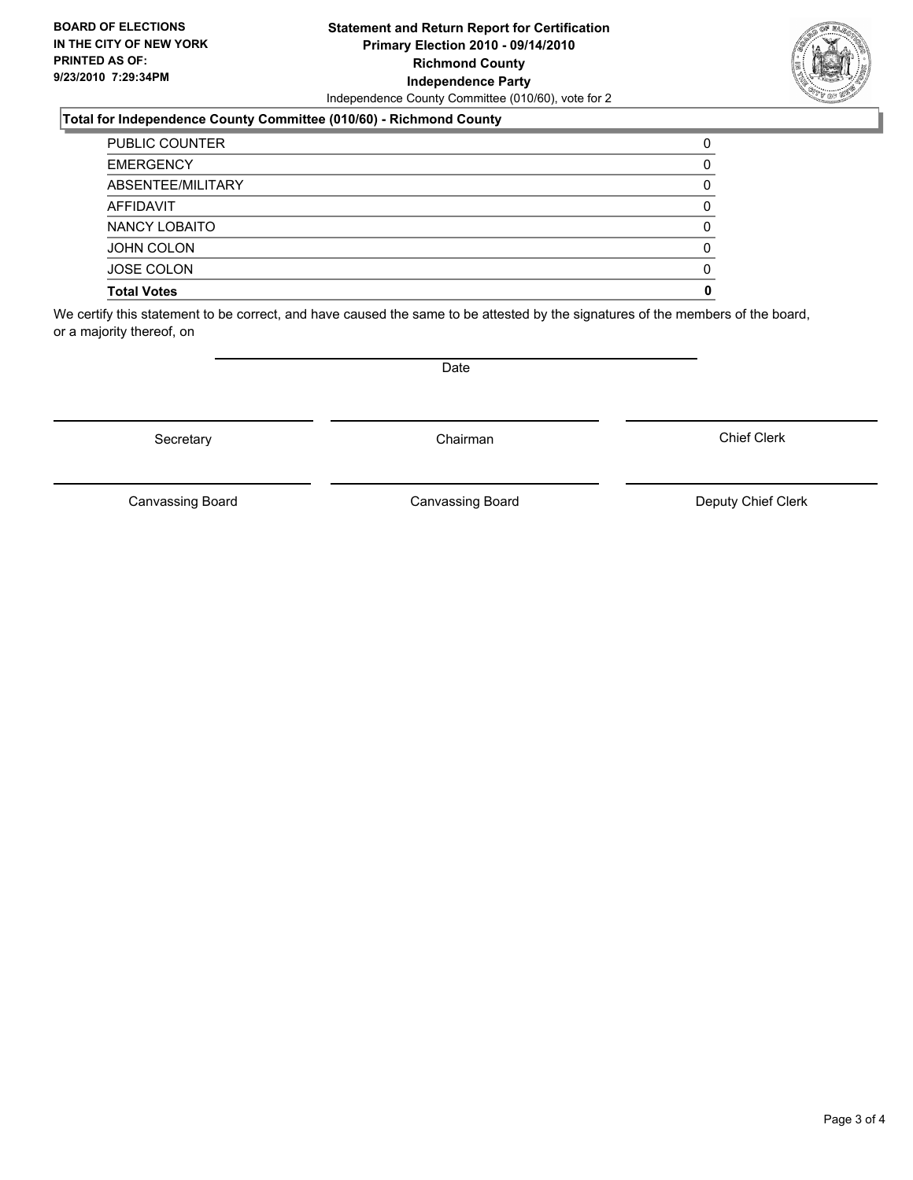**BOARD OF ELECTIONS IN THE CITY OF NEW YORK PRINTED AS OF: 9/23/2010 7:29:34PM**

# Statement and Return Report for Certification
## Primary Election 2010 - 09/14/2010
## Richmond County
## Independence Party

Independence County Committee (010/60), vote for 2

### Total for Independence County Committee (010/60) - Richmond County

| | |
|---|---|
| PUBLIC COUNTER | 0 |
| EMERGENCY | 0 |
| ABSENTEE/MILITARY | 0 |
| AFFIDAVIT | 0 |
| NANCY LOBAITO | 0 |
| JOHN COLON | 0 |
| JOSE COLON | 0 |
| **Total Votes** | **0** |

We certify this statement to be correct, and have caused the same to be attested by the signatures of the members of the board, or a majority thereof, on

Date

Secretary    Chairman    Chief Clerk

Canvassing Board    Canvassing Board    Deputy Chief Clerk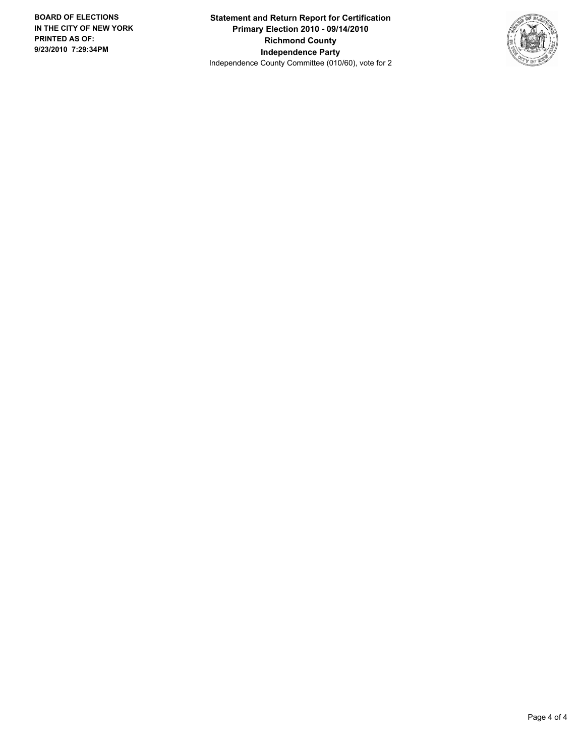**BOARD OF ELECTIONS IN THE CITY OF NEW YORK PRINTED AS OF: 9/23/2010 7:29:34PM**

**Statement and Return Report for Certification**
**Primary Election 2010 - 09/14/2010**
**Richmond County**
**Independence Party**
Independence County Committee (010/60), vote for 2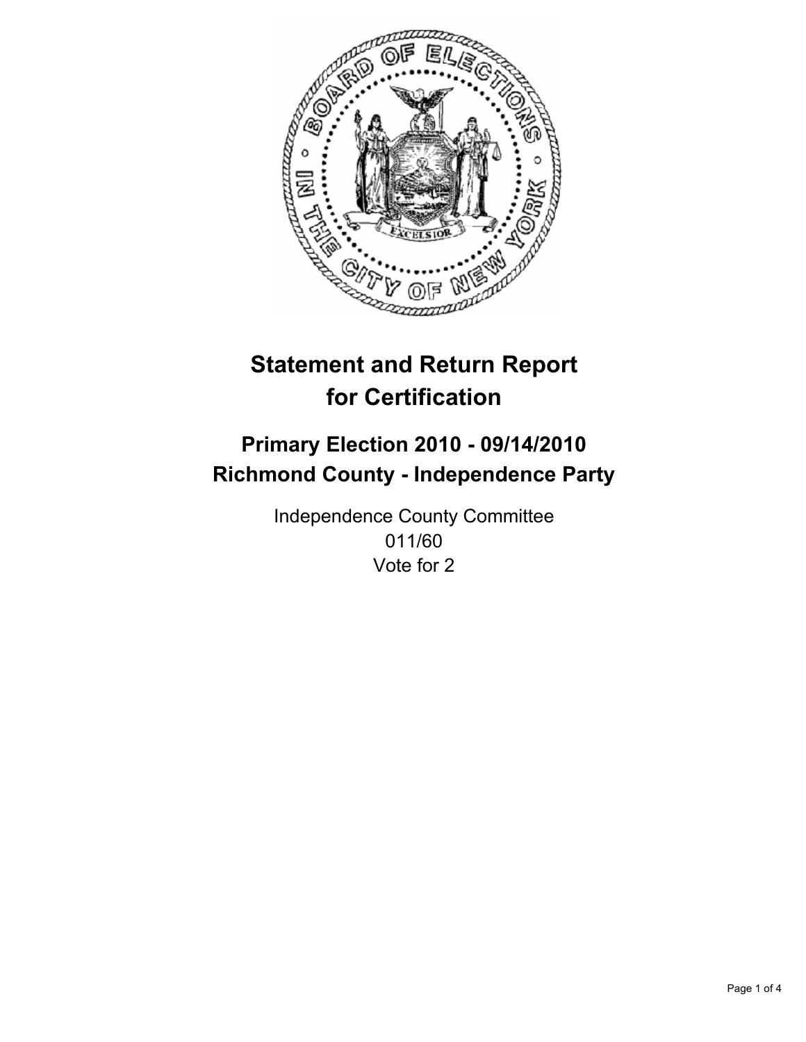# Statement and Return Report for Certification

## Primary Election 2010 - 09/14/2010
## Richmond County - Independence Party

Independence County Committee
011/60
Vote for 2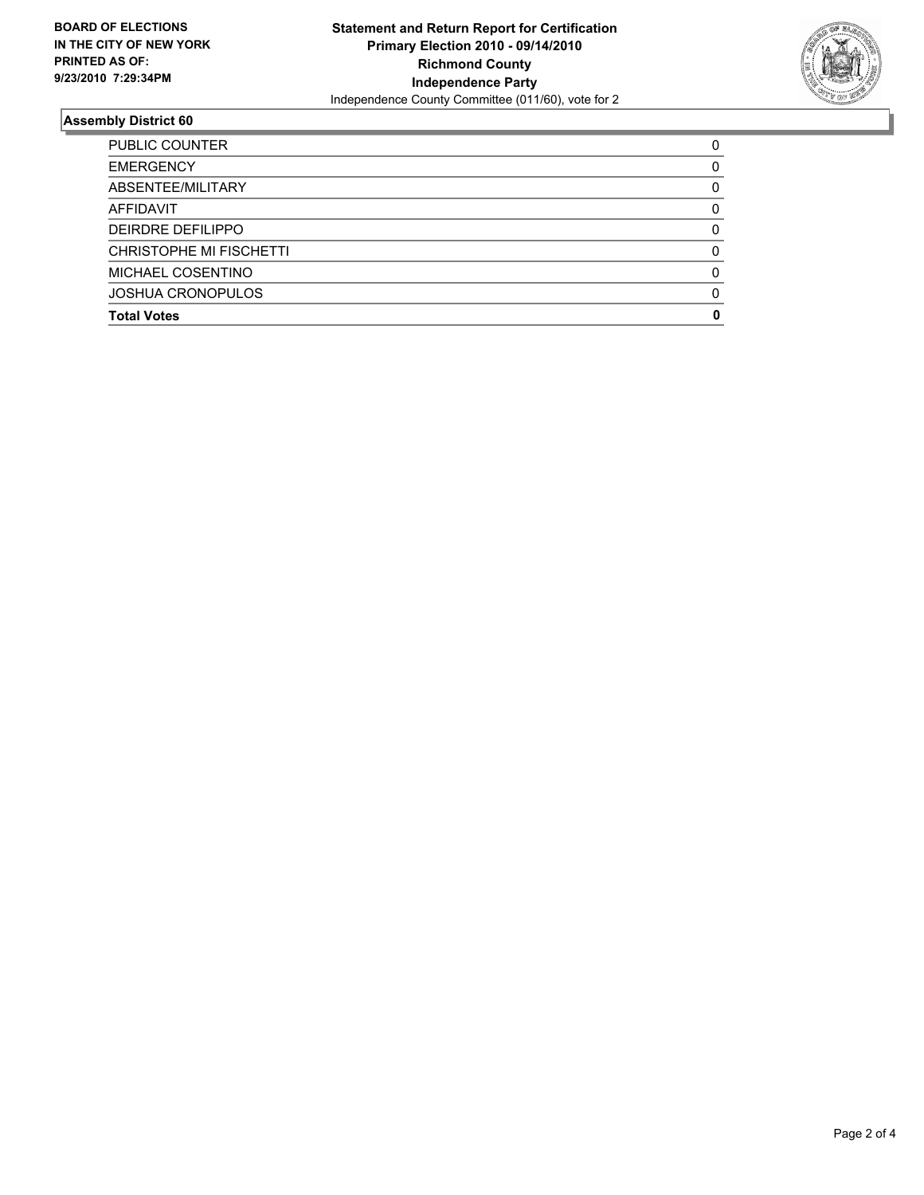**BOARD OF ELECTIONS IN THE CITY OF NEW YORK PRINTED AS OF: 9/23/2010 7:29:34PM**

**Statement and Return Report for Certification**
**Primary Election 2010 - 09/14/2010**
**Richmond County**
**Independence Party**
Independence County Committee (011/60), vote for 2

## Assembly District 60

| | |
|---|---|
| PUBLIC COUNTER | 0 |
| EMERGENCY | 0 |
| ABSENTEE/MILITARY | 0 |
| AFFIDAVIT | 0 |
| DEIRDRE DEFILIPPO | 0 |
| CHRISTOPHE MI FISCHETTI | 0 |
| MICHAEL COSENTINO | 0 |
| JOSHUA CRONOPULOS | 0 |
| **Total Votes** | **0** |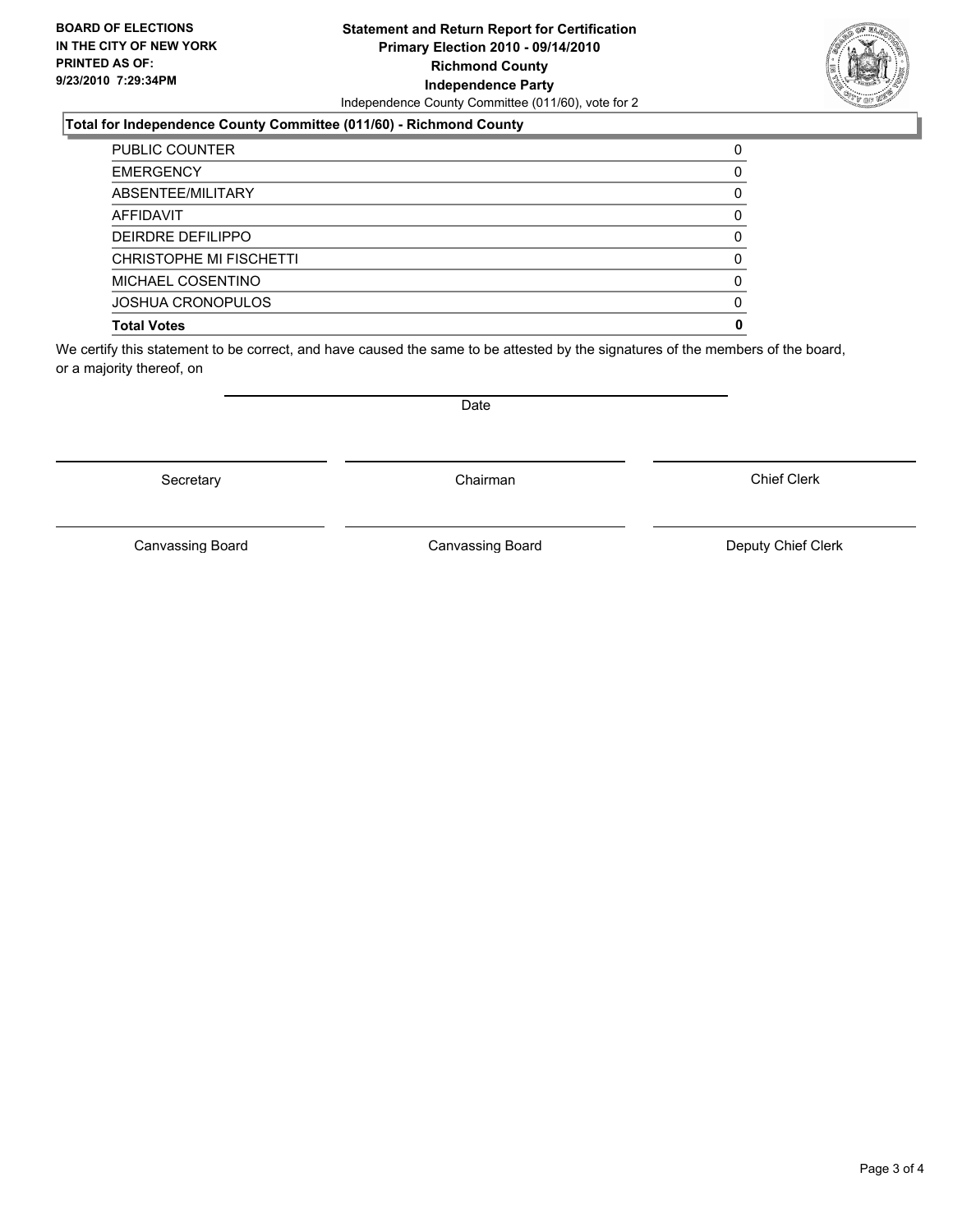**BOARD OF ELECTIONS IN THE CITY OF NEW YORK PRINTED AS OF: 9/23/2010 7:29:34PM**

**Statement and Return Report for Certification**
**Primary Election 2010 - 09/14/2010**
**Richmond County**
**Independence Party**
Independence County Committee (011/60), vote for 2

**Total for Independence County Committee (011/60) - Richmond County**

| | |
|---|---|
| PUBLIC COUNTER | 0 |
| EMERGENCY | 0 |
| ABSENTEE/MILITARY | 0 |
| AFFIDAVIT | 0 |
| DEIRDRE DEFILIPPO | 0 |
| CHRISTOPHE MI FISCHETTI | 0 |
| MICHAEL COSENTINO | 0 |
| JOSHUA CRONOPULOS | 0 |
| **Total Votes** | **0** |

We certify this statement to be correct, and have caused the same to be attested by the signatures of the members of the board, or a majority thereof, on

Date

Secretary | Chairman | Chief Clerk

Canvassing Board | Canvassing Board | Deputy Chief Clerk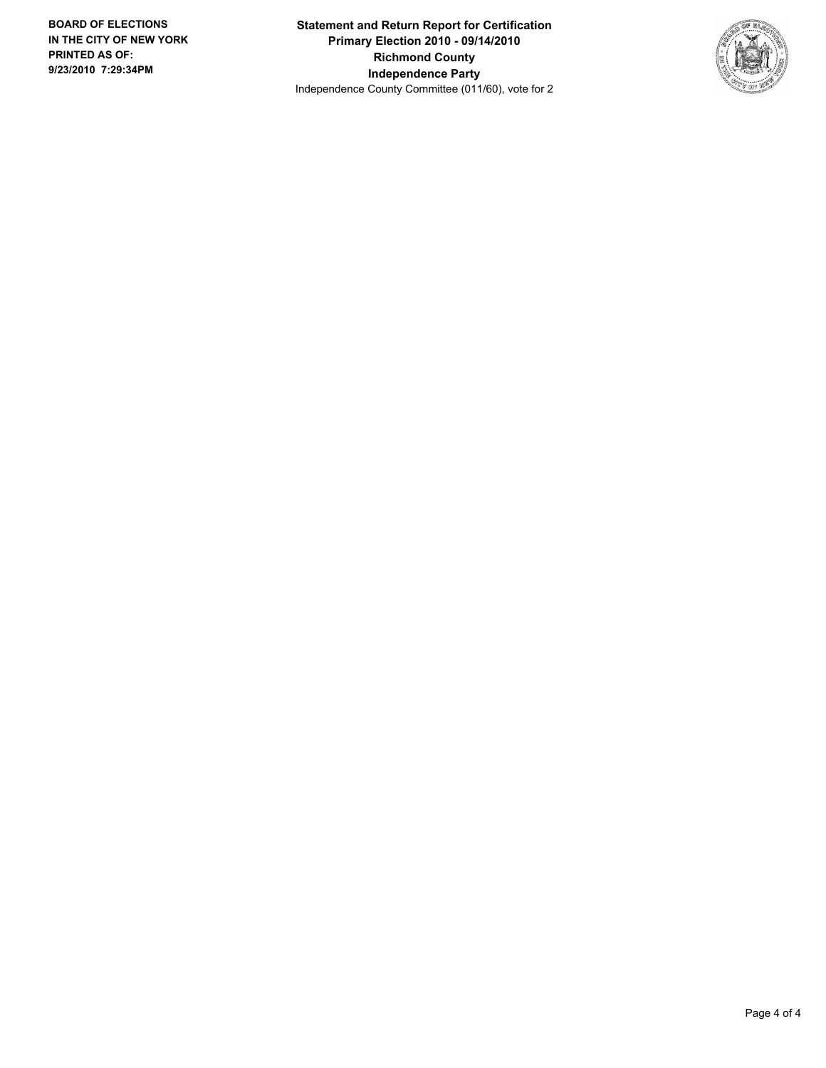**BOARD OF ELECTIONS IN THE CITY OF NEW YORK**
**PRINTED AS OF: 9/23/2010 7:29:34PM**

**Statement and Return Report for Certification**
**Primary Election 2010 - 09/14/2010**
**Richmond County**
**Independence Party**
Independence County Committee (011/60), vote for 2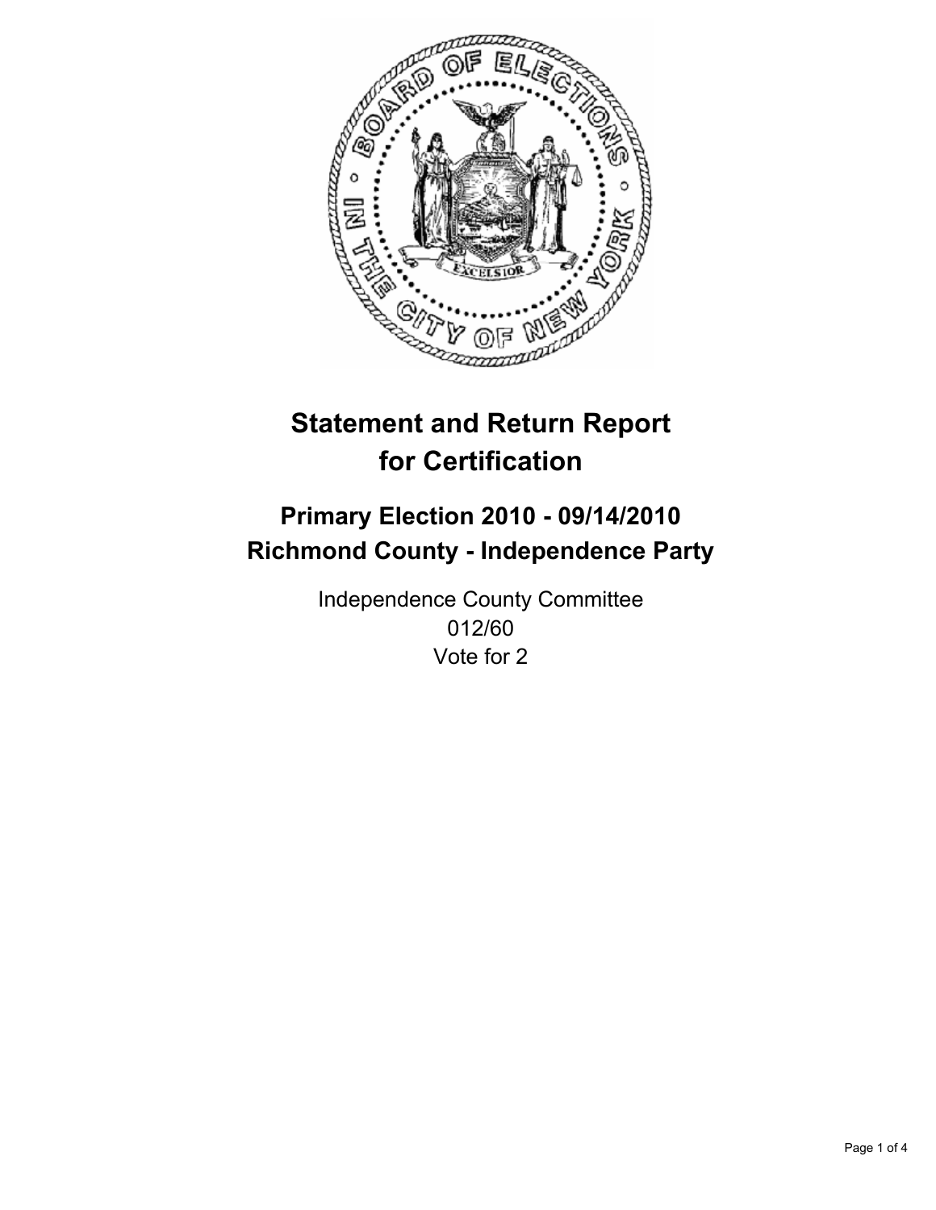# Statement and Return Report for Certification

## Primary Election 2010 - 09/14/2010
## Richmond County - Independence Party

Independence County Committee
012/60
Vote for 2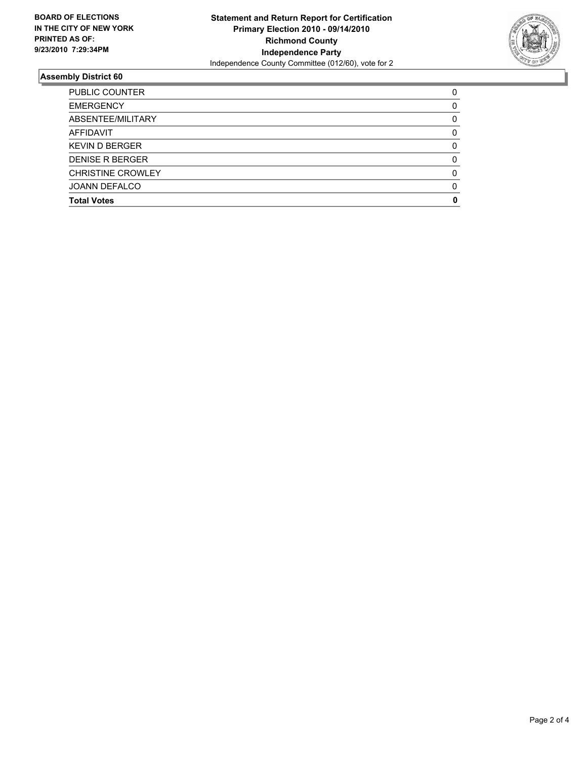**BOARD OF ELECTIONS IN THE CITY OF NEW YORK PRINTED AS OF: 9/23/2010 7:29:34PM**

**Statement and Return Report for Certification**
**Primary Election 2010 - 09/14/2010**
**Richmond County**
**Independence Party**
Independence County Committee (012/60), vote for 2

## Assembly District 60

| | |
|---|---|
| PUBLIC COUNTER | 0 |
| EMERGENCY | 0 |
| ABSENTEE/MILITARY | 0 |
| AFFIDAVIT | 0 |
| KEVIN D BERGER | 0 |
| DENISE R BERGER | 0 |
| CHRISTINE CROWLEY | 0 |
| JOANN DEFALCO | 0 |
| **Total Votes** | **0** |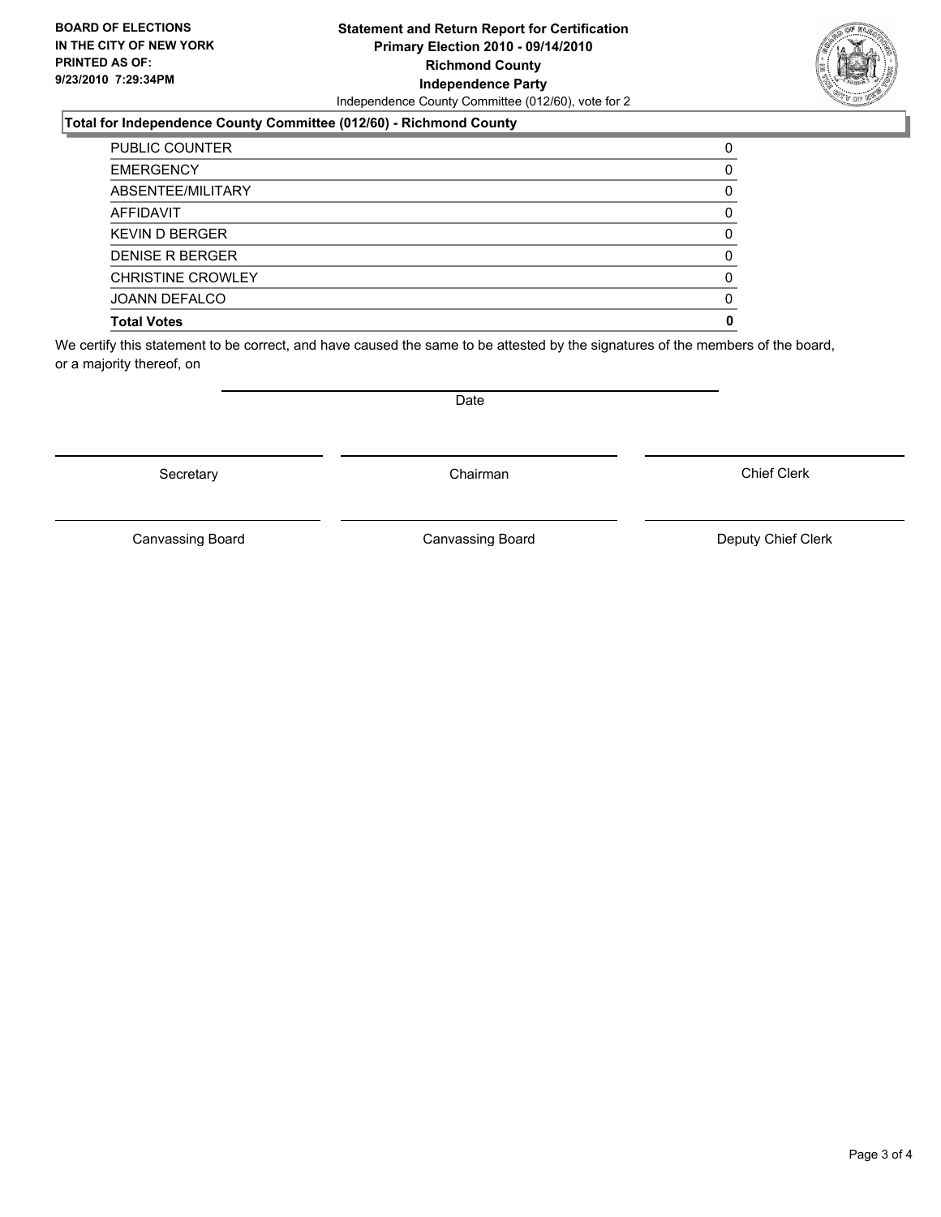**BOARD OF ELECTIONS IN THE CITY OF NEW YORK PRINTED AS OF: 9/23/2010 7:29:34PM**

# Statement and Return Report for Certification
## Primary Election 2010 - 09/14/2010
## Richmond County
## Independence Party

Independence County Committee (012/60), vote for 2

### Total for Independence County Committee (012/60) - Richmond County

| | |
|---|---|
| PUBLIC COUNTER | 0 |
| EMERGENCY | 0 |
| ABSENTEE/MILITARY | 0 |
| AFFIDAVIT | 0 |
| KEVIN D BERGER | 0 |
| DENISE R BERGER | 0 |
| CHRISTINE CROWLEY | 0 |
| JOANN DEFALCO | 0 |
| **Total Votes** | **0** |

We certify this statement to be correct, and have caused the same to be attested by the signatures of the members of the board, or a majority thereof, on

Date

Secretary | Chairman | Chief Clerk

Canvassing Board | Canvassing Board | Deputy Chief Clerk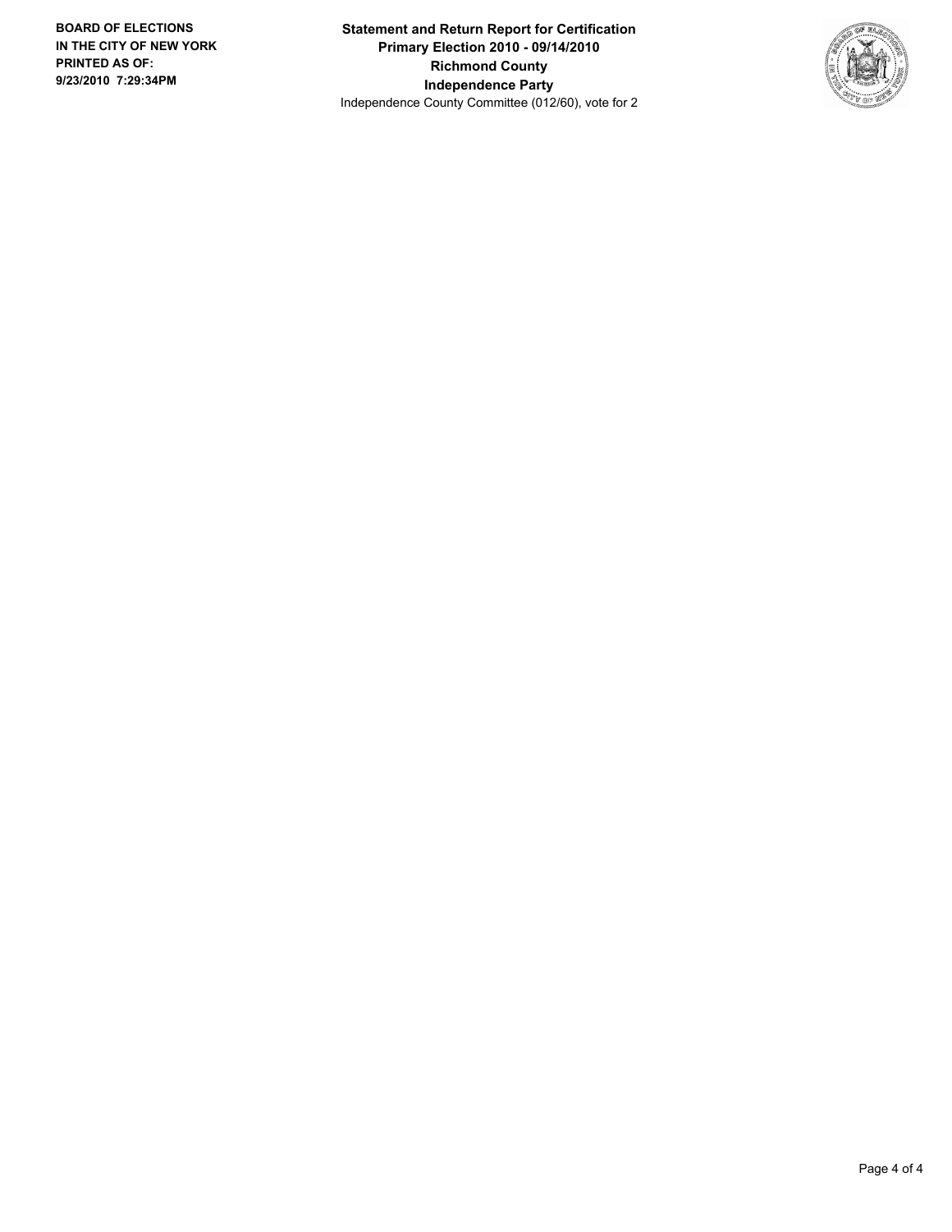**BOARD OF ELECTIONS IN THE CITY OF NEW YORK PRINTED AS OF: 9/23/2010 7:29:34PM**

**Statement and Return Report for Certification**
**Primary Election 2010 - 09/14/2010**
**Richmond County**
**Independence Party**
Independence County Committee (012/60), vote for 2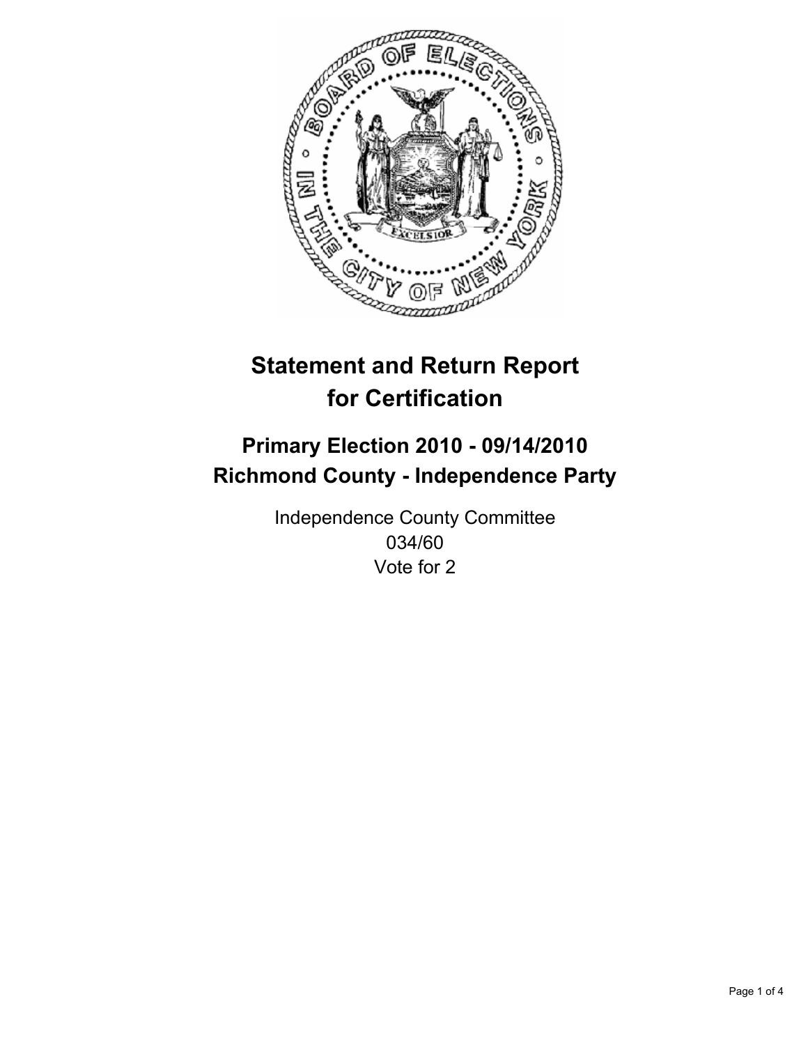# Statement and Return Report for Certification

## Primary Election 2010 - 09/14/2010
## Richmond County - Independence Party

Independence County Committee
034/60
Vote for 2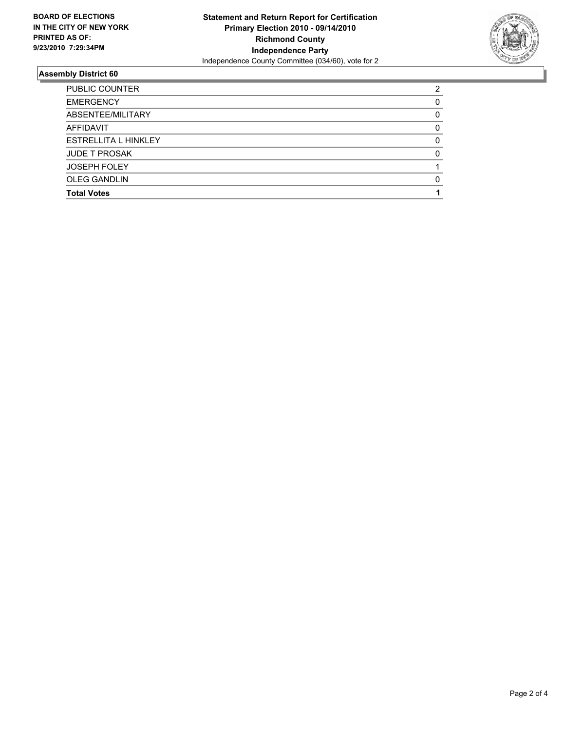**BOARD OF ELECTIONS IN THE CITY OF NEW YORK PRINTED AS OF: 9/23/2010 7:29:34PM**

**Statement and Return Report for Certification**
**Primary Election 2010 - 09/14/2010**
**Richmond County**
**Independence Party**
Independence County Committee (034/60), vote for 2

## Assembly District 60

| | |
|---|---|
| PUBLIC COUNTER | 2 |
| EMERGENCY | 0 |
| ABSENTEE/MILITARY | 0 |
| AFFIDAVIT | 0 |
| ESTRELLITA L HINKLEY | 0 |
| JUDE T PROSAK | 0 |
| JOSEPH FOLEY | 1 |
| OLEG GANDLIN | 0 |
| **Total Votes** | **1** |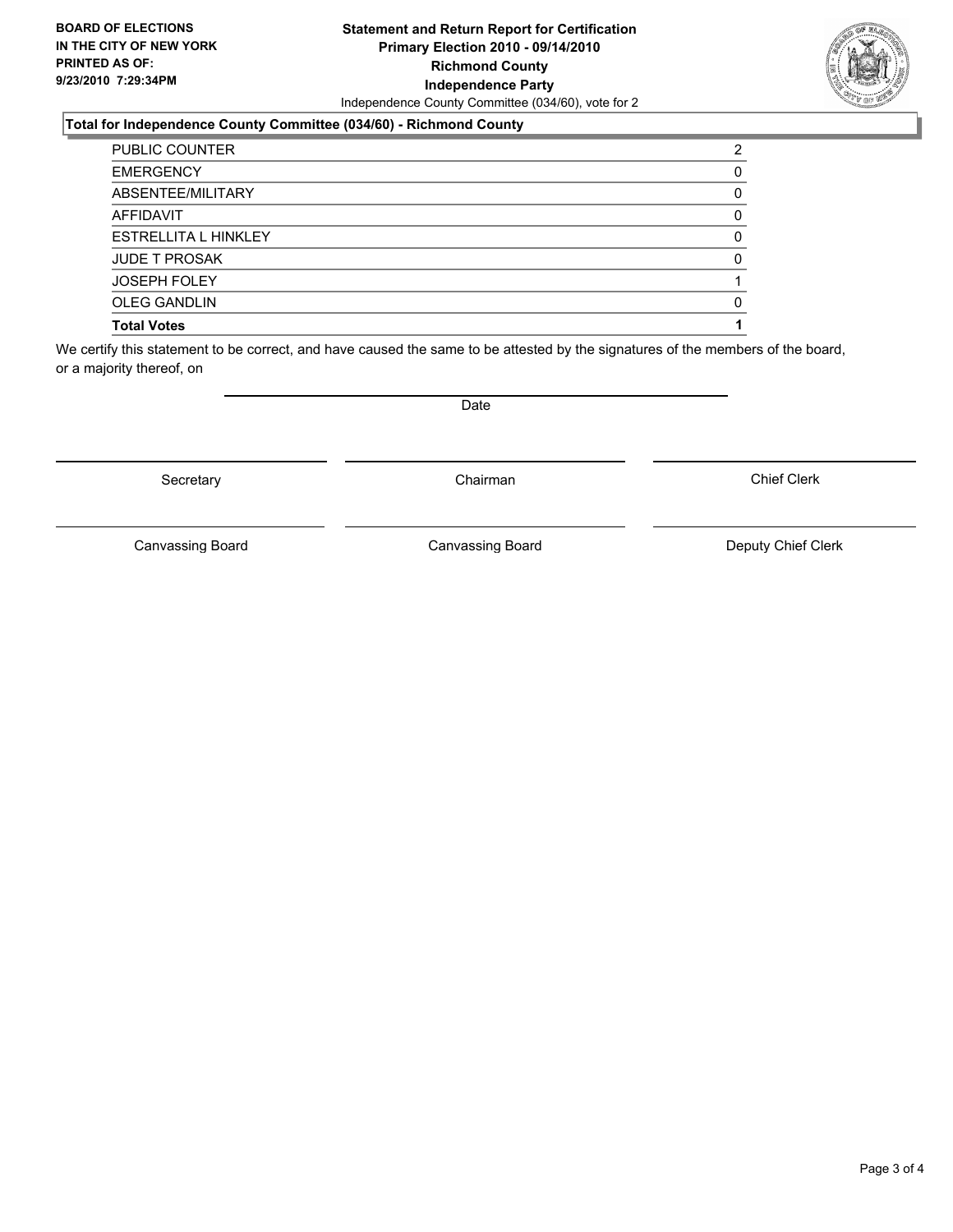**BOARD OF ELECTIONS IN THE CITY OF NEW YORK PRINTED AS OF: 9/23/2010 7:29:34PM**

# Statement and Return Report for Certification
## Primary Election 2010 - 09/14/2010
## Richmond County
## Independence Party

Independence County Committee (034/60), vote for 2

### Total for Independence County Committee (034/60) - Richmond County

| | |
|---|---|
| PUBLIC COUNTER | 2 |
| EMERGENCY | 0 |
| ABSENTEE/MILITARY | 0 |
| AFFIDAVIT | 0 |
| ESTRELLITA L HINKLEY | 0 |
| JUDE T PROSAK | 0 |
| JOSEPH FOLEY | 1 |
| OLEG GANDLIN | 0 |
| **Total Votes** | **1** |

We certify this statement to be correct, and have caused the same to be attested by the signatures of the members of the board, or a majority thereof, on

Date

| | | |
|---|---|---|
| Secretary | Chairman | Chief Clerk |
| Canvassing Board | Canvassing Board | Deputy Chief Clerk |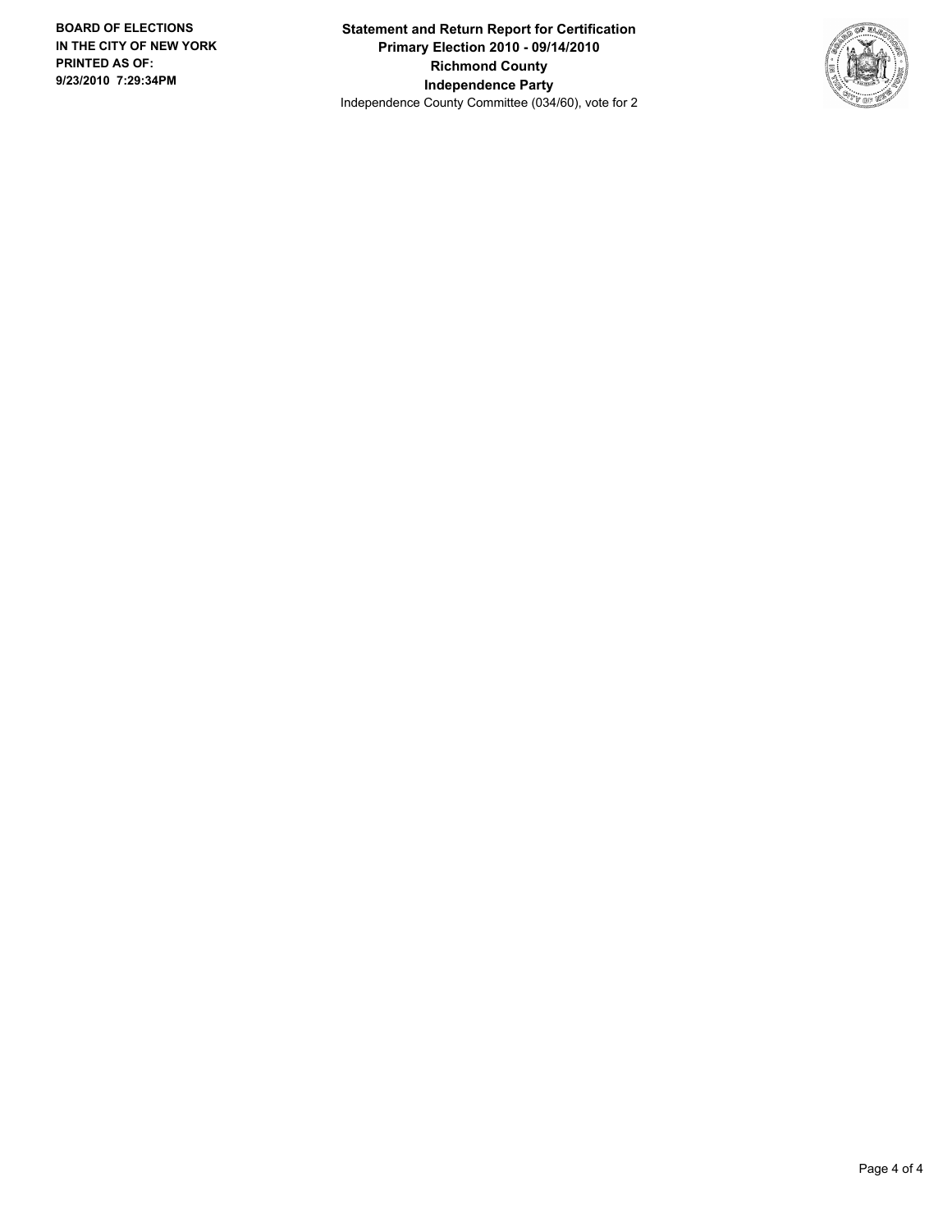**BOARD OF ELECTIONS IN THE CITY OF NEW YORK PRINTED AS OF: 9/23/2010 7:29:34PM**

**Statement and Return Report for Certification**
**Primary Election 2010 - 09/14/2010**
**Richmond County**
**Independence Party**
Independence County Committee (034/60), vote for 2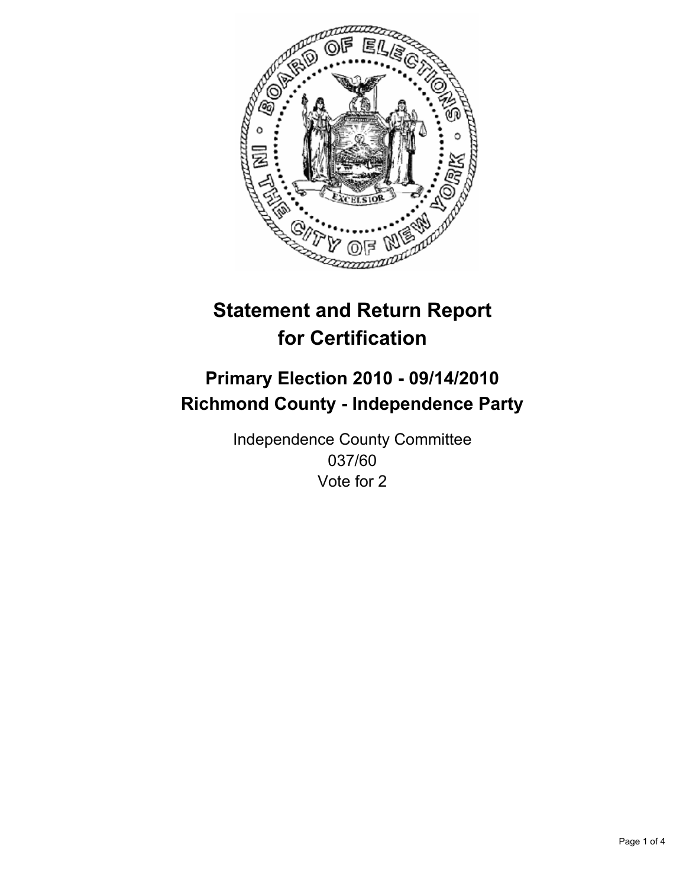# Statement and Return Report for Certification

## Primary Election 2010 - 09/14/2010
## Richmond County - Independence Party

Independence County Committee
037/60
Vote for 2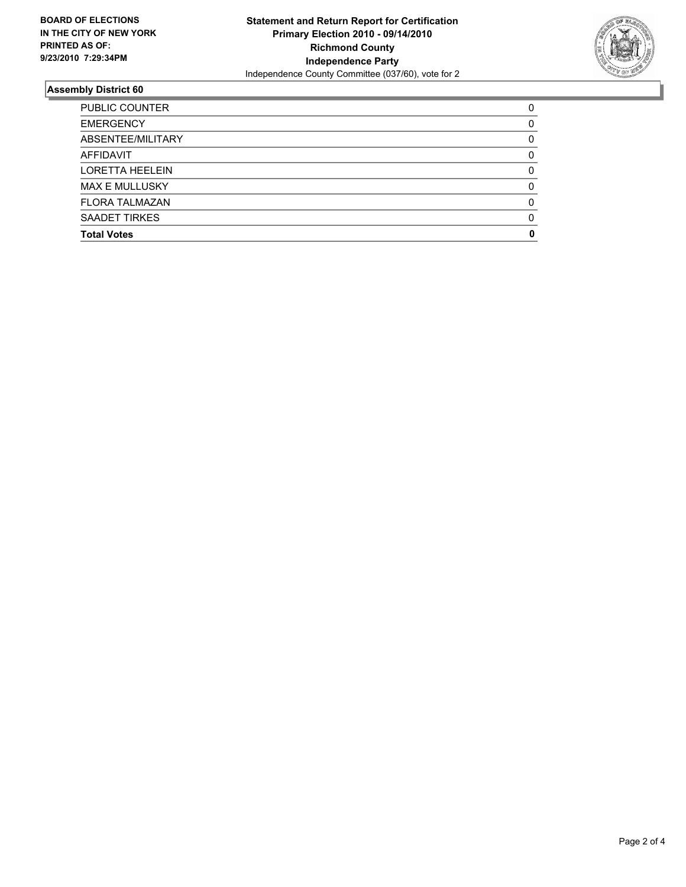**BOARD OF ELECTIONS**
**IN THE CITY OF NEW YORK**
**PRINTED AS OF:**
**9/23/2010 7:29:34PM**

**Statement and Return Report for Certification**
**Primary Election 2010 - 09/14/2010**
**Richmond County**
**Independence Party**
Independence County Committee (037/60), vote for 2

## Assembly District 60

| | |
|---|---|
| PUBLIC COUNTER | 0 |
| EMERGENCY | 0 |
| ABSENTEE/MILITARY | 0 |
| AFFIDAVIT | 0 |
| LORETTA HEELEIN | 0 |
| MAX E MULLUSKY | 0 |
| FLORA TALMAZAN | 0 |
| SAADET TIRKES | 0 |
| **Total Votes** | **0** |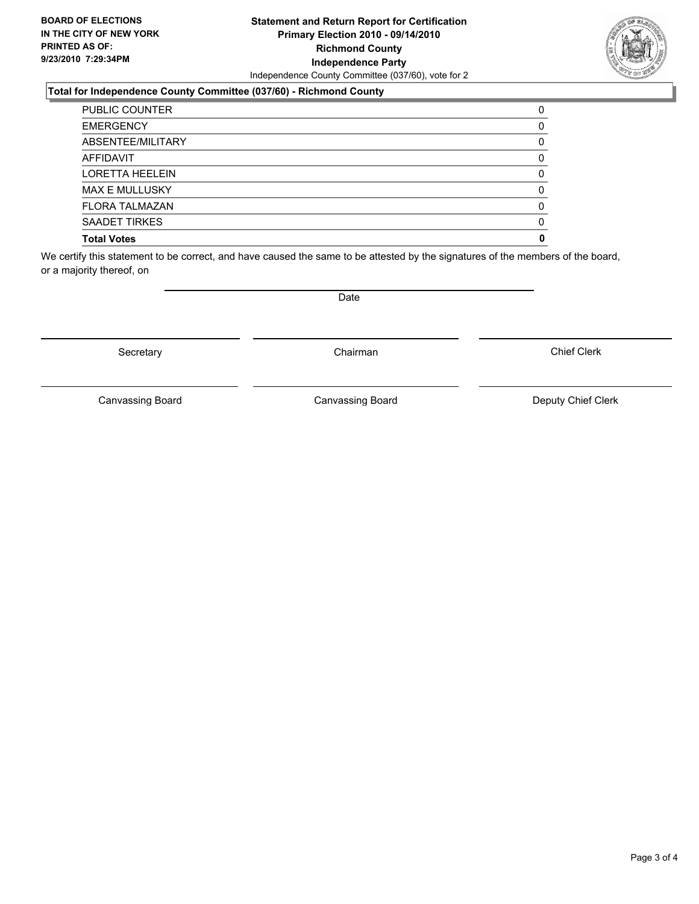**BOARD OF ELECTIONS IN THE CITY OF NEW YORK PRINTED AS OF: 9/23/2010 7:29:34PM**

**Statement and Return Report for Certification**
**Primary Election 2010 - 09/14/2010**
**Richmond County**
**Independence Party**
Independence County Committee (037/60), vote for 2

**Total for Independence County Committee (037/60) - Richmond County**

| | |
|---|---|
| PUBLIC COUNTER | 0 |
| EMERGENCY | 0 |
| ABSENTEE/MILITARY | 0 |
| AFFIDAVIT | 0 |
| LORETTA HEELEIN | 0 |
| MAX E MULLUSKY | 0 |
| FLORA TALMAZAN | 0 |
| SAADET TIRKES | 0 |
| **Total Votes** | **0** |

We certify this statement to be correct, and have caused the same to be attested by the signatures of the members of the board, or a majority thereof, on

Date

Secretary | Chairman | Chief Clerk

Canvassing Board | Canvassing Board | Deputy Chief Clerk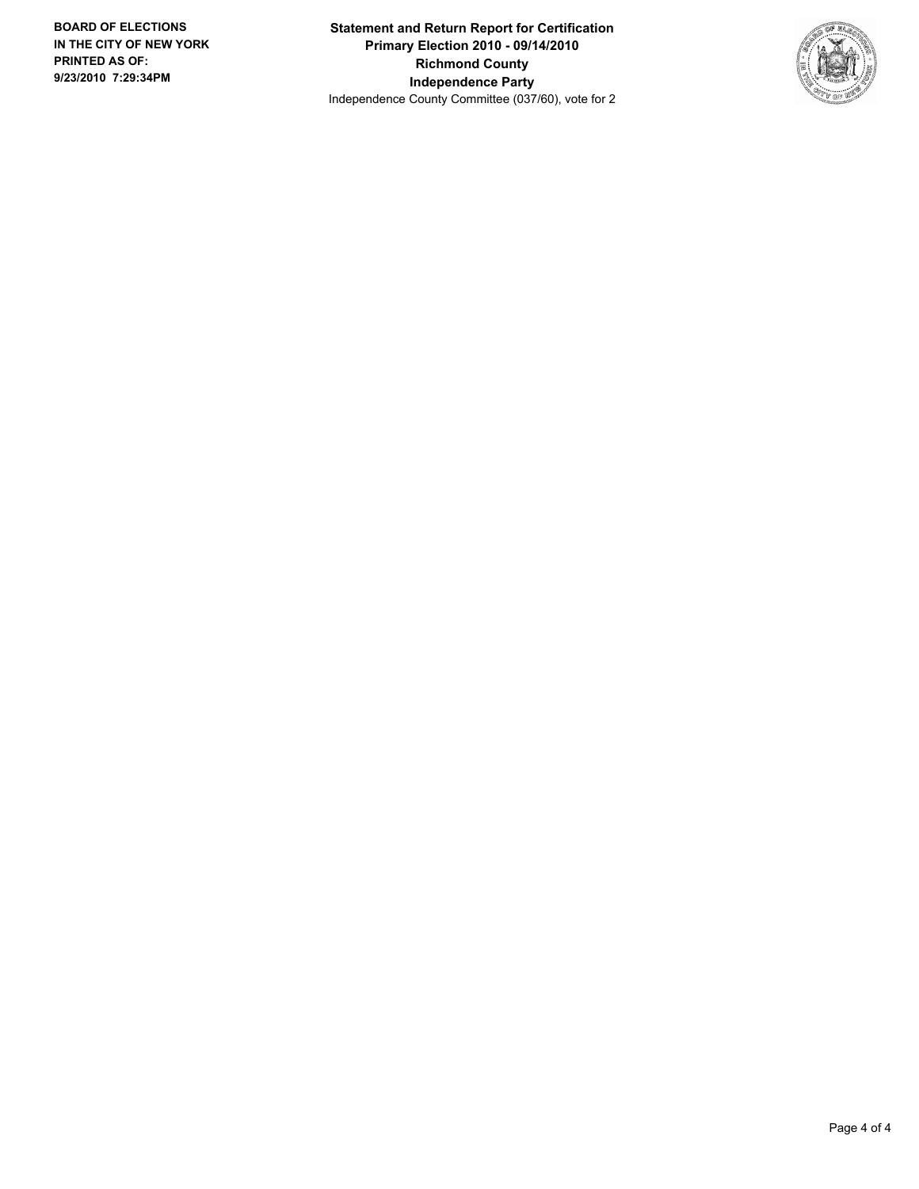**Statement and Return Report for Certification**
**Primary Election 2010 - 09/14/2010**
**Richmond County**
**Independence Party**
Independence County Committee (037/60), vote for 2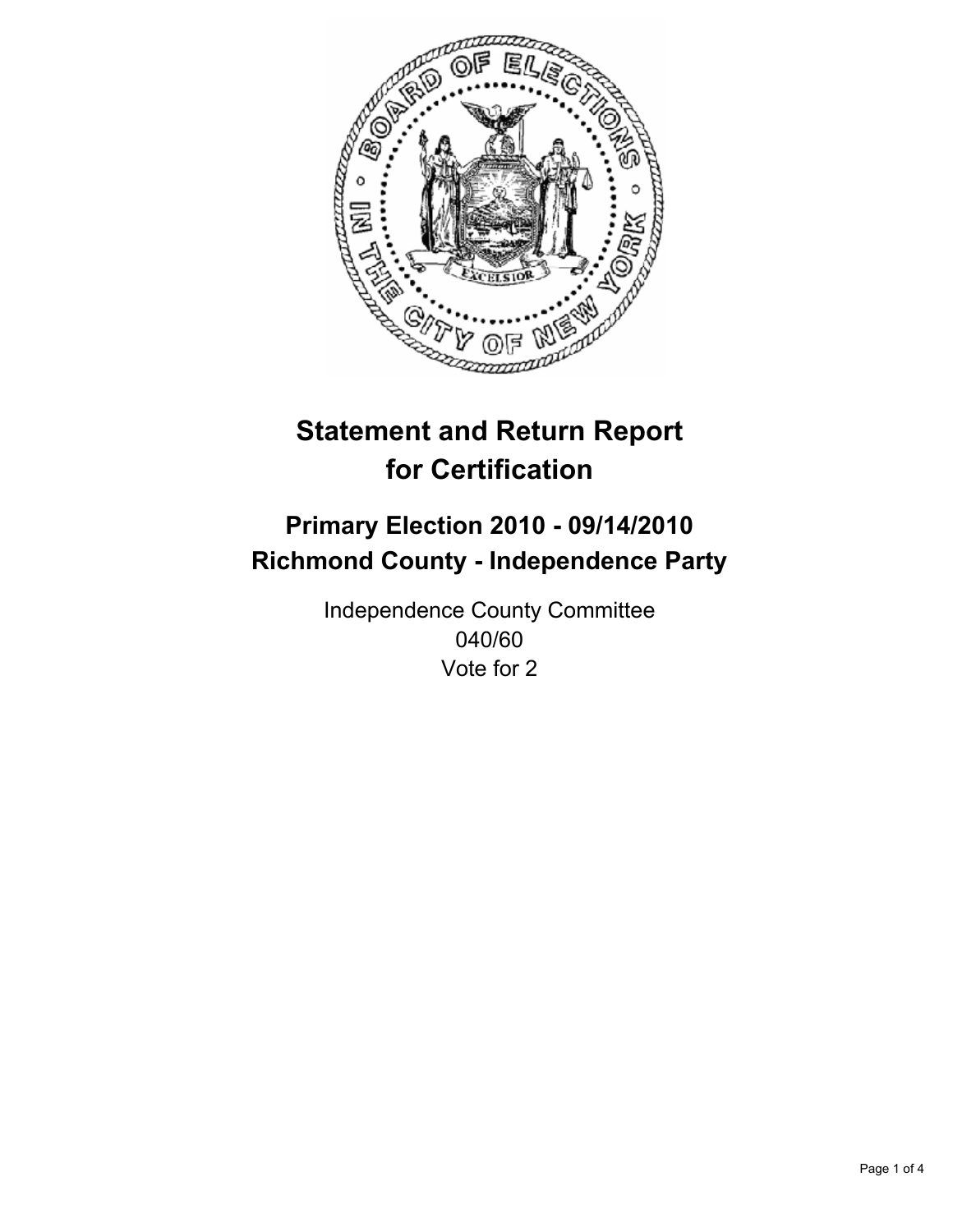# Statement and Return Report for Certification

## Primary Election 2010 - 09/14/2010
## Richmond County - Independence Party

Independence County Committee
040/60
Vote for 2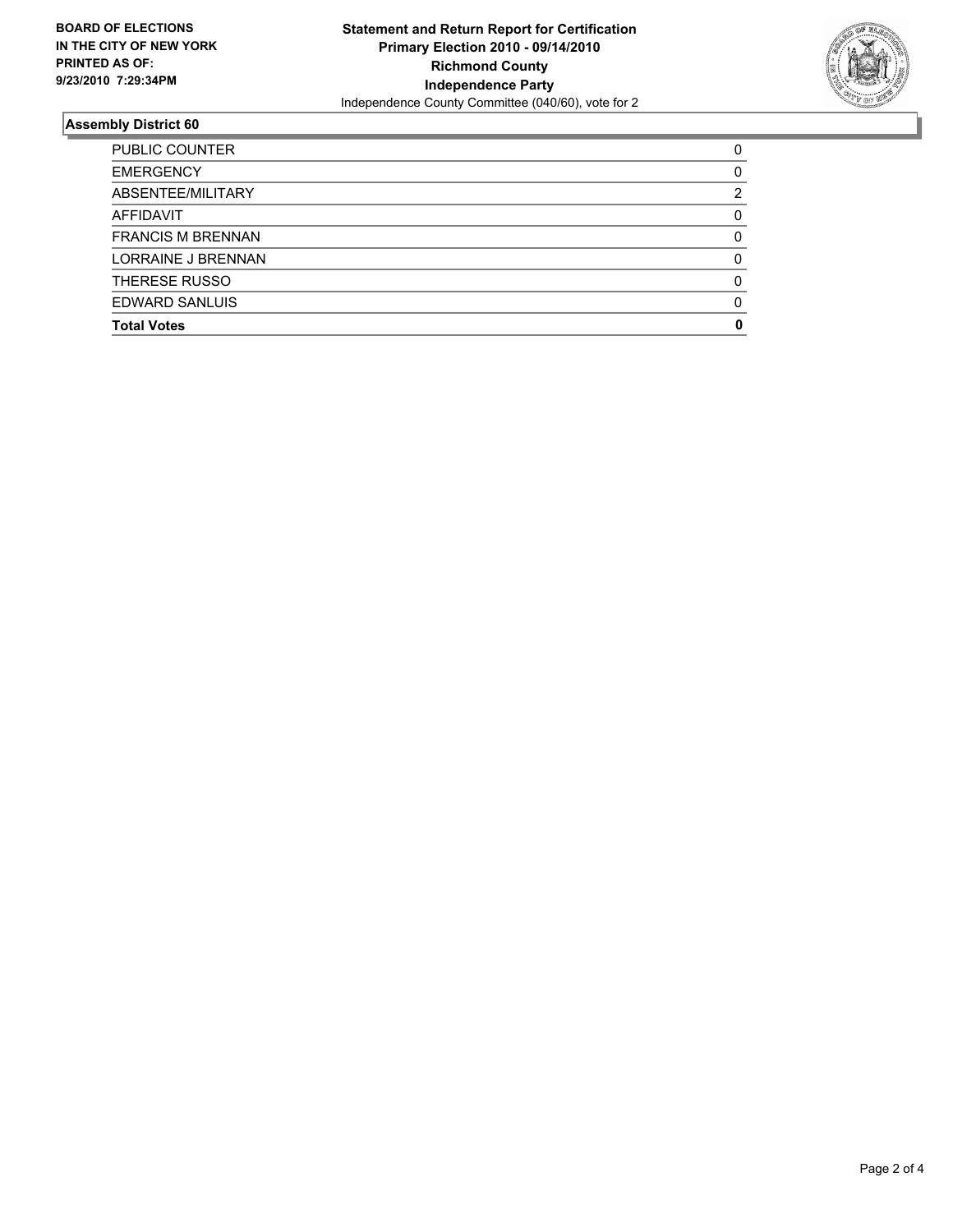**BOARD OF ELECTIONS IN THE CITY OF NEW YORK PRINTED AS OF: 9/23/2010 7:29:34PM**

**Statement and Return Report for Certification**
**Primary Election 2010 - 09/14/2010**
**Richmond County**
**Independence Party**
Independence County Committee (040/60), vote for 2

## Assembly District 60

| | |
|---|---|
| PUBLIC COUNTER | 0 |
| EMERGENCY | 0 |
| ABSENTEE/MILITARY | 2 |
| AFFIDAVIT | 0 |
| FRANCIS M BRENNAN | 0 |
| LORRAINE J BRENNAN | 0 |
| THERESE RUSSO | 0 |
| EDWARD SANLUIS | 0 |
| **Total Votes** | **0** |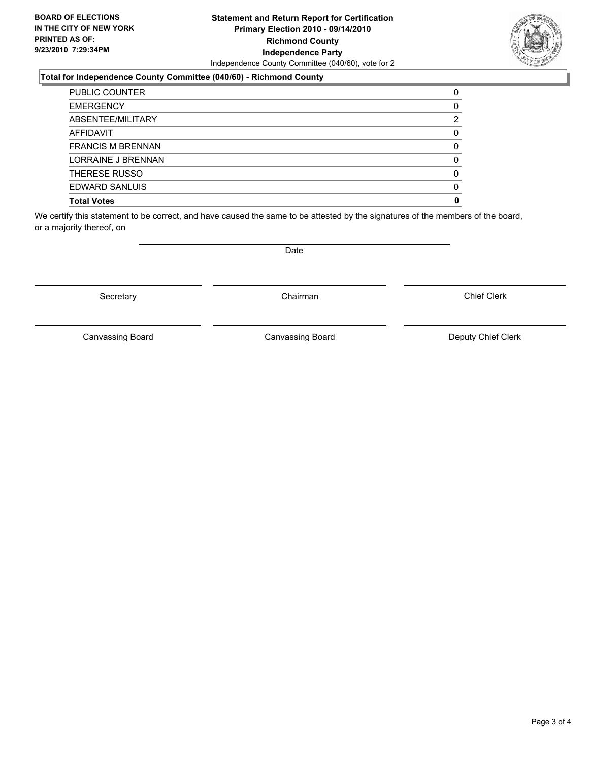**BOARD OF ELECTIONS IN THE CITY OF NEW YORK PRINTED AS OF: 9/23/2010 7:29:34PM**

**Statement and Return Report for Certification**
**Primary Election 2010 - 09/14/2010**
**Richmond County**
**Independence Party**
Independence County Committee (040/60), vote for 2

**Total for Independence County Committee (040/60) - Richmond County**

| | |
|---|---|
| PUBLIC COUNTER | 0 |
| EMERGENCY | 0 |
| ABSENTEE/MILITARY | 2 |
| AFFIDAVIT | 0 |
| FRANCIS M BRENNAN | 0 |
| LORRAINE J BRENNAN | 0 |
| THERESE RUSSO | 0 |
| EDWARD SANLUIS | 0 |
| **Total Votes** | **0** |

We certify this statement to be correct, and have caused the same to be attested by the signatures of the members of the board, or a majority thereof, on

Date

Secretary

Chairman

Chief Clerk

Canvassing Board

Canvassing Board

Deputy Chief Clerk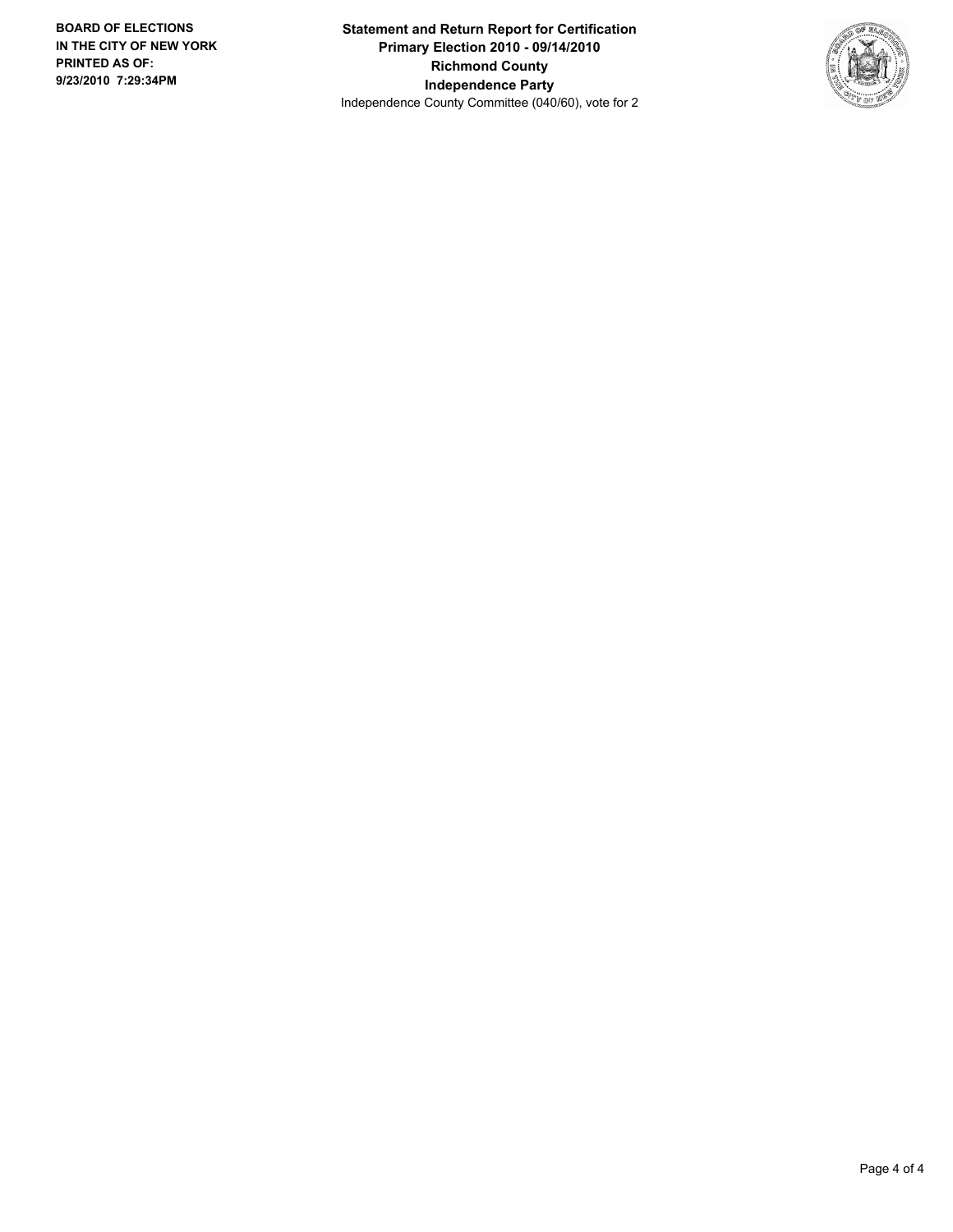**BOARD OF ELECTIONS IN THE CITY OF NEW YORK PRINTED AS OF: 9/23/2010 7:29:34PM**

**Statement and Return Report for Certification**
**Primary Election 2010 - 09/14/2010**
**Richmond County**
**Independence Party**
Independence County Committee (040/60), vote for 2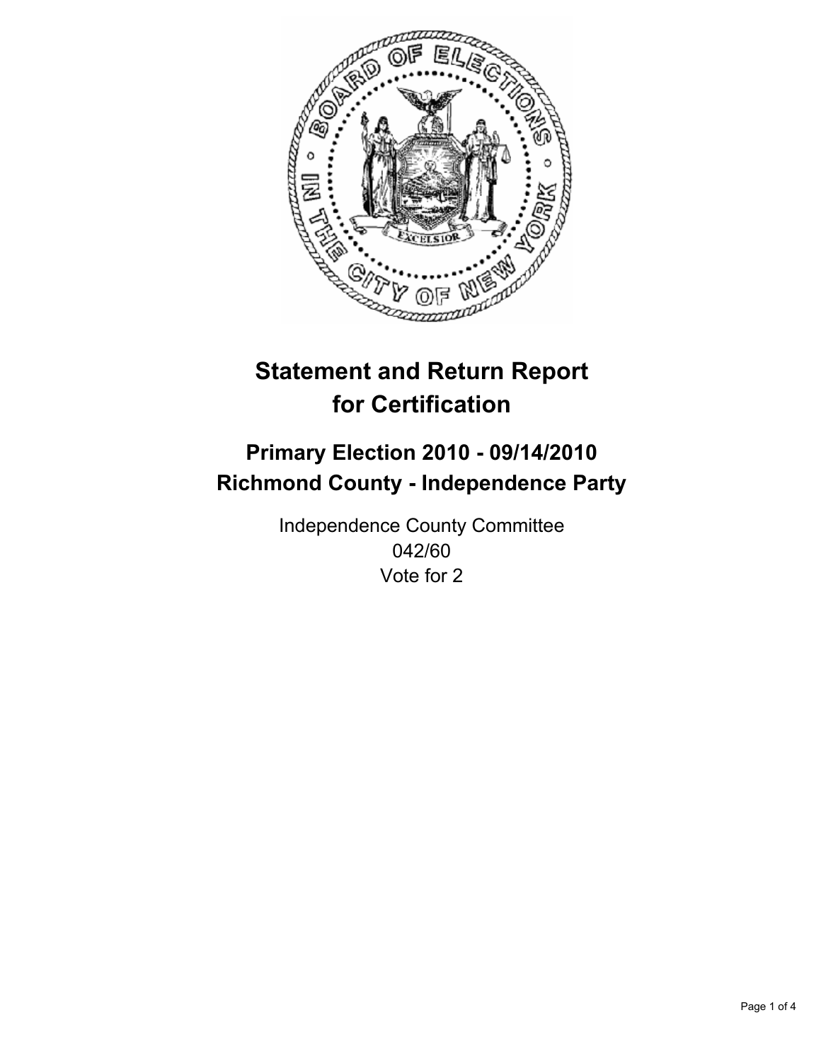# Statement and Return Report for Certification

## Primary Election 2010 - 09/14/2010
## Richmond County - Independence Party

Independence County Committee
042/60
Vote for 2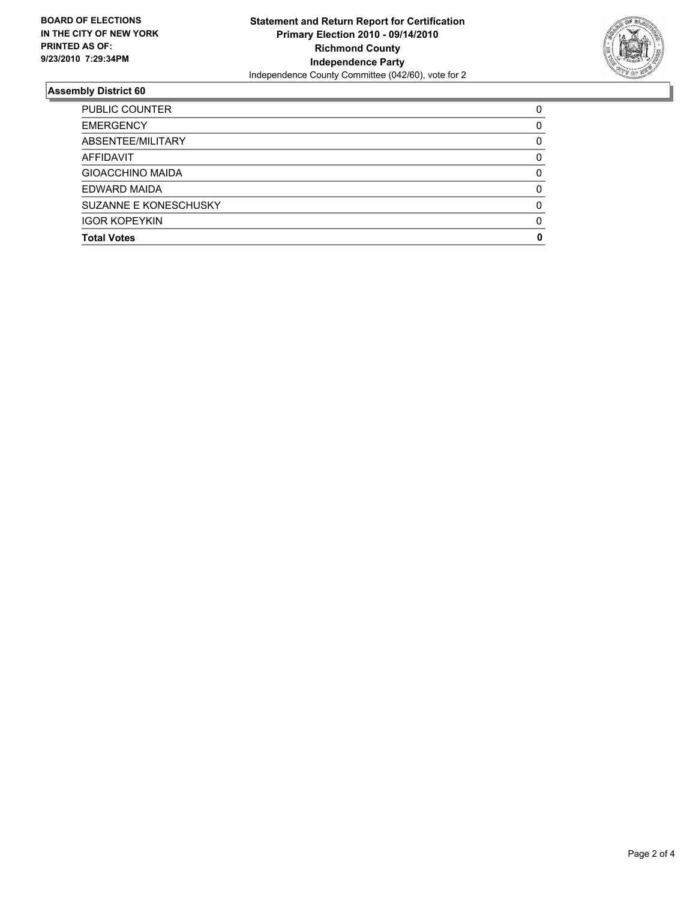**BOARD OF ELECTIONS IN THE CITY OF NEW YORK PRINTED AS OF: 9/23/2010 7:29:34PM**

**Statement and Return Report for Certification**
**Primary Election 2010 - 09/14/2010**
**Richmond County**
**Independence Party**
Independence County Committee (042/60), vote for 2

## Assembly District 60

| | |
|---|---|
| PUBLIC COUNTER | 0 |
| EMERGENCY | 0 |
| ABSENTEE/MILITARY | 0 |
| AFFIDAVIT | 0 |
| GIOACCHINO MAIDA | 0 |
| EDWARD MAIDA | 0 |
| SUZANNE E KONESCHUSKY | 0 |
| IGOR KOPEYKIN | 0 |
| **Total Votes** | **0** |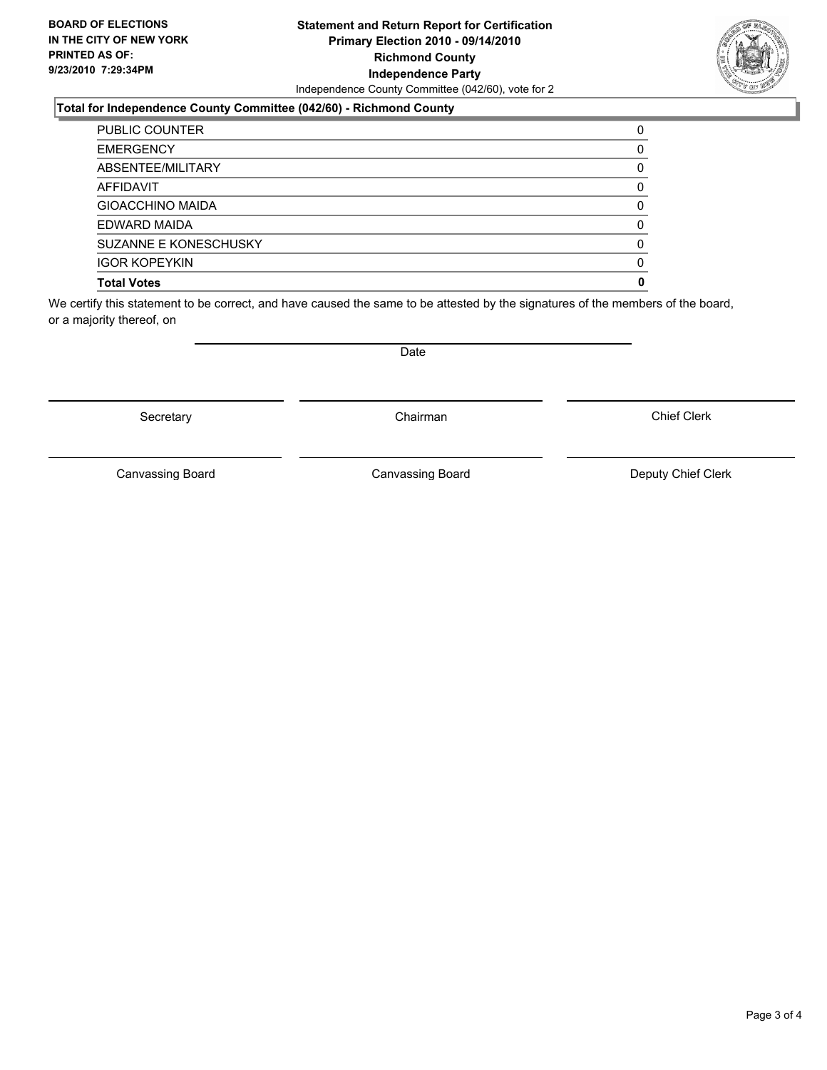**BOARD OF ELECTIONS IN THE CITY OF NEW YORK PRINTED AS OF: 9/23/2010 7:29:34PM**

**Statement and Return Report for Certification**
**Primary Election 2010 - 09/14/2010**
**Richmond County**
**Independence Party**
Independence County Committee (042/60), vote for 2

**Total for Independence County Committee (042/60) - Richmond County**

| | |
|---|---|
| PUBLIC COUNTER | 0 |
| EMERGENCY | 0 |
| ABSENTEE/MILITARY | 0 |
| AFFIDAVIT | 0 |
| GIOACCHINO MAIDA | 0 |
| EDWARD MAIDA | 0 |
| SUZANNE E KONESCHUSKY | 0 |
| IGOR KOPEYKIN | 0 |
| **Total Votes** | **0** |

We certify this statement to be correct, and have caused the same to be attested by the signatures of the members of the board, or a majority thereof, on

Date

Secretary | Chairman | Chief Clerk

Canvassing Board | Canvassing Board | Deputy Chief Clerk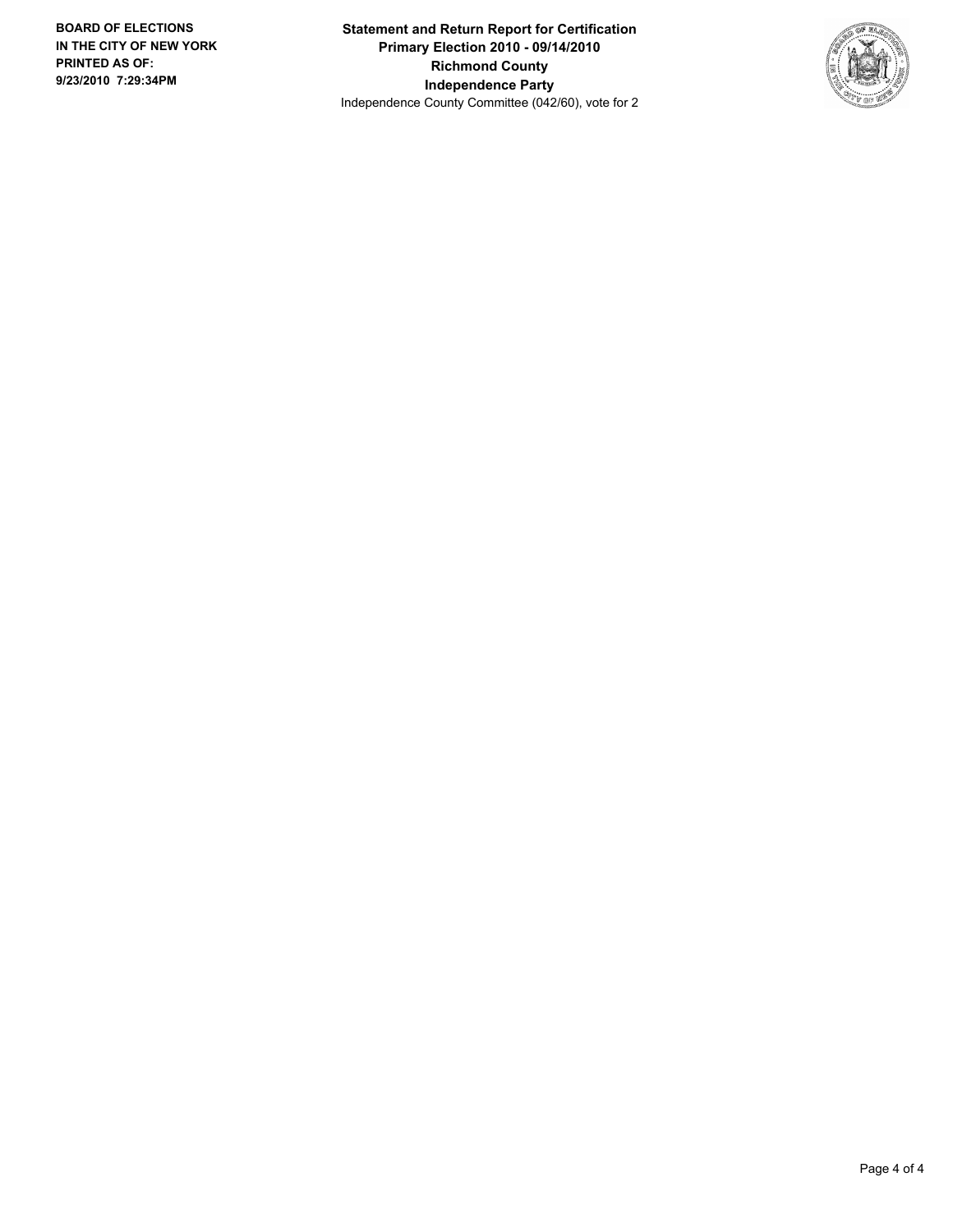**Statement and Return Report for Certification**
**Primary Election 2010 - 09/14/2010**
**Richmond County**
**Independence Party**
Independence County Committee (042/60), vote for 2

**BOARD OF ELECTIONS IN THE CITY OF NEW YORK PRINTED AS OF: 9/23/2010 7:29:34PM**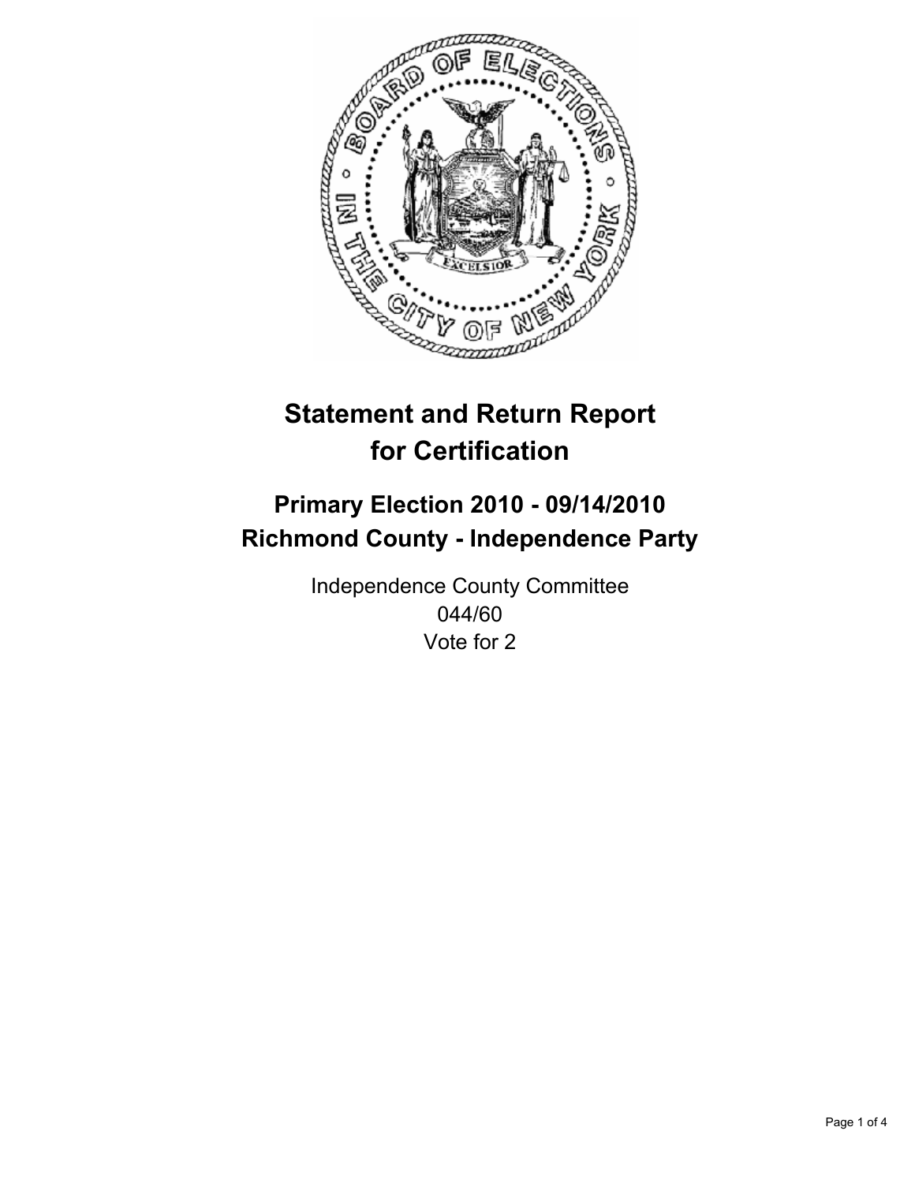# Statement and Return Report for Certification

## Primary Election 2010 - 09/14/2010
## Richmond County - Independence Party

Independence County Committee
044/60
Vote for 2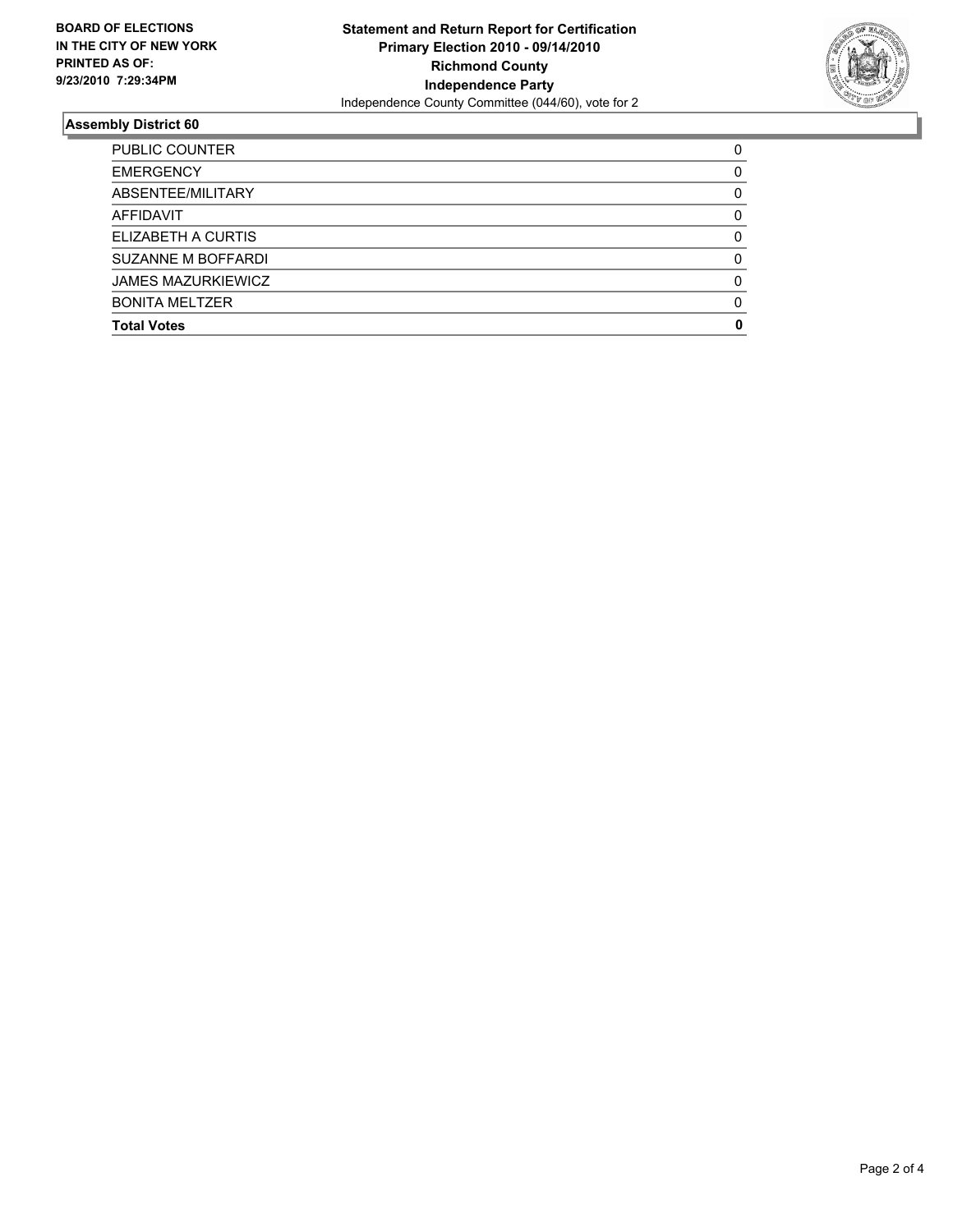**BOARD OF ELECTIONS**
**IN THE CITY OF NEW YORK**
**PRINTED AS OF:**
**9/23/2010 7:29:34PM**

**Statement and Return Report for Certification**
**Primary Election 2010 - 09/14/2010**
**Richmond County**
**Independence Party**
Independence County Committee (044/60), vote for 2

## Assembly District 60

| | |
|---|---|
| PUBLIC COUNTER | 0 |
| EMERGENCY | 0 |
| ABSENTEE/MILITARY | 0 |
| AFFIDAVIT | 0 |
| ELIZABETH A CURTIS | 0 |
| SUZANNE M BOFFARDI | 0 |
| JAMES MAZURKIEWICZ | 0 |
| BONITA MELTZER | 0 |
| **Total Votes** | **0** |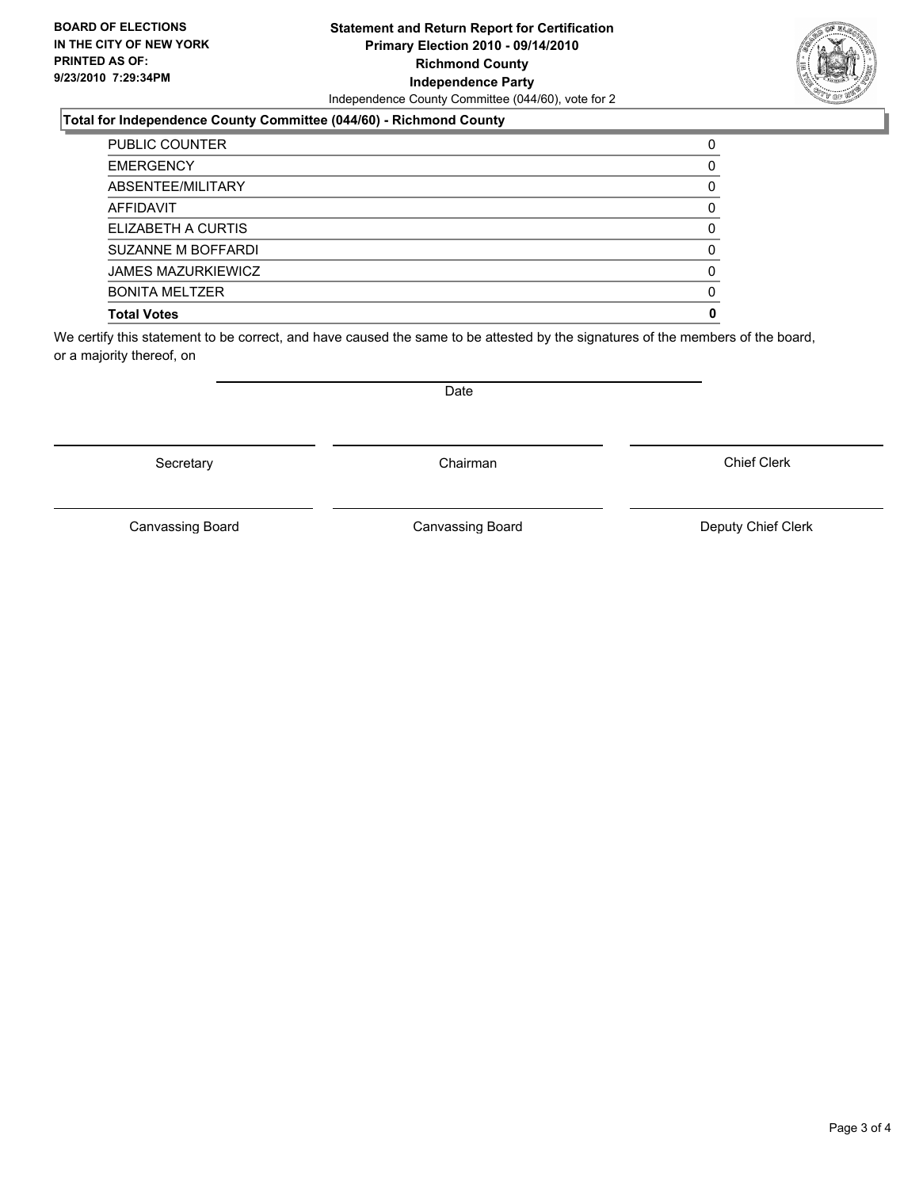**BOARD OF ELECTIONS IN THE CITY OF NEW YORK PRINTED AS OF: 9/23/2010 7:29:34PM**

# Statement and Return Report for Certification
## Primary Election 2010 - 09/14/2010
## Richmond County
## Independence Party

Independence County Committee (044/60), vote for 2

### Total for Independence County Committee (044/60) - Richmond County

| | |
|---|---|
| PUBLIC COUNTER | 0 |
| EMERGENCY | 0 |
| ABSENTEE/MILITARY | 0 |
| AFFIDAVIT | 0 |
| ELIZABETH A CURTIS | 0 |
| SUZANNE M BOFFARDI | 0 |
| JAMES MAZURKIEWICZ | 0 |
| BONITA MELTZER | 0 |
| **Total Votes** | **0** |

We certify this statement to be correct, and have caused the same to be attested by the signatures of the members of the board, or a majority thereof, on

Date

| | | |
|---|---|---|
| Secretary | Chairman | Chief Clerk |
| Canvassing Board | Canvassing Board | Deputy Chief Clerk |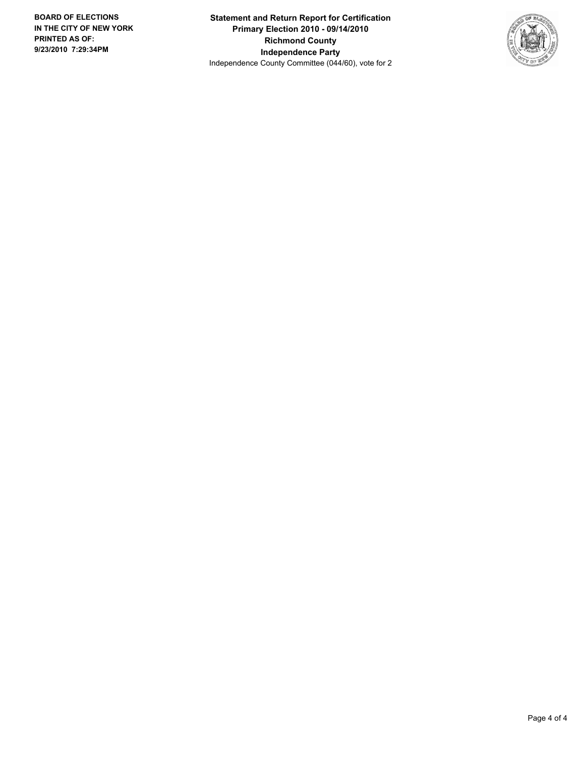**BOARD OF ELECTIONS IN THE CITY OF NEW YORK PRINTED AS OF: 9/23/2010 7:29:34PM**

**Statement and Return Report for Certification**
**Primary Election 2010 - 09/14/2010**
**Richmond County**
**Independence Party**
Independence County Committee (044/60), vote for 2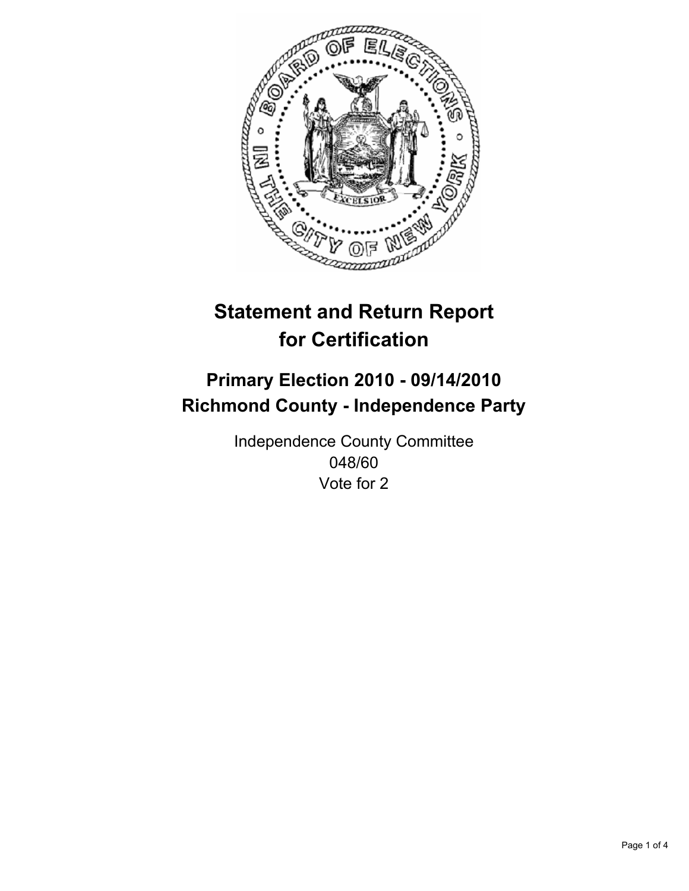# Statement and Return Report for Certification

## Primary Election 2010 - 09/14/2010
## Richmond County - Independence Party

Independence County Committee
048/60
Vote for 2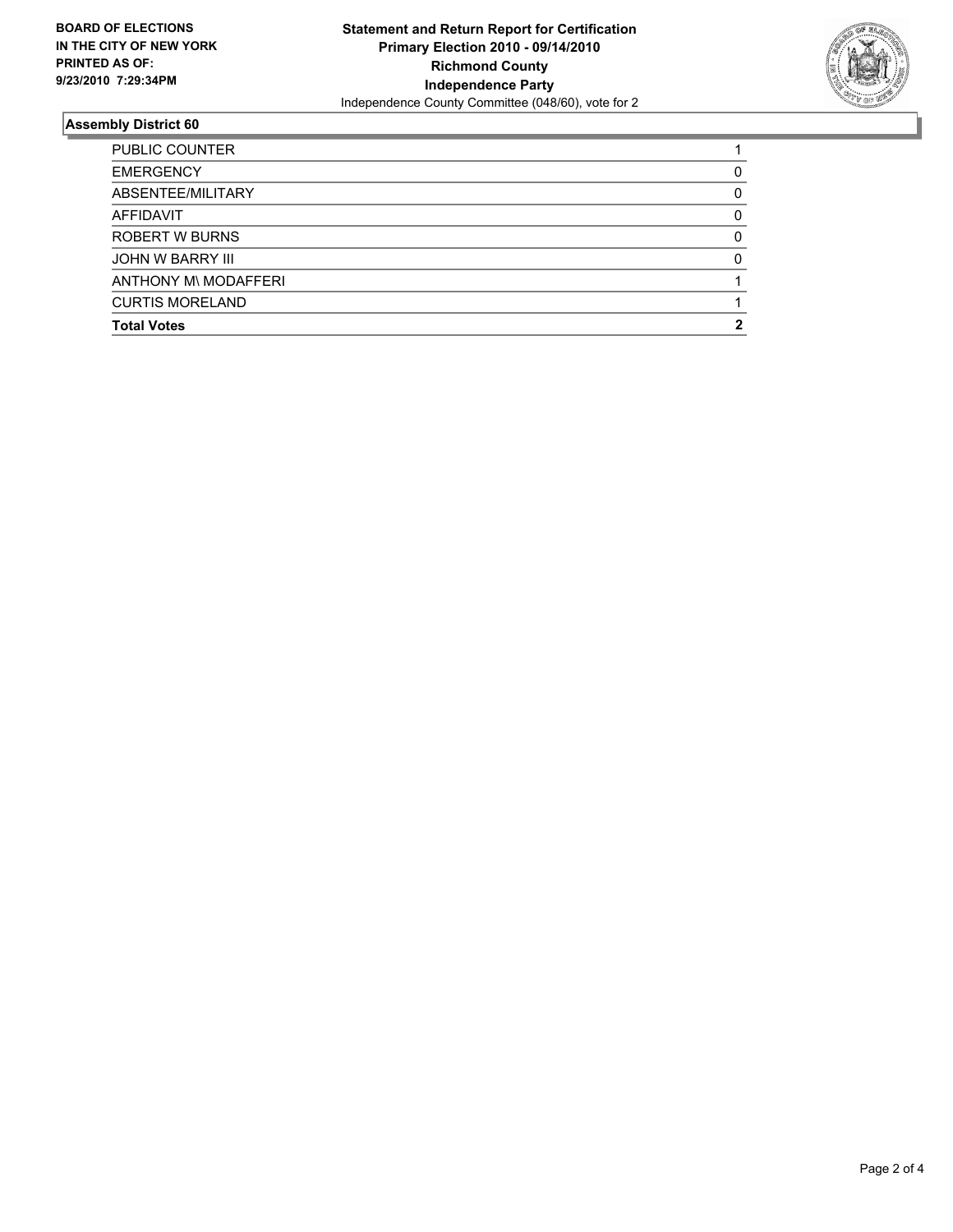**BOARD OF ELECTIONS IN THE CITY OF NEW YORK PRINTED AS OF: 9/23/2010 7:29:34PM**

**Statement and Return Report for Certification**
**Primary Election 2010 - 09/14/2010**
**Richmond County**
**Independence Party**
Independence County Committee (048/60), vote for 2

## Assembly District 60

| | |
|---|---|
| PUBLIC COUNTER | 1 |
| EMERGENCY | 0 |
| ABSENTEE/MILITARY | 0 |
| AFFIDAVIT | 0 |
| ROBERT W BURNS | 0 |
| JOHN W BARRY III | 0 |
| ANTHONY M\ MODAFFERI | 1 |
| CURTIS MORELAND | 1 |
| **Total Votes** | **2** |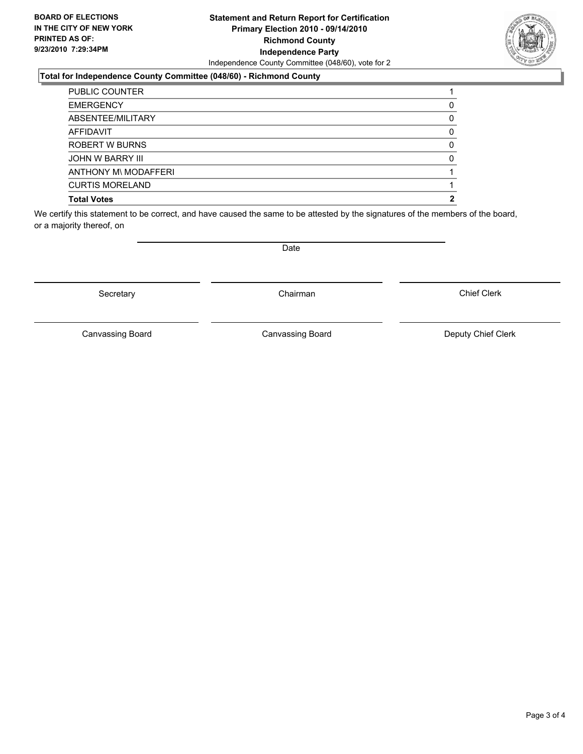**BOARD OF ELECTIONS IN THE CITY OF NEW YORK PRINTED AS OF: 9/23/2010 7:29:34PM**

**Statement and Return Report for Certification**
**Primary Election 2010 - 09/14/2010**
**Richmond County**
**Independence Party**
Independence County Committee (048/60), vote for 2

**Total for Independence County Committee (048/60) - Richmond County**

| | |
|---|---|
| PUBLIC COUNTER | 1 |
| EMERGENCY | 0 |
| ABSENTEE/MILITARY | 0 |
| AFFIDAVIT | 0 |
| ROBERT W BURNS | 0 |
| JOHN W BARRY III | 0 |
| ANTHONY M\ MODAFFERI | 1 |
| CURTIS MORELAND | 1 |
| **Total Votes** | **2** |

We certify this statement to be correct, and have caused the same to be attested by the signatures of the members of the board, or a majority thereof, on

Date

Secretary | Chairman | Chief Clerk

Canvassing Board | Canvassing Board | Deputy Chief Clerk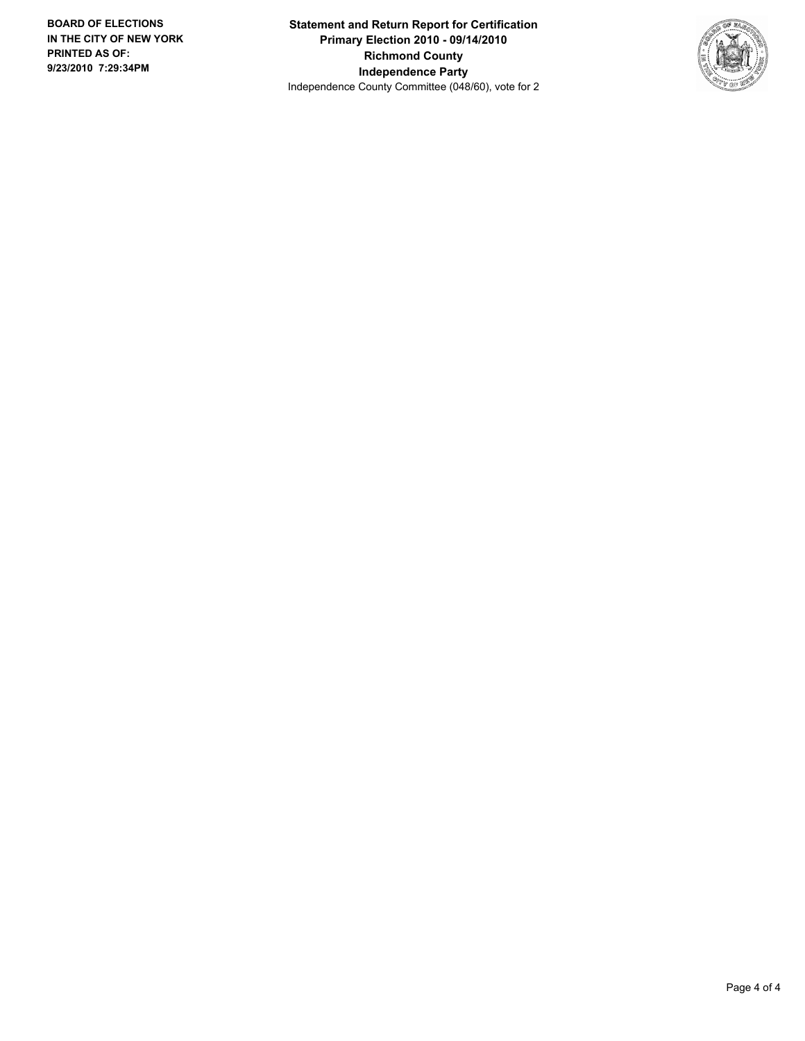**Statement and Return Report for Certification**
**Primary Election 2010 - 09/14/2010**
**Richmond County**
**Independence Party**
Independence County Committee (048/60), vote for 2

**BOARD OF ELECTIONS IN THE CITY OF NEW YORK**
**PRINTED AS OF:**
**9/23/2010 7:29:34PM**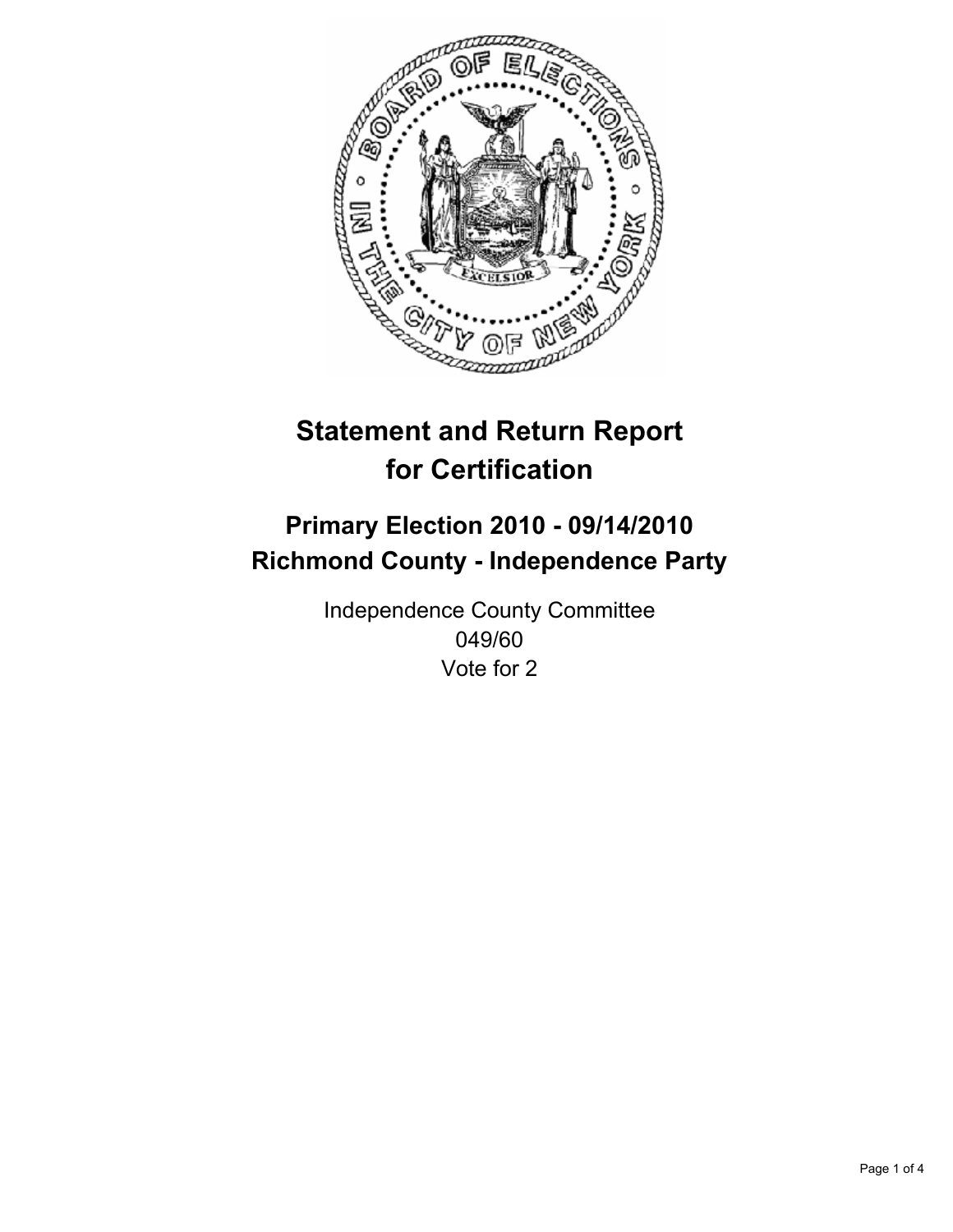# Statement and Return Report for Certification

## Primary Election 2010 - 09/14/2010
## Richmond County - Independence Party

Independence County Committee
049/60
Vote for 2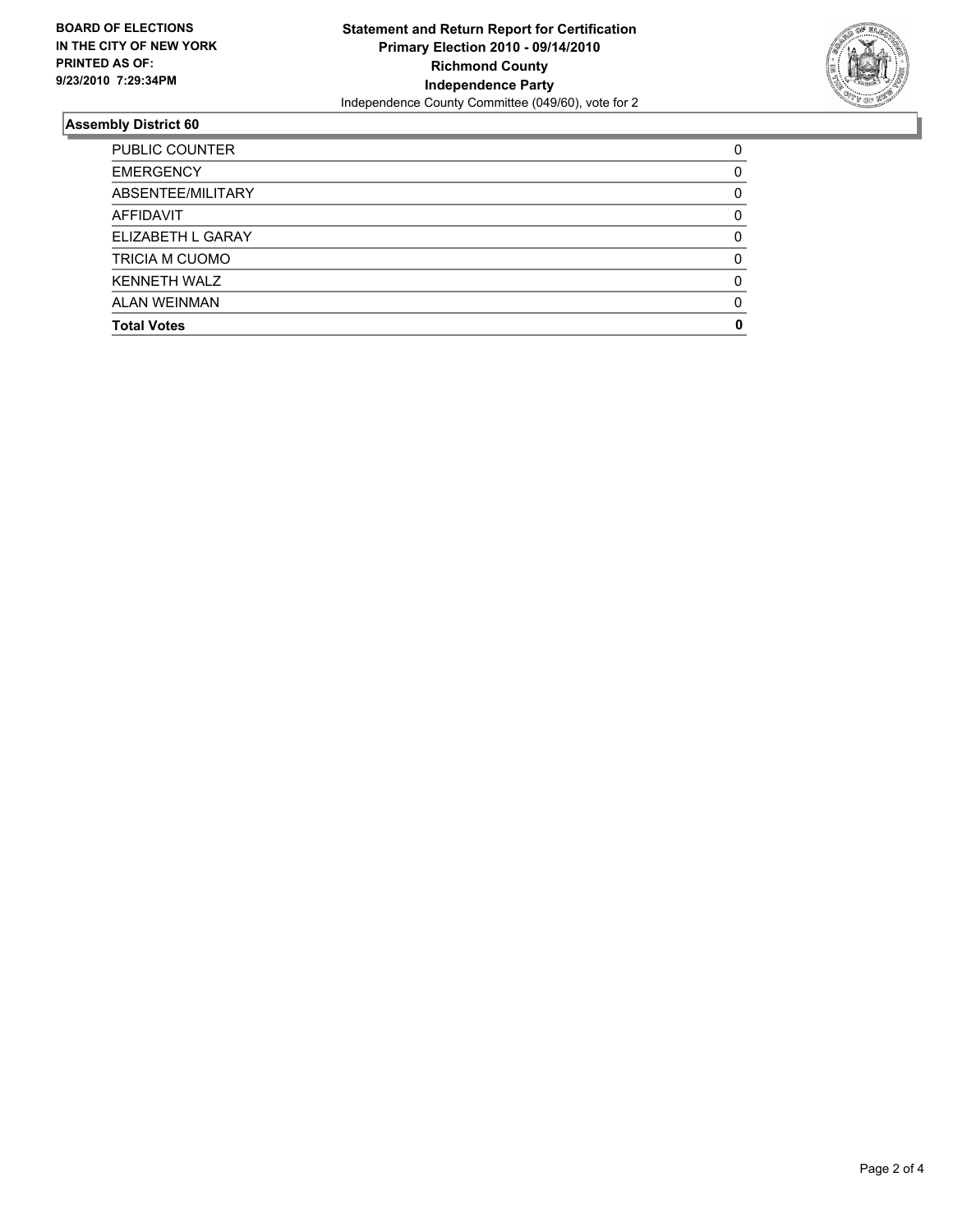**BOARD OF ELECTIONS IN THE CITY OF NEW YORK PRINTED AS OF: 9/23/2010 7:29:34PM**

**Statement and Return Report for Certification**
**Primary Election 2010 - 09/14/2010**
**Richmond County**
**Independence Party**
Independence County Committee (049/60), vote for 2

## Assembly District 60

| | |
|---|---|
| PUBLIC COUNTER | 0 |
| EMERGENCY | 0 |
| ABSENTEE/MILITARY | 0 |
| AFFIDAVIT | 0 |
| ELIZABETH L GARAY | 0 |
| TRICIA M CUOMO | 0 |
| KENNETH WALZ | 0 |
| ALAN WEINMAN | 0 |
| **Total Votes** | **0** |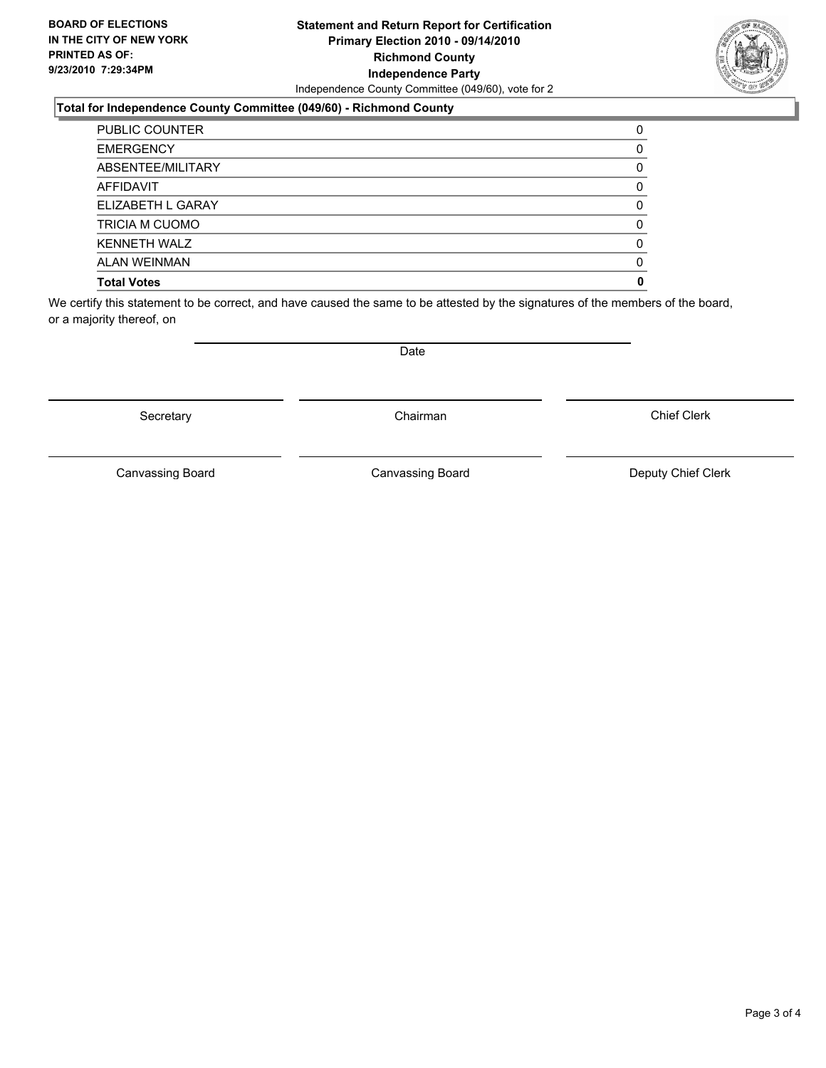**BOARD OF ELECTIONS IN THE CITY OF NEW YORK PRINTED AS OF: 9/23/2010 7:29:34PM**

**Statement and Return Report for Certification**
**Primary Election 2010 - 09/14/2010**
**Richmond County**
**Independence Party**
Independence County Committee (049/60), vote for 2

### Total for Independence County Committee (049/60) - Richmond County

| | |
|---|---|
| PUBLIC COUNTER | 0 |
| EMERGENCY | 0 |
| ABSENTEE/MILITARY | 0 |
| AFFIDAVIT | 0 |
| ELIZABETH L GARAY | 0 |
| TRICIA M CUOMO | 0 |
| KENNETH WALZ | 0 |
| ALAN WEINMAN | 0 |
| **Total Votes** | **0** |

We certify this statement to be correct, and have caused the same to be attested by the signatures of the members of the board, or a majority thereof, on

Date

Secretary | Chairman | Chief Clerk

Canvassing Board | Canvassing Board | Deputy Chief Clerk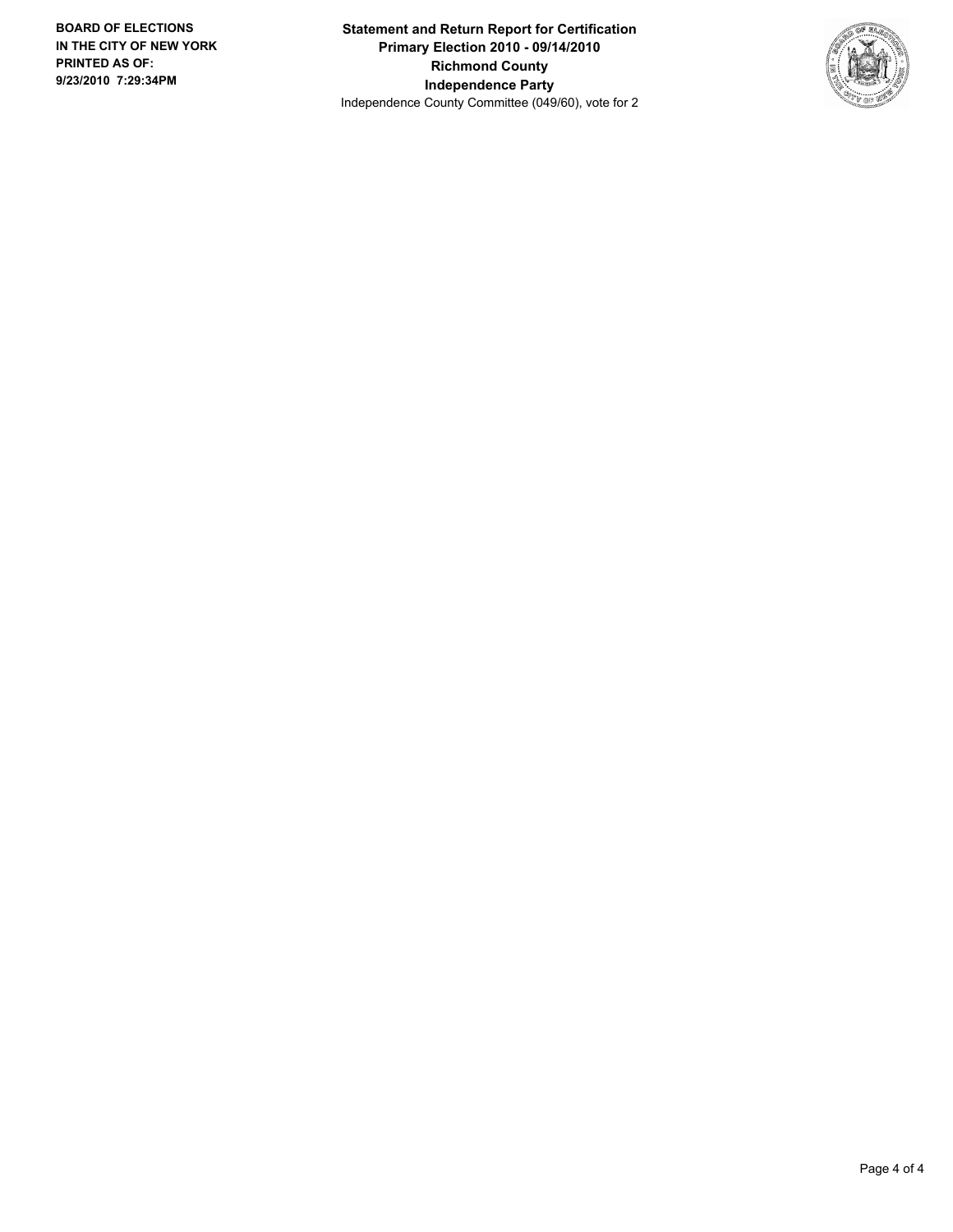**BOARD OF ELECTIONS IN THE CITY OF NEW YORK PRINTED AS OF: 9/23/2010 7:29:34PM**

**Statement and Return Report for Certification**
**Primary Election 2010 - 09/14/2010**
**Richmond County**
**Independence Party**
Independence County Committee (049/60), vote for 2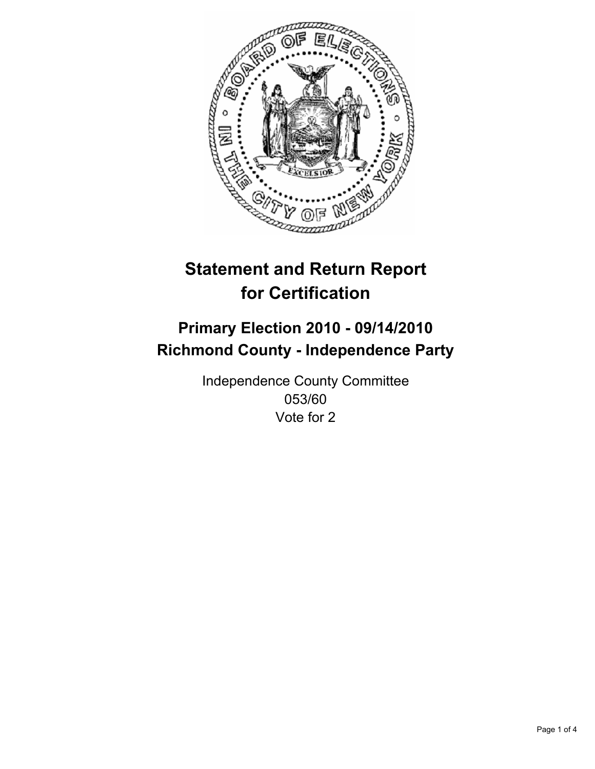# Statement and Return Report for Certification

## Primary Election 2010 - 09/14/2010
## Richmond County - Independence Party

Independence County Committee
053/60
Vote for 2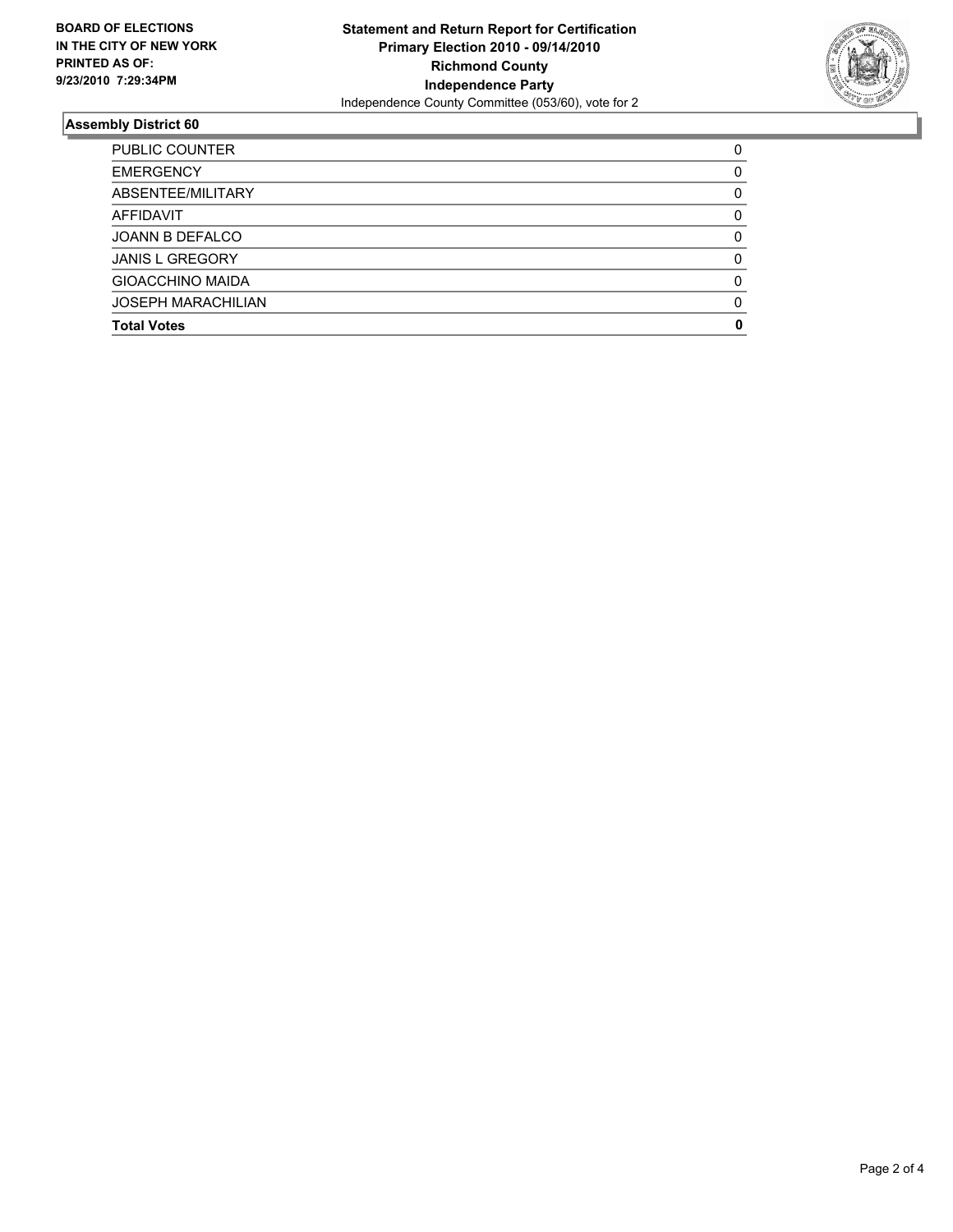**BOARD OF ELECTIONS IN THE CITY OF NEW YORK PRINTED AS OF: 9/23/2010 7:29:34PM**

**Statement and Return Report for Certification**
**Primary Election 2010 - 09/14/2010**
**Richmond County**
**Independence Party**
Independence County Committee (053/60), vote for 2

## Assembly District 60

| | |
|---|---|
| PUBLIC COUNTER | 0 |
| EMERGENCY | 0 |
| ABSENTEE/MILITARY | 0 |
| AFFIDAVIT | 0 |
| JOANN B DEFALCO | 0 |
| JANIS L GREGORY | 0 |
| GIOACCHINO MAIDA | 0 |
| JOSEPH MARACHILIAN | 0 |
| **Total Votes** | **0** |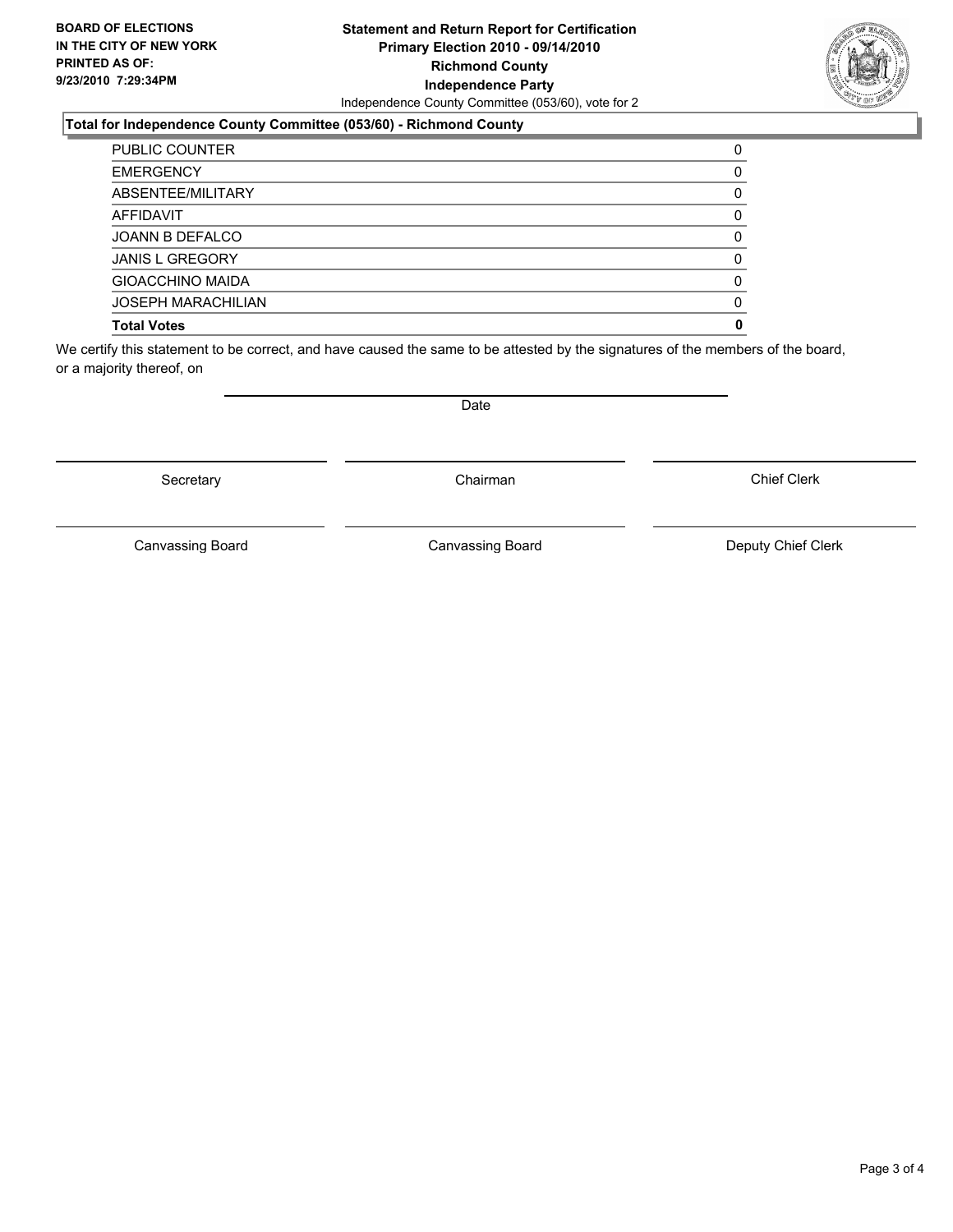**BOARD OF ELECTIONS IN THE CITY OF NEW YORK PRINTED AS OF: 9/23/2010 7:29:34PM**

**Statement and Return Report for Certification**
**Primary Election 2010 - 09/14/2010**
**Richmond County**
**Independence Party**
Independence County Committee (053/60), vote for 2

**Total for Independence County Committee (053/60) - Richmond County**

| | |
|---|---|
| PUBLIC COUNTER | 0 |
| EMERGENCY | 0 |
| ABSENTEE/MILITARY | 0 |
| AFFIDAVIT | 0 |
| JOANN B DEFALCO | 0 |
| JANIS L GREGORY | 0 |
| GIOACCHINO MAIDA | 0 |
| JOSEPH MARACHILIAN | 0 |
| **Total Votes** | **0** |

We certify this statement to be correct, and have caused the same to be attested by the signatures of the members of the board, or a majority thereof, on

Date

Secretary | Chairman | Chief Clerk

Canvassing Board | Canvassing Board | Deputy Chief Clerk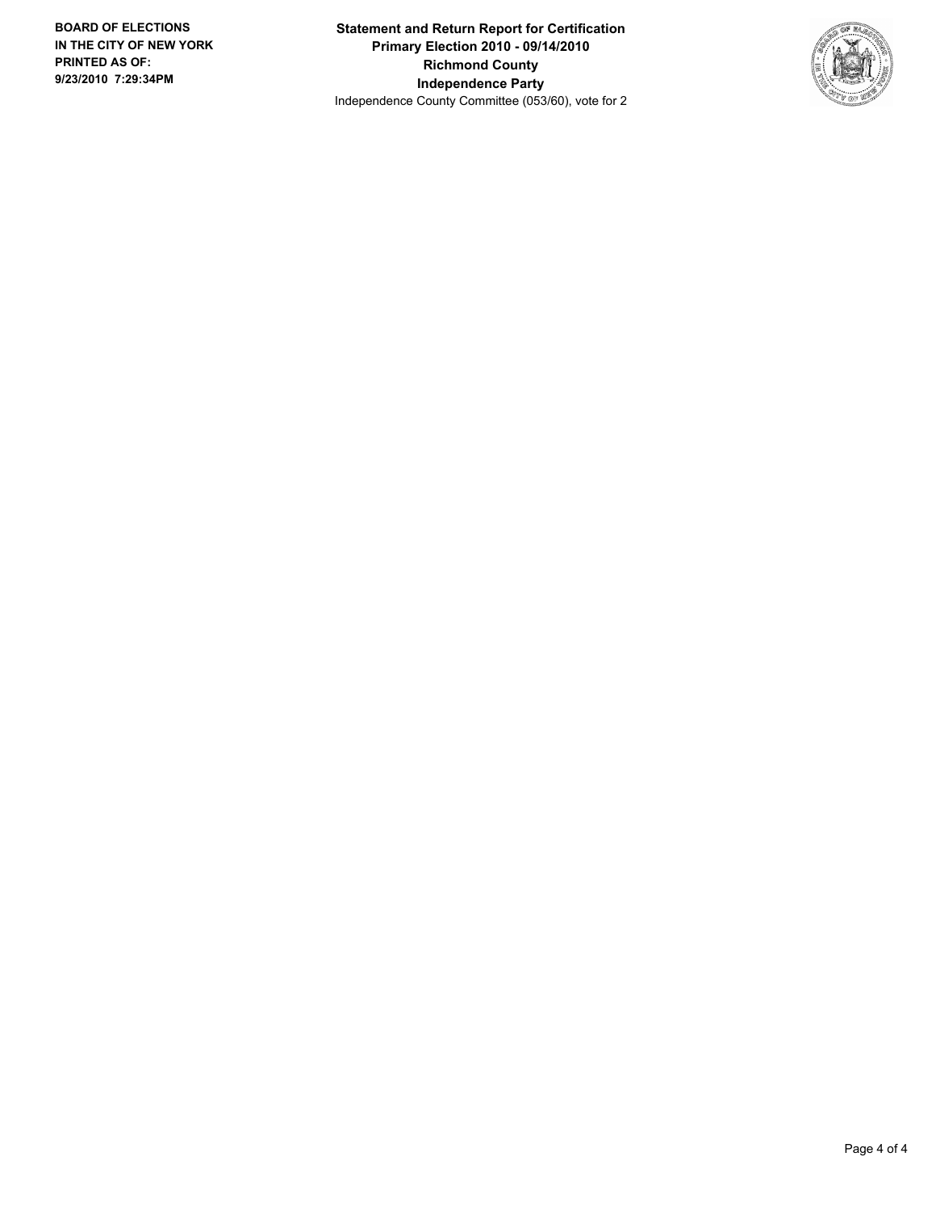**BOARD OF ELECTIONS IN THE CITY OF NEW YORK PRINTED AS OF: 9/23/2010 7:29:34PM**

**Statement and Return Report for Certification**
**Primary Election 2010 - 09/14/2010**
**Richmond County**
**Independence Party**
Independence County Committee (053/60), vote for 2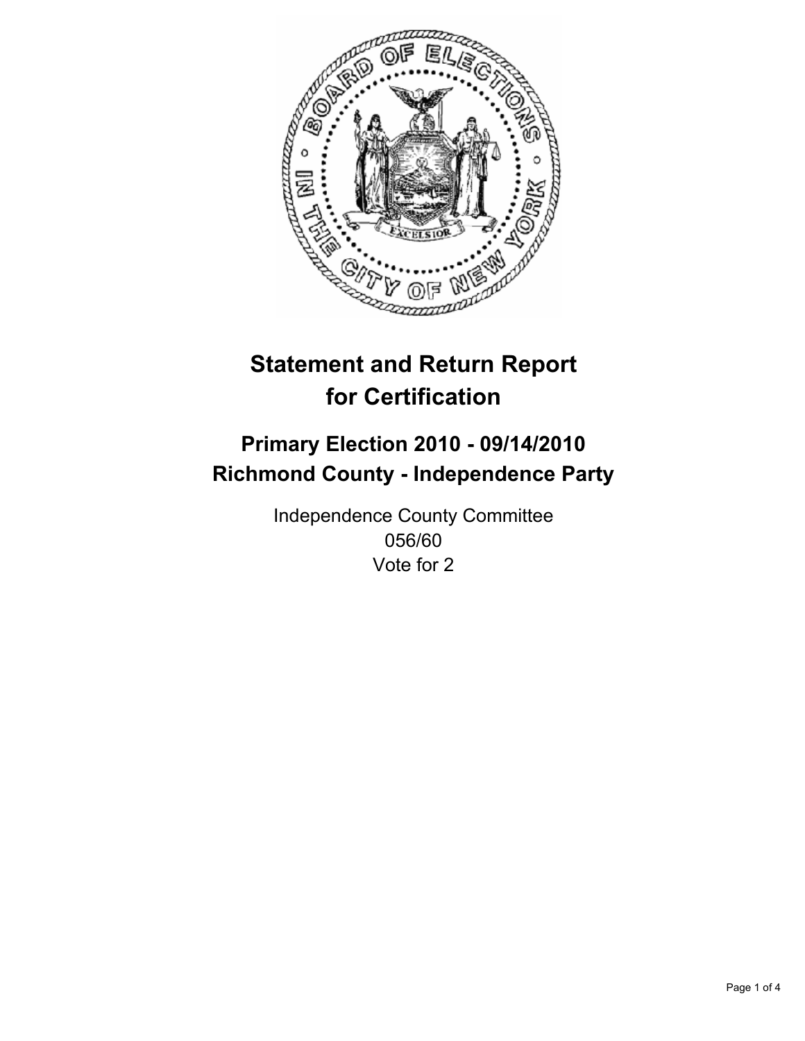# Statement and Return Report for Certification

## Primary Election 2010 - 09/14/2010
## Richmond County - Independence Party

Independence County Committee
056/60
Vote for 2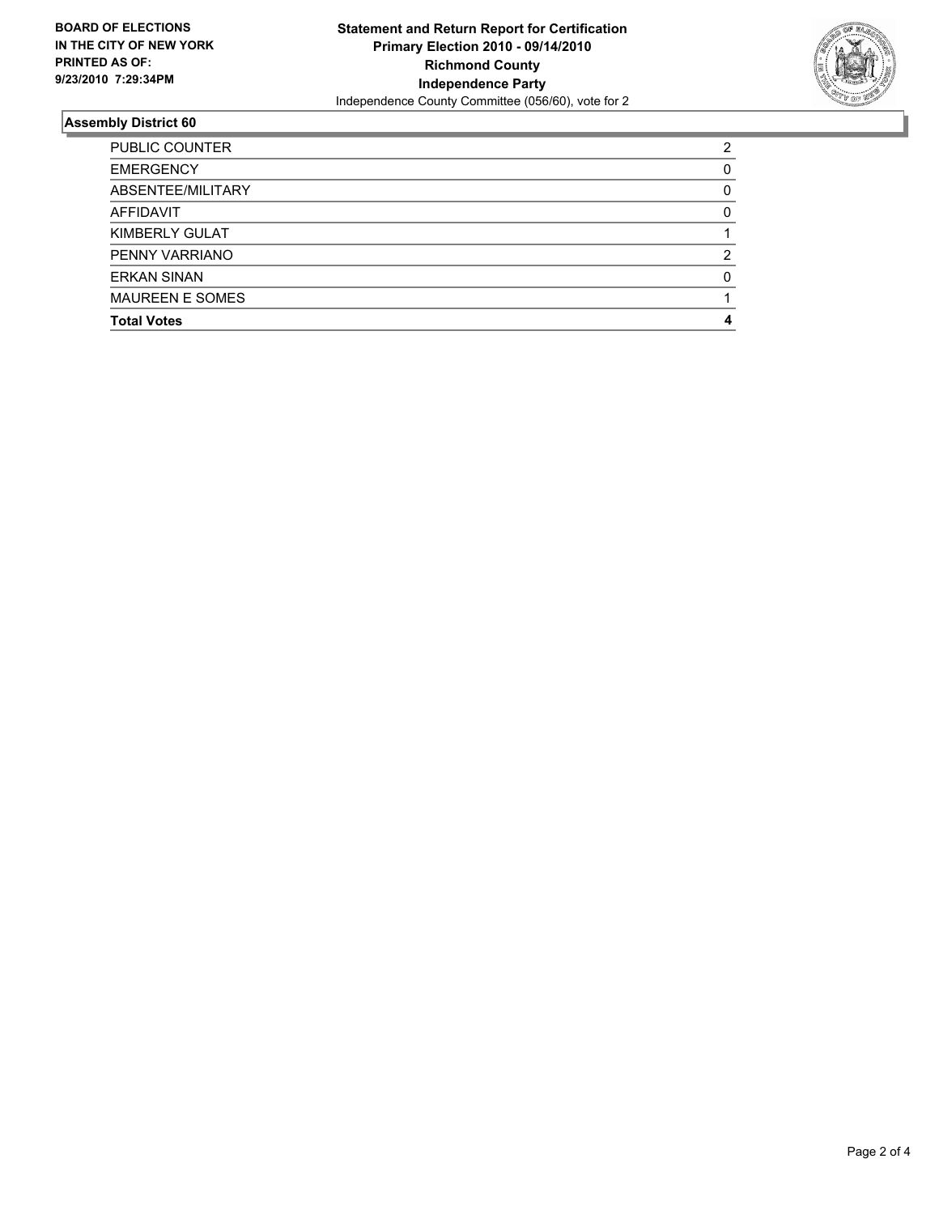**BOARD OF ELECTIONS IN THE CITY OF NEW YORK PRINTED AS OF: 9/23/2010 7:29:34PM**

**Statement and Return Report for Certification**
**Primary Election 2010 - 09/14/2010**
**Richmond County**
**Independence Party**
Independence County Committee (056/60), vote for 2

## Assembly District 60

| | |
|---|---|
| PUBLIC COUNTER | 2 |
| EMERGENCY | 0 |
| ABSENTEE/MILITARY | 0 |
| AFFIDAVIT | 0 |
| KIMBERLY GULAT | 1 |
| PENNY VARRIANO | 2 |
| ERKAN SINAN | 0 |
| MAUREEN E SOMES | 1 |
| **Total Votes** | **4** |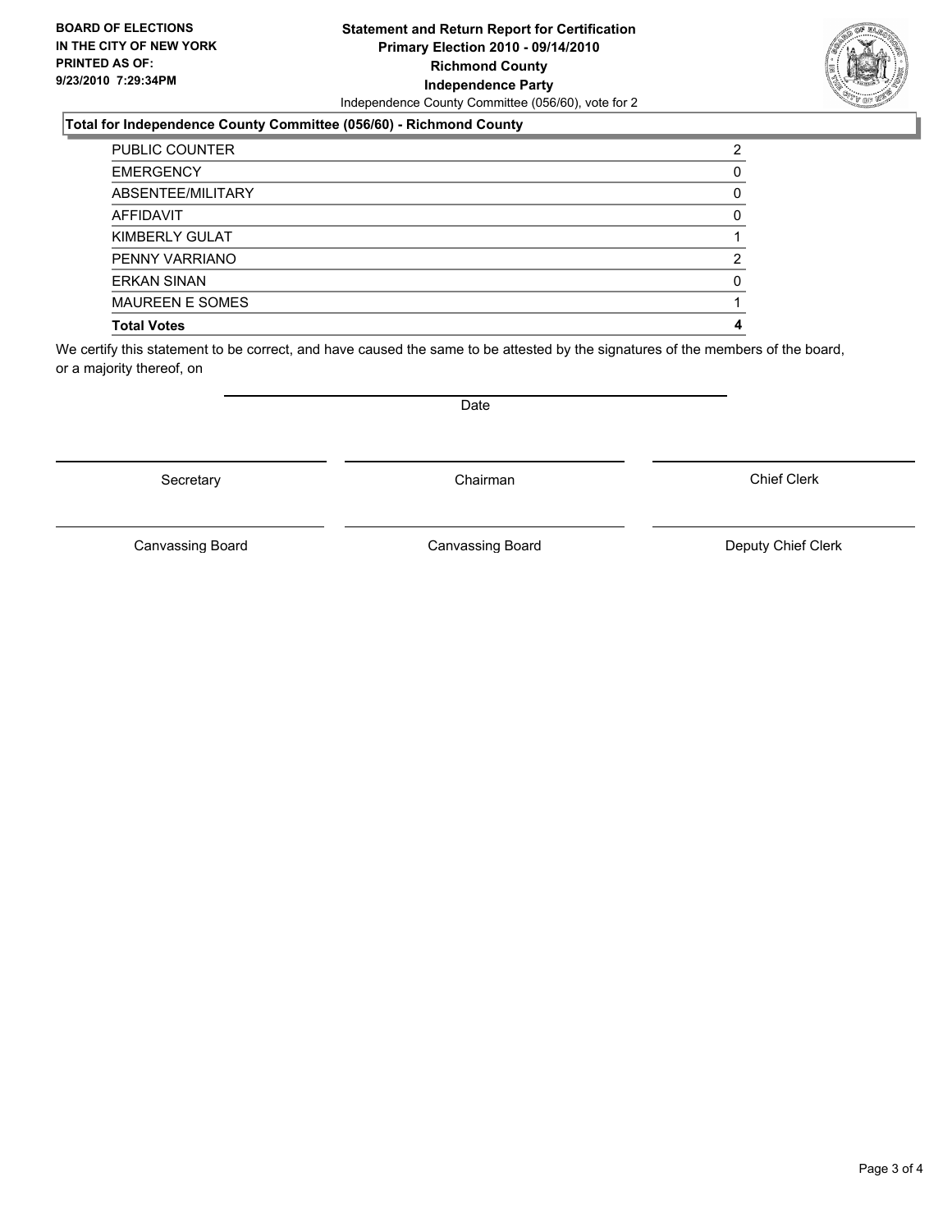**BOARD OF ELECTIONS IN THE CITY OF NEW YORK PRINTED AS OF: 9/23/2010 7:29:34PM**

**Statement and Return Report for Certification**
**Primary Election 2010 - 09/14/2010**
**Richmond County**
**Independence Party**
Independence County Committee (056/60), vote for 2

**Total for Independence County Committee (056/60) - Richmond County**

| | |
|---|---|
| PUBLIC COUNTER | 2 |
| EMERGENCY | 0 |
| ABSENTEE/MILITARY | 0 |
| AFFIDAVIT | 0 |
| KIMBERLY GULAT | 1 |
| PENNY VARRIANO | 2 |
| ERKAN SINAN | 0 |
| MAUREEN E SOMES | 1 |
| **Total Votes** | **4** |

We certify this statement to be correct, and have caused the same to be attested by the signatures of the members of the board, or a majority thereof, on

Date

Secretary | Chairman | Chief Clerk

Canvassing Board | Canvassing Board | Deputy Chief Clerk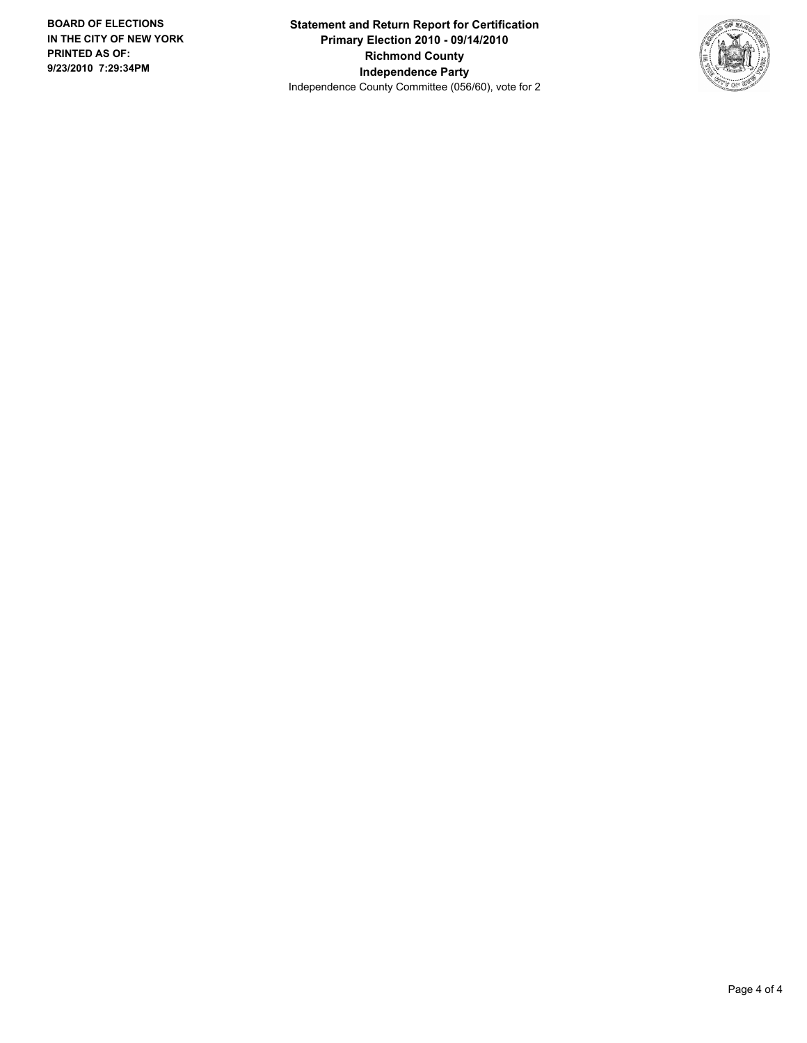**BOARD OF ELECTIONS IN THE CITY OF NEW YORK PRINTED AS OF: 9/23/2010 7:29:34PM**

**Statement and Return Report for Certification**
**Primary Election 2010 - 09/14/2010**
**Richmond County**
**Independence Party**
Independence County Committee (056/60), vote for 2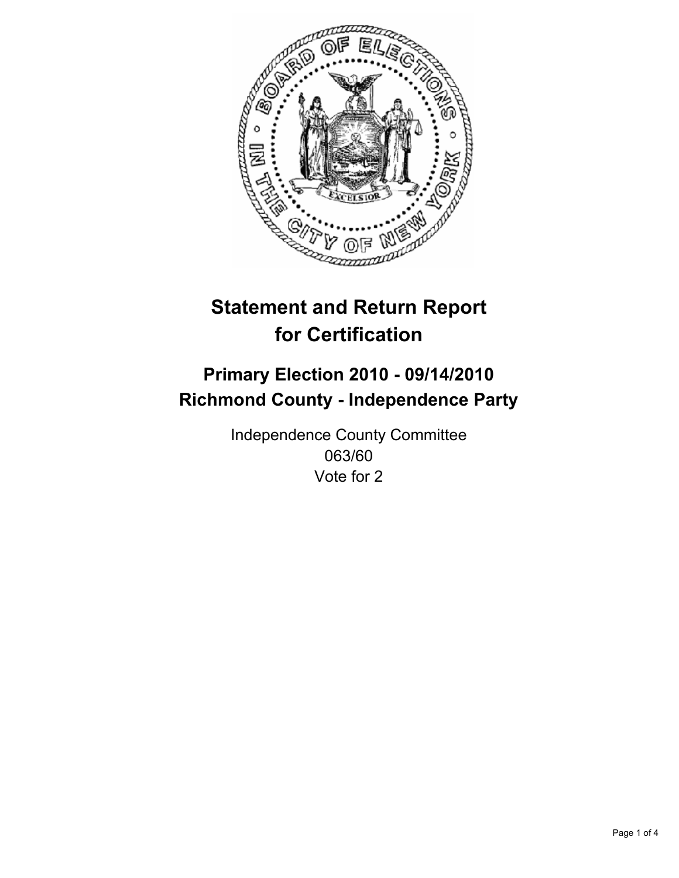# Statement and Return Report for Certification

## Primary Election 2010 - 09/14/2010
## Richmond County - Independence Party

Independence County Committee
063/60
Vote for 2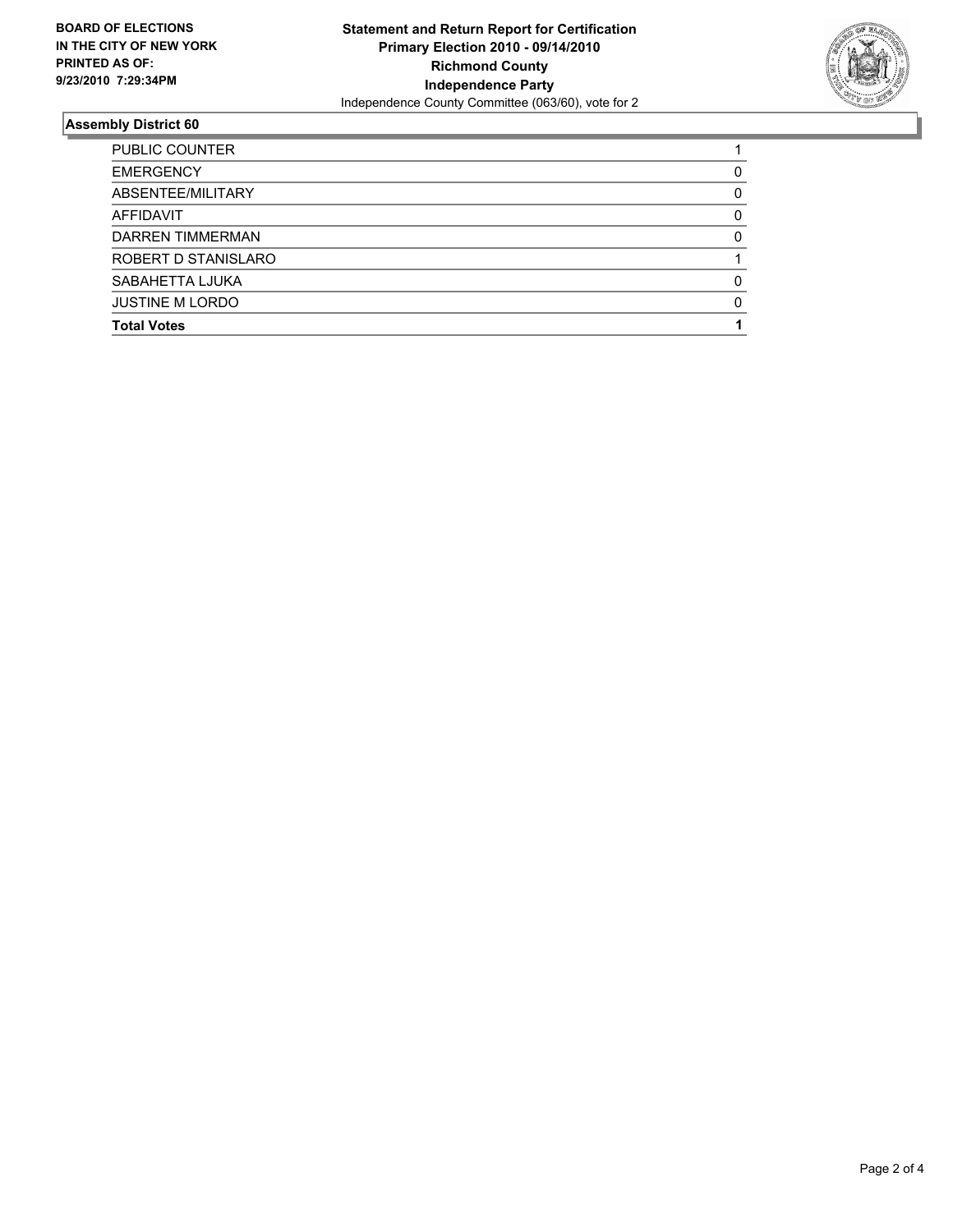**BOARD OF ELECTIONS IN THE CITY OF NEW YORK PRINTED AS OF: 9/23/2010 7:29:34PM**

**Statement and Return Report for Certification**
**Primary Election 2010 - 09/14/2010**
**Richmond County**
**Independence Party**
Independence County Committee (063/60), vote for 2

## Assembly District 60

| | |
|---|---|
| PUBLIC COUNTER | 1 |
| EMERGENCY | 0 |
| ABSENTEE/MILITARY | 0 |
| AFFIDAVIT | 0 |
| DARREN TIMMERMAN | 0 |
| ROBERT D STANISLARO | 1 |
| SABAHETTA LJUKA | 0 |
| JUSTINE M LORDO | 0 |
| **Total Votes** | **1** |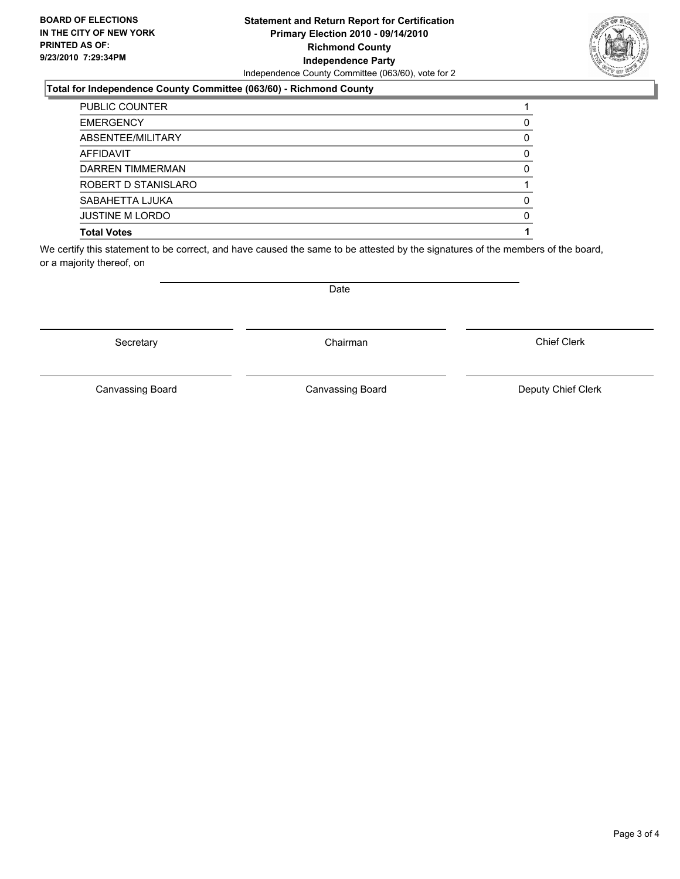**BOARD OF ELECTIONS IN THE CITY OF NEW YORK PRINTED AS OF: 9/23/2010 7:29:34PM**

**Statement and Return Report for Certification**
**Primary Election 2010 - 09/14/2010**
**Richmond County**
**Independence Party**
Independence County Committee (063/60), vote for 2

**Total for Independence County Committee (063/60) - Richmond County**

| | |
|---|---|
| PUBLIC COUNTER | 1 |
| EMERGENCY | 0 |
| ABSENTEE/MILITARY | 0 |
| AFFIDAVIT | 0 |
| DARREN TIMMERMAN | 0 |
| ROBERT D STANISLARO | 1 |
| SABAHETTA LJUKA | 0 |
| JUSTINE M LORDO | 0 |
| **Total Votes** | **1** |

We certify this statement to be correct, and have caused the same to be attested by the signatures of the members of the board, or a majority thereof, on

Date

Secretary | Chairman | Chief Clerk

Canvassing Board | Canvassing Board | Deputy Chief Clerk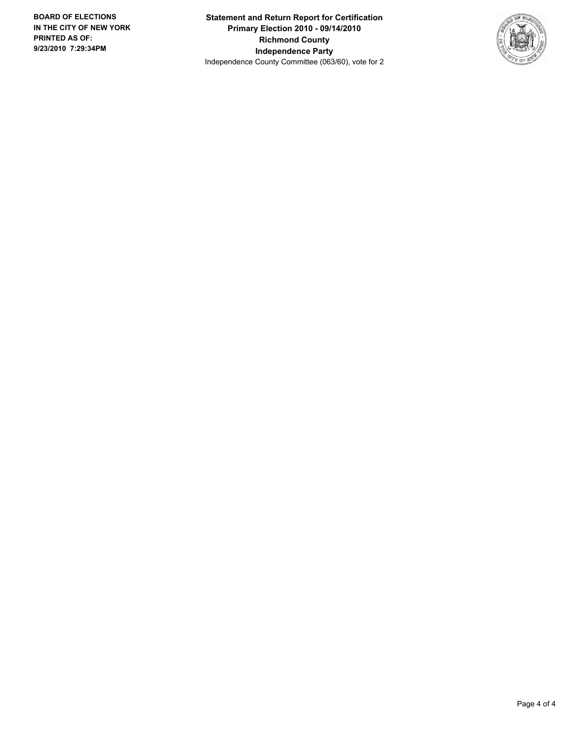**BOARD OF ELECTIONS IN THE CITY OF NEW YORK PRINTED AS OF: 9/23/2010 7:29:34PM**

**Statement and Return Report for Certification**
**Primary Election 2010 - 09/14/2010**
**Richmond County**
**Independence Party**
Independence County Committee (063/60), vote for 2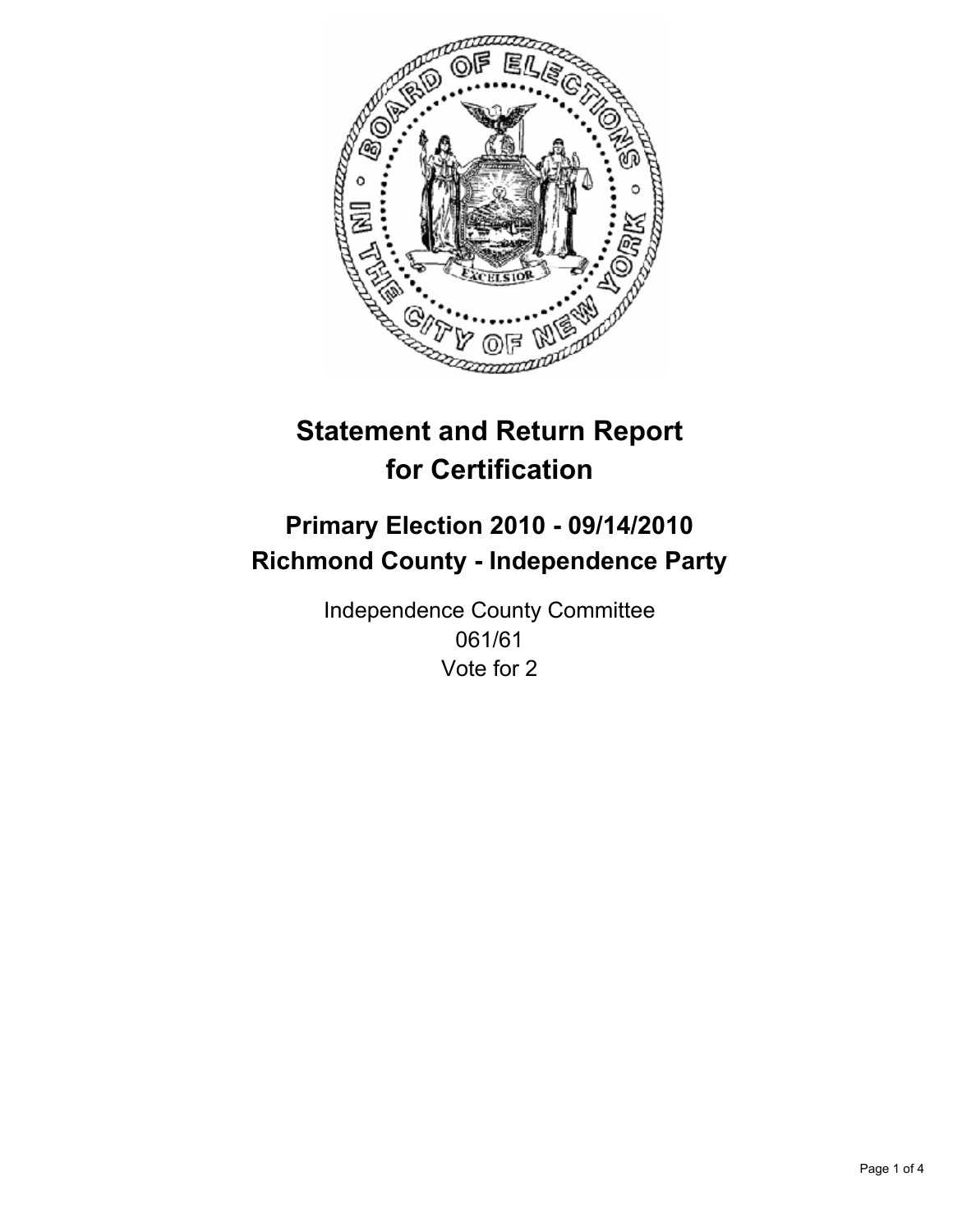# Statement and Return Report for Certification

## Primary Election 2010 - 09/14/2010
## Richmond County - Independence Party

Independence County Committee
061/61
Vote for 2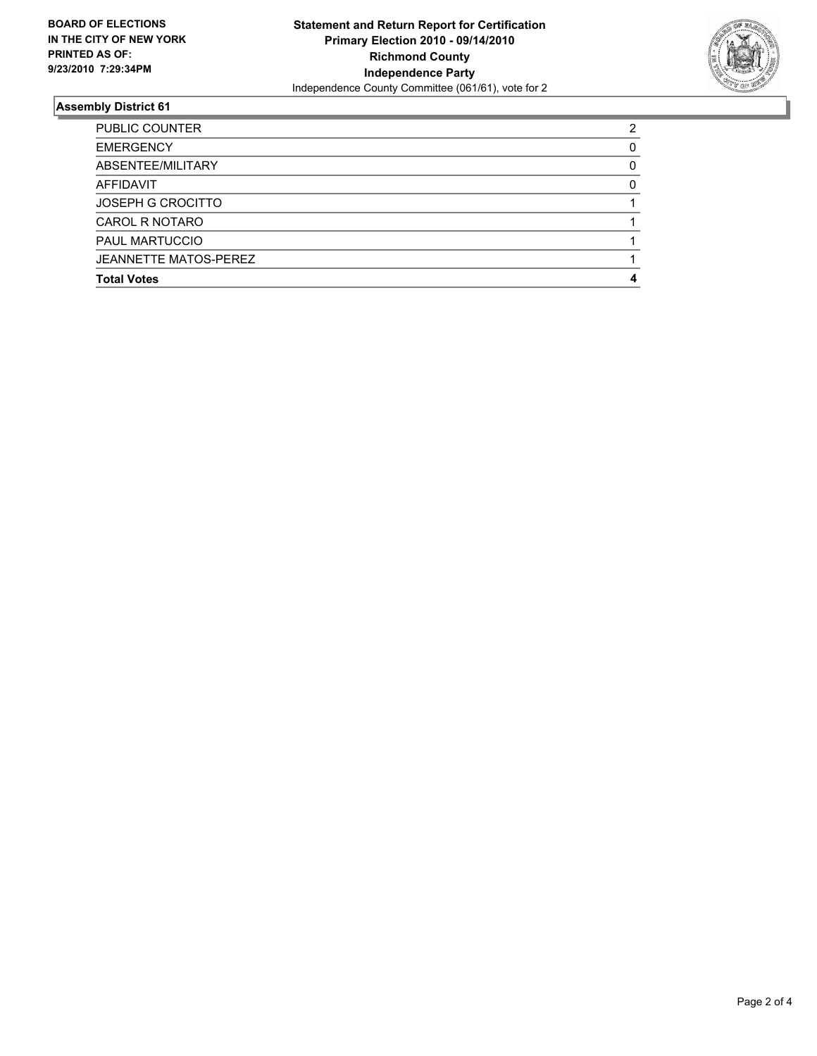**BOARD OF ELECTIONS IN THE CITY OF NEW YORK PRINTED AS OF: 9/23/2010 7:29:34PM**

**Statement and Return Report for Certification**
**Primary Election 2010 - 09/14/2010**
**Richmond County**
**Independence Party**
Independence County Committee (061/61), vote for 2

## Assembly District 61

| | |
|---|---|
| PUBLIC COUNTER | 2 |
| EMERGENCY | 0 |
| ABSENTEE/MILITARY | 0 |
| AFFIDAVIT | 0 |
| JOSEPH G CROCITTO | 1 |
| CAROL R NOTARO | 1 |
| PAUL MARTUCCIO | 1 |
| JEANNETTE MATOS-PEREZ | 1 |
| **Total Votes** | **4** |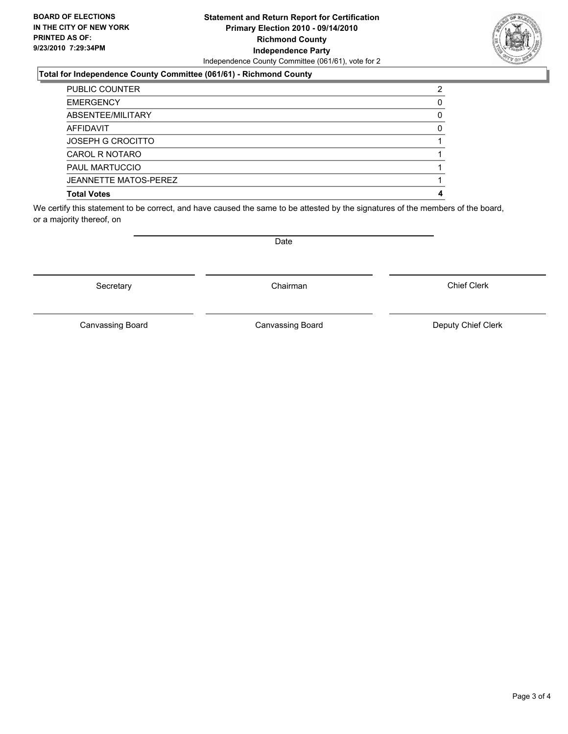**BOARD OF ELECTIONS IN THE CITY OF NEW YORK PRINTED AS OF: 9/23/2010 7:29:34PM**

**Statement and Return Report for Certification**
**Primary Election 2010 - 09/14/2010**
**Richmond County**
**Independence Party**
Independence County Committee (061/61), vote for 2

### Total for Independence County Committee (061/61) - Richmond County

| | |
|---|---|
| PUBLIC COUNTER | 2 |
| EMERGENCY | 0 |
| ABSENTEE/MILITARY | 0 |
| AFFIDAVIT | 0 |
| JOSEPH G CROCITTO | 1 |
| CAROL R NOTARO | 1 |
| PAUL MARTUCCIO | 1 |
| JEANNETTE MATOS-PEREZ | 1 |
| **Total Votes** | **4** |

We certify this statement to be correct, and have caused the same to be attested by the signatures of the members of the board, or a majority thereof, on

Date

Secretary | Chairman | Chief Clerk

Canvassing Board | Canvassing Board | Deputy Chief Clerk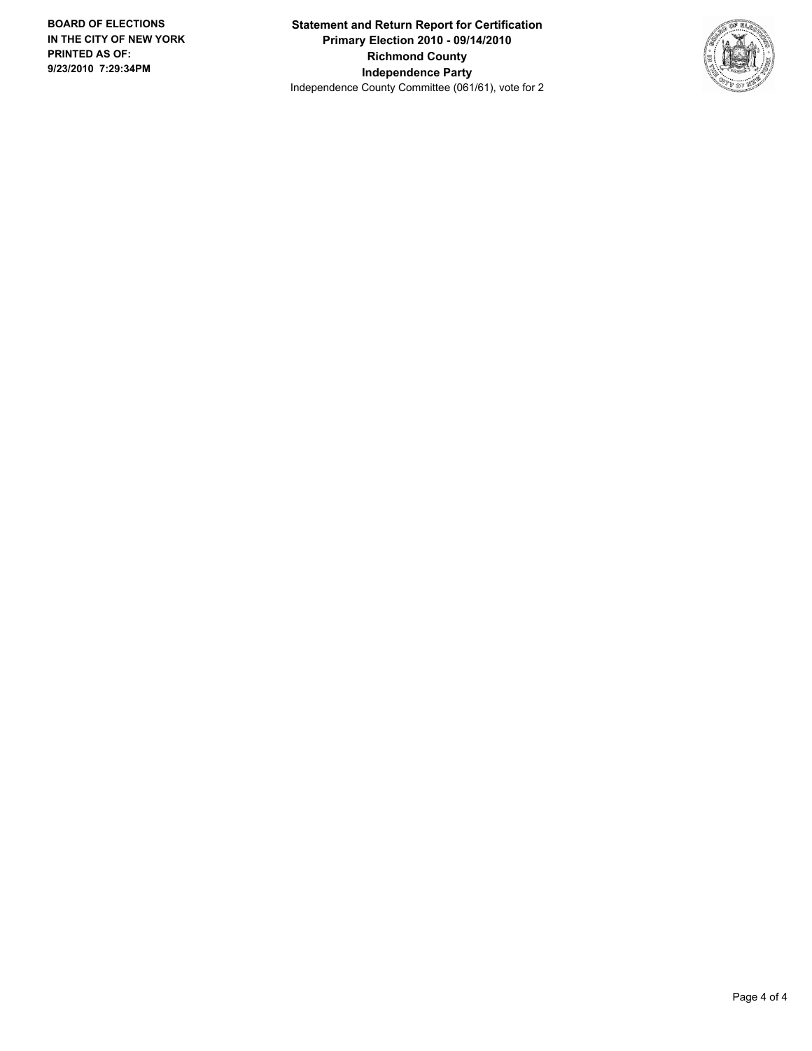**BOARD OF ELECTIONS**
**IN THE CITY OF NEW YORK**
**PRINTED AS OF:**
**9/23/2010 7:29:34PM**

**Statement and Return Report for Certification**
**Primary Election 2010 - 09/14/2010**
**Richmond County**
**Independence Party**
Independence County Committee (061/61), vote for 2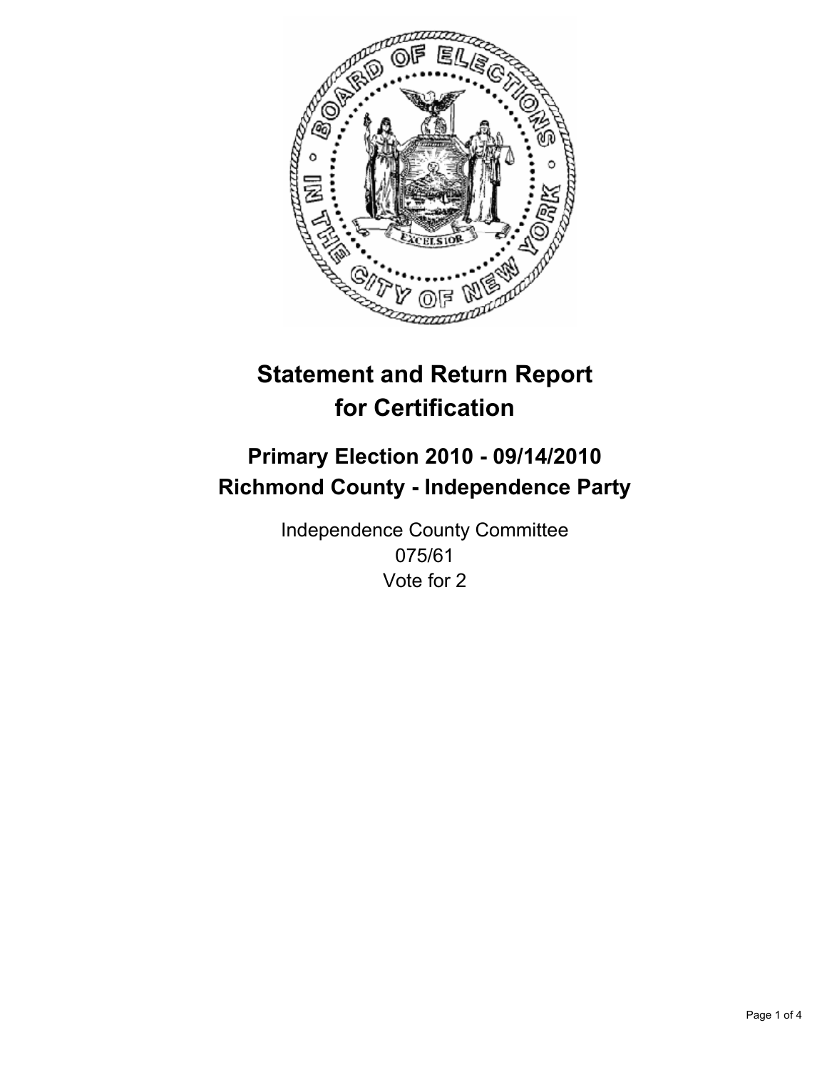# Statement and Return Report for Certification

## Primary Election 2010 - 09/14/2010
## Richmond County - Independence Party

Independence County Committee
075/61
Vote for 2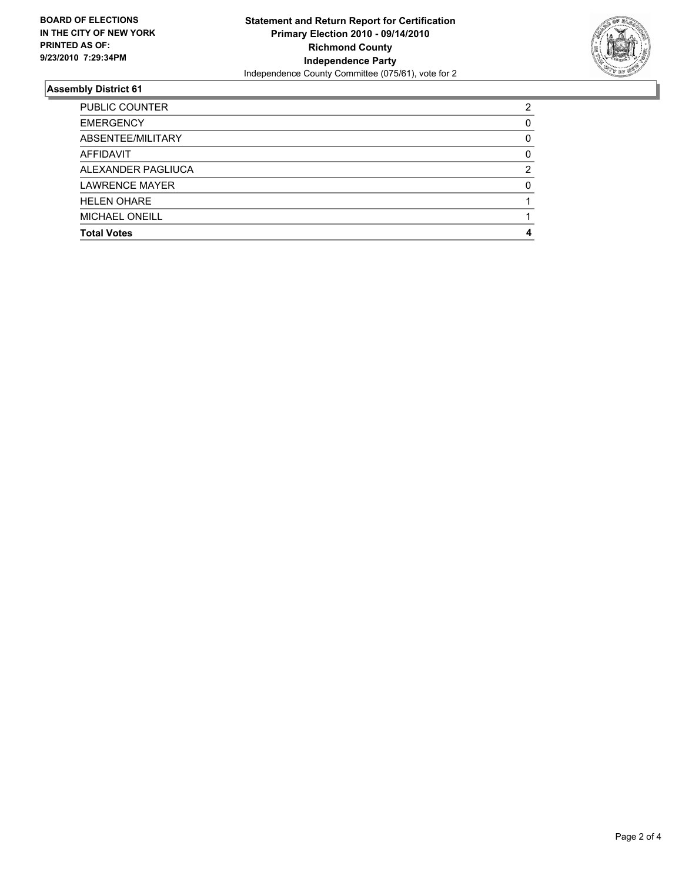**BOARD OF ELECTIONS IN THE CITY OF NEW YORK PRINTED AS OF: 9/23/2010 7:29:34PM**

**Statement and Return Report for Certification**
**Primary Election 2010 - 09/14/2010**
**Richmond County**
**Independence Party**
Independence County Committee (075/61), vote for 2

## Assembly District 61

| | |
|---|---|
| PUBLIC COUNTER | 2 |
| EMERGENCY | 0 |
| ABSENTEE/MILITARY | 0 |
| AFFIDAVIT | 0 |
| ALEXANDER PAGLIUCA | 2 |
| LAWRENCE MAYER | 0 |
| HELEN OHARE | 1 |
| MICHAEL ONEILL | 1 |
| **Total Votes** | **4** |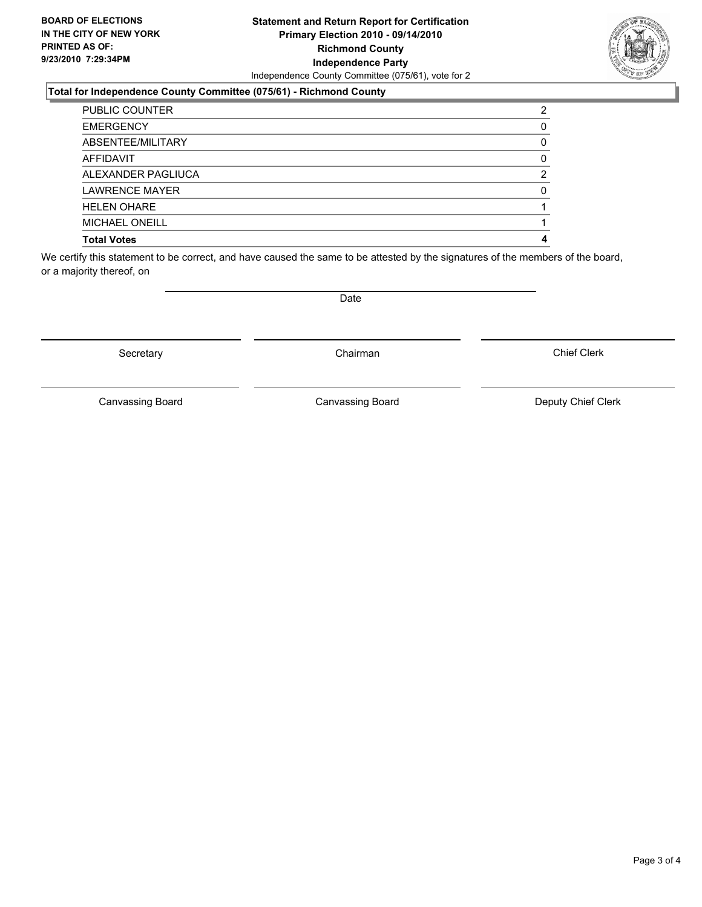**BOARD OF ELECTIONS IN THE CITY OF NEW YORK PRINTED AS OF: 9/23/2010 7:29:34PM**

# Statement and Return Report for Certification
## Primary Election 2010 - 09/14/2010
## Richmond County
## Independence Party
Independence County Committee (075/61), vote for 2

### Total for Independence County Committee (075/61) - Richmond County

| | |
|---|---|
| PUBLIC COUNTER | 2 |
| EMERGENCY | 0 |
| ABSENTEE/MILITARY | 0 |
| AFFIDAVIT | 0 |
| ALEXANDER PAGLIUCA | 2 |
| LAWRENCE MAYER | 0 |
| HELEN OHARE | 1 |
| MICHAEL ONEILL | 1 |
| **Total Votes** | **4** |

We certify this statement to be correct, and have caused the same to be attested by the signatures of the members of the board, or a majority thereof, on

Date

Secretary | Chairman | Chief Clerk

Canvassing Board | Canvassing Board | Deputy Chief Clerk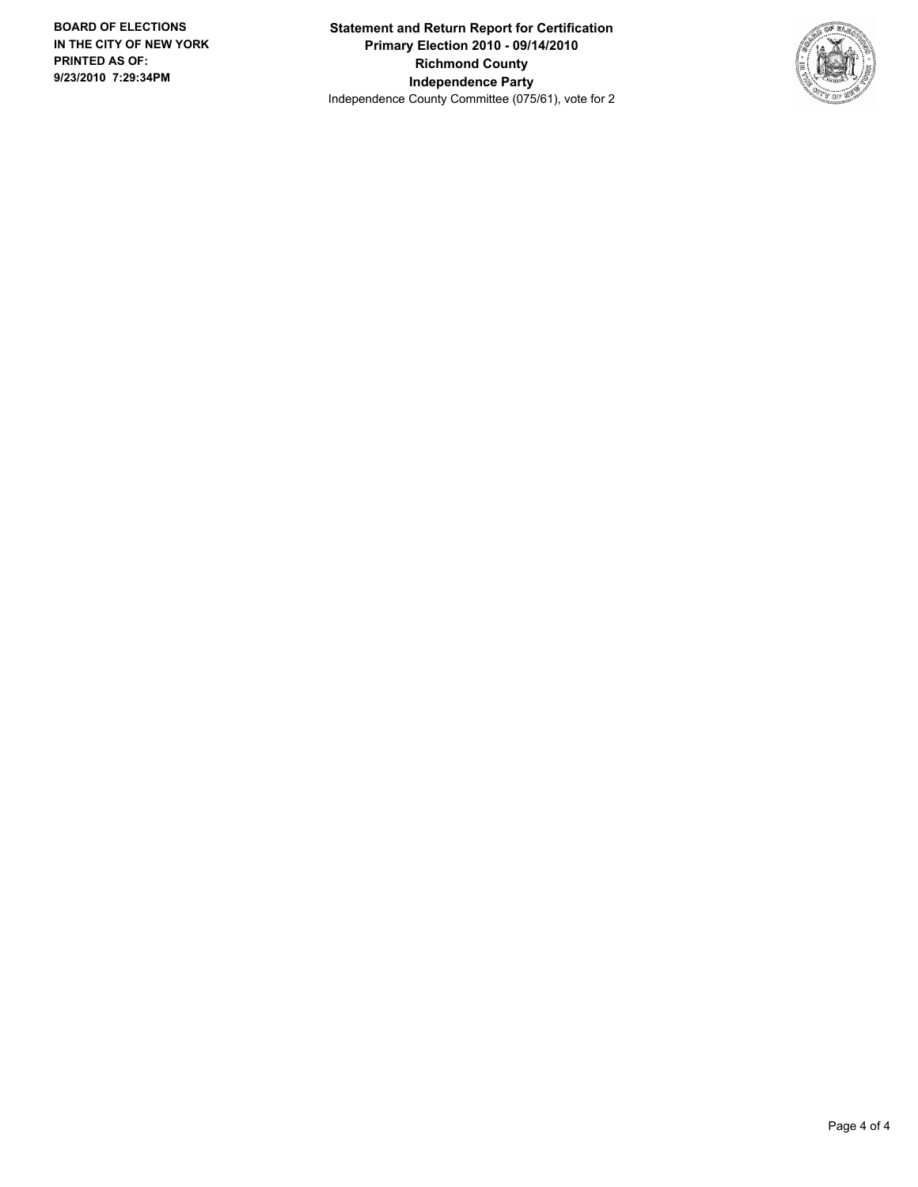BOARD OF ELECTIONS
IN THE CITY OF NEW YORK
PRINTED AS OF:
9/23/2010 7:29:34PM

**Statement and Return Report for Certification**
**Primary Election 2010 - 09/14/2010**
**Richmond County**
**Independence Party**
Independence County Committee (075/61), vote for 2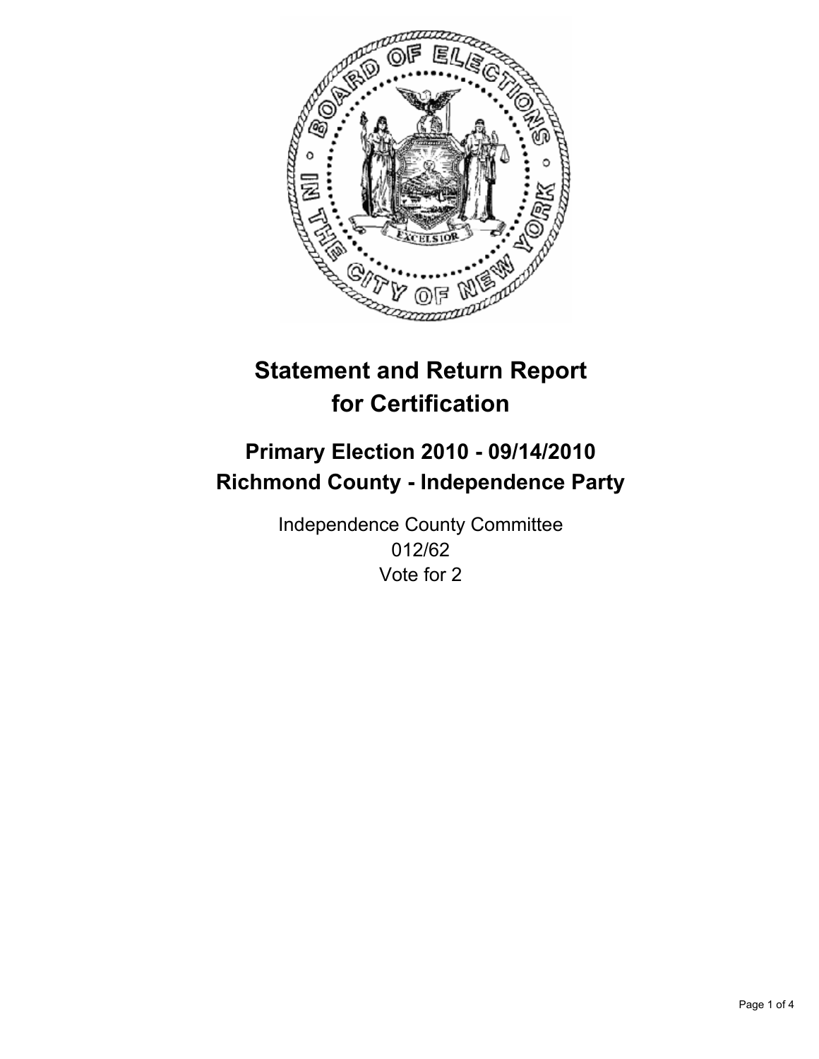# Statement and Return Report for Certification

## Primary Election 2010 - 09/14/2010
## Richmond County - Independence Party

Independence County Committee
012/62
Vote for 2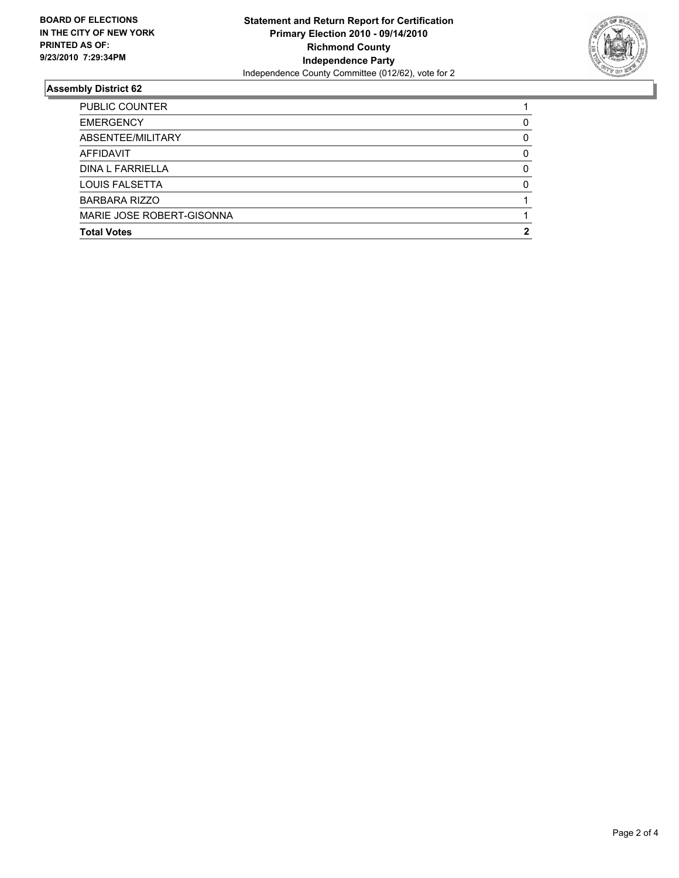**BOARD OF ELECTIONS IN THE CITY OF NEW YORK PRINTED AS OF: 9/23/2010 7:29:34PM**

**Statement and Return Report for Certification**
**Primary Election 2010 - 09/14/2010**
**Richmond County**
**Independence Party**
Independence County Committee (012/62), vote for 2

### Assembly District 62

| | |
|---|---|
| PUBLIC COUNTER | 1 |
| EMERGENCY | 0 |
| ABSENTEE/MILITARY | 0 |
| AFFIDAVIT | 0 |
| DINA L FARRIELLA | 0 |
| LOUIS FALSETTA | 0 |
| BARBARA RIZZO | 1 |
| MARIE JOSE ROBERT-GISONNA | 1 |
| **Total Votes** | **2** |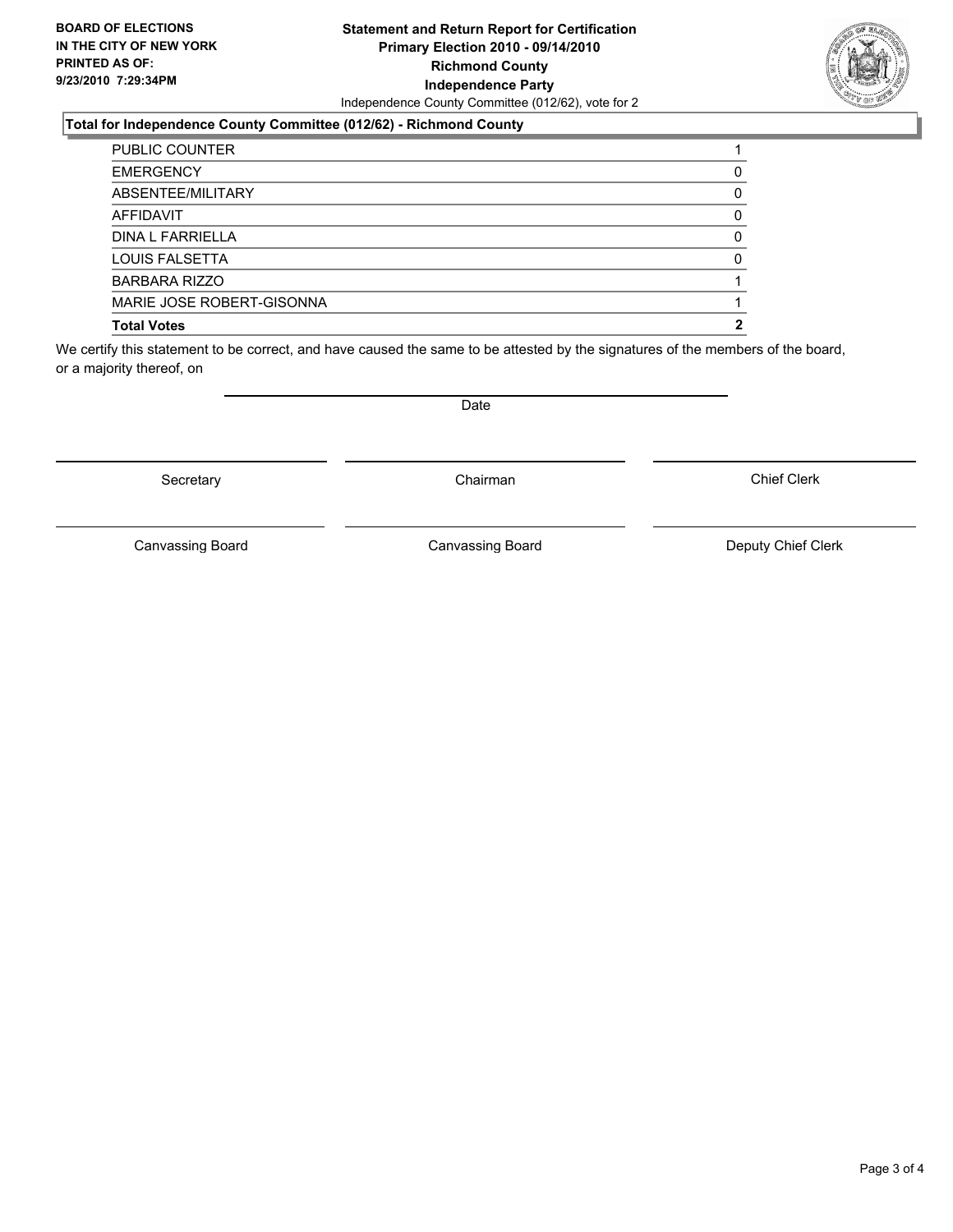**BOARD OF ELECTIONS IN THE CITY OF NEW YORK PRINTED AS OF: 9/23/2010 7:29:34PM**

**Statement and Return Report for Certification**
**Primary Election 2010 - 09/14/2010**
**Richmond County**
**Independence Party**
Independence County Committee (012/62), vote for 2

### Total for Independence County Committee (012/62) - Richmond County

| | |
|---|---|
| PUBLIC COUNTER | 1 |
| EMERGENCY | 0 |
| ABSENTEE/MILITARY | 0 |
| AFFIDAVIT | 0 |
| DINA L FARRIELLA | 0 |
| LOUIS FALSETTA | 0 |
| BARBARA RIZZO | 1 |
| MARIE JOSE ROBERT-GISONNA | 1 |
| **Total Votes** | **2** |

We certify this statement to be correct, and have caused the same to be attested by the signatures of the members of the board, or a majority thereof, on

Date

Secretary | Chairman | Chief Clerk

Canvassing Board | Canvassing Board | Deputy Chief Clerk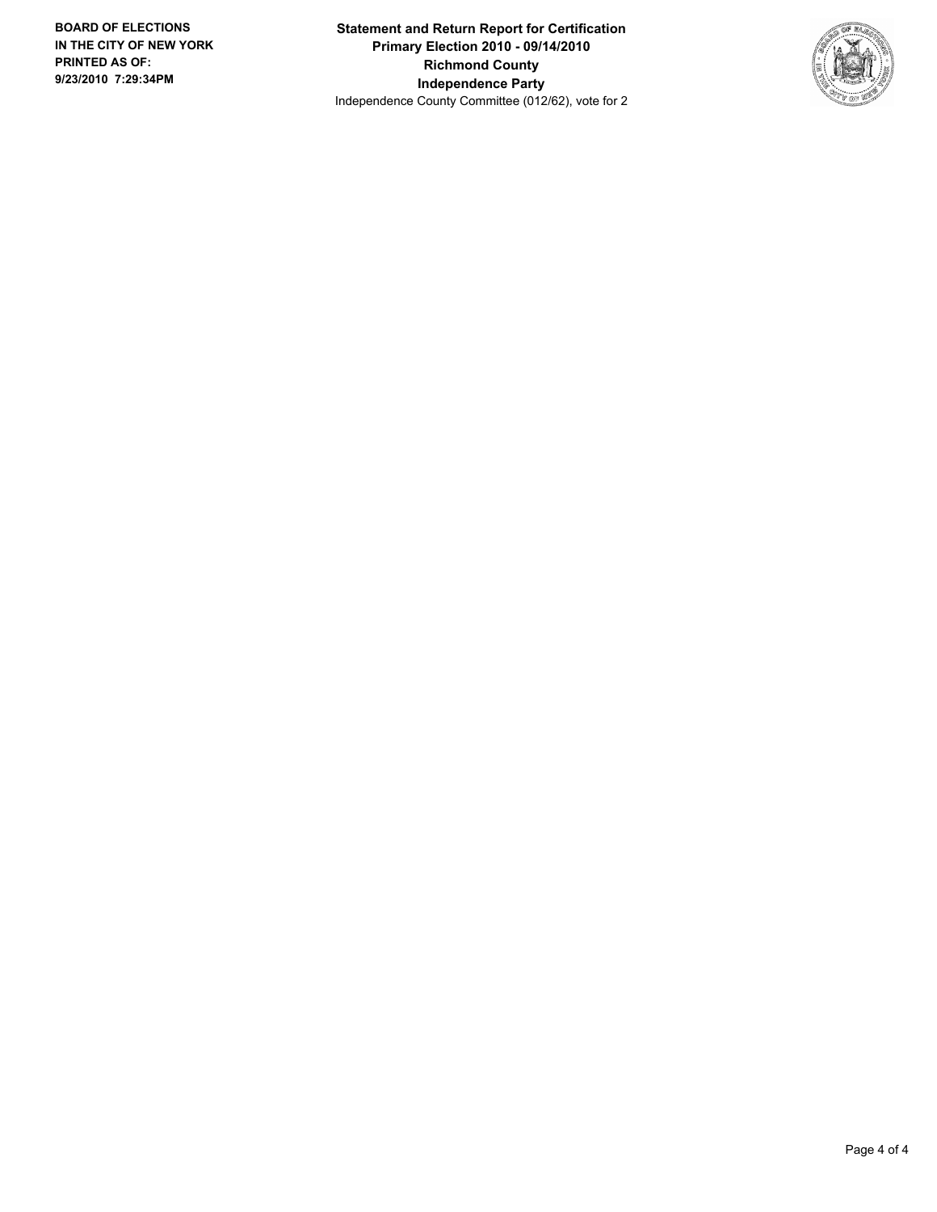**Statement and Return Report for Certification**
**Primary Election 2010 - 09/14/2010**
**Richmond County**
**Independence Party**
Independence County Committee (012/62), vote for 2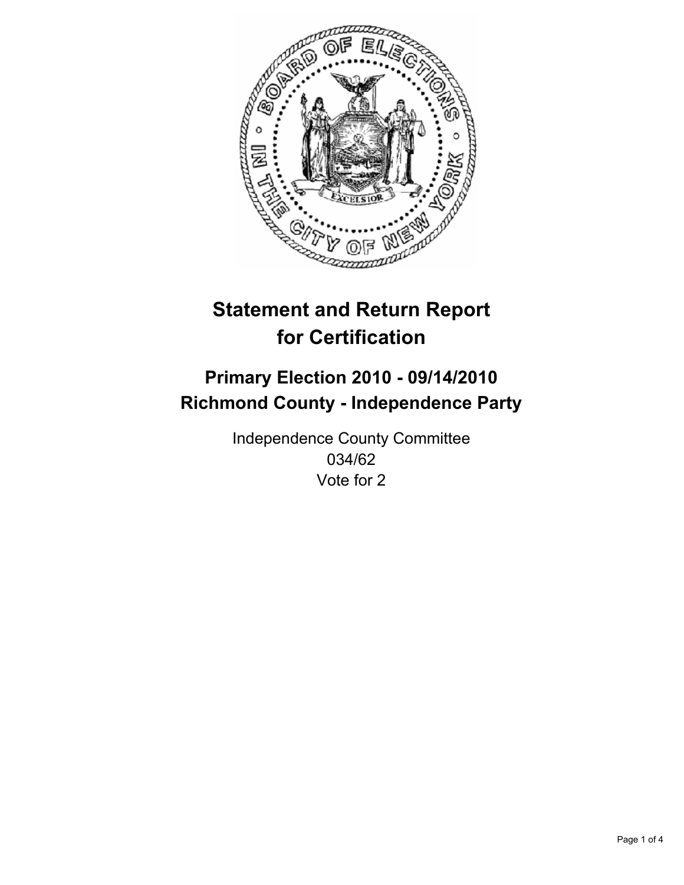# Statement and Return Report for Certification

## Primary Election 2010 - 09/14/2010
## Richmond County - Independence Party

Independence County Committee
034/62
Vote for 2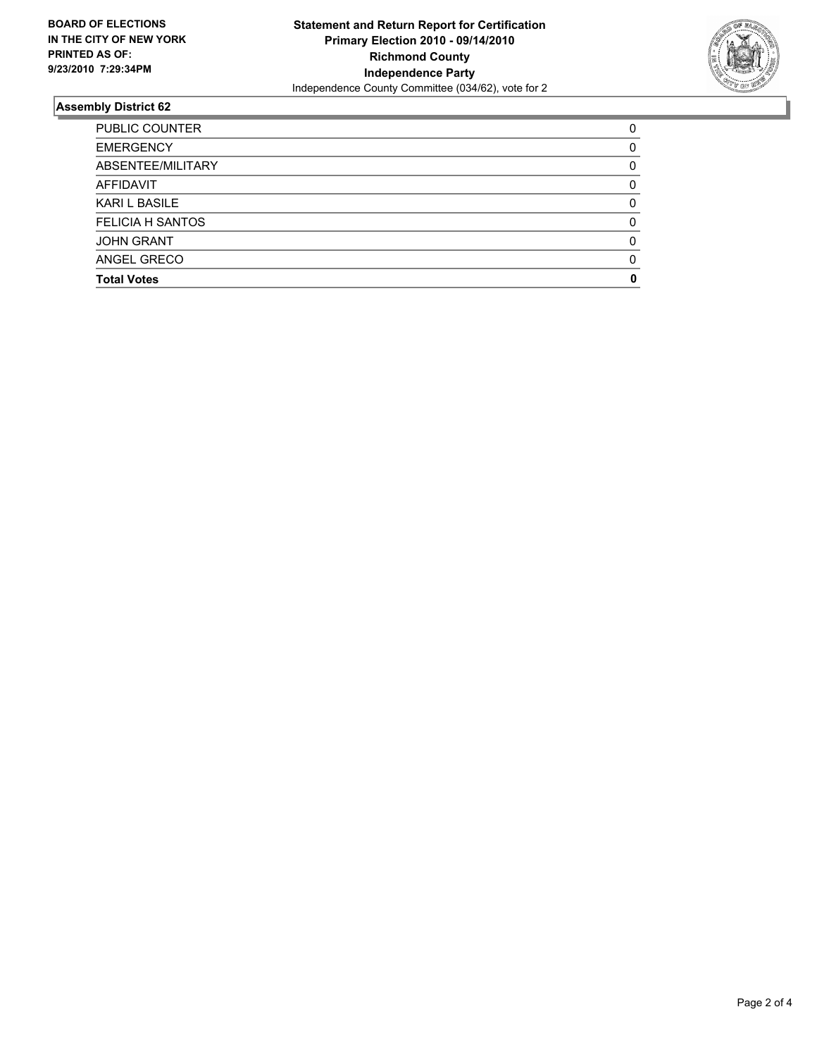**BOARD OF ELECTIONS IN THE CITY OF NEW YORK PRINTED AS OF: 9/23/2010 7:29:34PM**

**Statement and Return Report for Certification**
**Primary Election 2010 - 09/14/2010**
**Richmond County**
**Independence Party**
Independence County Committee (034/62), vote for 2

## Assembly District 62

| | |
|---|---|
| PUBLIC COUNTER | 0 |
| EMERGENCY | 0 |
| ABSENTEE/MILITARY | 0 |
| AFFIDAVIT | 0 |
| KARI L BASILE | 0 |
| FELICIA H SANTOS | 0 |
| JOHN GRANT | 0 |
| ANGEL GRECO | 0 |
| **Total Votes** | **0** |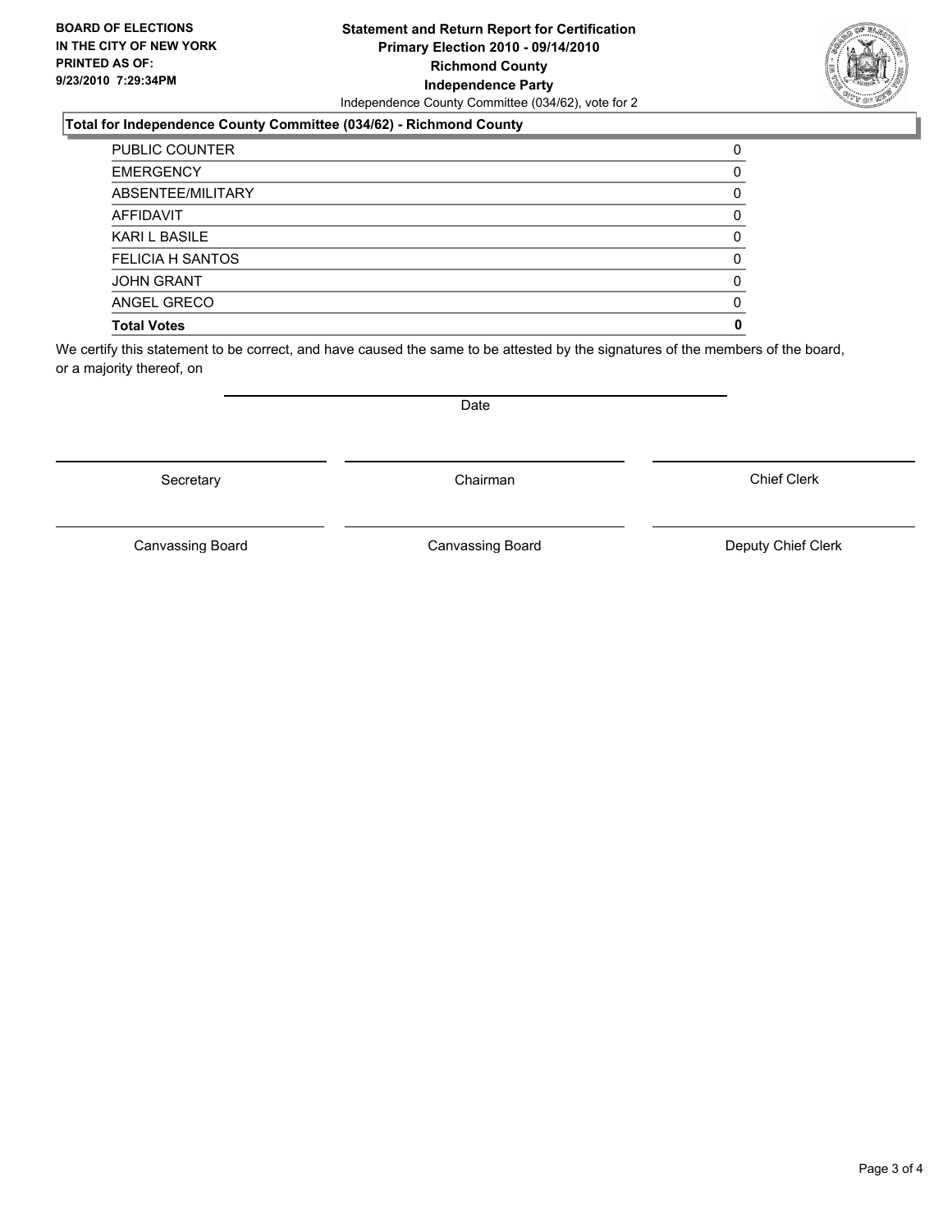**BOARD OF ELECTIONS IN THE CITY OF NEW YORK PRINTED AS OF: 9/23/2010 7:29:34PM**

**Statement and Return Report for Certification**
**Primary Election 2010 - 09/14/2010**
**Richmond County**
**Independence Party**
Independence County Committee (034/62), vote for 2

**Total for Independence County Committee (034/62) - Richmond County**

| | |
|---|---|
| PUBLIC COUNTER | 0 |
| EMERGENCY | 0 |
| ABSENTEE/MILITARY | 0 |
| AFFIDAVIT | 0 |
| KARI L BASILE | 0 |
| FELICIA H SANTOS | 0 |
| JOHN GRANT | 0 |
| ANGEL GRECO | 0 |
| **Total Votes** | **0** |

We certify this statement to be correct, and have caused the same to be attested by the signatures of the members of the board, or a majority thereof, on

Date

Secretary | Chairman | Chief Clerk

Canvassing Board | Canvassing Board | Deputy Chief Clerk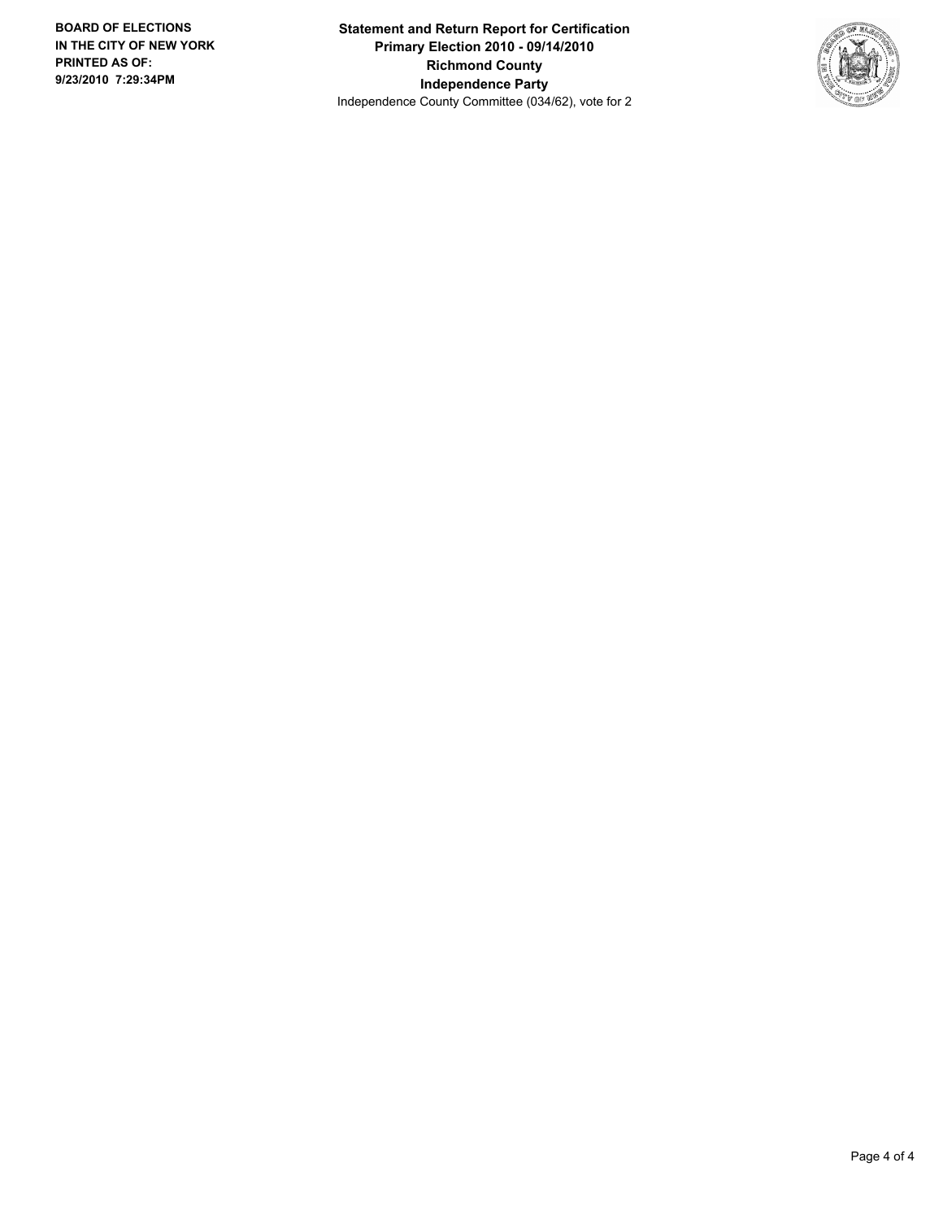**BOARD OF ELECTIONS IN THE CITY OF NEW YORK PRINTED AS OF: 9/23/2010 7:29:34PM**

**Statement and Return Report for Certification**
**Primary Election 2010 - 09/14/2010**
**Richmond County**
**Independence Party**
Independence County Committee (034/62), vote for 2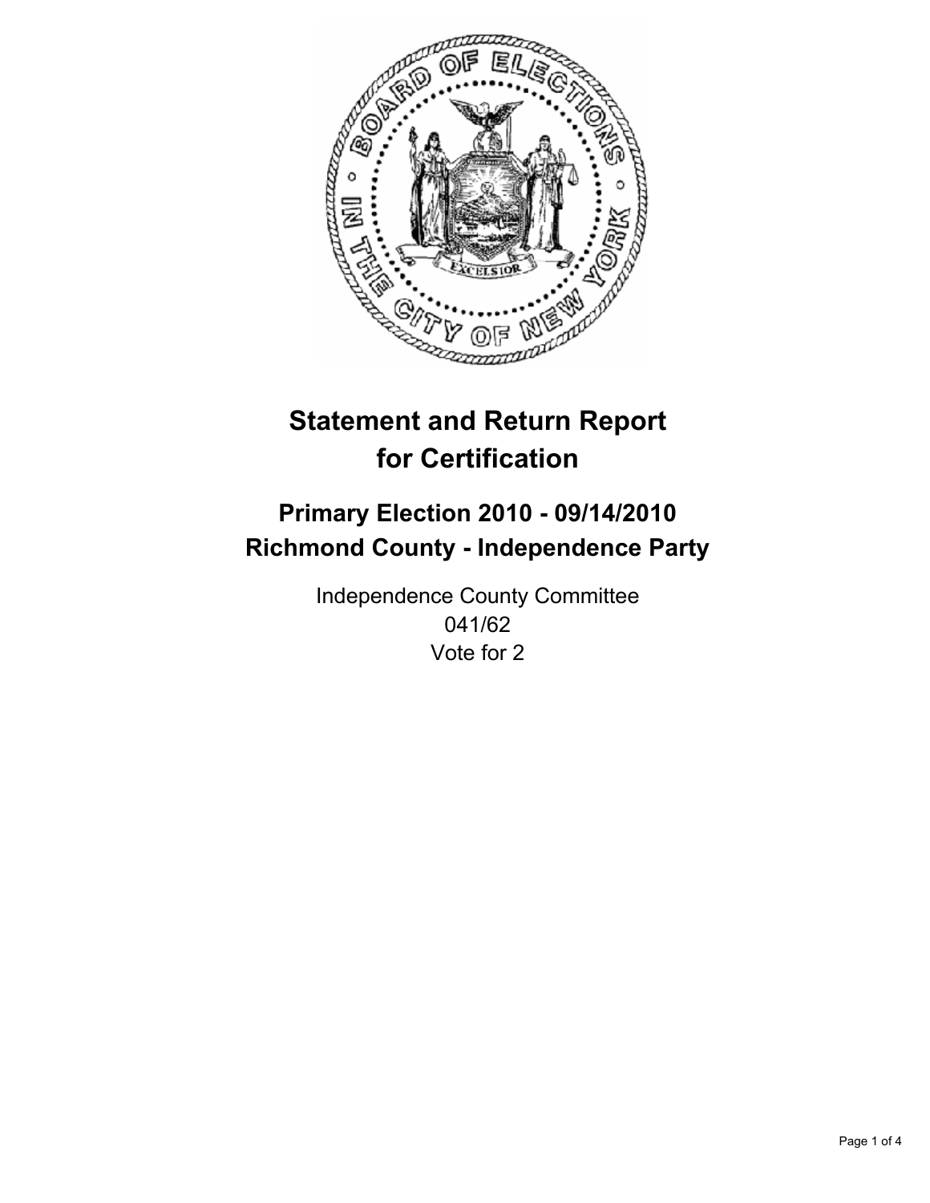# Statement and Return Report for Certification

## Primary Election 2010 - 09/14/2010
## Richmond County - Independence Party

Independence County Committee
041/62
Vote for 2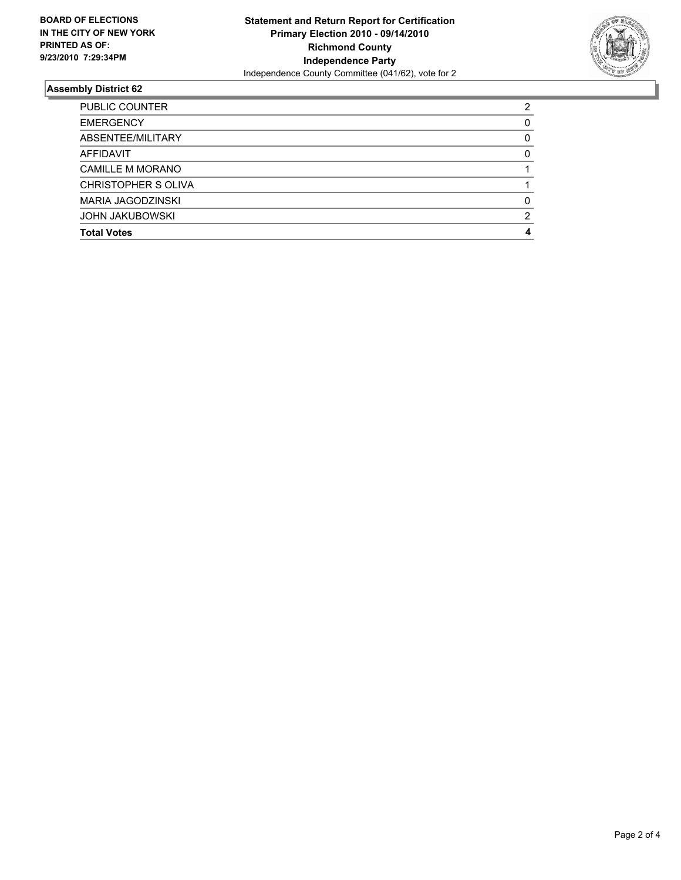**BOARD OF ELECTIONS IN THE CITY OF NEW YORK PRINTED AS OF: 9/23/2010 7:29:34PM**

**Statement and Return Report for Certification**
**Primary Election 2010 - 09/14/2010**
**Richmond County**
**Independence Party**
Independence County Committee (041/62), vote for 2

## Assembly District 62

| | |
|---|---|
| PUBLIC COUNTER | 2 |
| EMERGENCY | 0 |
| ABSENTEE/MILITARY | 0 |
| AFFIDAVIT | 0 |
| CAMILLE M MORANO | 1 |
| CHRISTOPHER S OLIVA | 1 |
| MARIA JAGODZINSKI | 0 |
| JOHN JAKUBOWSKI | 2 |
| **Total Votes** | **4** |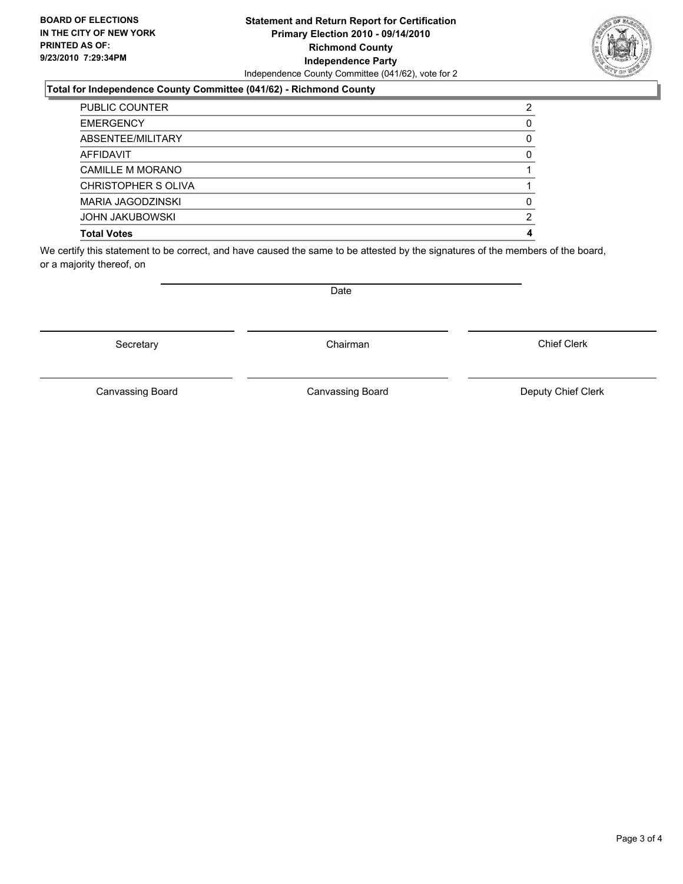**BOARD OF ELECTIONS IN THE CITY OF NEW YORK PRINTED AS OF: 9/23/2010 7:29:34PM**

**Statement and Return Report for Certification**
**Primary Election 2010 - 09/14/2010**
**Richmond County**
**Independence Party**
Independence County Committee (041/62), vote for 2

### Total for Independence County Committee (041/62) - Richmond County

| | |
|---|---|
| PUBLIC COUNTER | 2 |
| EMERGENCY | 0 |
| ABSENTEE/MILITARY | 0 |
| AFFIDAVIT | 0 |
| CAMILLE M MORANO | 1 |
| CHRISTOPHER S OLIVA | 1 |
| MARIA JAGODZINSKI | 0 |
| JOHN JAKUBOWSKI | 2 |
| **Total Votes** | **4** |

We certify this statement to be correct, and have caused the same to be attested by the signatures of the members of the board, or a majority thereof, on

Date

Secretary | Chairman | Chief Clerk

Canvassing Board | Canvassing Board | Deputy Chief Clerk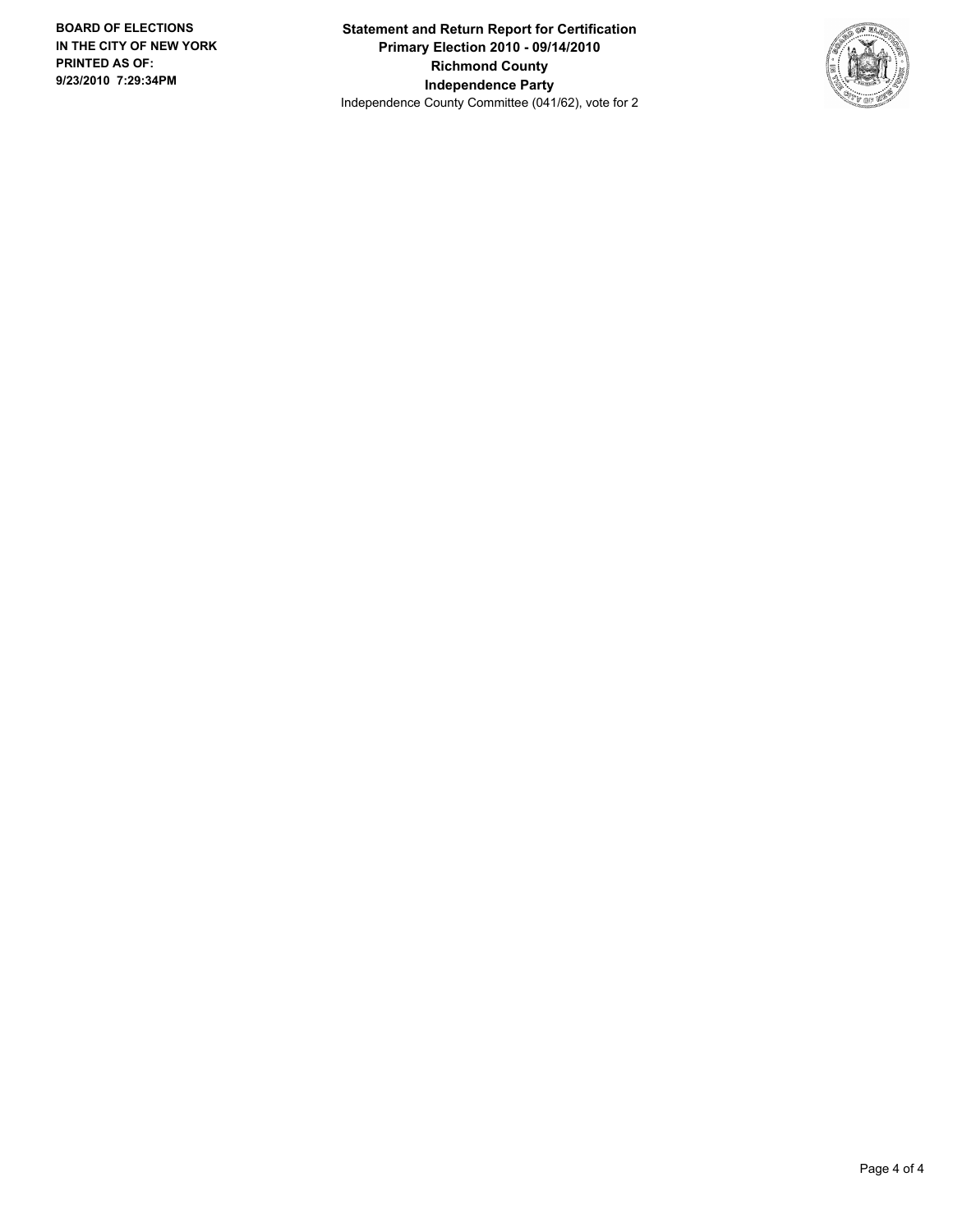BOARD OF ELECTIONS
IN THE CITY OF NEW YORK
PRINTED AS OF:
9/23/2010 7:29:34PM

**Statement and Return Report for Certification**
**Primary Election 2010 - 09/14/2010**
**Richmond County**
**Independence Party**
Independence County Committee (041/62), vote for 2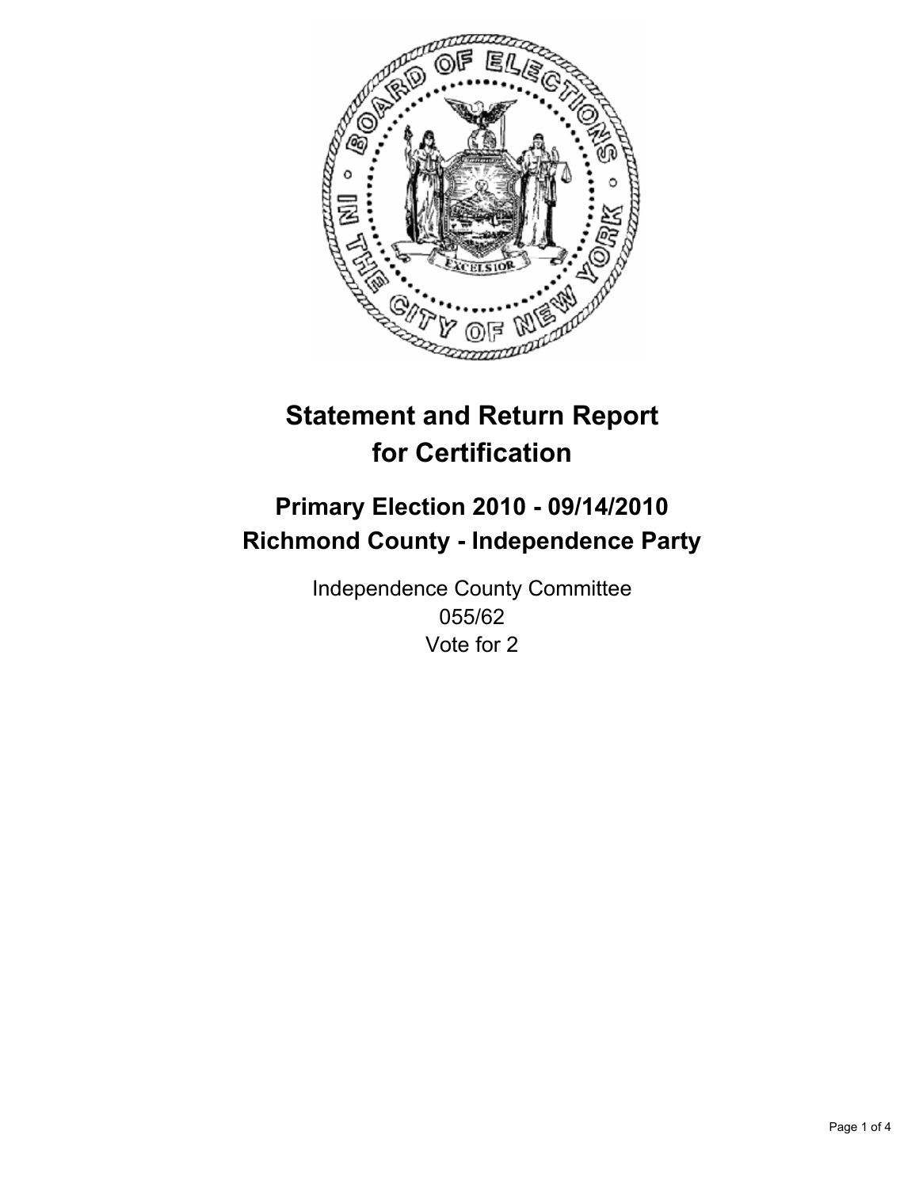# Statement and Return Report for Certification

## Primary Election 2010 - 09/14/2010
## Richmond County - Independence Party

Independence County Committee
055/62
Vote for 2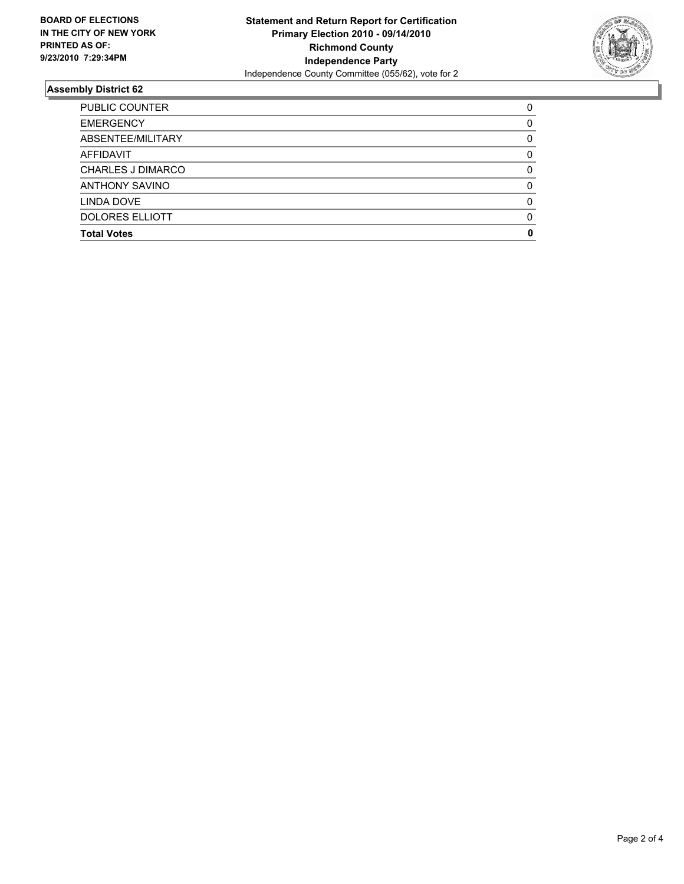**BOARD OF ELECTIONS IN THE CITY OF NEW YORK PRINTED AS OF: 9/23/2010 7:29:34PM**

**Statement and Return Report for Certification**
**Primary Election 2010 - 09/14/2010**
**Richmond County**
**Independence Party**
Independence County Committee (055/62), vote for 2

## Assembly District 62

| | |
|---|---|
| PUBLIC COUNTER | 0 |
| EMERGENCY | 0 |
| ABSENTEE/MILITARY | 0 |
| AFFIDAVIT | 0 |
| CHARLES J DIMARCO | 0 |
| ANTHONY SAVINO | 0 |
| LINDA DOVE | 0 |
| DOLORES ELLIOTT | 0 |
| **Total Votes** | **0** |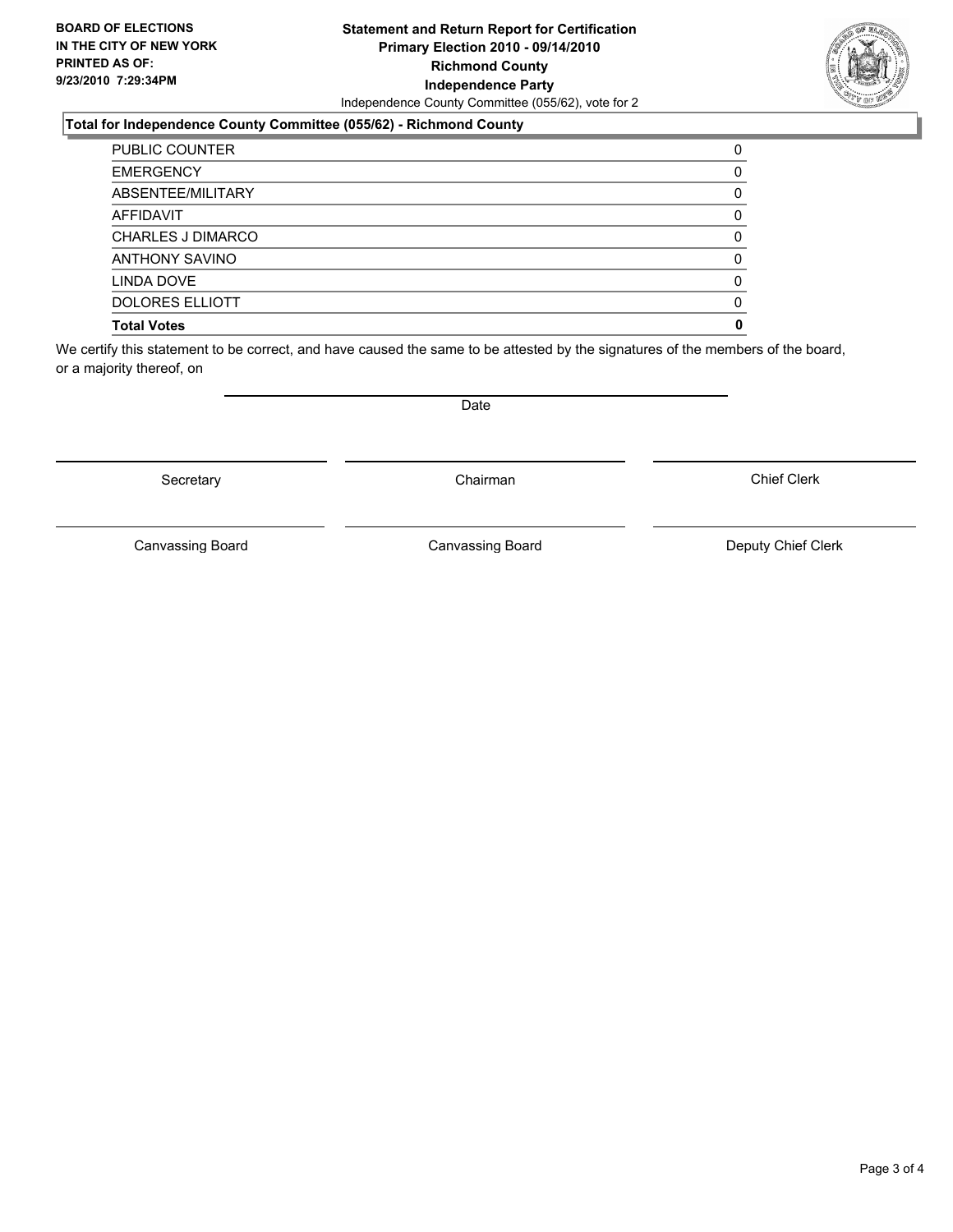**BOARD OF ELECTIONS**
**IN THE CITY OF NEW YORK**
**PRINTED AS OF:**
**9/23/2010 7:29:34PM**

**Statement and Return Report for Certification**
**Primary Election 2010 - 09/14/2010**
**Richmond County**
**Independence Party**
Independence County Committee (055/62), vote for 2

**Total for Independence County Committee (055/62) - Richmond County**

| | |
|---|---|
| PUBLIC COUNTER | 0 |
| EMERGENCY | 0 |
| ABSENTEE/MILITARY | 0 |
| AFFIDAVIT | 0 |
| CHARLES J DIMARCO | 0 |
| ANTHONY SAVINO | 0 |
| LINDA DOVE | 0 |
| DOLORES ELLIOTT | 0 |
| **Total Votes** | **0** |

We certify this statement to be correct, and have caused the same to be attested by the signatures of the members of the board, or a majority thereof, on

Date

Secretary | Chairman | Chief Clerk

Canvassing Board | Canvassing Board | Deputy Chief Clerk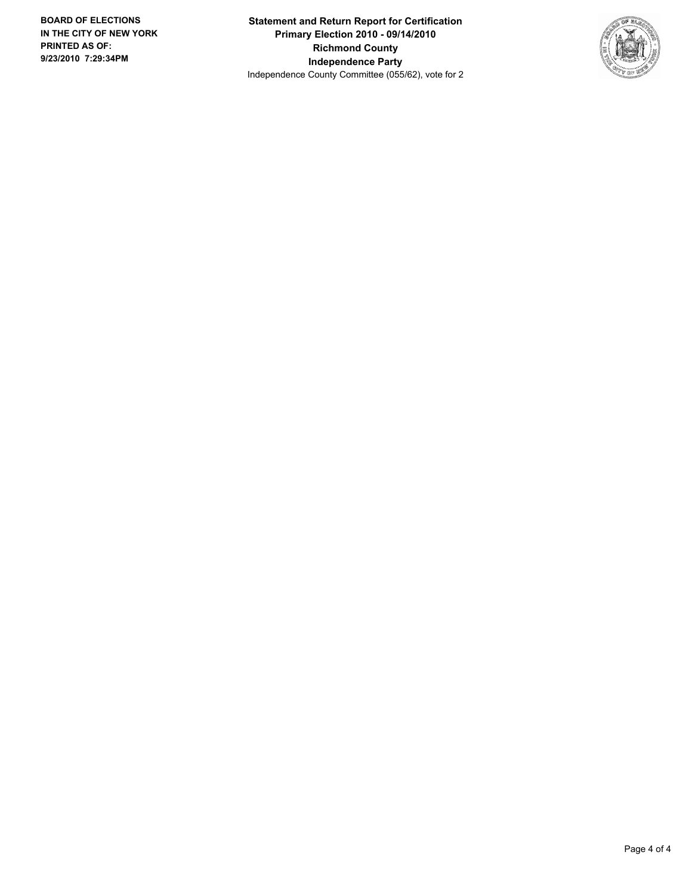**BOARD OF ELECTIONS IN THE CITY OF NEW YORK PRINTED AS OF: 9/23/2010 7:29:34PM**

**Statement and Return Report for Certification**
**Primary Election 2010 - 09/14/2010**
**Richmond County**
**Independence Party**
Independence County Committee (055/62), vote for 2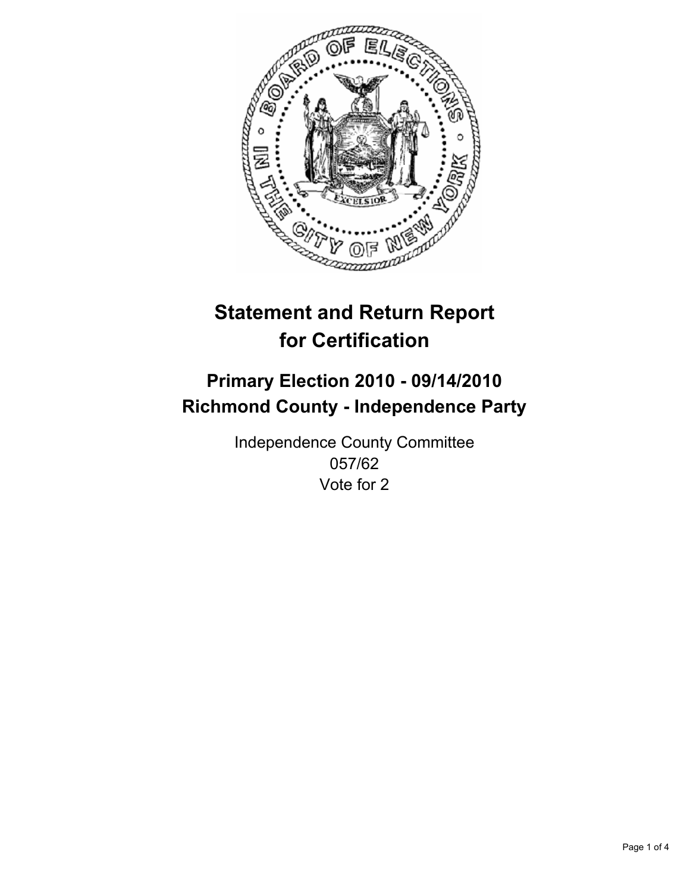# Statement and Return Report for Certification

## Primary Election 2010 - 09/14/2010
## Richmond County - Independence Party

Independence County Committee
057/62
Vote for 2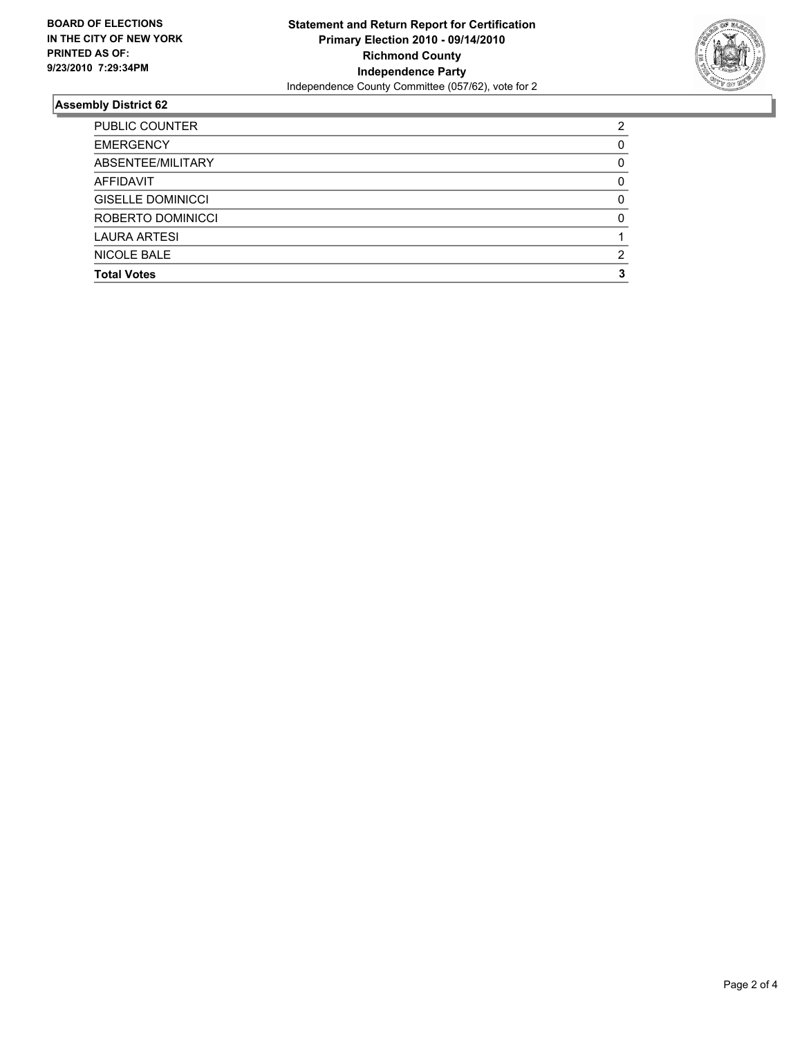**BOARD OF ELECTIONS IN THE CITY OF NEW YORK PRINTED AS OF: 9/23/2010 7:29:34PM**

**Statement and Return Report for Certification**
**Primary Election 2010 - 09/14/2010**
**Richmond County**
**Independence Party**
Independence County Committee (057/62), vote for 2

## Assembly District 62

| | |
|---|---|
| PUBLIC COUNTER | 2 |
| EMERGENCY | 0 |
| ABSENTEE/MILITARY | 0 |
| AFFIDAVIT | 0 |
| GISELLE DOMINICCI | 0 |
| ROBERTO DOMINICCI | 0 |
| LAURA ARTESI | 1 |
| NICOLE BALE | 2 |
| **Total Votes** | **3** |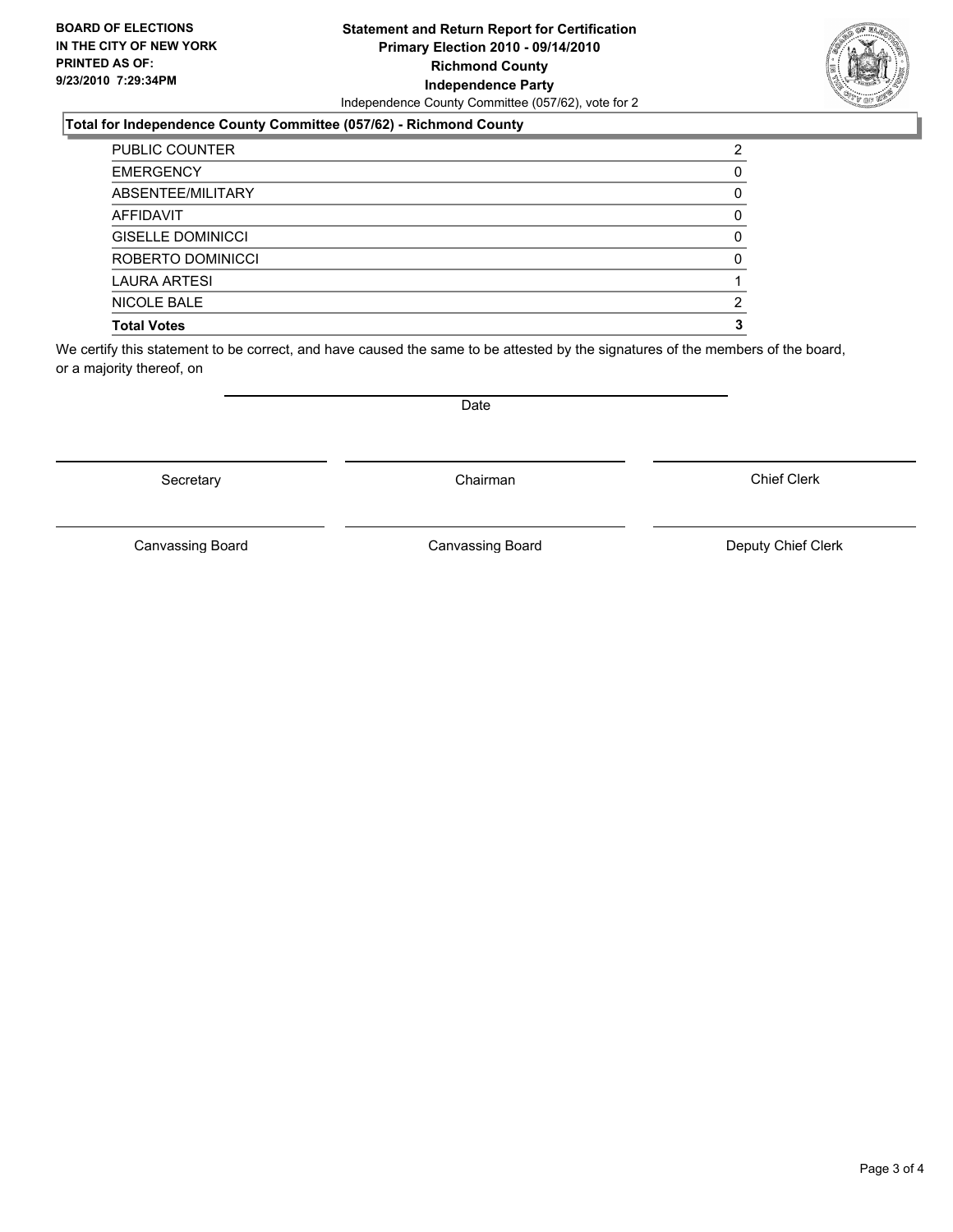**BOARD OF ELECTIONS IN THE CITY OF NEW YORK PRINTED AS OF: 9/23/2010 7:29:34PM**

**Statement and Return Report for Certification**
**Primary Election 2010 - 09/14/2010**
**Richmond County**
**Independence Party**
Independence County Committee (057/62), vote for 2

### Total for Independence County Committee (057/62) - Richmond County

| | |
|---|---|
| PUBLIC COUNTER | 2 |
| EMERGENCY | 0 |
| ABSENTEE/MILITARY | 0 |
| AFFIDAVIT | 0 |
| GISELLE DOMINICCI | 0 |
| ROBERTO DOMINICCI | 0 |
| LAURA ARTESI | 1 |
| NICOLE BALE | 2 |
| **Total Votes** | **3** |

We certify this statement to be correct, and have caused the same to be attested by the signatures of the members of the board, or a majority thereof, on

Date

Secretary | Chairman | Chief Clerk

Canvassing Board | Canvassing Board | Deputy Chief Clerk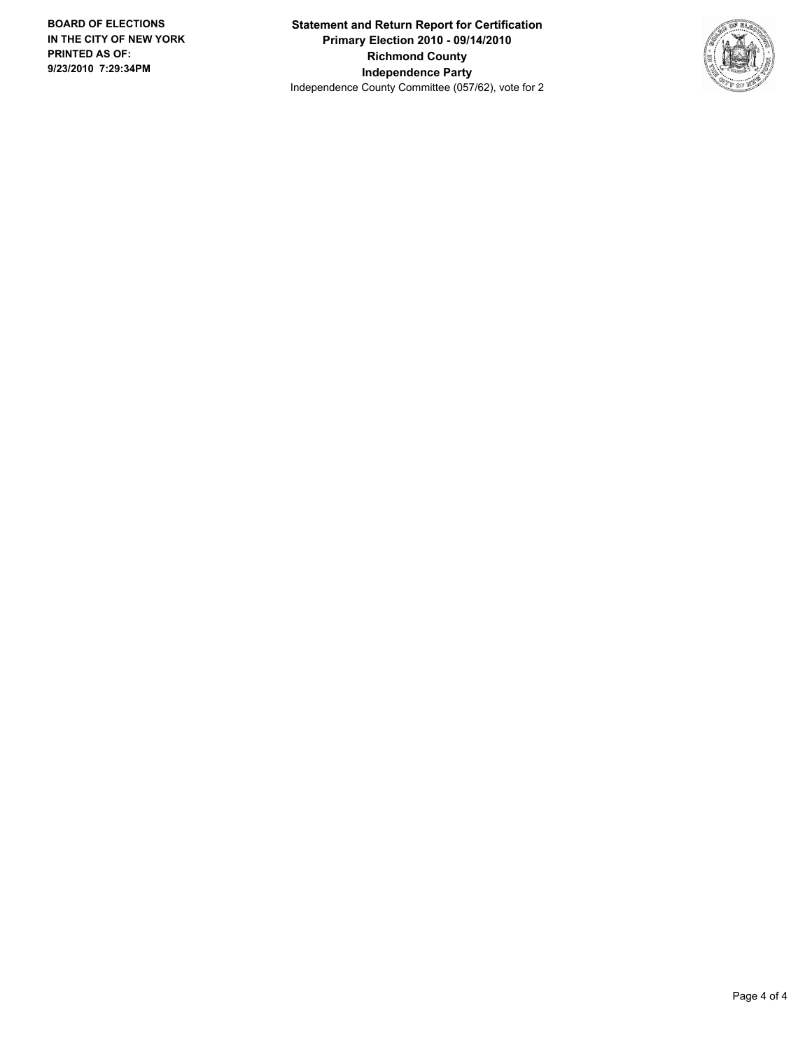**BOARD OF ELECTIONS IN THE CITY OF NEW YORK PRINTED AS OF: 9/23/2010 7:29:34PM**

**Statement and Return Report for Certification**
**Primary Election 2010 - 09/14/2010**
**Richmond County**
**Independence Party**
Independence County Committee (057/62), vote for 2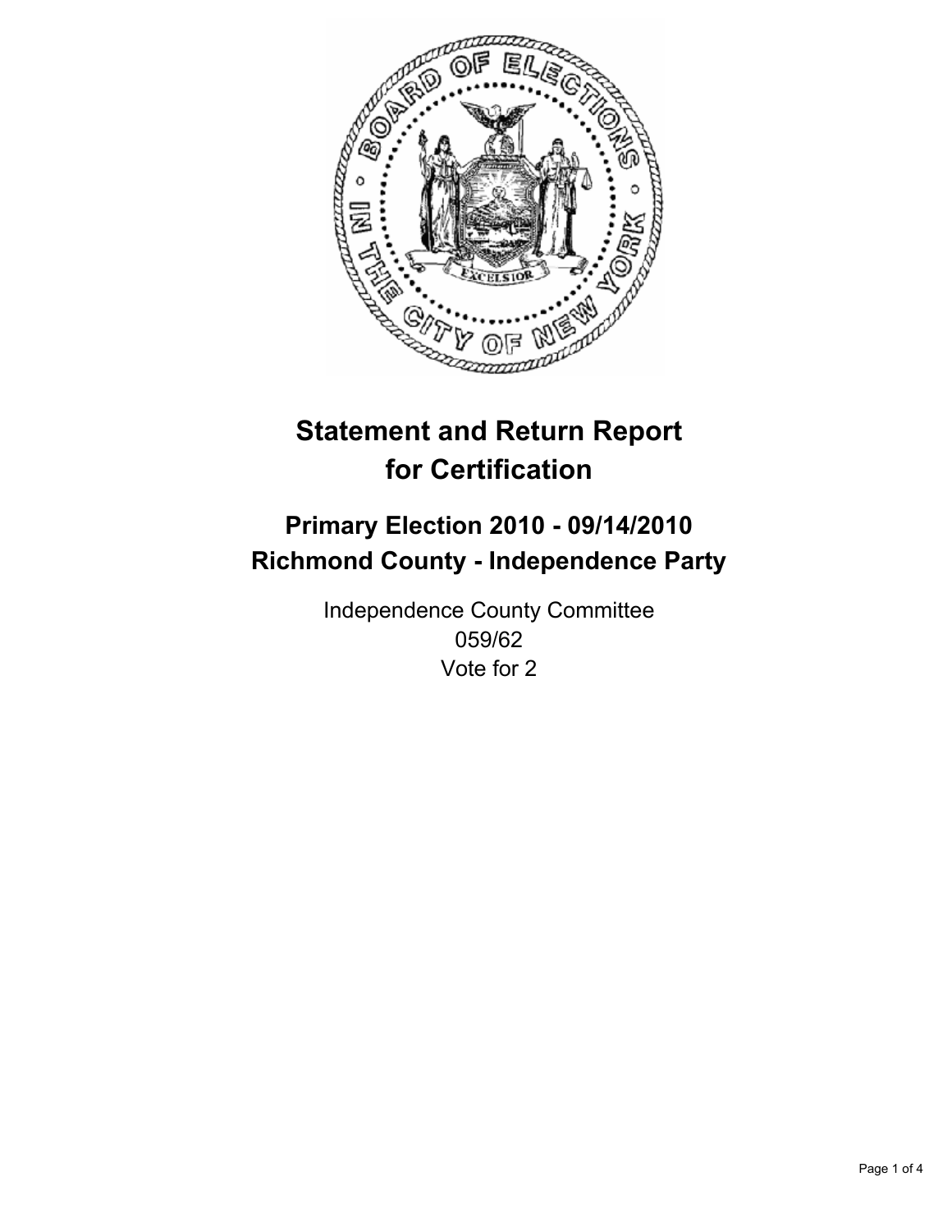# Statement and Return Report for Certification

## Primary Election 2010 - 09/14/2010
## Richmond County - Independence Party

Independence County Committee
059/62
Vote for 2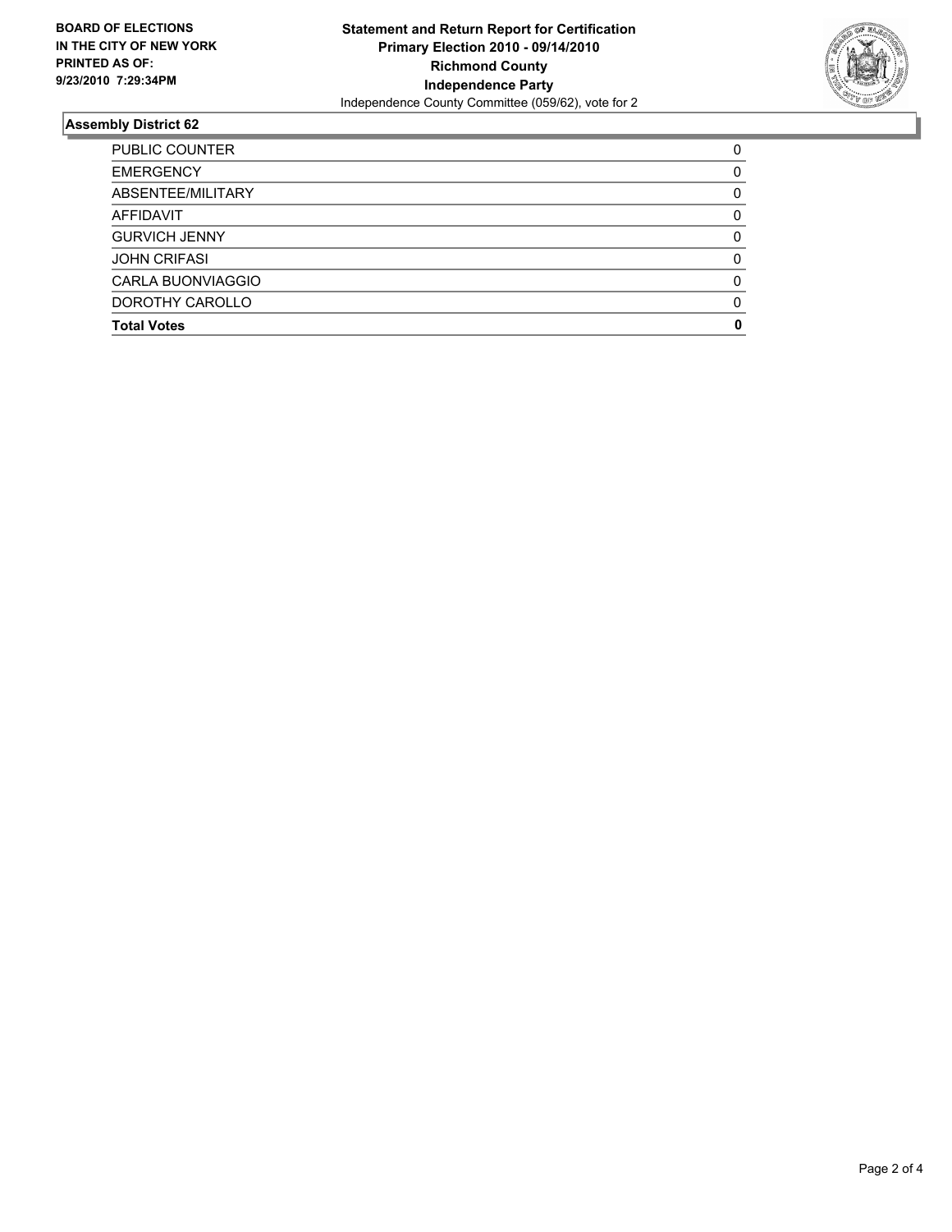**BOARD OF ELECTIONS IN THE CITY OF NEW YORK PRINTED AS OF: 9/23/2010 7:29:34PM**

**Statement and Return Report for Certification**
**Primary Election 2010 - 09/14/2010**
**Richmond County**
**Independence Party**
Independence County Committee (059/62), vote for 2

## Assembly District 62

| | |
|---|---|
| PUBLIC COUNTER | 0 |
| EMERGENCY | 0 |
| ABSENTEE/MILITARY | 0 |
| AFFIDAVIT | 0 |
| GURVICH JENNY | 0 |
| JOHN CRIFASI | 0 |
| CARLA BUONVIAGGIO | 0 |
| DOROTHY CAROLLO | 0 |
| **Total Votes** | **0** |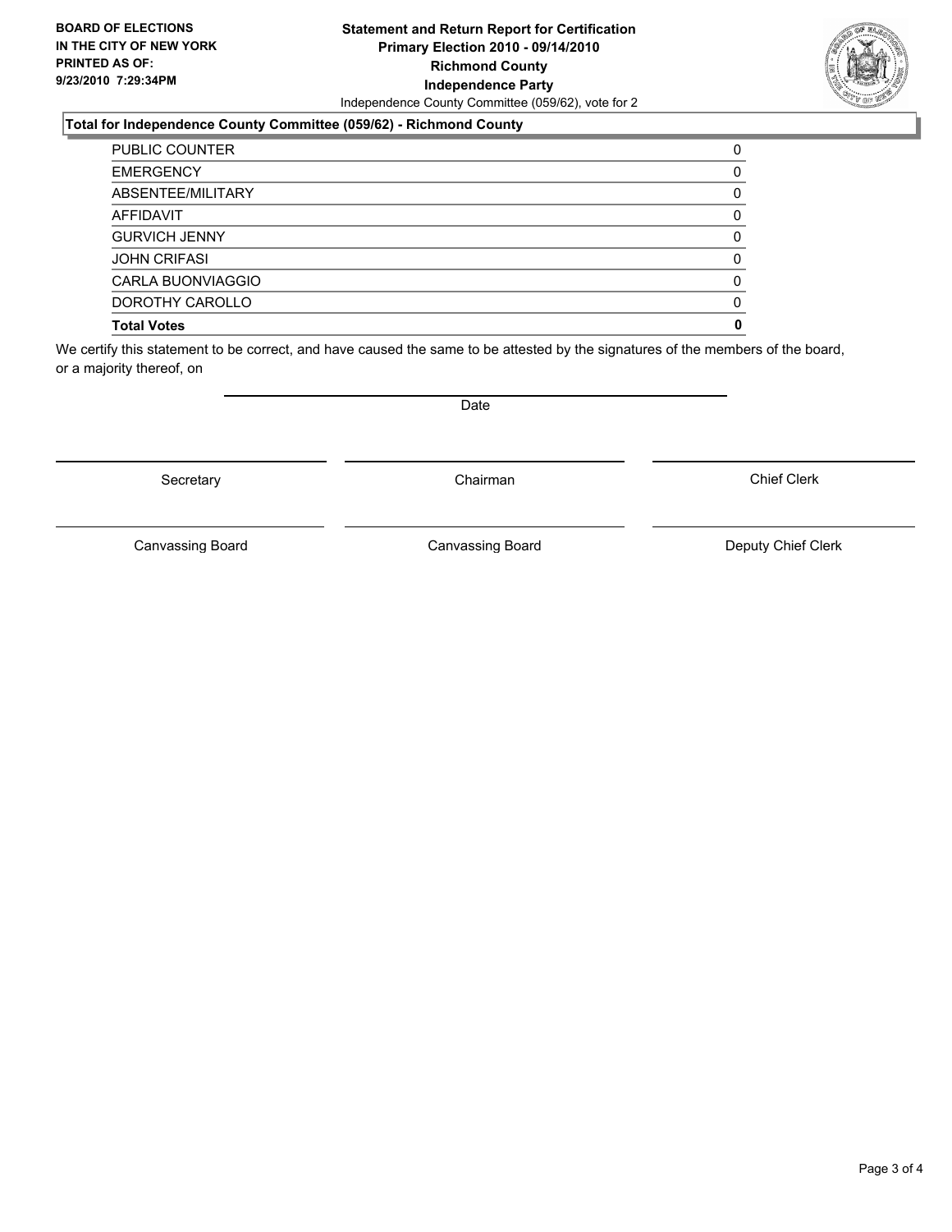**BOARD OF ELECTIONS IN THE CITY OF NEW YORK PRINTED AS OF: 9/23/2010 7:29:34PM**

**Statement and Return Report for Certification**
**Primary Election 2010 - 09/14/2010**
**Richmond County**
**Independence Party**
Independence County Committee (059/62), vote for 2

**Total for Independence County Committee (059/62) - Richmond County**

| | |
|---|---|
| PUBLIC COUNTER | 0 |
| EMERGENCY | 0 |
| ABSENTEE/MILITARY | 0 |
| AFFIDAVIT | 0 |
| GURVICH JENNY | 0 |
| JOHN CRIFASI | 0 |
| CARLA BUONVIAGGIO | 0 |
| DOROTHY CAROLLO | 0 |
| **Total Votes** | **0** |

We certify this statement to be correct, and have caused the same to be attested by the signatures of the members of the board, or a majority thereof, on

Date

Secretary | Chairman | Chief Clerk

Canvassing Board | Canvassing Board | Deputy Chief Clerk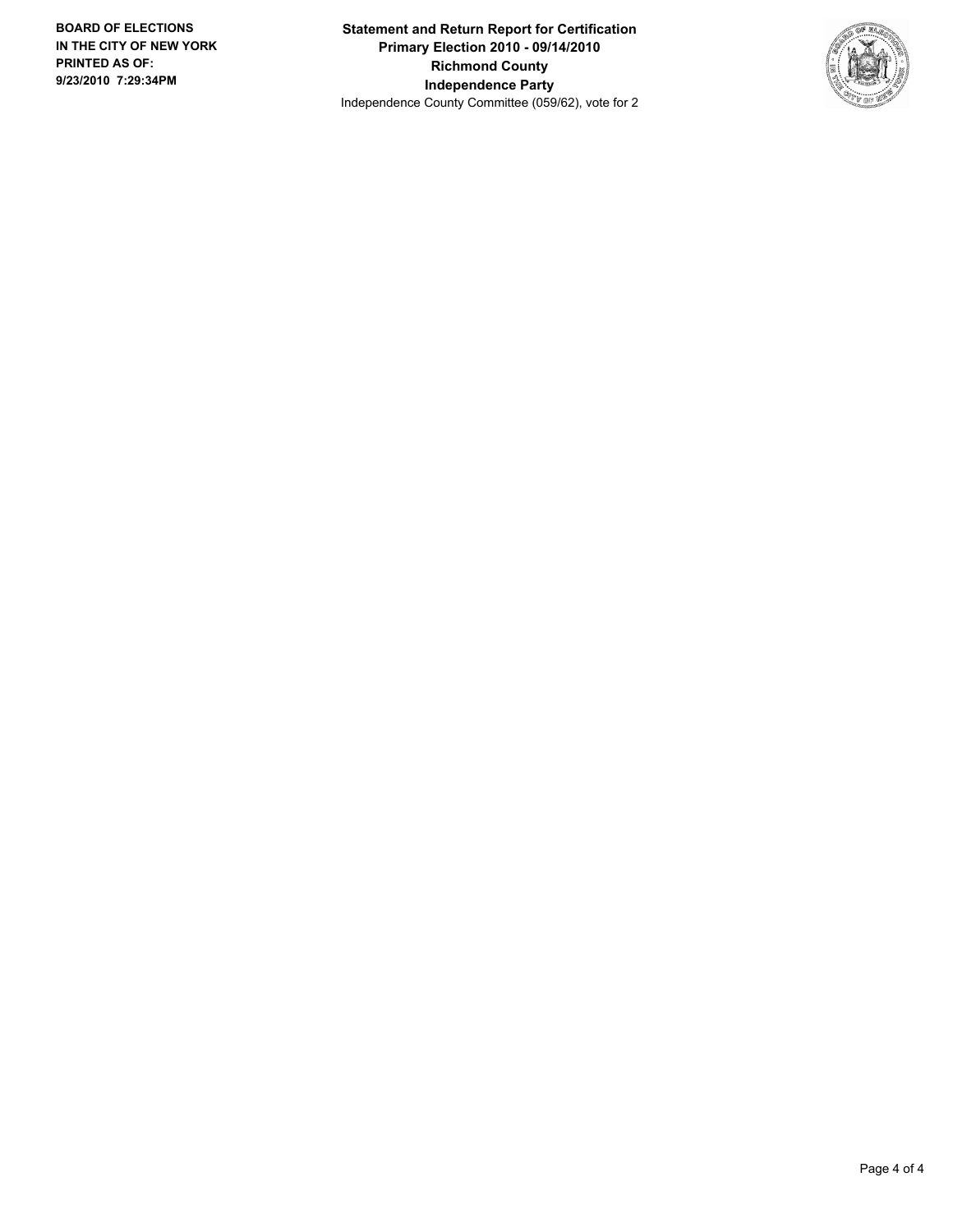**BOARD OF ELECTIONS IN THE CITY OF NEW YORK PRINTED AS OF: 9/23/2010 7:29:34PM**

**Statement and Return Report for Certification**
**Primary Election 2010 - 09/14/2010**
**Richmond County**
**Independence Party**
Independence County Committee (059/62), vote for 2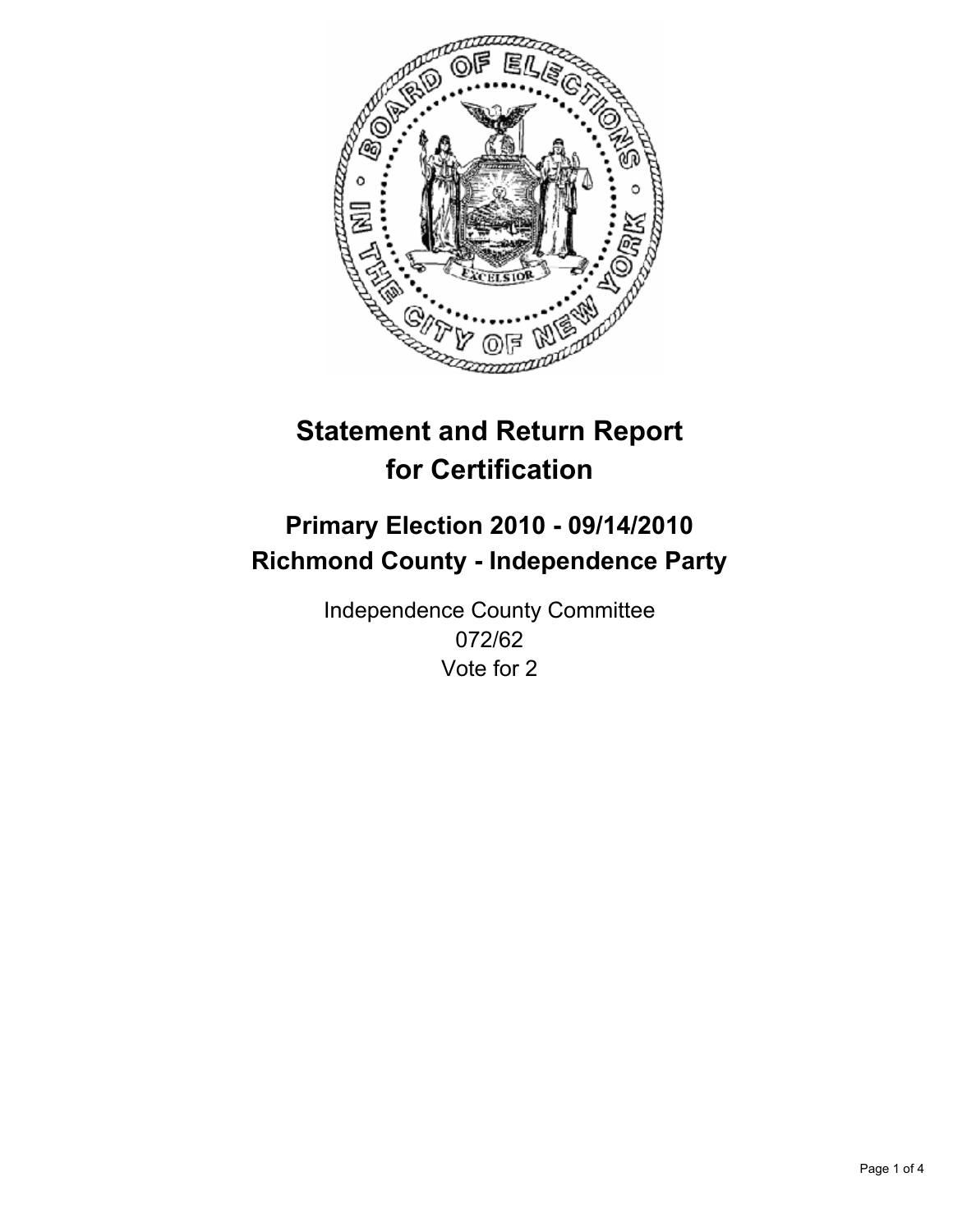# Statement and Return Report for Certification

## Primary Election 2010 - 09/14/2010
## Richmond County - Independence Party

Independence County Committee
072/62
Vote for 2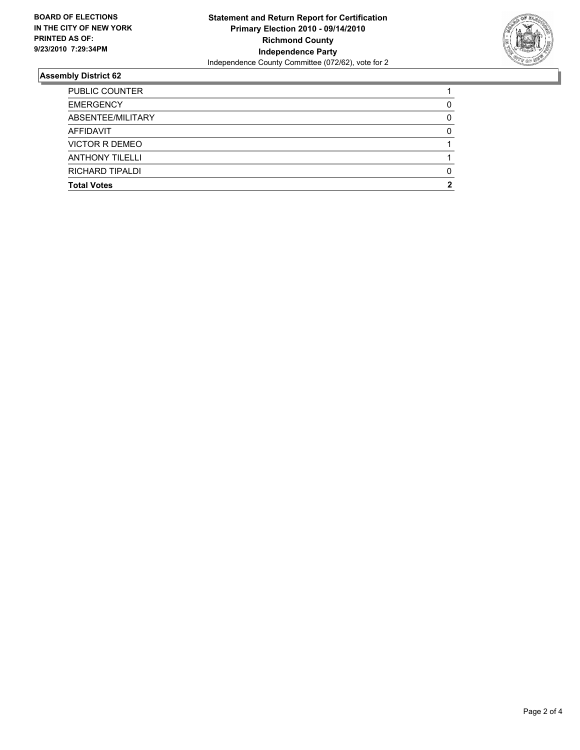**BOARD OF ELECTIONS IN THE CITY OF NEW YORK PRINTED AS OF: 9/23/2010 7:29:34PM**

**Statement and Return Report for Certification**
**Primary Election 2010 - 09/14/2010**
**Richmond County**
**Independence Party**
Independence County Committee (072/62), vote for 2

## Assembly District 62

| | |
|---|---|
| PUBLIC COUNTER | 1 |
| EMERGENCY | 0 |
| ABSENTEE/MILITARY | 0 |
| AFFIDAVIT | 0 |
| VICTOR R DEMEO | 1 |
| ANTHONY TILELLI | 1 |
| RICHARD TIPALDI | 0 |
| **Total Votes** | **2** |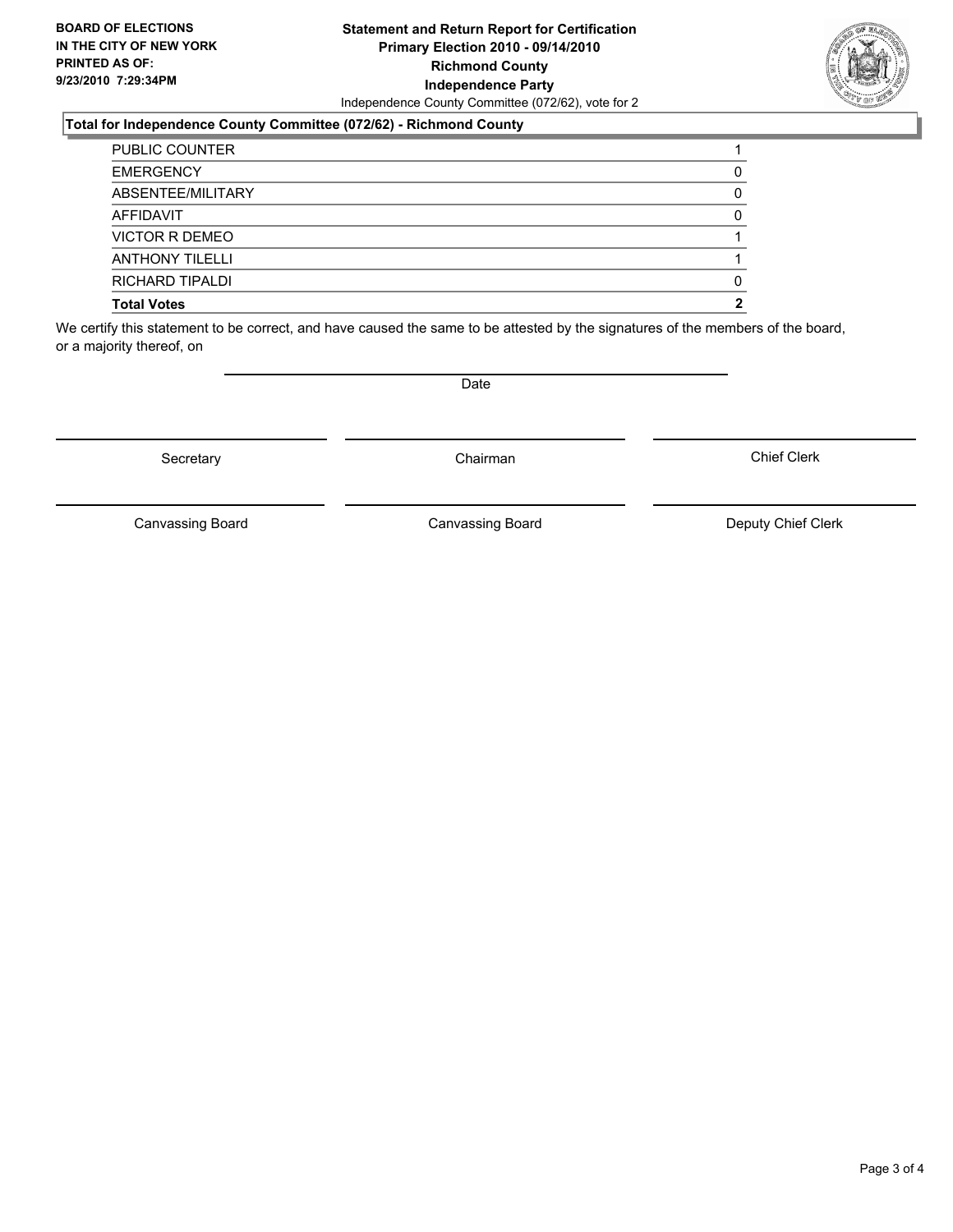**BOARD OF ELECTIONS IN THE CITY OF NEW YORK PRINTED AS OF: 9/23/2010 7:29:34PM**

**Statement and Return Report for Certification**
**Primary Election 2010 - 09/14/2010**
**Richmond County**
**Independence Party**
Independence County Committee (072/62), vote for 2

**Total for Independence County Committee (072/62) - Richmond County**

| | |
|---|---|
| PUBLIC COUNTER | 1 |
| EMERGENCY | 0 |
| ABSENTEE/MILITARY | 0 |
| AFFIDAVIT | 0 |
| VICTOR R DEMEO | 1 |
| ANTHONY TILELLI | 1 |
| RICHARD TIPALDI | 0 |
| **Total Votes** | **2** |

We certify this statement to be correct, and have caused the same to be attested by the signatures of the members of the board, or a majority thereof, on

Date

Secretary | Chairman | Chief Clerk

Canvassing Board | Canvassing Board | Deputy Chief Clerk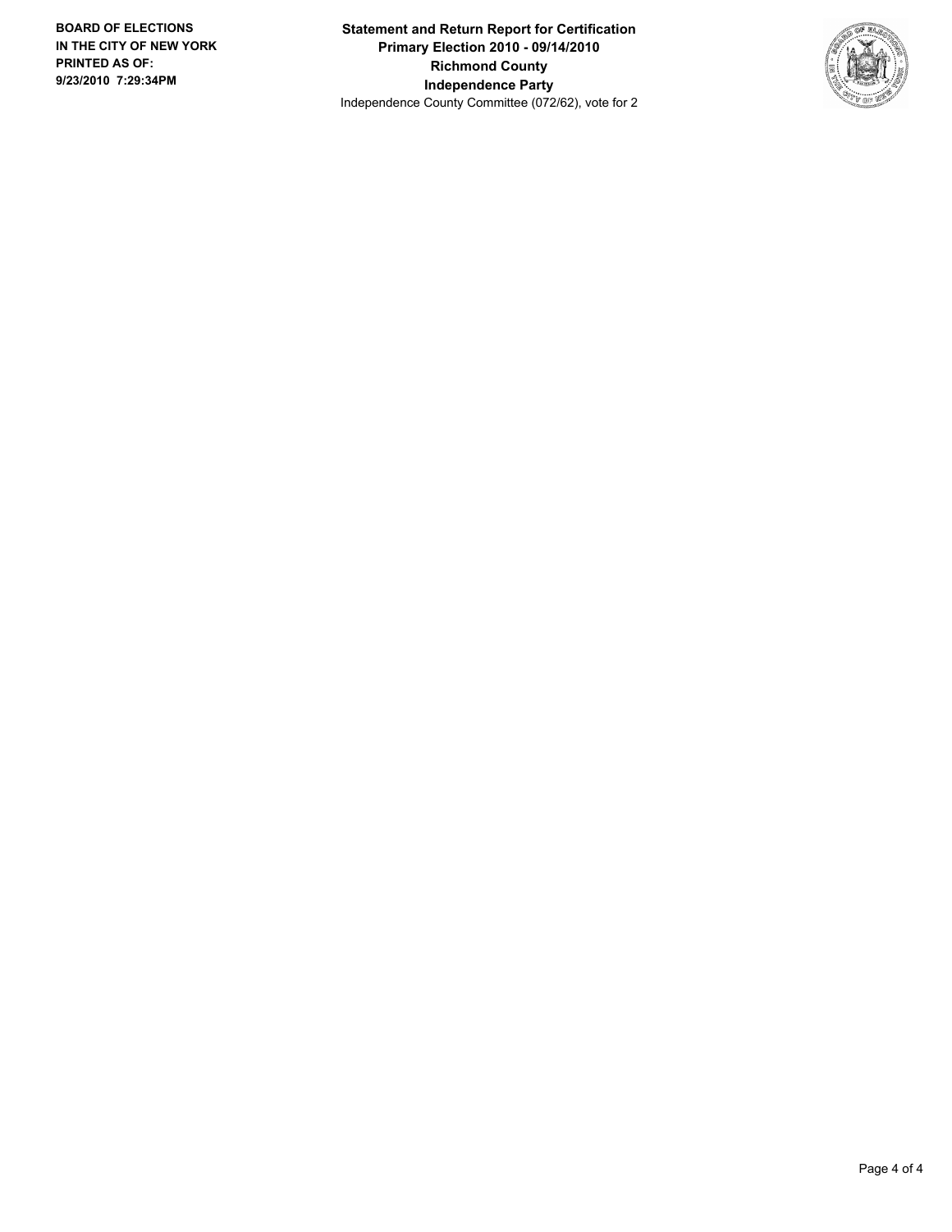**BOARD OF ELECTIONS IN THE CITY OF NEW YORK PRINTED AS OF: 9/23/2010 7:29:34PM**

**Statement and Return Report for Certification**
**Primary Election 2010 - 09/14/2010**
**Richmond County**
**Independence Party**
Independence County Committee (072/62), vote for 2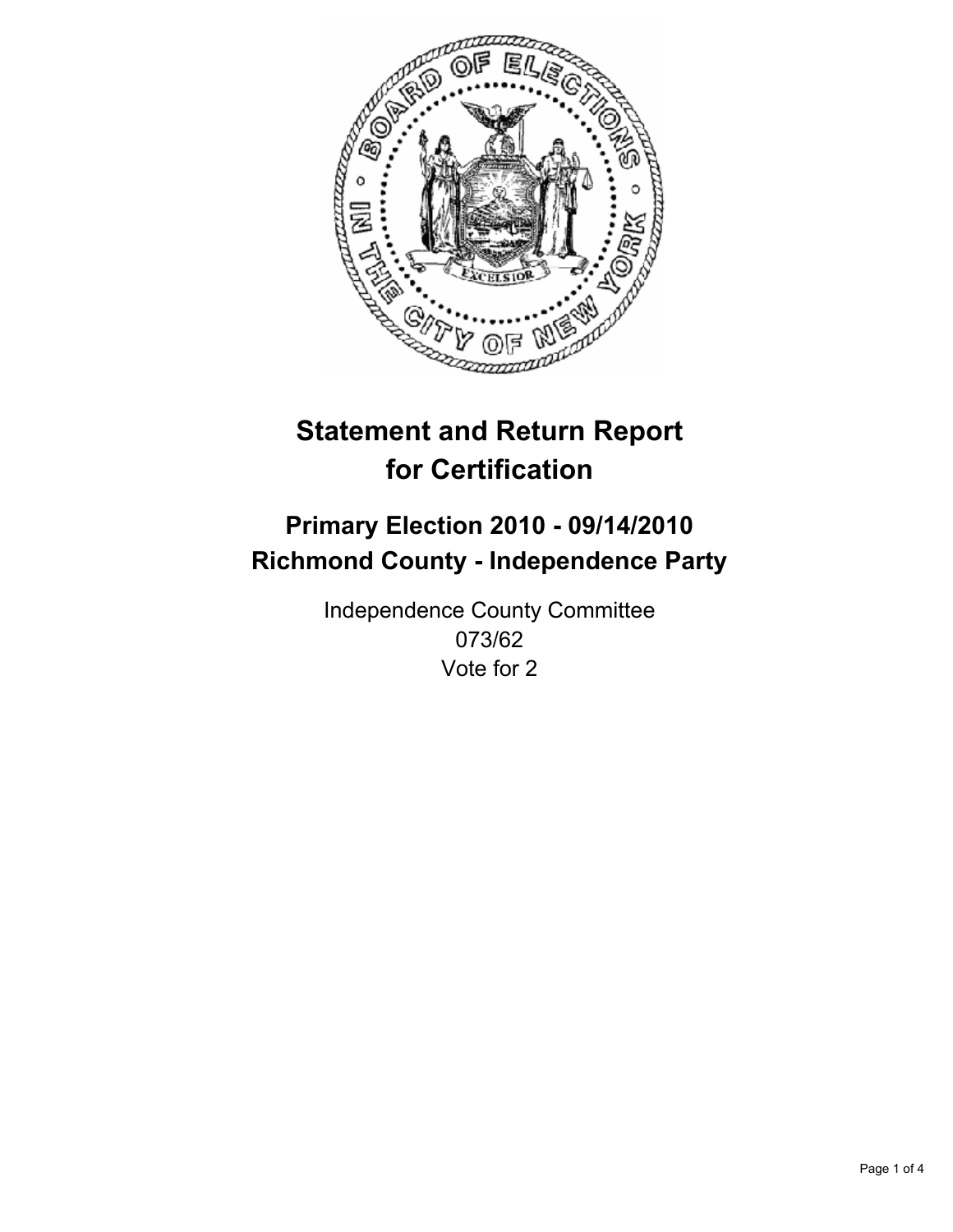# Statement and Return Report for Certification

## Primary Election 2010 - 09/14/2010
## Richmond County - Independence Party

Independence County Committee
073/62
Vote for 2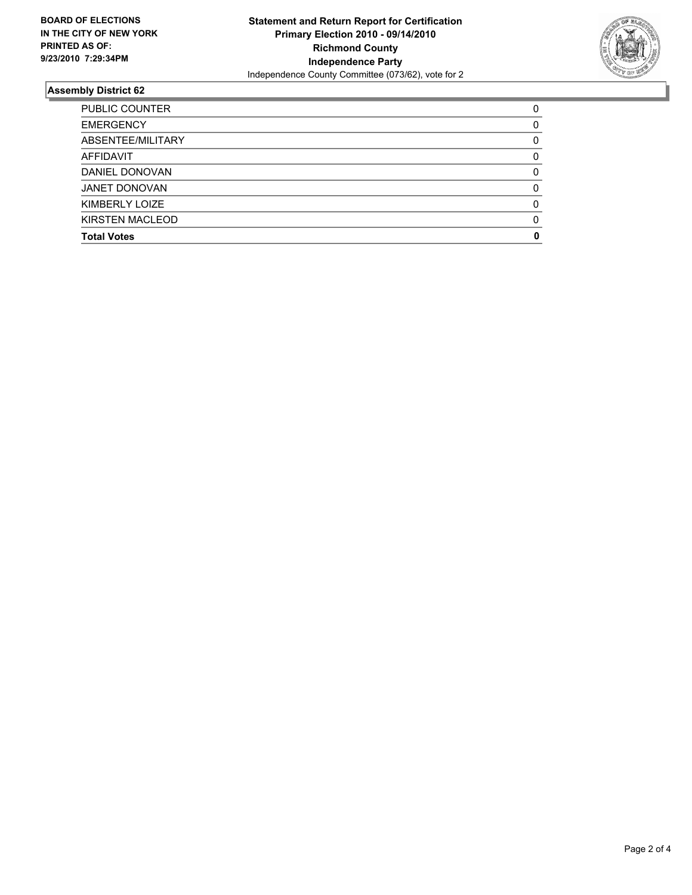**BOARD OF ELECTIONS IN THE CITY OF NEW YORK PRINTED AS OF: 9/23/2010 7:29:34PM**

**Statement and Return Report for Certification**
**Primary Election 2010 - 09/14/2010**
**Richmond County**
**Independence Party**
Independence County Committee (073/62), vote for 2

## Assembly District 62

| | |
|---|---|
| PUBLIC COUNTER | 0 |
| EMERGENCY | 0 |
| ABSENTEE/MILITARY | 0 |
| AFFIDAVIT | 0 |
| DANIEL DONOVAN | 0 |
| JANET DONOVAN | 0 |
| KIMBERLY LOIZE | 0 |
| KIRSTEN MACLEOD | 0 |
| **Total Votes** | **0** |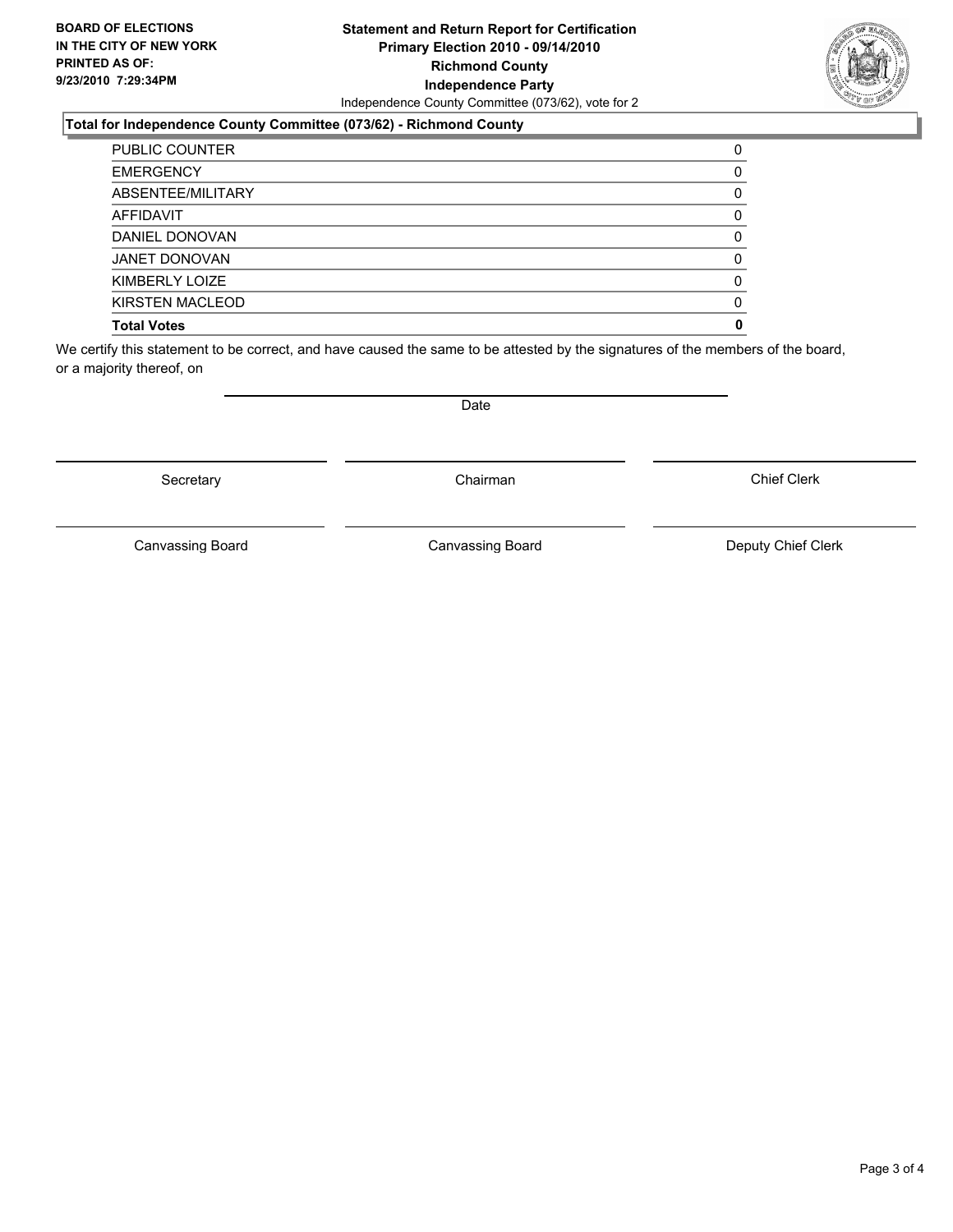**BOARD OF ELECTIONS IN THE CITY OF NEW YORK PRINTED AS OF: 9/23/2010 7:29:34PM**

**Statement and Return Report for Certification**
**Primary Election 2010 - 09/14/2010**
**Richmond County**
**Independence Party**
Independence County Committee (073/62), vote for 2

**Total for Independence County Committee (073/62) - Richmond County**

| | |
|---|---|
| PUBLIC COUNTER | 0 |
| EMERGENCY | 0 |
| ABSENTEE/MILITARY | 0 |
| AFFIDAVIT | 0 |
| DANIEL DONOVAN | 0 |
| JANET DONOVAN | 0 |
| KIMBERLY LOIZE | 0 |
| KIRSTEN MACLEOD | 0 |
| **Total Votes** | **0** |

We certify this statement to be correct, and have caused the same to be attested by the signatures of the members of the board, or a majority thereof, on

Date

Secretary | Chairman | Chief Clerk

Canvassing Board | Canvassing Board | Deputy Chief Clerk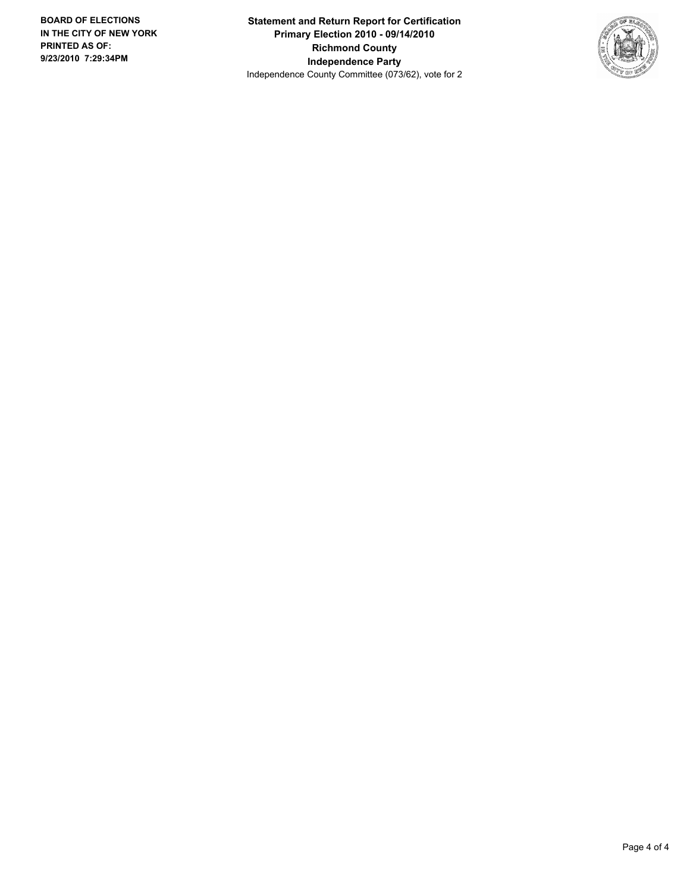**BOARD OF ELECTIONS IN THE CITY OF NEW YORK PRINTED AS OF: 9/23/2010 7:29:34PM**

**Statement and Return Report for Certification**
**Primary Election 2010 - 09/14/2010**
**Richmond County**
**Independence Party**
Independence County Committee (073/62), vote for 2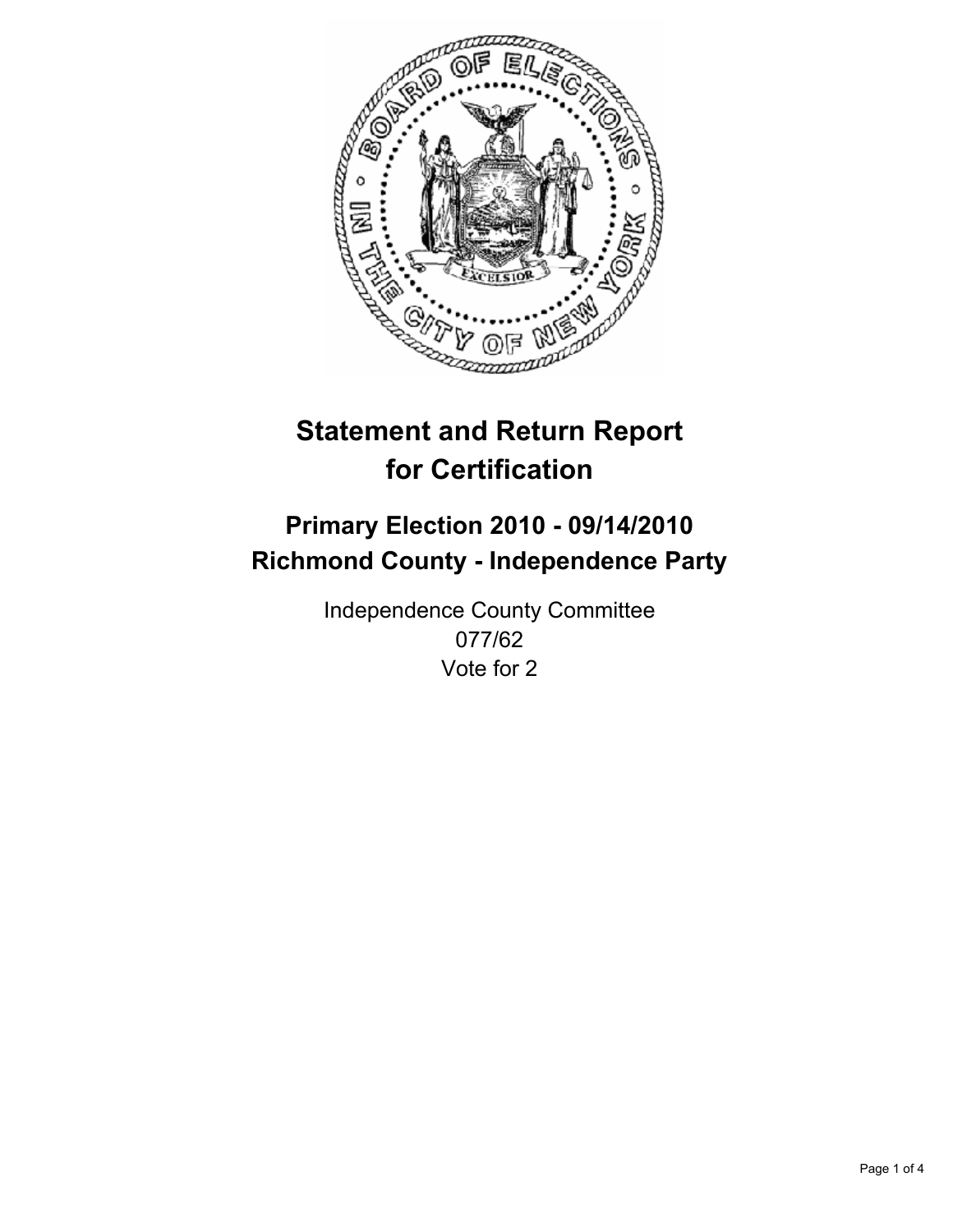# Statement and Return Report for Certification

## Primary Election 2010 - 09/14/2010
## Richmond County - Independence Party

Independence County Committee
077/62
Vote for 2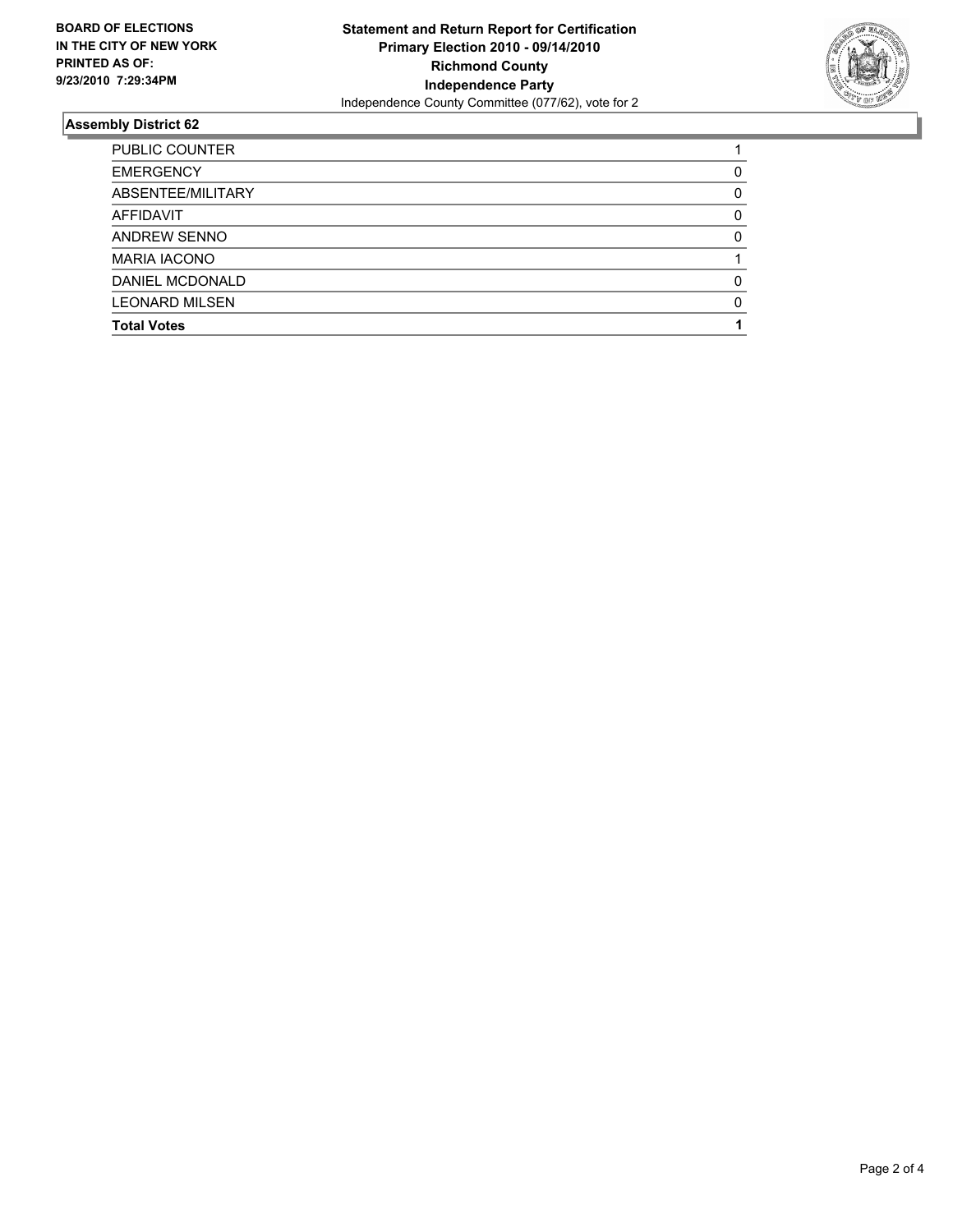**BOARD OF ELECTIONS IN THE CITY OF NEW YORK PRINTED AS OF: 9/23/2010 7:29:34PM**

**Statement and Return Report for Certification**
**Primary Election 2010 - 09/14/2010**
**Richmond County**
**Independence Party**
Independence County Committee (077/62), vote for 2

## Assembly District 62

| | |
|---|---|
| PUBLIC COUNTER | 1 |
| EMERGENCY | 0 |
| ABSENTEE/MILITARY | 0 |
| AFFIDAVIT | 0 |
| ANDREW SENNO | 0 |
| MARIA IACONO | 1 |
| DANIEL MCDONALD | 0 |
| LEONARD MILSEN | 0 |
| **Total Votes** | **1** |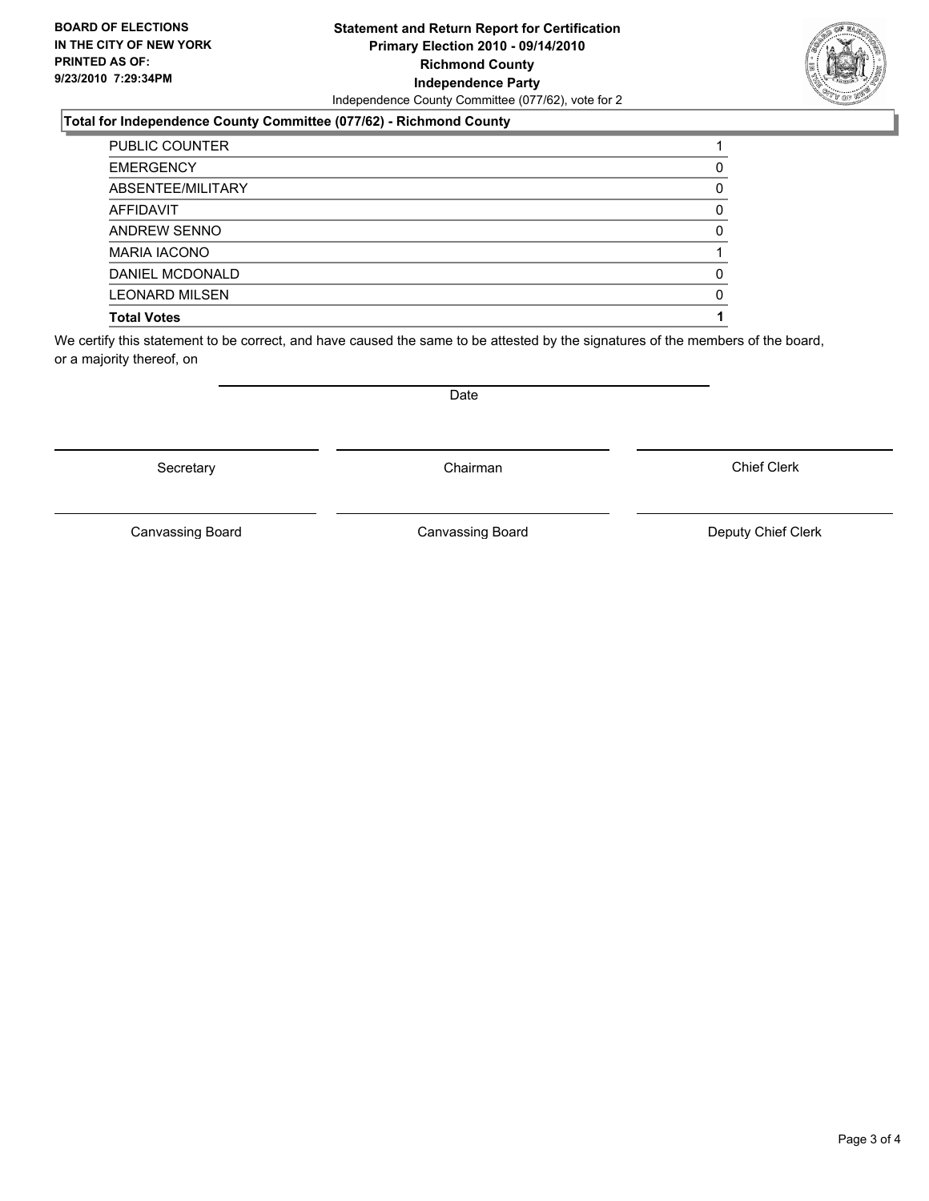**BOARD OF ELECTIONS IN THE CITY OF NEW YORK PRINTED AS OF: 9/23/2010 7:29:34PM**

# Statement and Return Report for Certification
## Primary Election 2010 - 09/14/2010
## Richmond County
## Independence Party

Independence County Committee (077/62), vote for 2

### Total for Independence County Committee (077/62) - Richmond County

| | |
|---|---|
| PUBLIC COUNTER | 1 |
| EMERGENCY | 0 |
| ABSENTEE/MILITARY | 0 |
| AFFIDAVIT | 0 |
| ANDREW SENNO | 0 |
| MARIA IACONO | 1 |
| DANIEL MCDONALD | 0 |
| LEONARD MILSEN | 0 |
| **Total Votes** | **1** |

We certify this statement to be correct, and have caused the same to be attested by the signatures of the members of the board, or a majority thereof, on

Date

Secretary | Chairman | Chief Clerk

Canvassing Board | Canvassing Board | Deputy Chief Clerk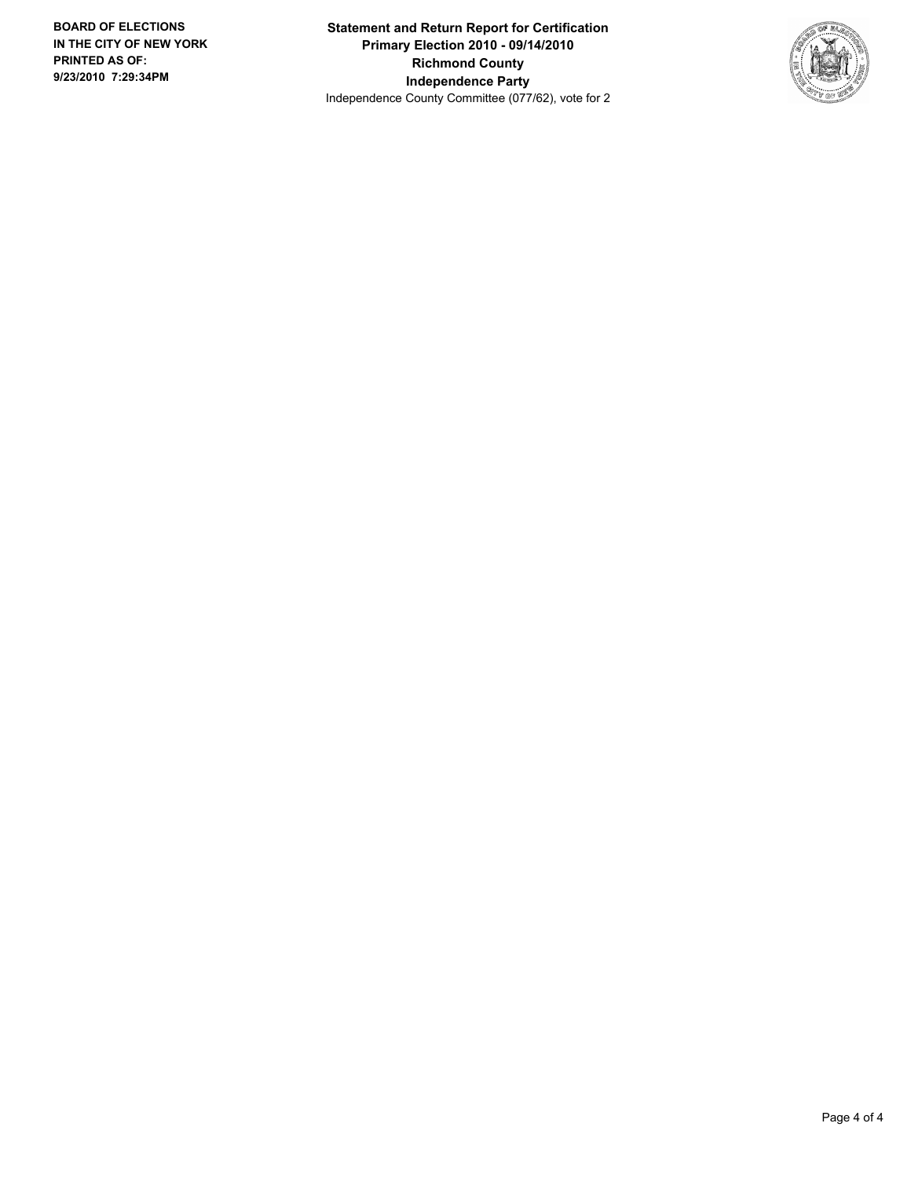**BOARD OF ELECTIONS IN THE CITY OF NEW YORK PRINTED AS OF: 9/23/2010 7:29:34PM**

**Statement and Return Report for Certification**
**Primary Election 2010 - 09/14/2010**
**Richmond County**
**Independence Party**
Independence County Committee (077/62), vote for 2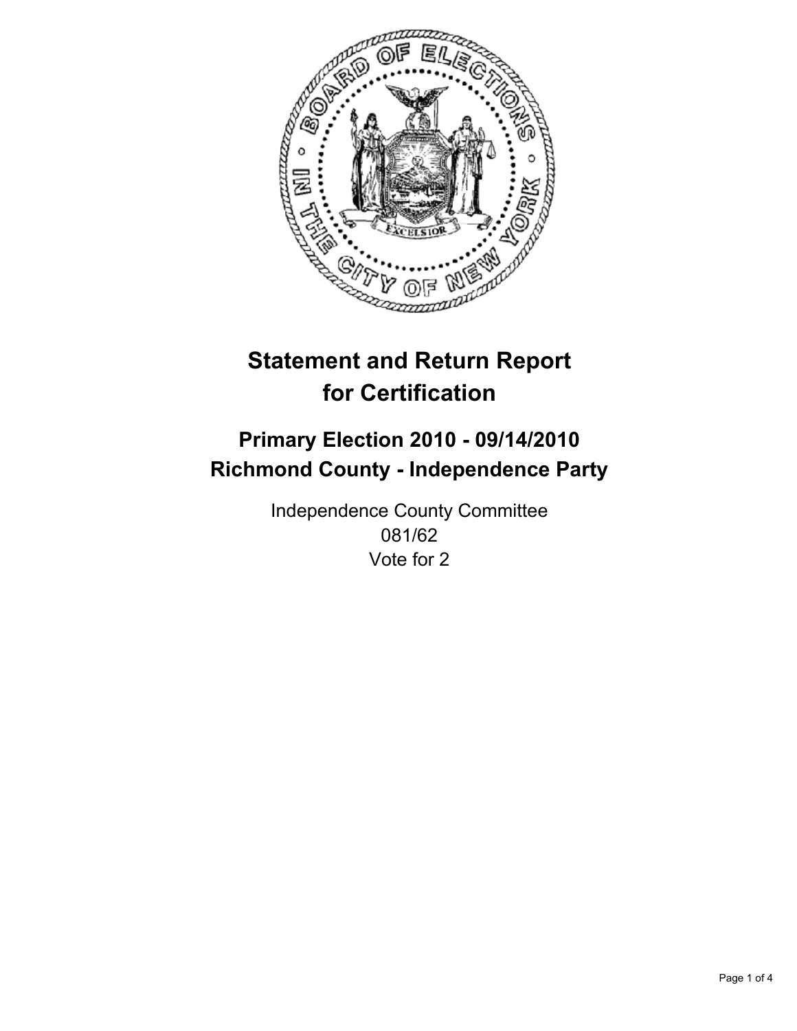# Statement and Return Report for Certification

## Primary Election 2010 - 09/14/2010
## Richmond County - Independence Party

Independence County Committee
081/62
Vote for 2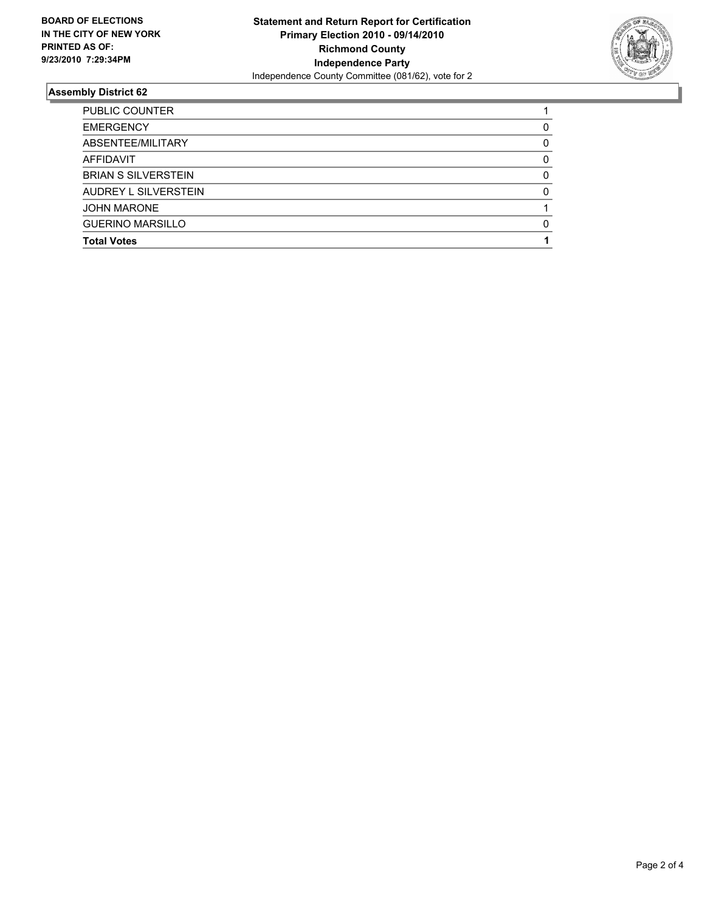**BOARD OF ELECTIONS IN THE CITY OF NEW YORK PRINTED AS OF: 9/23/2010 7:29:34PM**

**Statement and Return Report for Certification**
**Primary Election 2010 - 09/14/2010**
**Richmond County**
**Independence Party**
Independence County Committee (081/62), vote for 2

## Assembly District 62

| | |
|---|---|
| PUBLIC COUNTER | 1 |
| EMERGENCY | 0 |
| ABSENTEE/MILITARY | 0 |
| AFFIDAVIT | 0 |
| BRIAN S SILVERSTEIN | 0 |
| AUDREY L SILVERSTEIN | 0 |
| JOHN MARONE | 1 |
| GUERINO MARSILLO | 0 |
| **Total Votes** | **1** |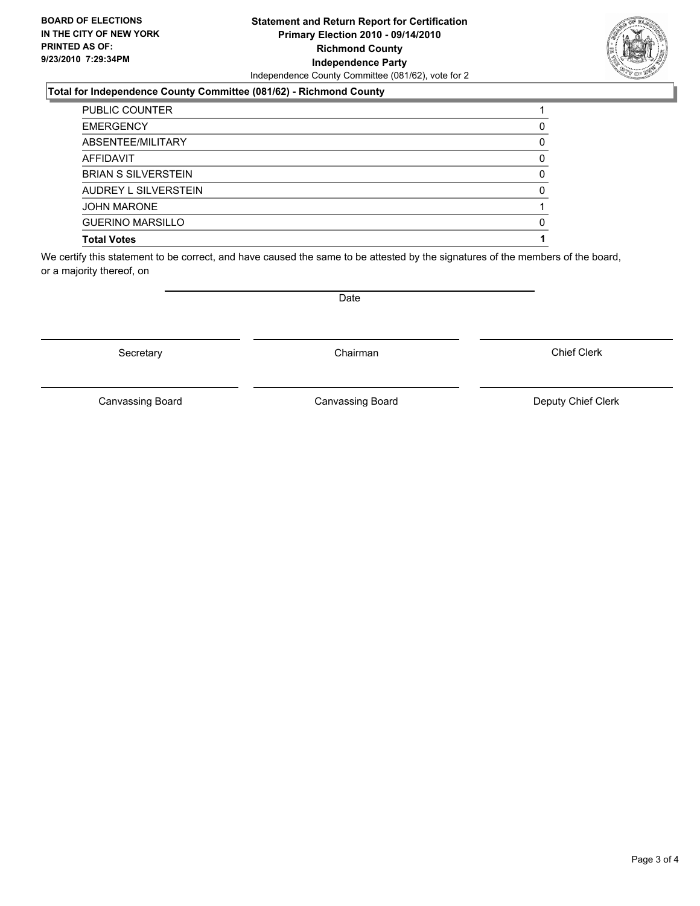**BOARD OF ELECTIONS IN THE CITY OF NEW YORK PRINTED AS OF: 9/23/2010 7:29:34PM**

# Statement and Return Report for Certification
## Primary Election 2010 - 09/14/2010
## Richmond County
## Independence Party

Independence County Committee (081/62), vote for 2

### Total for Independence County Committee (081/62) - Richmond County

| | |
|---|---|
| PUBLIC COUNTER | 1 |
| EMERGENCY | 0 |
| ABSENTEE/MILITARY | 0 |
| AFFIDAVIT | 0 |
| BRIAN S SILVERSTEIN | 0 |
| AUDREY L SILVERSTEIN | 0 |
| JOHN MARONE | 1 |
| GUERINO MARSILLO | 0 |
| **Total Votes** | **1** |

We certify this statement to be correct, and have caused the same to be attested by the signatures of the members of the board, or a majority thereof, on

Date

Secretary | Chairman | Chief Clerk

Canvassing Board | Canvassing Board | Deputy Chief Clerk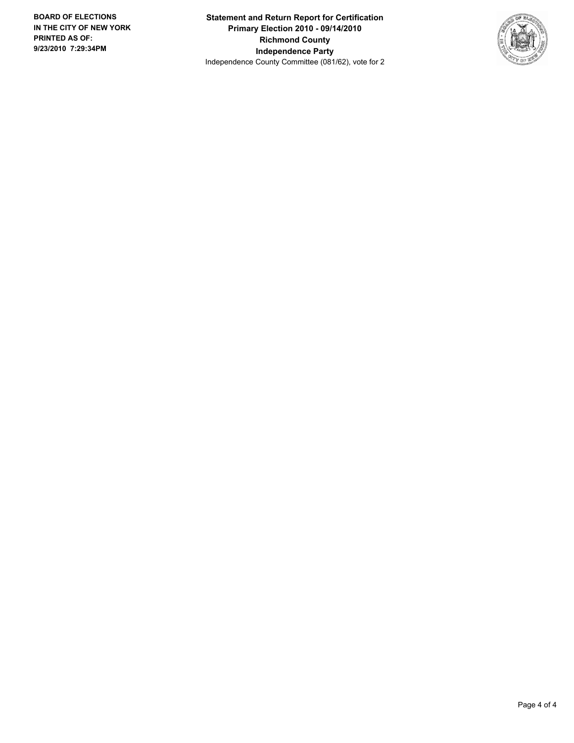**BOARD OF ELECTIONS IN THE CITY OF NEW YORK PRINTED AS OF: 9/23/2010 7:29:34PM**

**Statement and Return Report for Certification**
**Primary Election 2010 - 09/14/2010**
**Richmond County**
**Independence Party**
Independence County Committee (081/62), vote for 2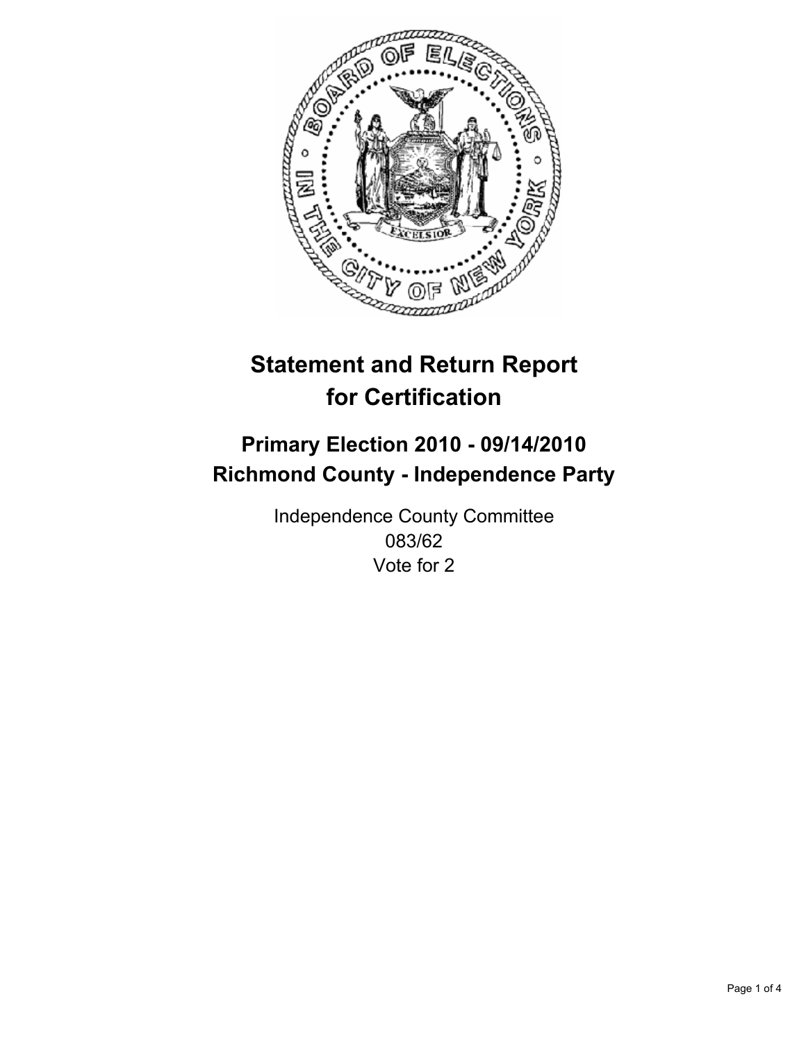# Statement and Return Report for Certification

## Primary Election 2010 - 09/14/2010
## Richmond County - Independence Party

Independence County Committee
083/62
Vote for 2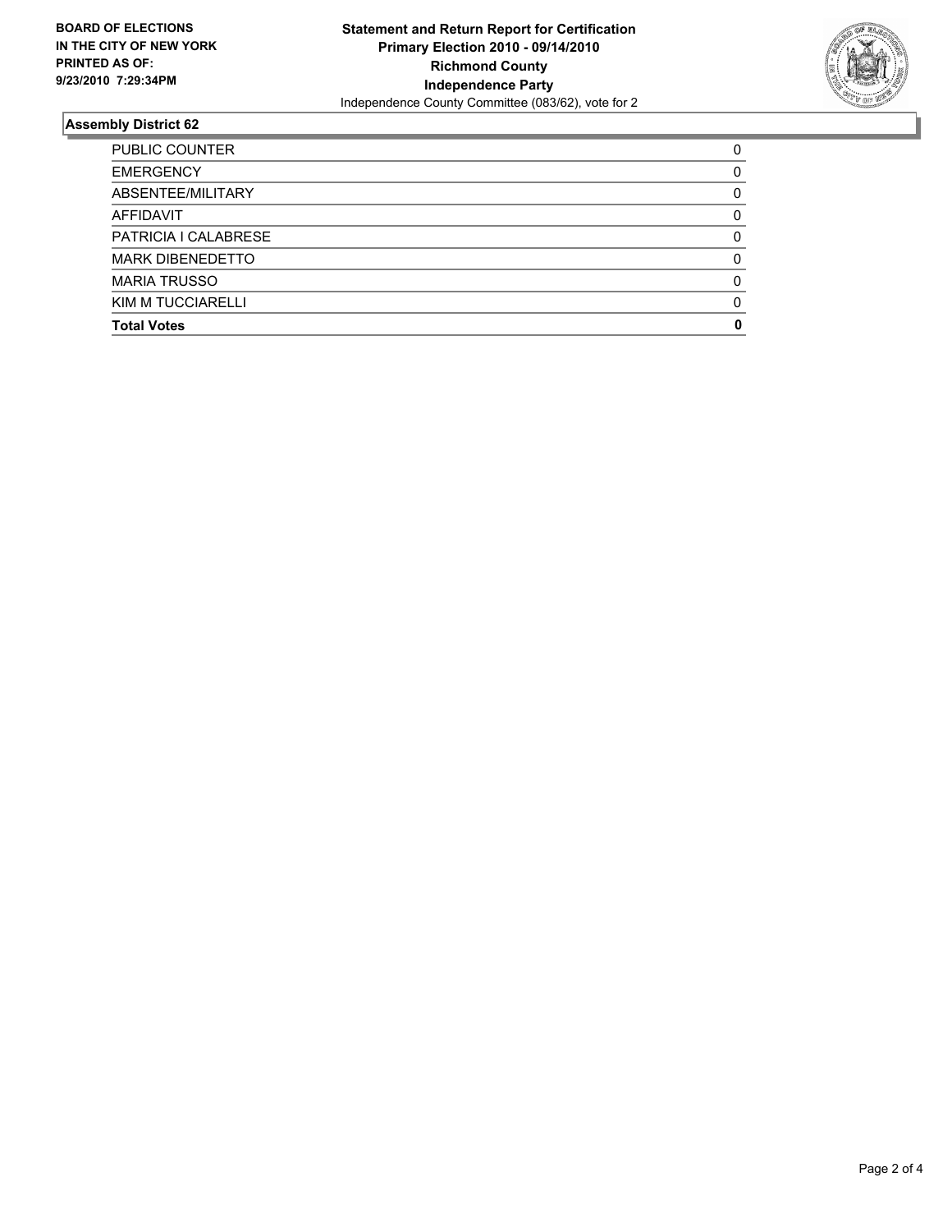**BOARD OF ELECTIONS IN THE CITY OF NEW YORK PRINTED AS OF: 9/23/2010 7:29:34PM**

**Statement and Return Report for Certification**
**Primary Election 2010 - 09/14/2010**
**Richmond County**
**Independence Party**
Independence County Committee (083/62), vote for 2

## Assembly District 62

| | |
|---|---|
| PUBLIC COUNTER | 0 |
| EMERGENCY | 0 |
| ABSENTEE/MILITARY | 0 |
| AFFIDAVIT | 0 |
| PATRICIA I CALABRESE | 0 |
| MARK DIBENEDETTO | 0 |
| MARIA TRUSSO | 0 |
| KIM M TUCCIARELLI | 0 |
| **Total Votes** | **0** |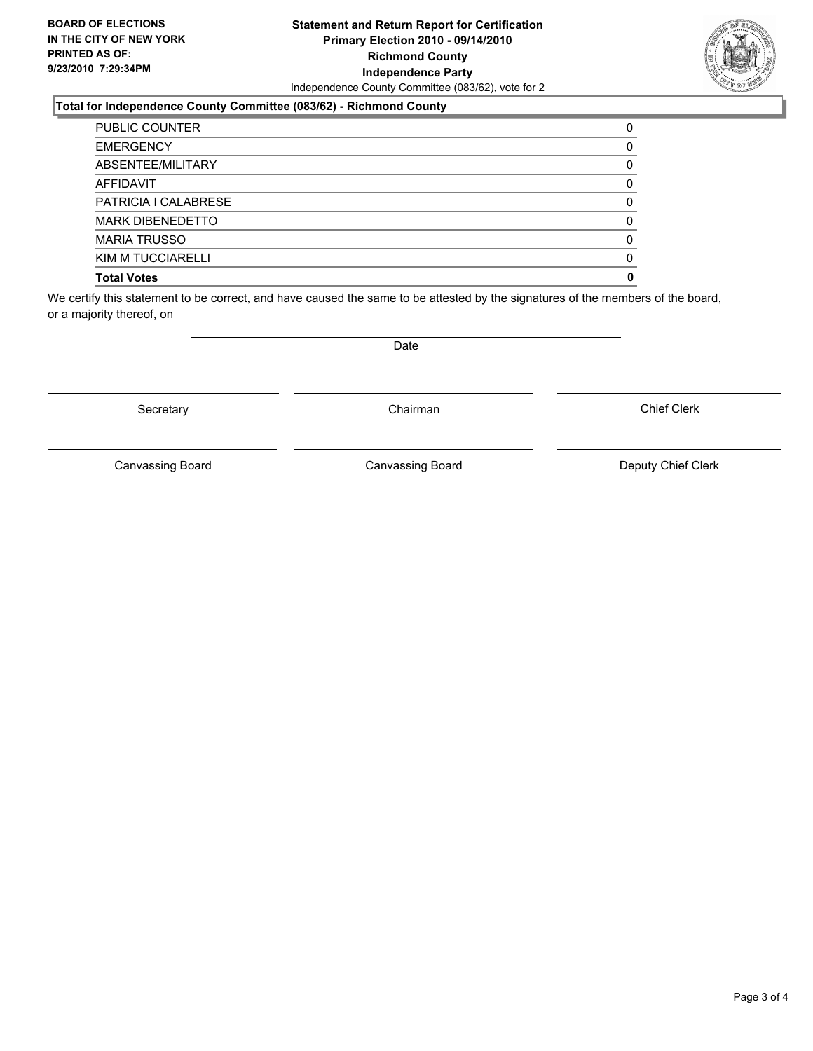**BOARD OF ELECTIONS IN THE CITY OF NEW YORK PRINTED AS OF: 9/23/2010 7:29:34PM**

# Statement and Return Report for Certification
## Primary Election 2010 - 09/14/2010
## Richmond County
## Independence Party

Independence County Committee (083/62), vote for 2

### Total for Independence County Committee (083/62) - Richmond County

| | |
|---|---|
| PUBLIC COUNTER | 0 |
| EMERGENCY | 0 |
| ABSENTEE/MILITARY | 0 |
| AFFIDAVIT | 0 |
| PATRICIA I CALABRESE | 0 |
| MARK DIBENEDETTO | 0 |
| MARIA TRUSSO | 0 |
| KIM M TUCCIARELLI | 0 |
| **Total Votes** | **0** |

We certify this statement to be correct, and have caused the same to be attested by the signatures of the members of the board, or a majority thereof, on

Date

Secretary | Chairman | Chief Clerk

Canvassing Board | Canvassing Board | Deputy Chief Clerk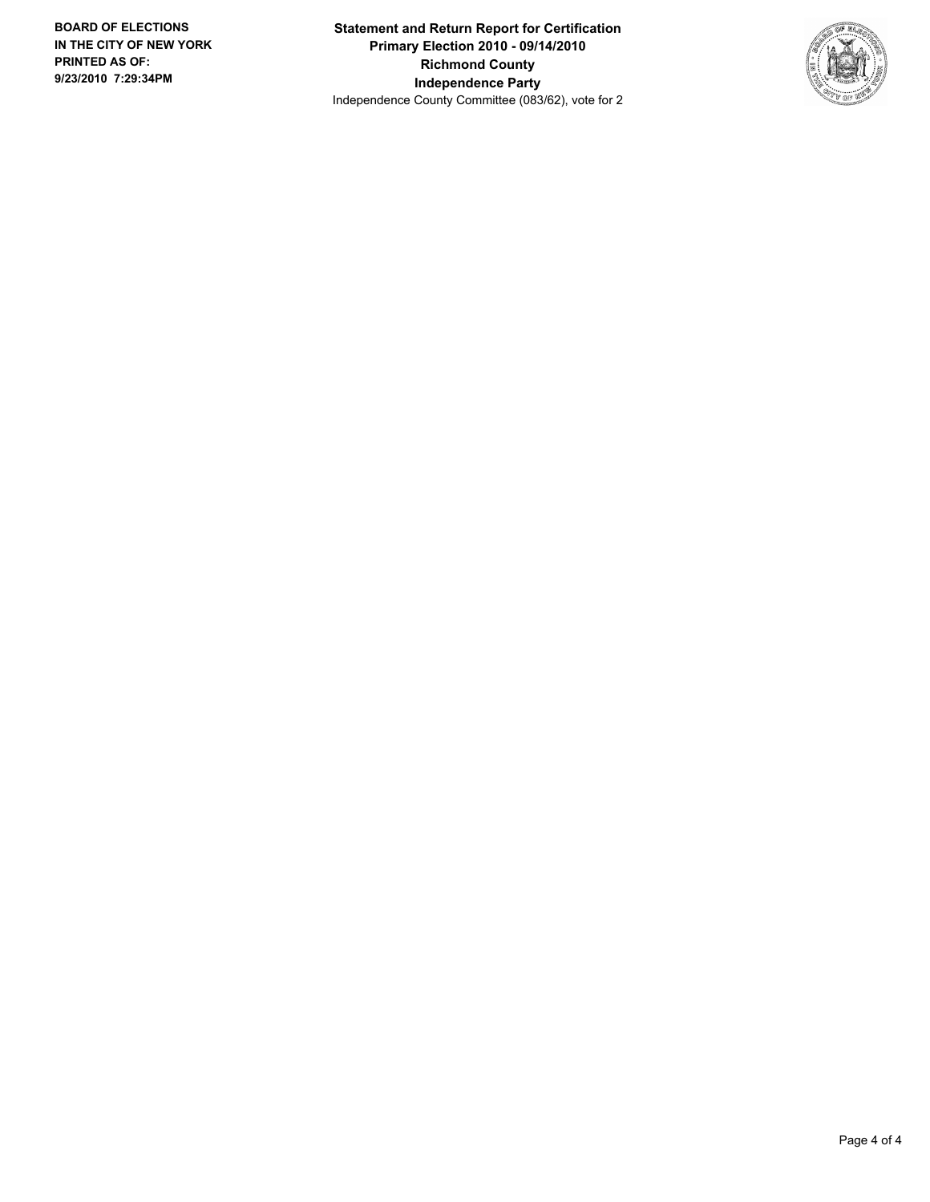**BOARD OF ELECTIONS IN THE CITY OF NEW YORK**
**PRINTED AS OF:**
**9/23/2010 7:29:34PM**

**Statement and Return Report for Certification**
**Primary Election 2010 - 09/14/2010**
**Richmond County**
**Independence Party**
Independence County Committee (083/62), vote for 2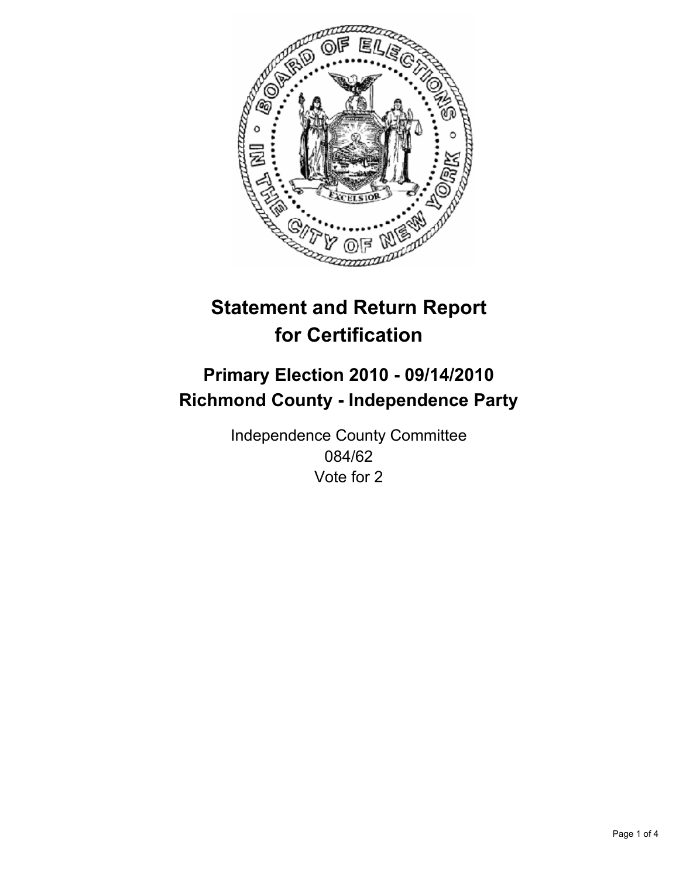# Statement and Return Report for Certification

## Primary Election 2010 - 09/14/2010
## Richmond County - Independence Party

Independence County Committee
084/62
Vote for 2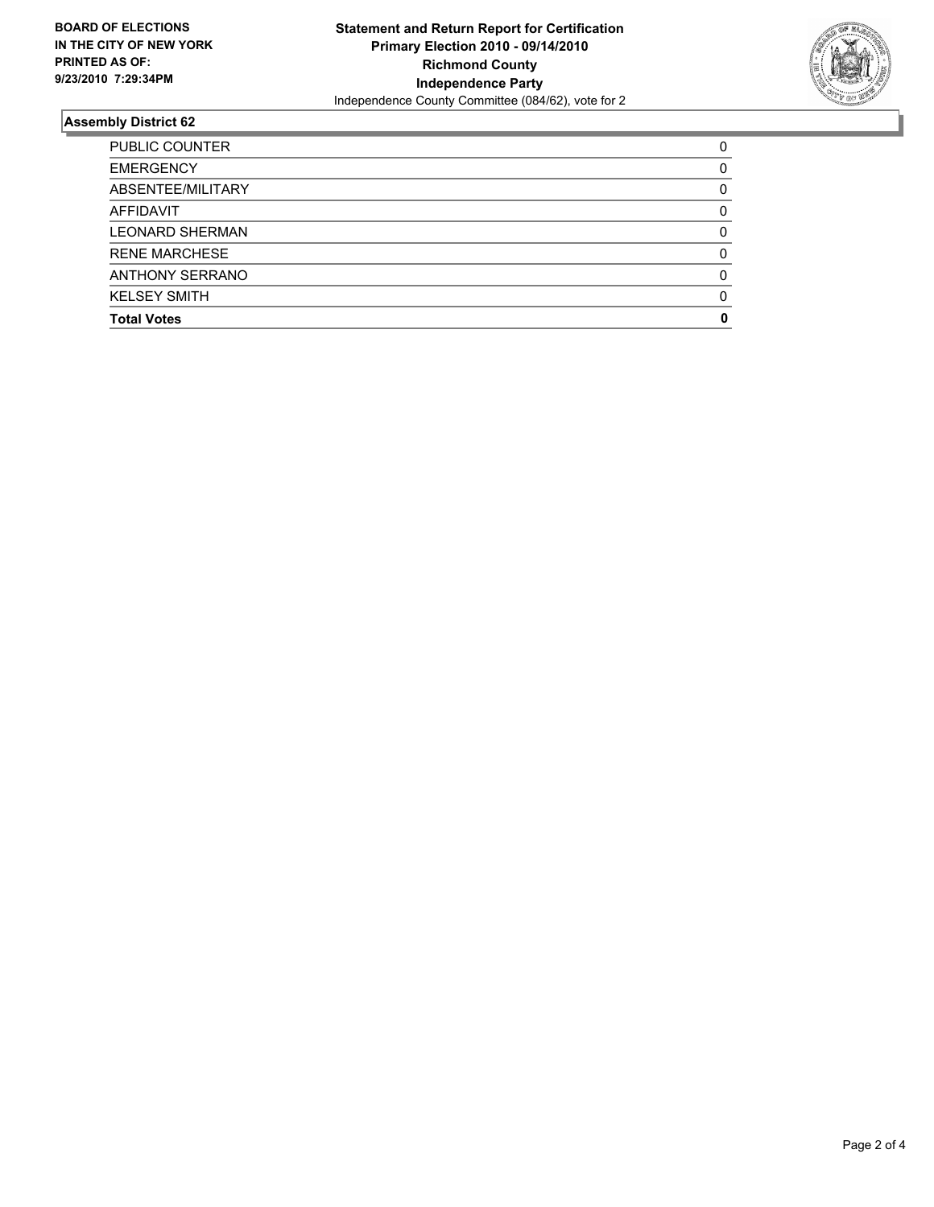**BOARD OF ELECTIONS IN THE CITY OF NEW YORK PRINTED AS OF: 9/23/2010 7:29:34PM**

**Statement and Return Report for Certification**
**Primary Election 2010 - 09/14/2010**
**Richmond County**
**Independence Party**
Independence County Committee (084/62), vote for 2

## Assembly District 62

| | |
|---|---|
| PUBLIC COUNTER | 0 |
| EMERGENCY | 0 |
| ABSENTEE/MILITARY | 0 |
| AFFIDAVIT | 0 |
| LEONARD SHERMAN | 0 |
| RENE MARCHESE | 0 |
| ANTHONY SERRANO | 0 |
| KELSEY SMITH | 0 |
| **Total Votes** | **0** |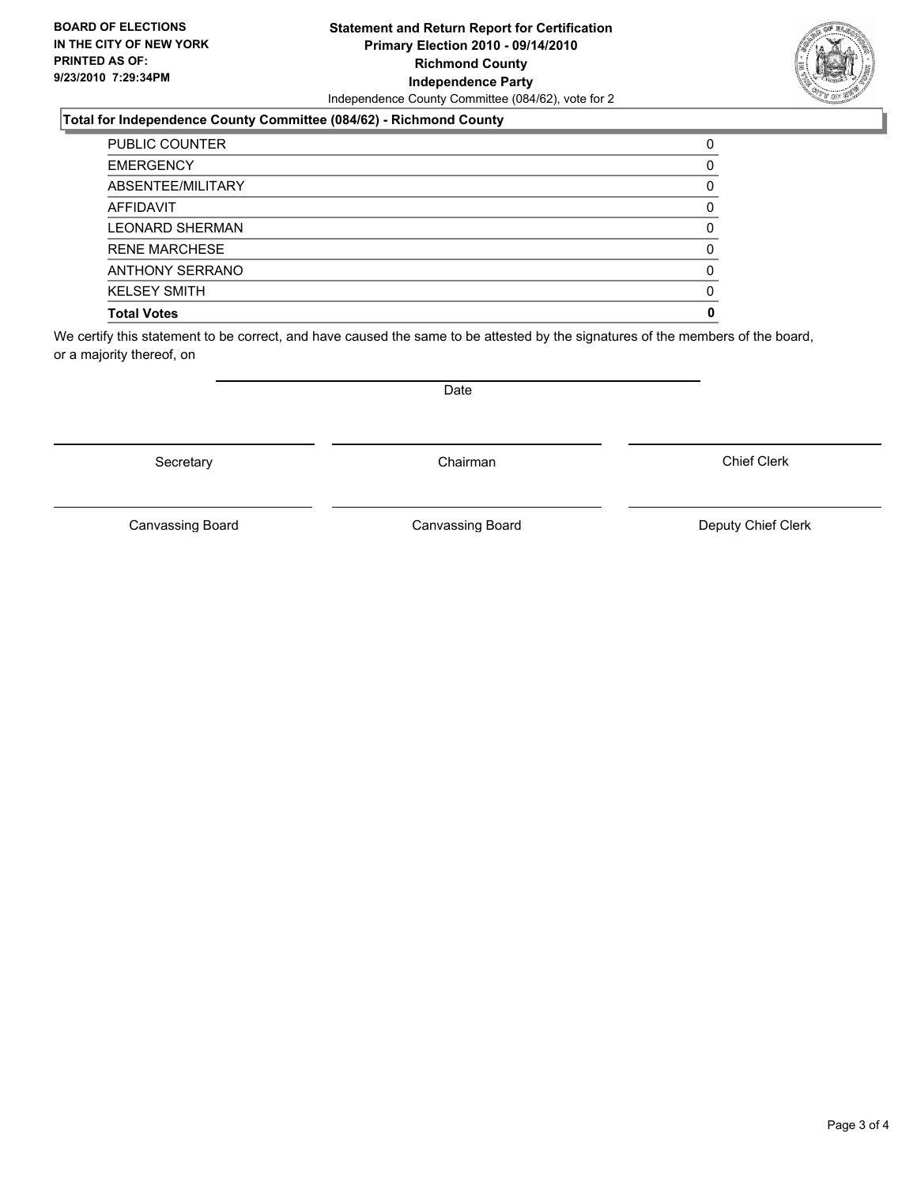**BOARD OF ELECTIONS IN THE CITY OF NEW YORK PRINTED AS OF: 9/23/2010 7:29:34PM**

**Statement and Return Report for Certification**
**Primary Election 2010 - 09/14/2010**
**Richmond County**
**Independence Party**
Independence County Committee (084/62), vote for 2

**Total for Independence County Committee (084/62) - Richmond County**

| | |
|---|---|
| PUBLIC COUNTER | 0 |
| EMERGENCY | 0 |
| ABSENTEE/MILITARY | 0 |
| AFFIDAVIT | 0 |
| LEONARD SHERMAN | 0 |
| RENE MARCHESE | 0 |
| ANTHONY SERRANO | 0 |
| KELSEY SMITH | 0 |
| **Total Votes** | **0** |

We certify this statement to be correct, and have caused the same to be attested by the signatures of the members of the board, or a majority thereof, on

Date

Secretary | Chairman | Chief Clerk

Canvassing Board | Canvassing Board | Deputy Chief Clerk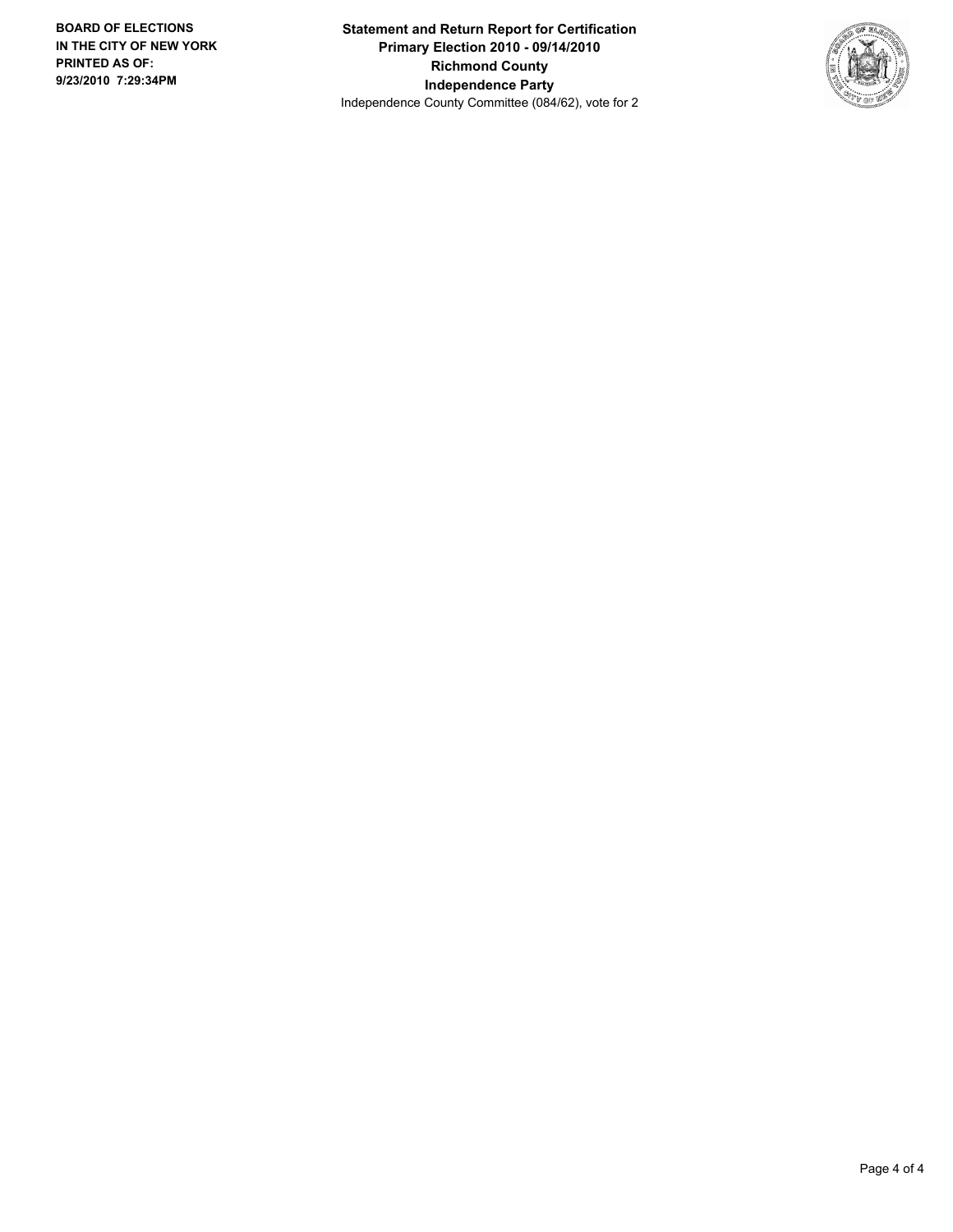**BOARD OF ELECTIONS IN THE CITY OF NEW YORK PRINTED AS OF: 9/23/2010 7:29:34PM**

**Statement and Return Report for Certification**
**Primary Election 2010 - 09/14/2010**
**Richmond County**
**Independence Party**
Independence County Committee (084/62), vote for 2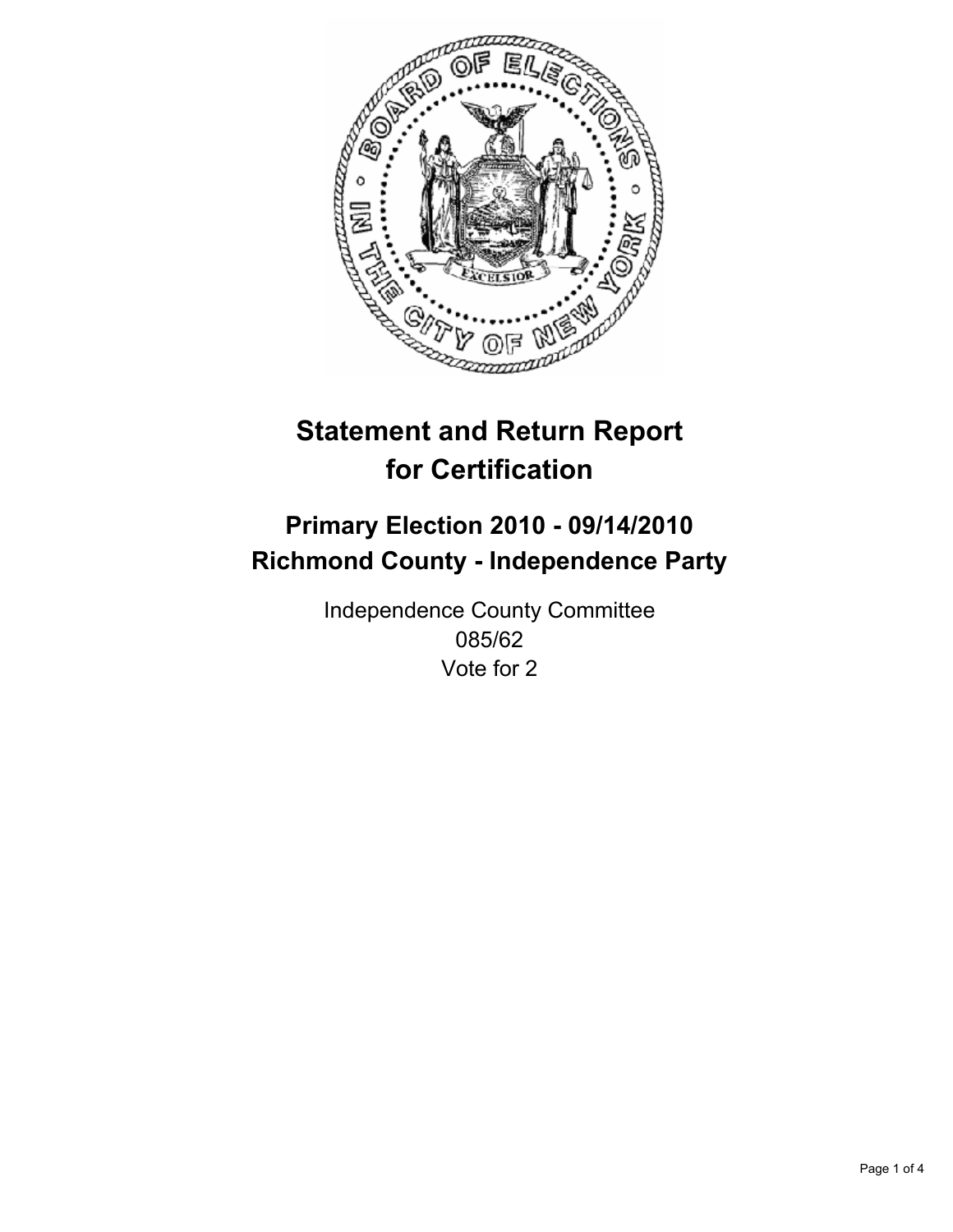# Statement and Return Report for Certification

## Primary Election 2010 - 09/14/2010
## Richmond County - Independence Party

Independence County Committee
085/62
Vote for 2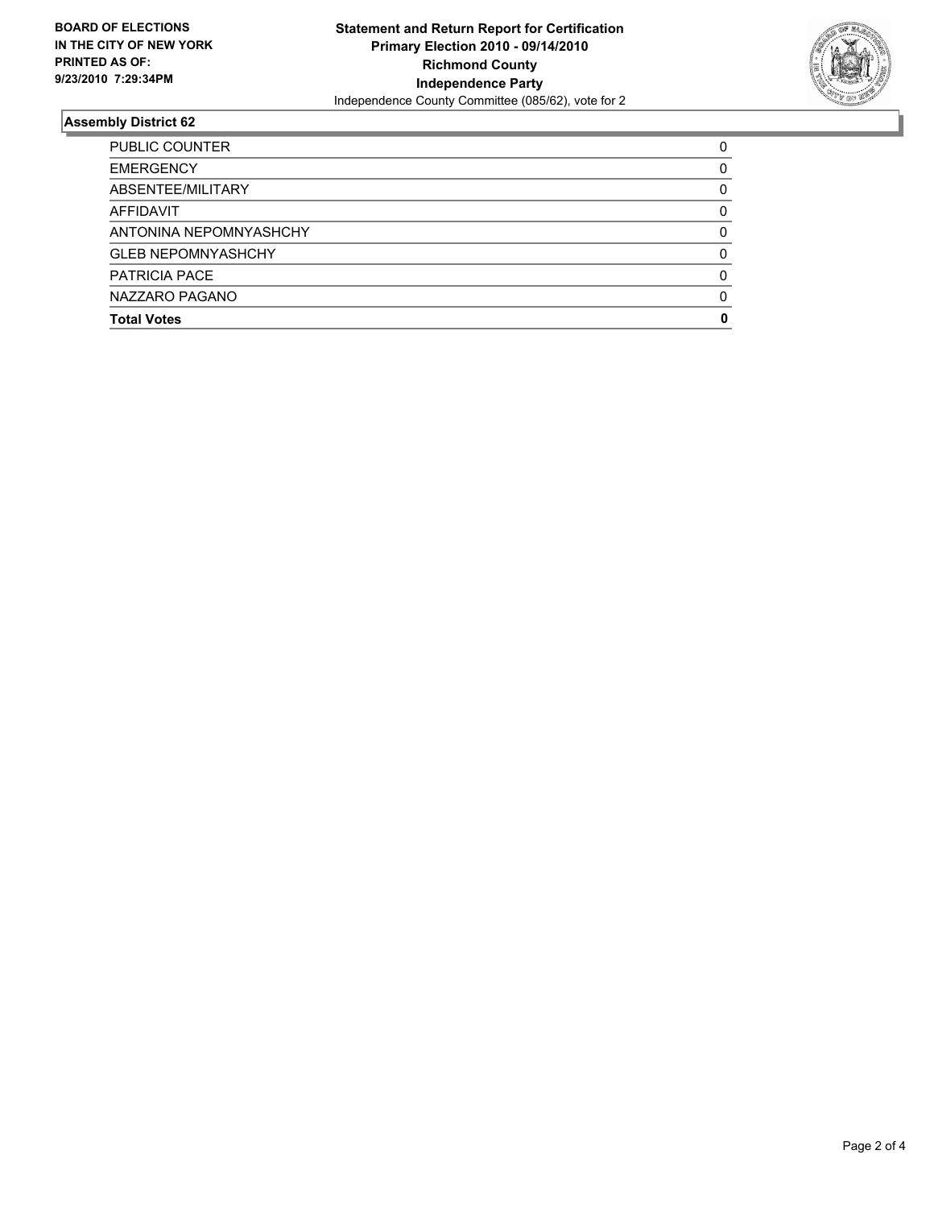**BOARD OF ELECTIONS IN THE CITY OF NEW YORK PRINTED AS OF: 9/23/2010 7:29:34PM**

**Statement and Return Report for Certification**
**Primary Election 2010 - 09/14/2010**
**Richmond County**
**Independence Party**
Independence County Committee (085/62), vote for 2

## Assembly District 62

| | |
|---|---|
| PUBLIC COUNTER | 0 |
| EMERGENCY | 0 |
| ABSENTEE/MILITARY | 0 |
| AFFIDAVIT | 0 |
| ANTONINA NEPOMNYASHCHY | 0 |
| GLEB NEPOMNYASHCHY | 0 |
| PATRICIA PACE | 0 |
| NAZZARO PAGANO | 0 |
| **Total Votes** | **0** |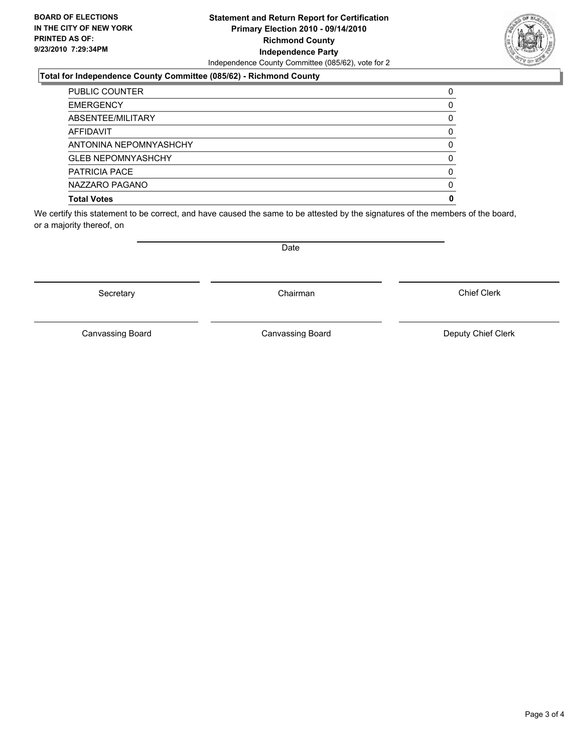**BOARD OF ELECTIONS IN THE CITY OF NEW YORK PRINTED AS OF: 9/23/2010 7:29:34PM**

# Statement and Return Report for Certification
## Primary Election 2010 - 09/14/2010
## Richmond County
## Independence Party

Independence County Committee (085/62), vote for 2

### Total for Independence County Committee (085/62) - Richmond County

| | |
|---|---|
| PUBLIC COUNTER | 0 |
| EMERGENCY | 0 |
| ABSENTEE/MILITARY | 0 |
| AFFIDAVIT | 0 |
| ANTONINA NEPOMNYASHCHY | 0 |
| GLEB NEPOMNYASHCHY | 0 |
| PATRICIA PACE | 0 |
| NAZZARO PAGANO | 0 |
| **Total Votes** | **0** |

We certify this statement to be correct, and have caused the same to be attested by the signatures of the members of the board, or a majority thereof, on

Date

Secretary | Chairman | Chief Clerk

Canvassing Board | Canvassing Board | Deputy Chief Clerk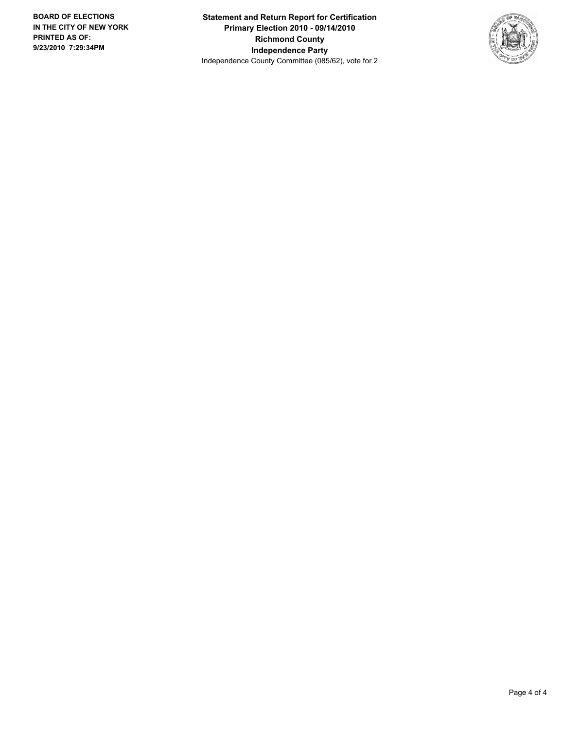**BOARD OF ELECTIONS IN THE CITY OF NEW YORK**
**PRINTED AS OF:**
**9/23/2010 7:29:34PM**

**Statement and Return Report for Certification**
**Primary Election 2010 - 09/14/2010**
**Richmond County**
**Independence Party**
Independence County Committee (085/62), vote for 2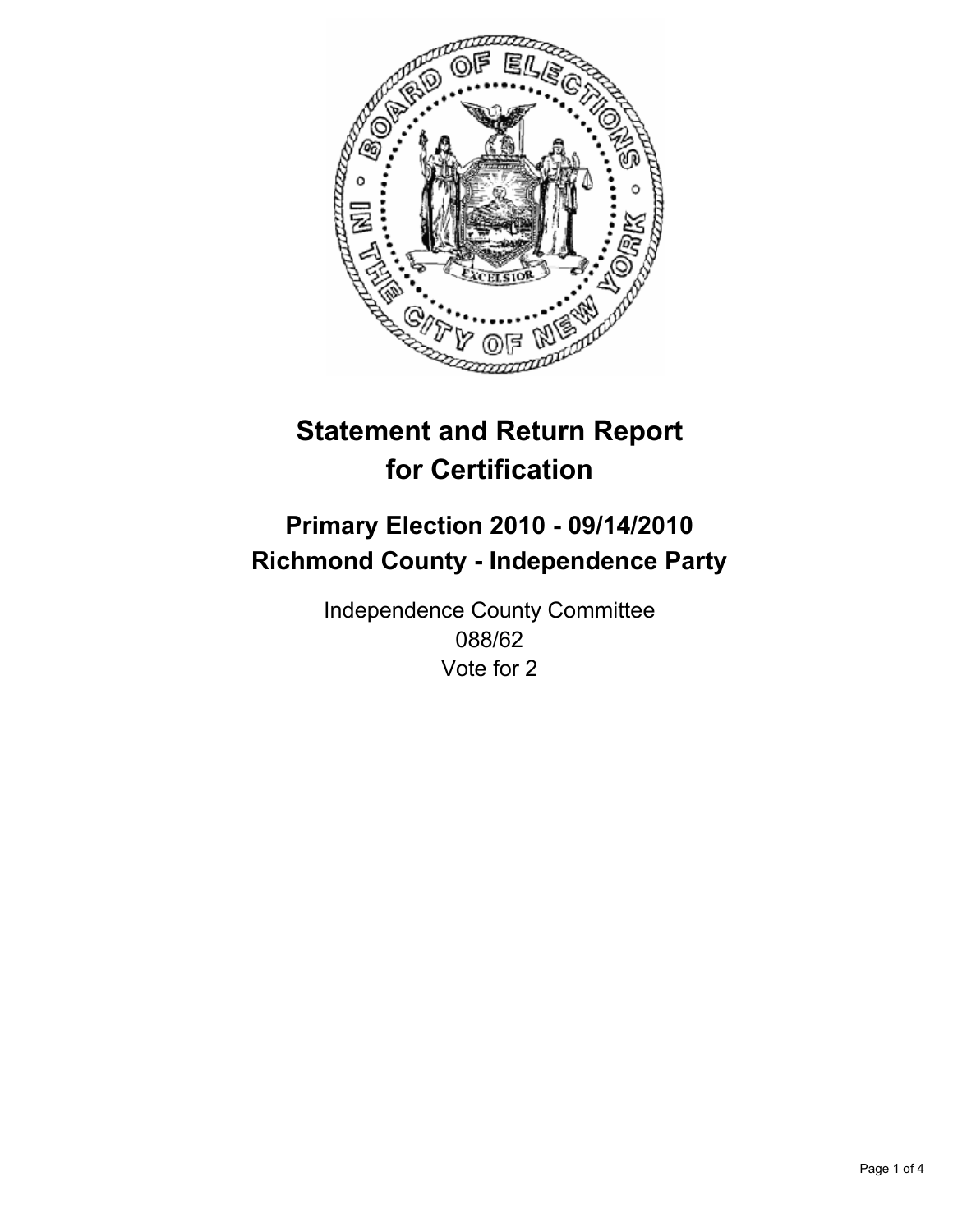# Statement and Return Report for Certification

## Primary Election 2010 - 09/14/2010
## Richmond County - Independence Party

Independence County Committee
088/62
Vote for 2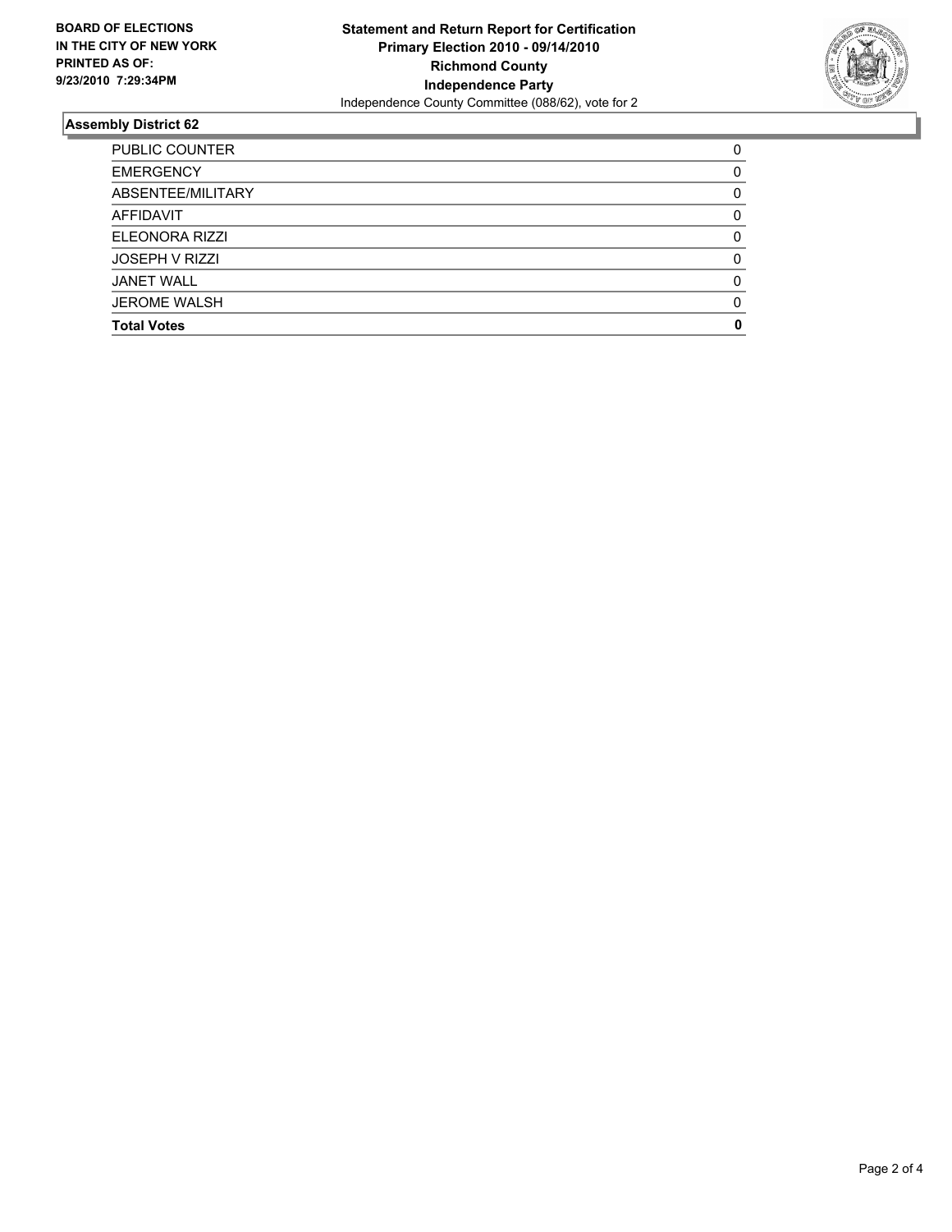**BOARD OF ELECTIONS IN THE CITY OF NEW YORK PRINTED AS OF: 9/23/2010 7:29:34PM**

**Statement and Return Report for Certification**
**Primary Election 2010 - 09/14/2010**
**Richmond County**
**Independence Party**
Independence County Committee (088/62), vote for 2

## Assembly District 62

| | |
|---|---|
| PUBLIC COUNTER | 0 |
| EMERGENCY | 0 |
| ABSENTEE/MILITARY | 0 |
| AFFIDAVIT | 0 |
| ELEONORA RIZZI | 0 |
| JOSEPH V RIZZI | 0 |
| JANET WALL | 0 |
| JEROME WALSH | 0 |
| **Total Votes** | **0** |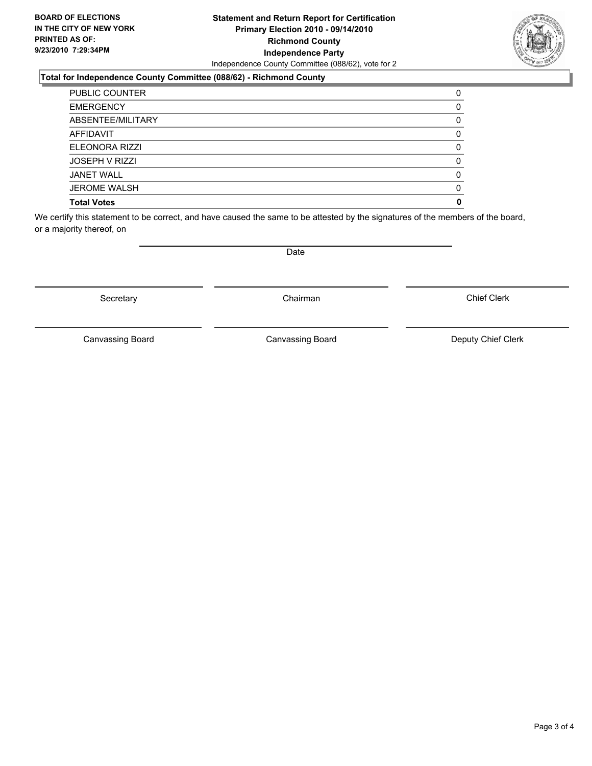**BOARD OF ELECTIONS IN THE CITY OF NEW YORK PRINTED AS OF: 9/23/2010 7:29:34PM**

**Statement and Return Report for Certification**
**Primary Election 2010 - 09/14/2010**
**Richmond County**
**Independence Party**
Independence County Committee (088/62), vote for 2

### Total for Independence County Committee (088/62) - Richmond County

| | |
|---|---|
| PUBLIC COUNTER | 0 |
| EMERGENCY | 0 |
| ABSENTEE/MILITARY | 0 |
| AFFIDAVIT | 0 |
| ELEONORA RIZZI | 0 |
| JOSEPH V RIZZI | 0 |
| JANET WALL | 0 |
| JEROME WALSH | 0 |
| **Total Votes** | **0** |

We certify this statement to be correct, and have caused the same to be attested by the signatures of the members of the board, or a majority thereof, on

Date

Secretary | Chairman | Chief Clerk

Canvassing Board | Canvassing Board | Deputy Chief Clerk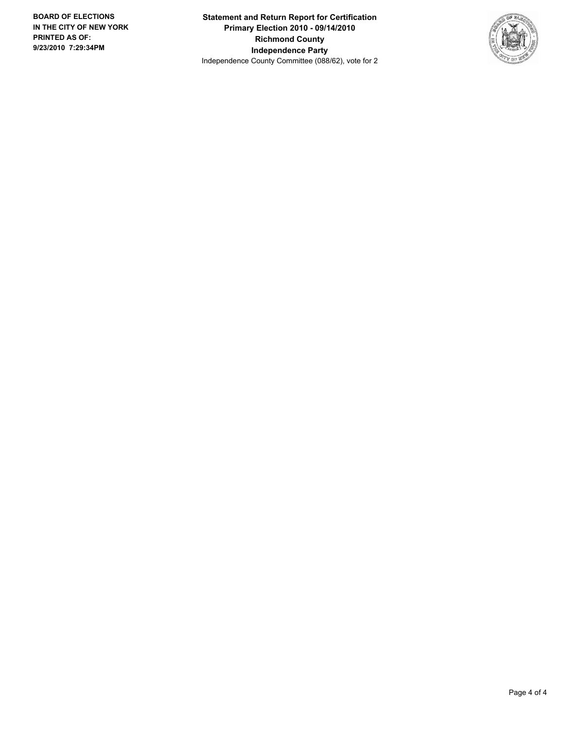**BOARD OF ELECTIONS**
**IN THE CITY OF NEW YORK**
**PRINTED AS OF:**
**9/23/2010 7:29:34PM**

**Statement and Return Report for Certification**
**Primary Election 2010 - 09/14/2010**
**Richmond County**
**Independence Party**
Independence County Committee (088/62), vote for 2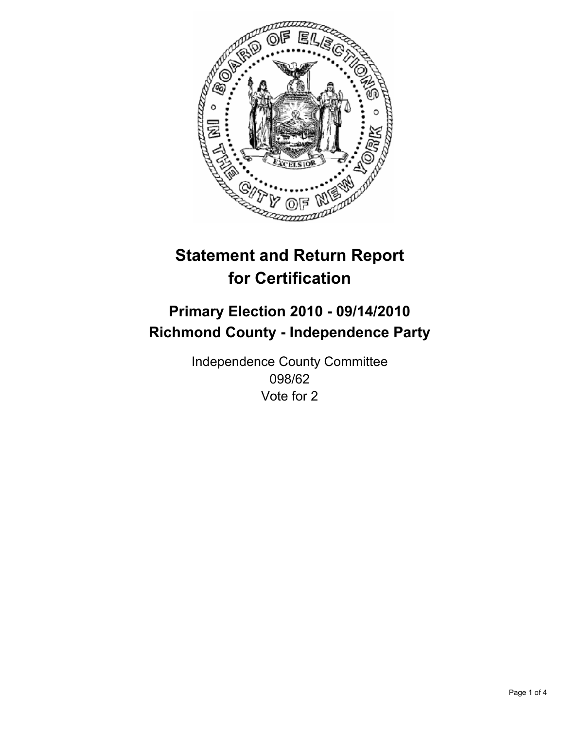# Statement and Return Report for Certification

## Primary Election 2010 - 09/14/2010
## Richmond County - Independence Party

Independence County Committee
098/62
Vote for 2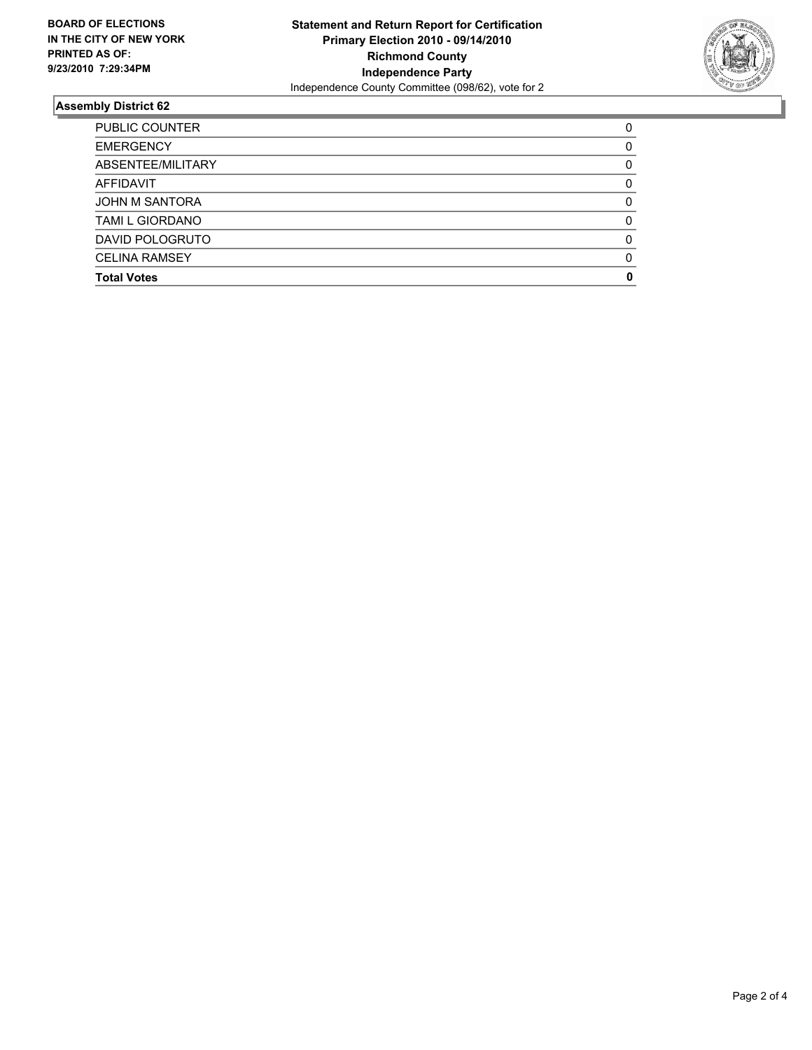**BOARD OF ELECTIONS IN THE CITY OF NEW YORK PRINTED AS OF: 9/23/2010 7:29:34PM**

**Statement and Return Report for Certification**
**Primary Election 2010 - 09/14/2010**
**Richmond County**
**Independence Party**
Independence County Committee (098/62), vote for 2

## Assembly District 62

| | |
|---|---|
| PUBLIC COUNTER | 0 |
| EMERGENCY | 0 |
| ABSENTEE/MILITARY | 0 |
| AFFIDAVIT | 0 |
| JOHN M SANTORA | 0 |
| TAMI L GIORDANO | 0 |
| DAVID POLOGRUTO | 0 |
| CELINA RAMSEY | 0 |
| **Total Votes** | **0** |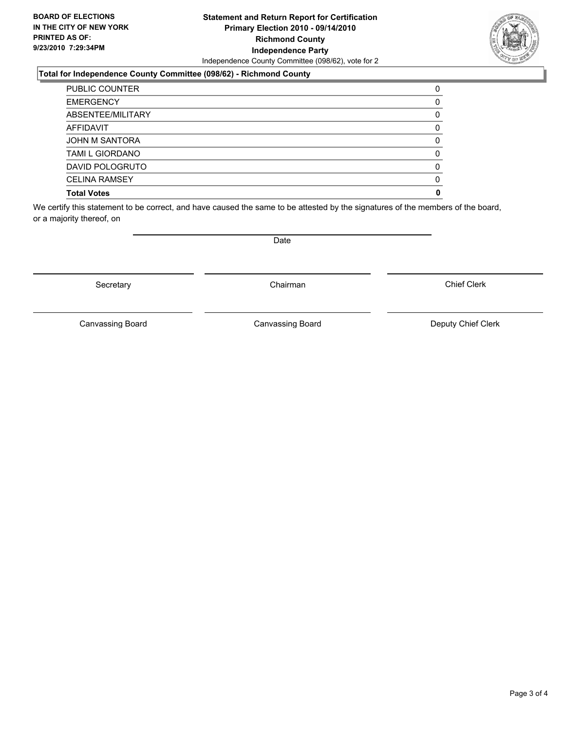**BOARD OF ELECTIONS IN THE CITY OF NEW YORK PRINTED AS OF: 9/23/2010 7:29:34PM**

# Statement and Return Report for Certification
## Primary Election 2010 - 09/14/2010
## Richmond County
## Independence Party

Independence County Committee (098/62), vote for 2

### Total for Independence County Committee (098/62) - Richmond County

| | |
|---|---|
| PUBLIC COUNTER | 0 |
| EMERGENCY | 0 |
| ABSENTEE/MILITARY | 0 |
| AFFIDAVIT | 0 |
| JOHN M SANTORA | 0 |
| TAMI L GIORDANO | 0 |
| DAVID POLOGRUTO | 0 |
| CELINA RAMSEY | 0 |
| **Total Votes** | **0** |

We certify this statement to be correct, and have caused the same to be attested by the signatures of the members of the board, or a majority thereof, on

Date

| | | |
|---|---|---|
| Secretary | Chairman | Chief Clerk |
| Canvassing Board | Canvassing Board | Deputy Chief Clerk |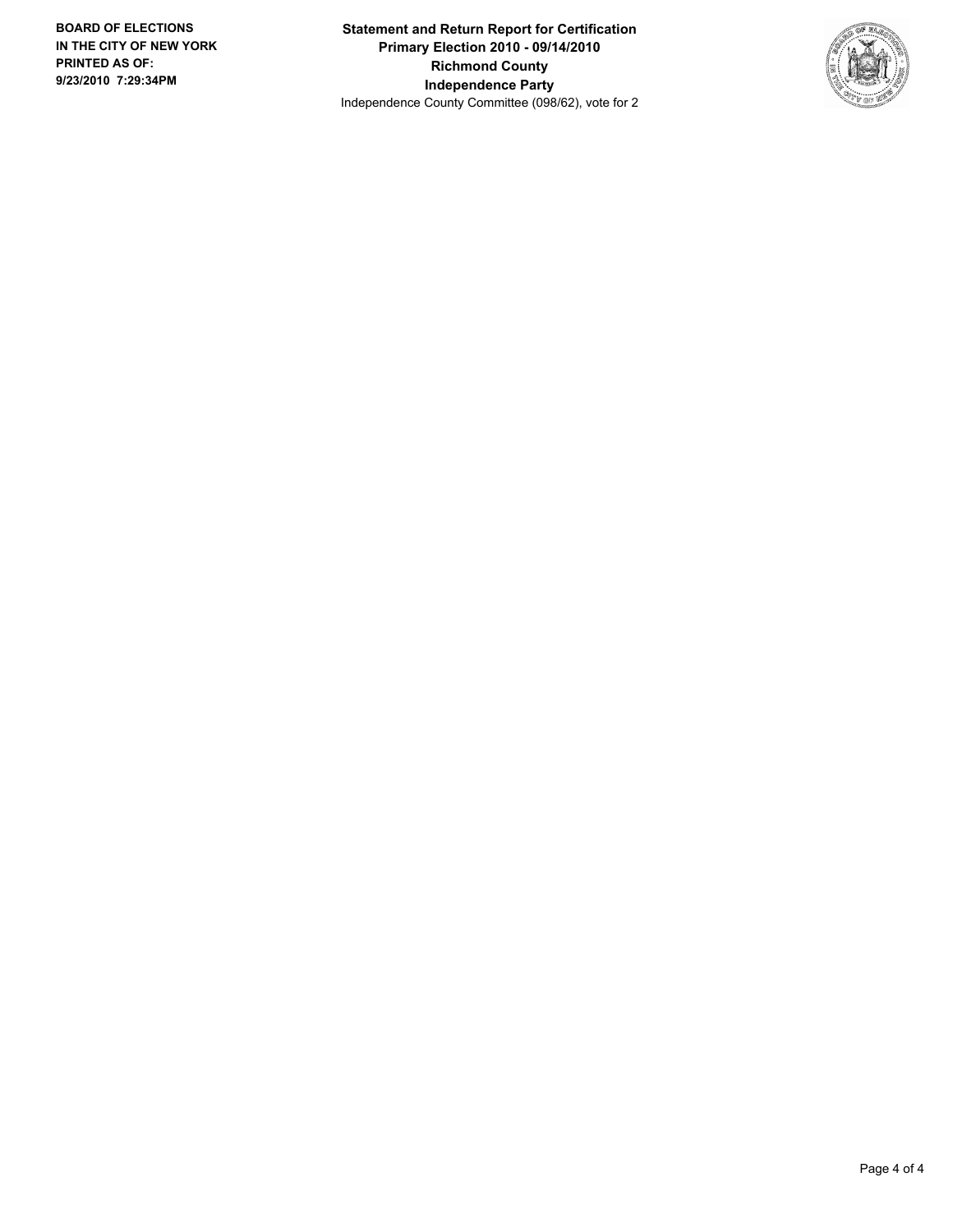**BOARD OF ELECTIONS IN THE CITY OF NEW YORK PRINTED AS OF: 9/23/2010 7:29:34PM**

**Statement and Return Report for Certification**
**Primary Election 2010 - 09/14/2010**
**Richmond County**
**Independence Party**
Independence County Committee (098/62), vote for 2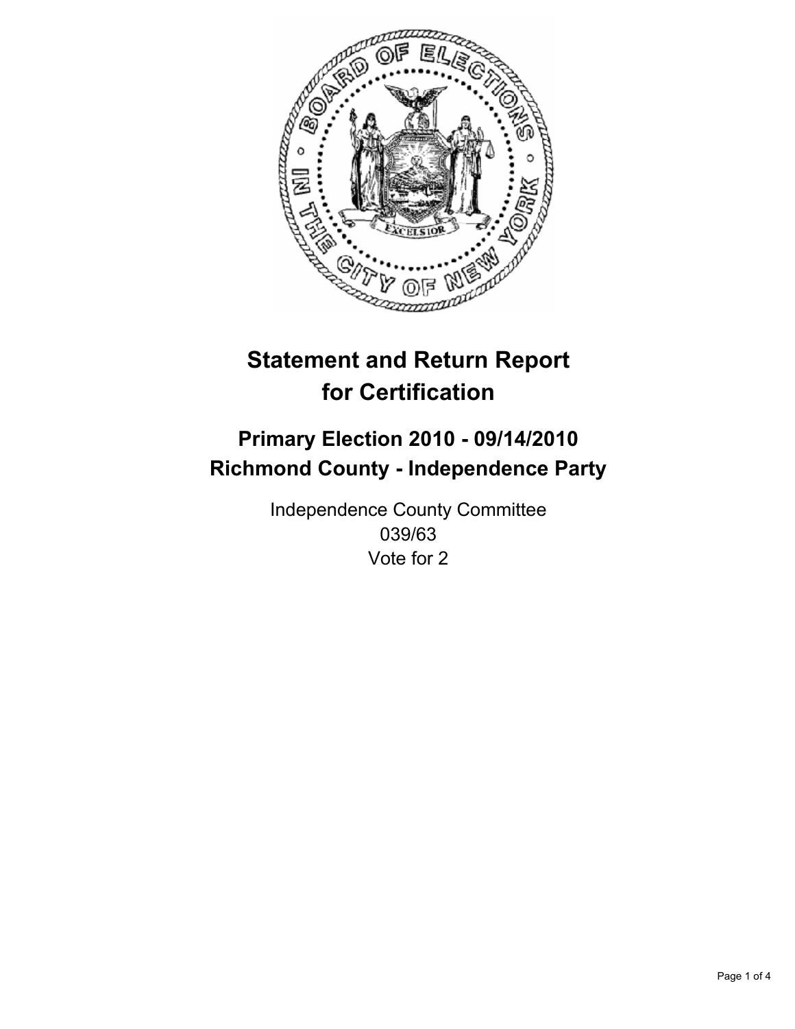# Statement and Return Report for Certification

## Primary Election 2010 - 09/14/2010
## Richmond County - Independence Party

Independence County Committee
039/63
Vote for 2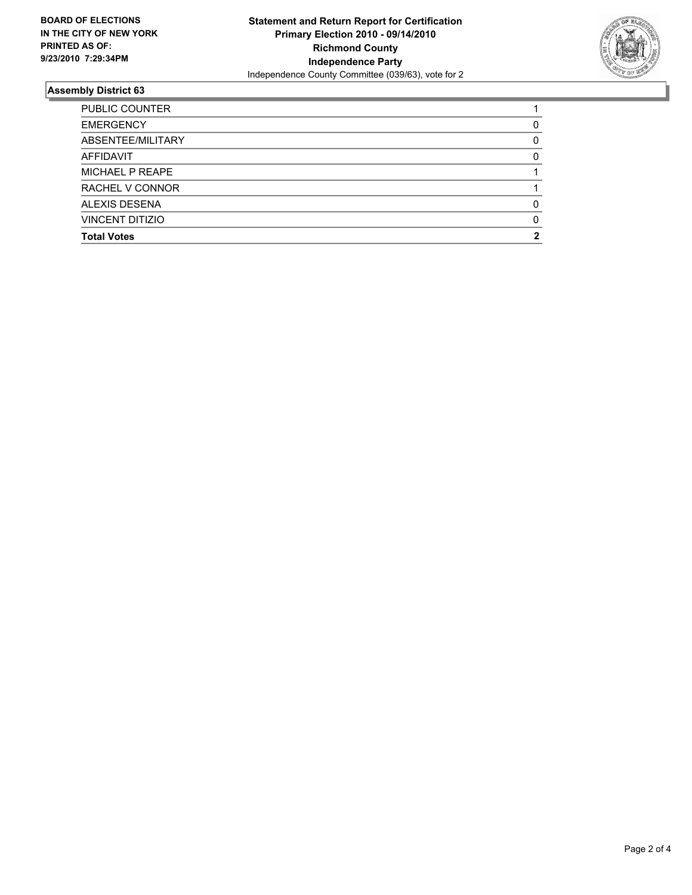**BOARD OF ELECTIONS IN THE CITY OF NEW YORK PRINTED AS OF: 9/23/2010 7:29:34PM**

**Statement and Return Report for Certification**
**Primary Election 2010 - 09/14/2010**
**Richmond County**
**Independence Party**
Independence County Committee (039/63), vote for 2

## Assembly District 63

| | |
|---|---|
| PUBLIC COUNTER | 1 |
| EMERGENCY | 0 |
| ABSENTEE/MILITARY | 0 |
| AFFIDAVIT | 0 |
| MICHAEL P REAPE | 1 |
| RACHEL V CONNOR | 1 |
| ALEXIS DESENA | 0 |
| VINCENT DITIZIO | 0 |
| **Total Votes** | **2** |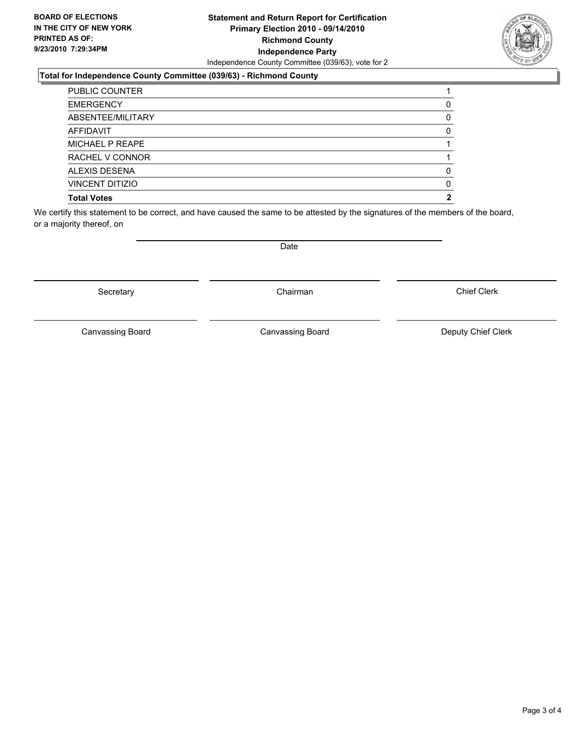**BOARD OF ELECTIONS IN THE CITY OF NEW YORK PRINTED AS OF: 9/23/2010 7:29:34PM**

**Statement and Return Report for Certification**
**Primary Election 2010 - 09/14/2010**
**Richmond County**
**Independence Party**
Independence County Committee (039/63), vote for 2

### Total for Independence County Committee (039/63) - Richmond County

| | |
|---|---|
| PUBLIC COUNTER | 1 |
| EMERGENCY | 0 |
| ABSENTEE/MILITARY | 0 |
| AFFIDAVIT | 0 |
| MICHAEL P REAPE | 1 |
| RACHEL V CONNOR | 1 |
| ALEXIS DESENA | 0 |
| VINCENT DITIZIO | 0 |
| **Total Votes** | **2** |

We certify this statement to be correct, and have caused the same to be attested by the signatures of the members of the board, or a majority thereof, on

Date

Secretary | Chairman | Chief Clerk

Canvassing Board | Canvassing Board | Deputy Chief Clerk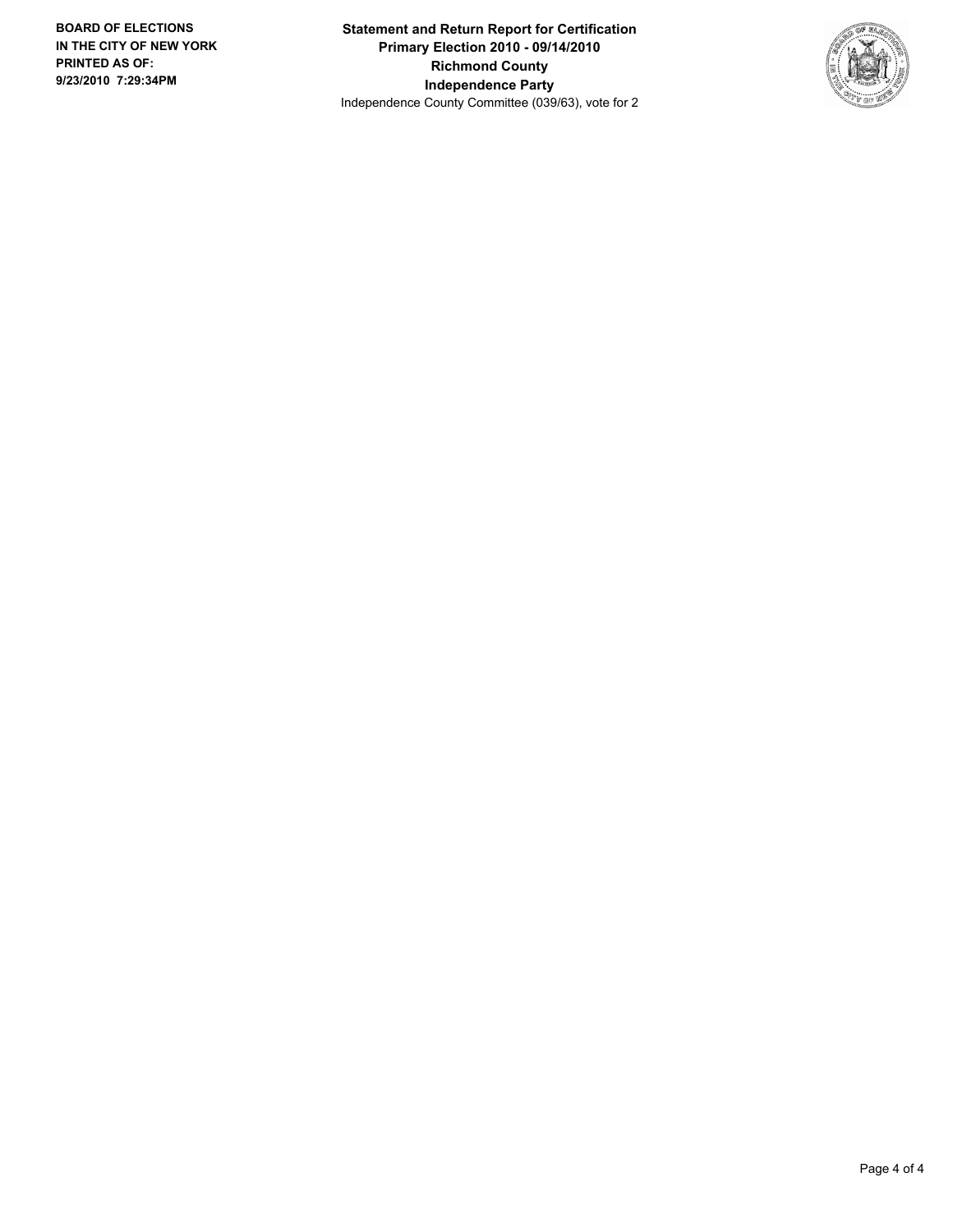**BOARD OF ELECTIONS IN THE CITY OF NEW YORK PRINTED AS OF: 9/23/2010 7:29:34PM**

**Statement and Return Report for Certification**
**Primary Election 2010 - 09/14/2010**
**Richmond County**
**Independence Party**
Independence County Committee (039/63), vote for 2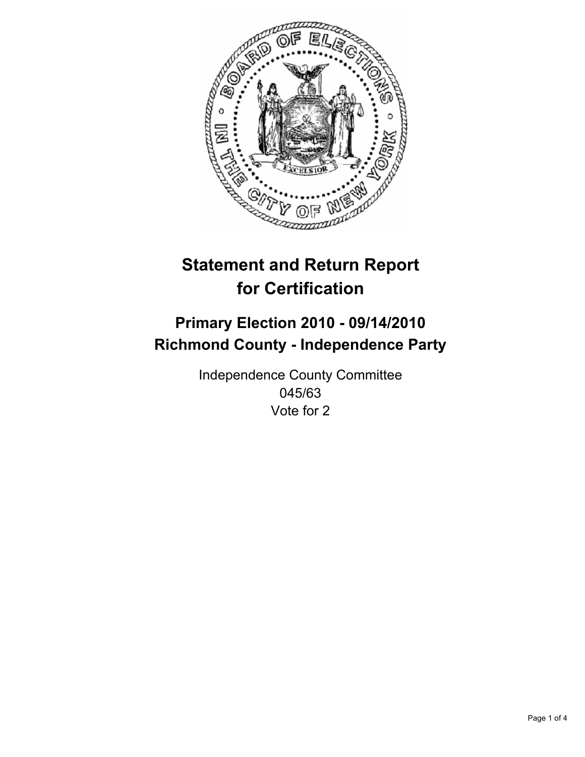# Statement and Return Report for Certification

## Primary Election 2010 - 09/14/2010
## Richmond County - Independence Party

Independence County Committee
045/63
Vote for 2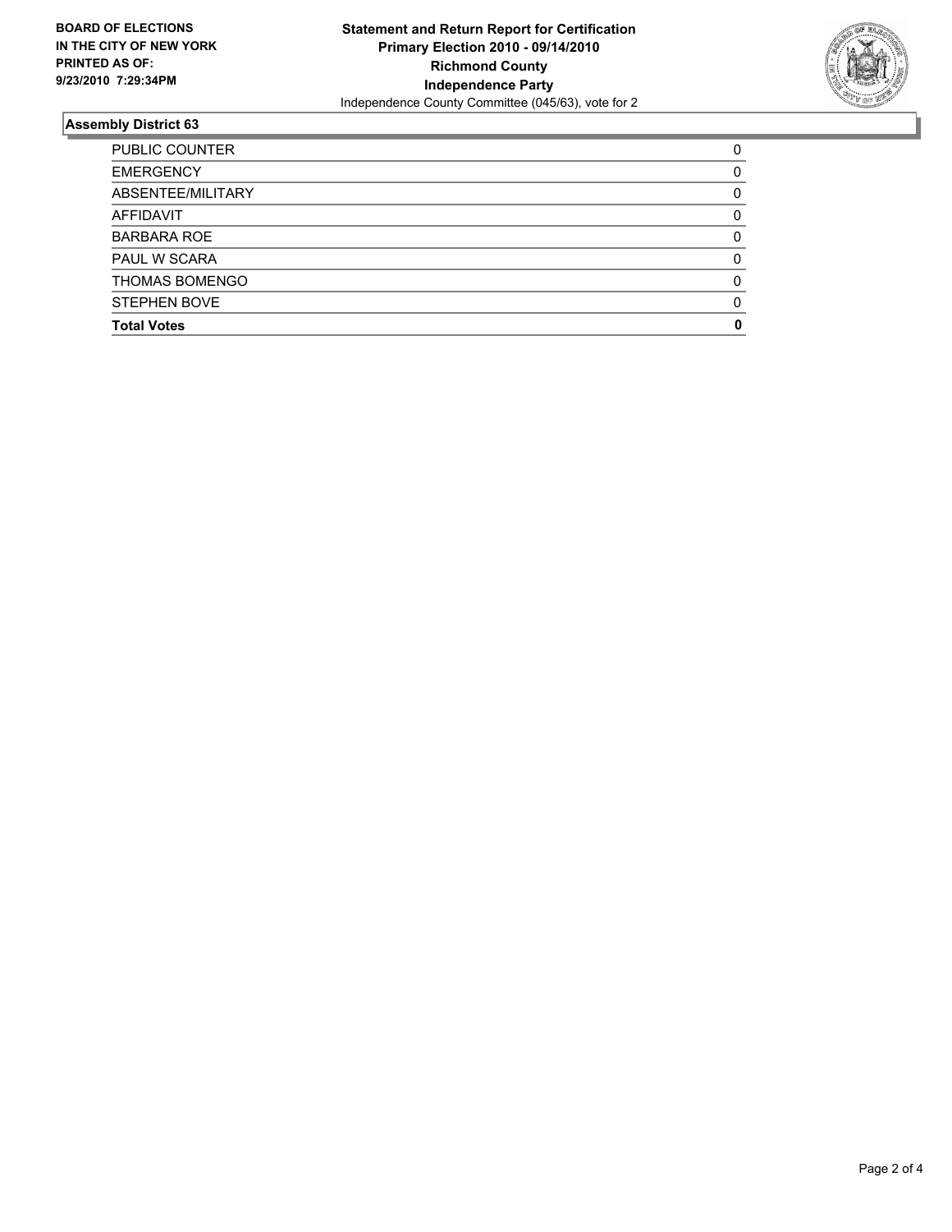**BOARD OF ELECTIONS IN THE CITY OF NEW YORK PRINTED AS OF: 9/23/2010 7:29:34PM**

**Statement and Return Report for Certification Primary Election 2010 - 09/14/2010 Richmond County Independence Party**

Independence County Committee (045/63), vote for 2

## Assembly District 63

| | |
|---|---|
| PUBLIC COUNTER | 0 |
| EMERGENCY | 0 |
| ABSENTEE/MILITARY | 0 |
| AFFIDAVIT | 0 |
| BARBARA ROE | 0 |
| PAUL W SCARA | 0 |
| THOMAS BOMENGO | 0 |
| STEPHEN BOVE | 0 |
| **Total Votes** | **0** |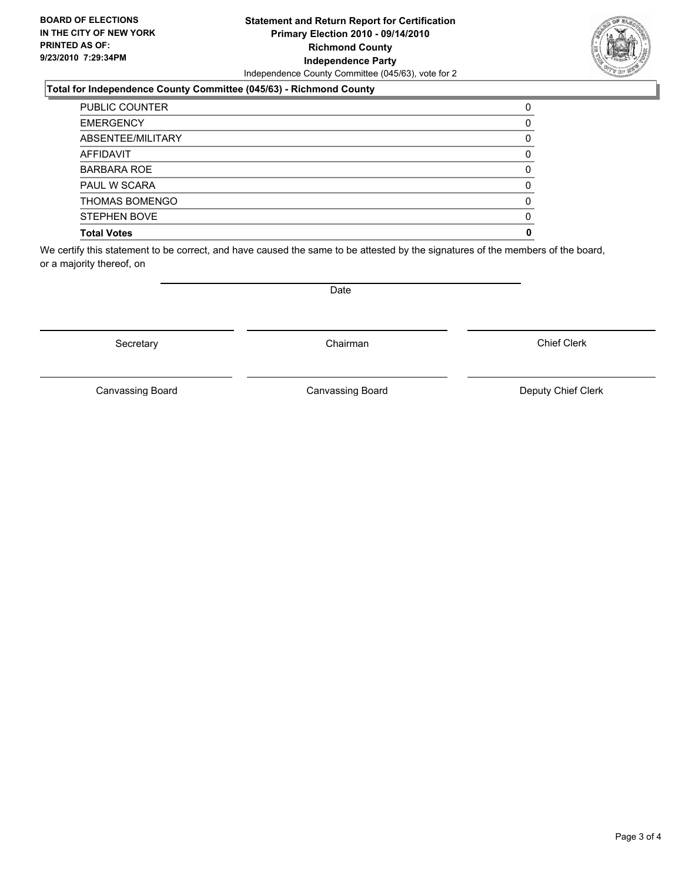**BOARD OF ELECTIONS IN THE CITY OF NEW YORK PRINTED AS OF: 9/23/2010 7:29:34PM**

**Statement and Return Report for Certification**
**Primary Election 2010 - 09/14/2010**
**Richmond County**
**Independence Party**
Independence County Committee (045/63), vote for 2

### Total for Independence County Committee (045/63) - Richmond County

| | |
|---|---|
| PUBLIC COUNTER | 0 |
| EMERGENCY | 0 |
| ABSENTEE/MILITARY | 0 |
| AFFIDAVIT | 0 |
| BARBARA ROE | 0 |
| PAUL W SCARA | 0 |
| THOMAS BOMENGO | 0 |
| STEPHEN BOVE | 0 |
| **Total Votes** | **0** |

We certify this statement to be correct, and have caused the same to be attested by the signatures of the members of the board, or a majority thereof, on

Date

Secretary | Chairman | Chief Clerk

Canvassing Board | Canvassing Board | Deputy Chief Clerk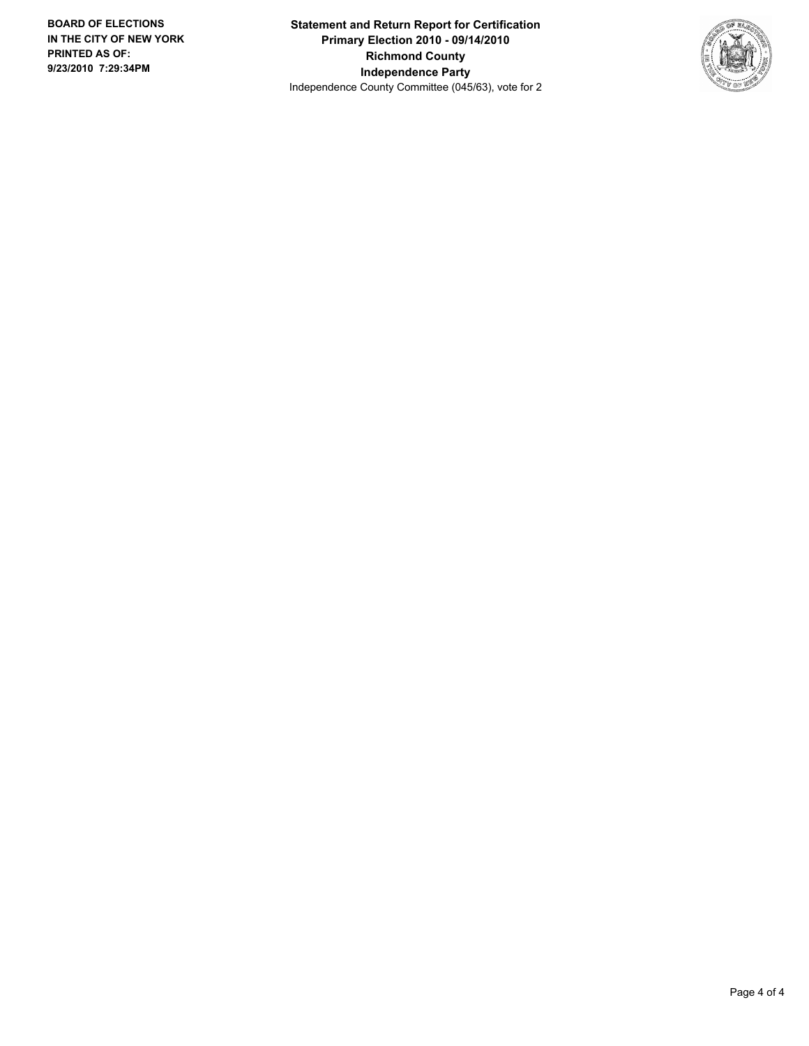**BOARD OF ELECTIONS IN THE CITY OF NEW YORK PRINTED AS OF: 9/23/2010 7:29:34PM**

**Statement and Return Report for Certification**
**Primary Election 2010 - 09/14/2010**
**Richmond County**
**Independence Party**
Independence County Committee (045/63), vote for 2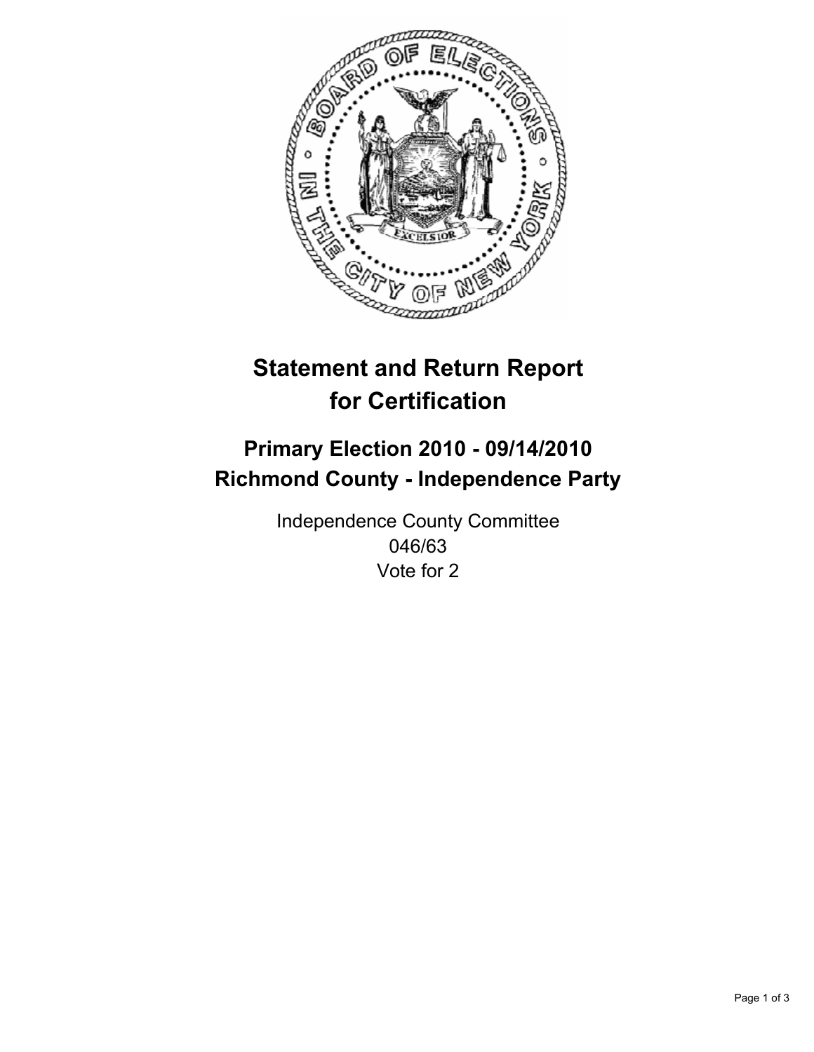# Statement and Return Report for Certification

## Primary Election 2010 - 09/14/2010
## Richmond County - Independence Party

Independence County Committee
046/63
Vote for 2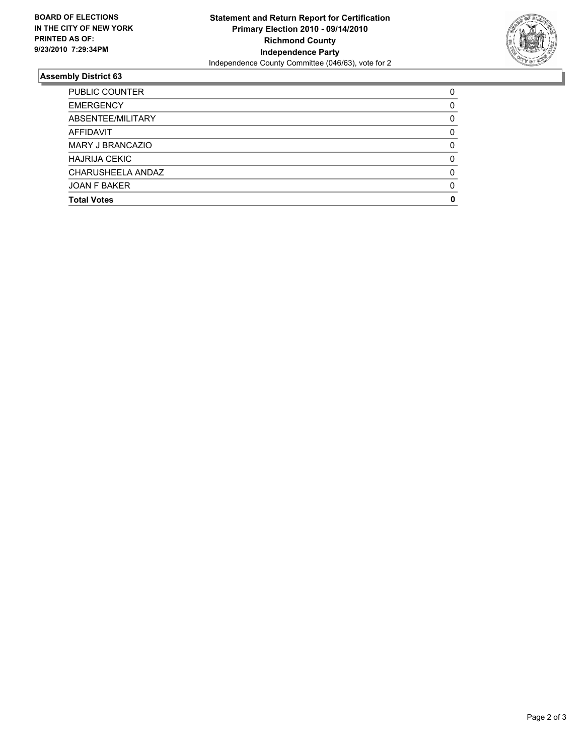**BOARD OF ELECTIONS IN THE CITY OF NEW YORK PRINTED AS OF: 9/23/2010 7:29:34PM**

**Statement and Return Report for Certification**
**Primary Election 2010 - 09/14/2010**
**Richmond County**
**Independence Party**
Independence County Committee (046/63), vote for 2

## Assembly District 63

| | |
|---|---|
| PUBLIC COUNTER | 0 |
| EMERGENCY | 0 |
| ABSENTEE/MILITARY | 0 |
| AFFIDAVIT | 0 |
| MARY J BRANCAZIO | 0 |
| HAJRIJA CEKIC | 0 |
| CHARUSHEELA ANDAZ | 0 |
| JOAN F BAKER | 0 |
| **Total Votes** | **0** |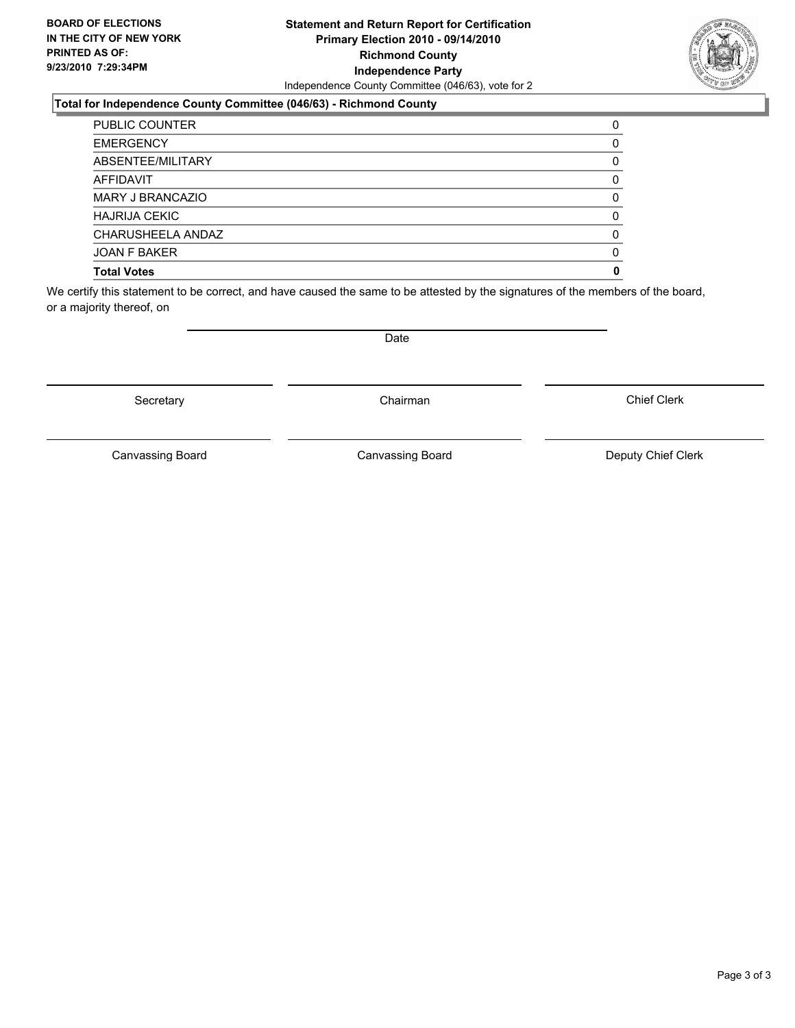**BOARD OF ELECTIONS IN THE CITY OF NEW YORK PRINTED AS OF: 9/23/2010 7:29:34PM**

**Statement and Return Report for Certification Primary Election 2010 - 09/14/2010 Richmond County Independence Party**

Independence County Committee (046/63), vote for 2

**Total for Independence County Committee (046/63) - Richmond County**

| | |
|---|---|
| PUBLIC COUNTER | 0 |
| EMERGENCY | 0 |
| ABSENTEE/MILITARY | 0 |
| AFFIDAVIT | 0 |
| MARY J BRANCAZIO | 0 |
| HAJRIJA CEKIC | 0 |
| CHARUSHEELA ANDAZ | 0 |
| JOAN F BAKER | 0 |
| **Total Votes** | **0** |

We certify this statement to be correct, and have caused the same to be attested by the signatures of the members of the board, or a majority thereof, on

Date

Secretary

Chairman

Chief Clerk

Canvassing Board

Canvassing Board

Deputy Chief Clerk